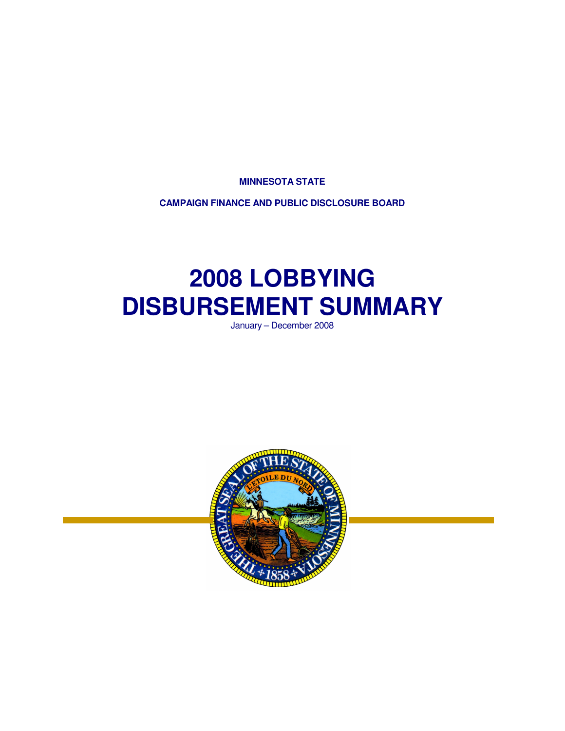**MINNESOTA STATE**

**CAMPAIGN FINANCE AND PUBLIC DISCLOSURE BOARD**

# 2008 LOBBYING DISBURSEMENT SUMMARY

January – December 2008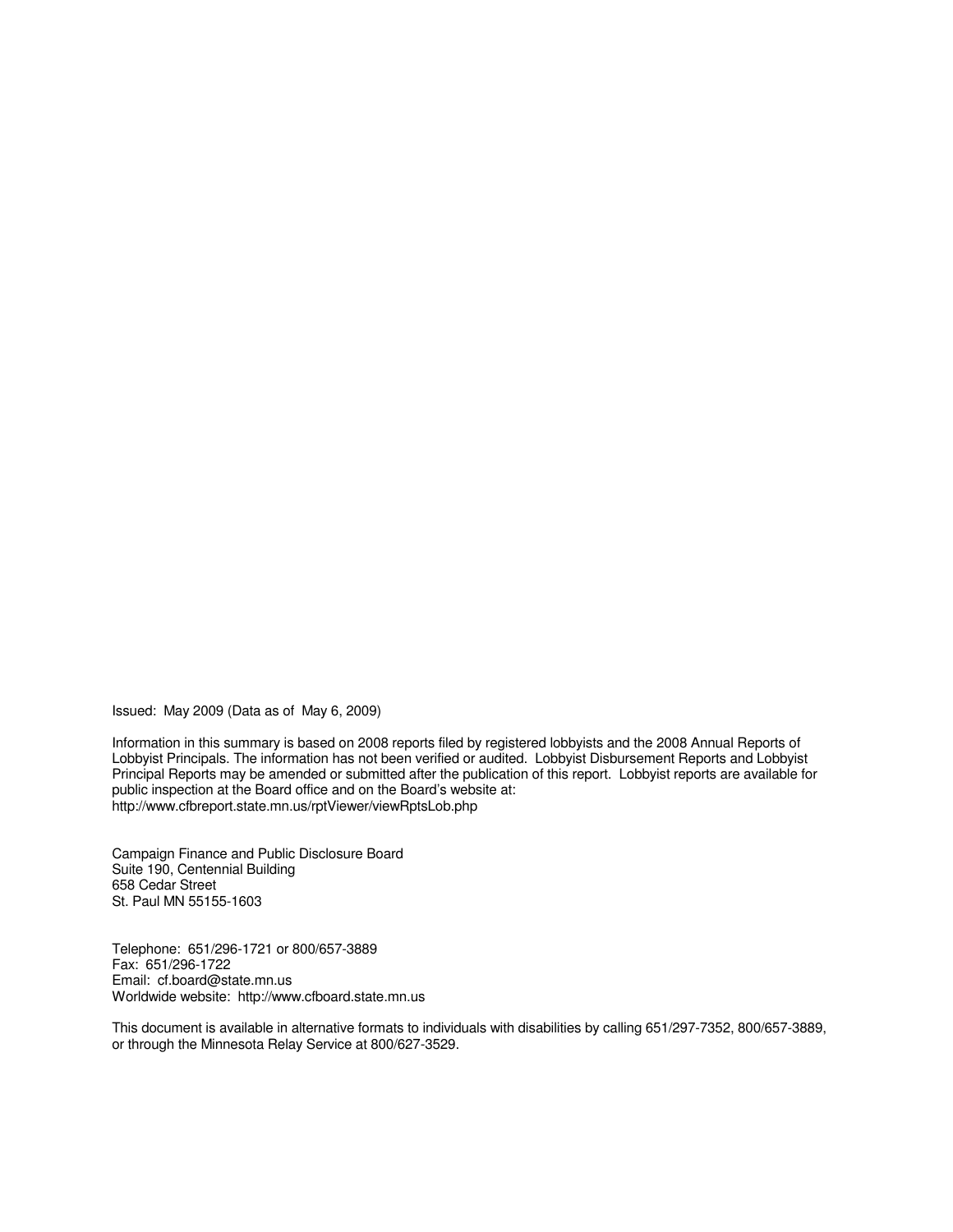Issued: May 2009 (Data as of May 6, 2009)

Information in this summary is based on 2008 reports filed by registered lobbyists and the 2008 Annual Reports of Lobbyist Principals. The information has not been verified or audited. Lobbyist Disbursement Reports and Lobbyist Principal Reports may be amended or submitted after the publication of this report. Lobbyist reports are available for public inspection at the Board office and on the Board's website at:
http://www.cfbreport.state.mn.us/rptViewer/viewRptsLob.php

Campaign Finance and Public Disclosure Board
Suite 190, Centennial Building
658 Cedar Street
St. Paul MN 55155-1603

Telephone: 651/296-1721 or 800/657-3889
Fax: 651/296-1722
Email: cf.board@state.mn.us
Worldwide website: http://www.cfboard.state.mn.us

This document is available in alternative formats to individuals with disabilities by calling 651/297-7352, 800/657-3889, or through the Minnesota Relay Service at 800/627-3529.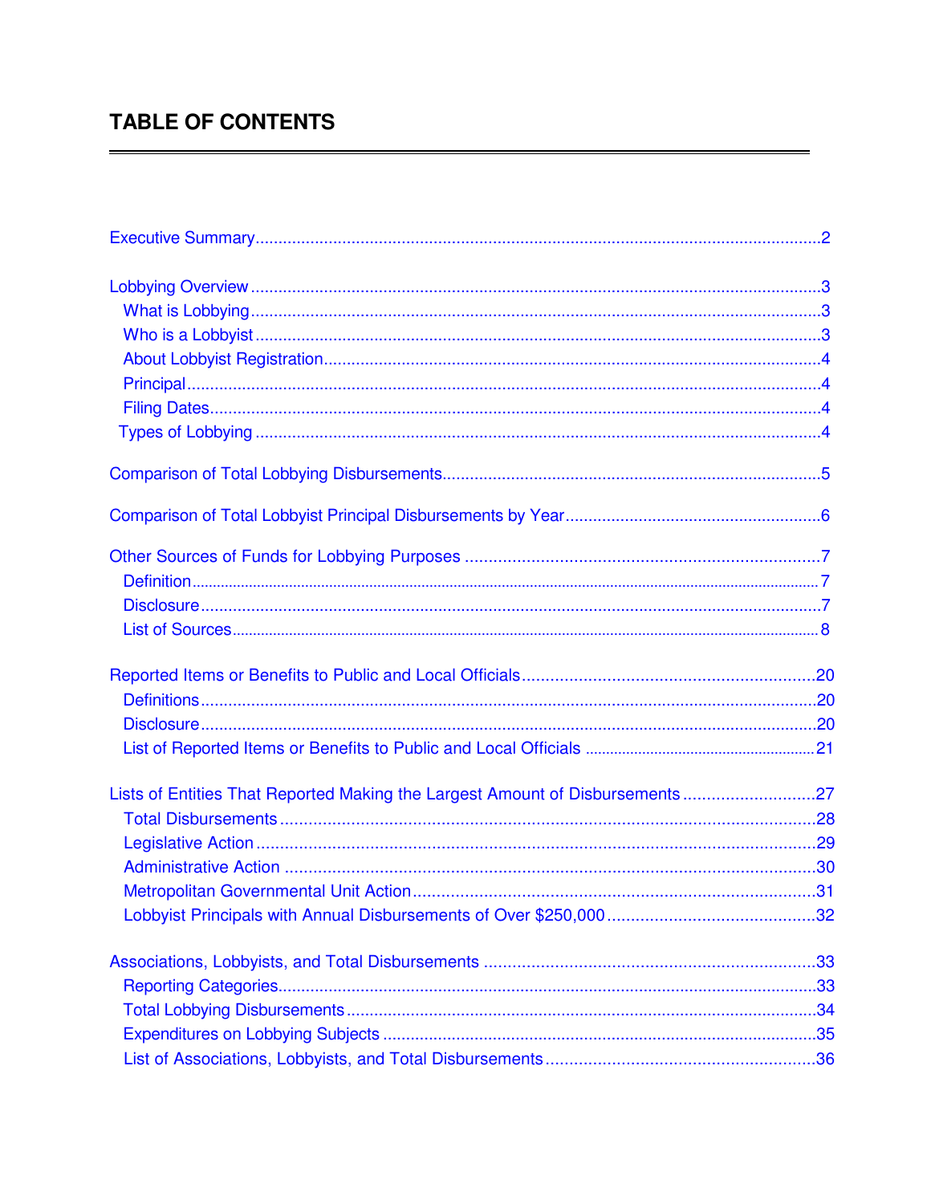# TABLE OF CONTENTS

Executive Summary....2

Lobbying Overview....3
- What is Lobbying....3
- Who is a Lobbyist....3
- About Lobbyist Registration....4
- Principal....4
- Filing Dates....4
- Types of Lobbying....4

Comparison of Total Lobbying Disbursements....5

Comparison of Total Lobbyist Principal Disbursements by Year....6

Other Sources of Funds for Lobbying Purposes....7
- Definition....7
- Disclosure....7
- List of Sources....8

Reported Items or Benefits to Public and Local Officials....20
- Definitions....20
- Disclosure....20
- List of Reported Items or Benefits to Public and Local Officials....21

Lists of Entities That Reported Making the Largest Amount of Disbursements....27
- Total Disbursements....28
- Legislative Action....29
- Administrative Action....30
- Metropolitan Governmental Unit Action....31
- Lobbyist Principals with Annual Disbursements of Over $250,000....32

Associations, Lobbyists, and Total Disbursements....33
- Reporting Categories....33
- Total Lobbying Disbursements....34
- Expenditures on Lobbying Subjects....35
- List of Associations, Lobbyists, and Total Disbursements....36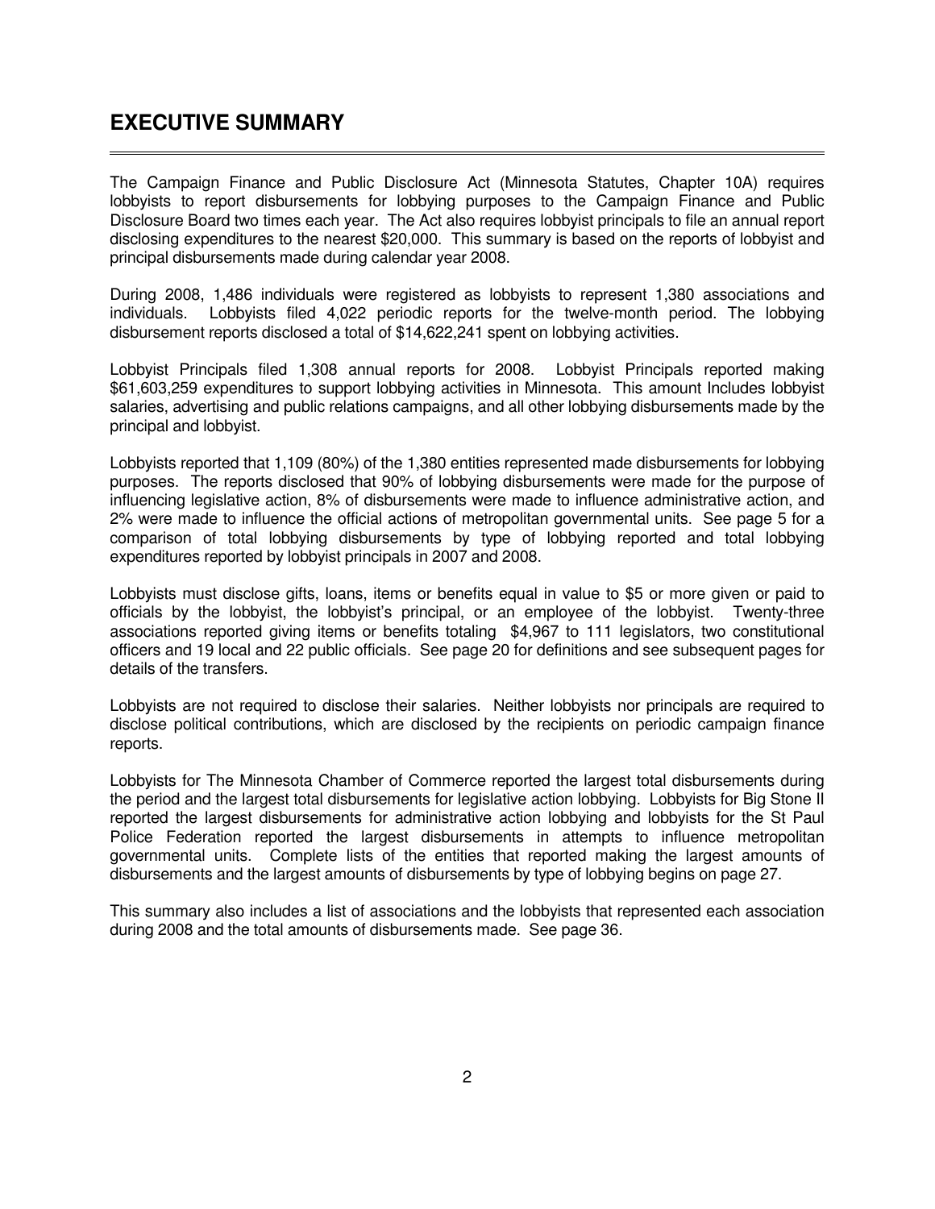# EXECUTIVE SUMMARY

The Campaign Finance and Public Disclosure Act (Minnesota Statutes, Chapter 10A) requires lobbyists to report disbursements for lobbying purposes to the Campaign Finance and Public Disclosure Board two times each year. The Act also requires lobbyist principals to file an annual report disclosing expenditures to the nearest $20,000. This summary is based on the reports of lobbyist and principal disbursements made during calendar year 2008.

During 2008, 1,486 individuals were registered as lobbyists to represent 1,380 associations and individuals. Lobbyists filed 4,022 periodic reports for the twelve-month period. The lobbying disbursement reports disclosed a total of $14,622,241 spent on lobbying activities.

Lobbyist Principals filed 1,308 annual reports for 2008. Lobbyist Principals reported making $61,603,259 expenditures to support lobbying activities in Minnesota. This amount Includes lobbyist salaries, advertising and public relations campaigns, and all other lobbying disbursements made by the principal and lobbyist.

Lobbyists reported that 1,109 (80%) of the 1,380 entities represented made disbursements for lobbying purposes. The reports disclosed that 90% of lobbying disbursements were made for the purpose of influencing legislative action, 8% of disbursements were made to influence administrative action, and 2% were made to influence the official actions of metropolitan governmental units. See page 5 for a comparison of total lobbying disbursements by type of lobbying reported and total lobbying expenditures reported by lobbyist principals in 2007 and 2008.

Lobbyists must disclose gifts, loans, items or benefits equal in value to $5 or more given or paid to officials by the lobbyist, the lobbyist's principal, or an employee of the lobbyist. Twenty-three associations reported giving items or benefits totaling $4,967 to 111 legislators, two constitutional officers and 19 local and 22 public officials. See page 20 for definitions and see subsequent pages for details of the transfers.

Lobbyists are not required to disclose their salaries. Neither lobbyists nor principals are required to disclose political contributions, which are disclosed by the recipients on periodic campaign finance reports.

Lobbyists for The Minnesota Chamber of Commerce reported the largest total disbursements during the period and the largest total disbursements for legislative action lobbying. Lobbyists for Big Stone II reported the largest disbursements for administrative action lobbying and lobbyists for the St Paul Police Federation reported the largest disbursements in attempts to influence metropolitan governmental units. Complete lists of the entities that reported making the largest amounts of disbursements and the largest amounts of disbursements by type of lobbying begins on page 27.

This summary also includes a list of associations and the lobbyists that represented each association during 2008 and the total amounts of disbursements made. See page 36.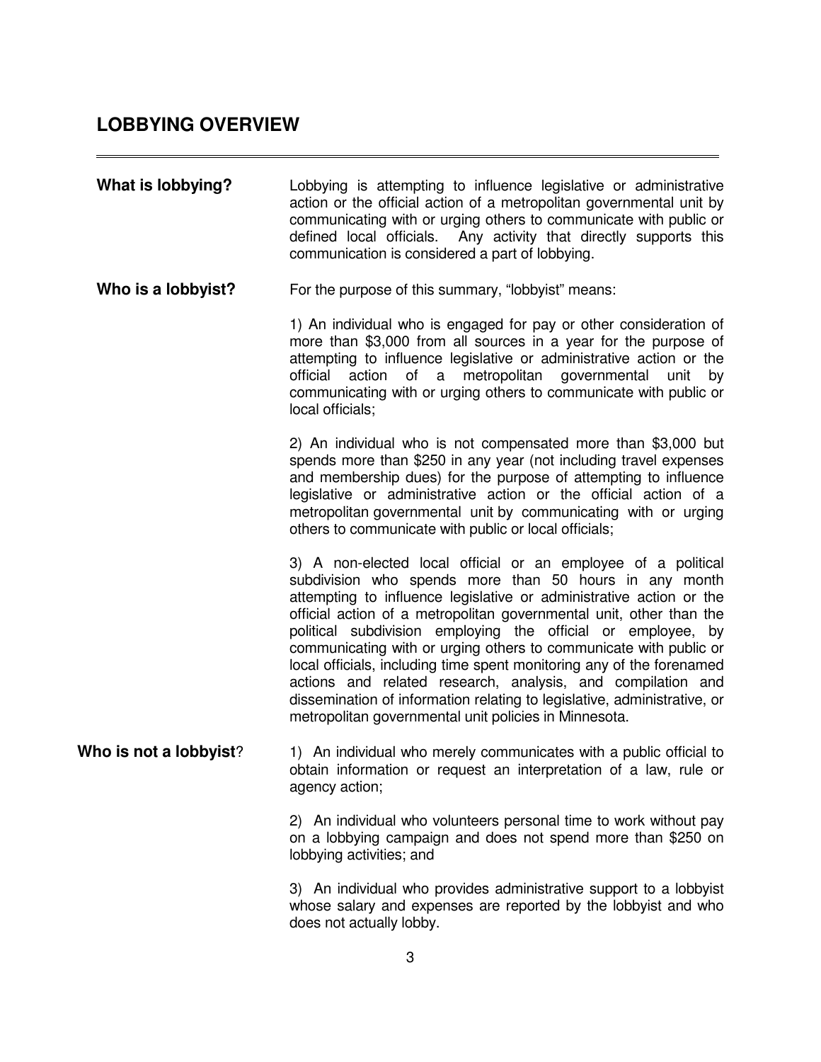## LOBBYING OVERVIEW

**What is lobbying?**

Lobbying is attempting to influence legislative or administrative action or the official action of a metropolitan governmental unit by communicating with or urging others to communicate with public or defined local officials. Any activity that directly supports this communication is considered a part of lobbying.

**Who is a lobbyist?**

For the purpose of this summary, "lobbyist" means:

1) An individual who is engaged for pay or other consideration of more than $3,000 from all sources in a year for the purpose of attempting to influence legislative or administrative action or the official action of a metropolitan governmental unit by communicating with or urging others to communicate with public or local officials;

2) An individual who is not compensated more than $3,000 but spends more than $250 in any year (not including travel expenses and membership dues) for the purpose of attempting to influence legislative or administrative action or the official action of a metropolitan governmental unit by communicating with or urging others to communicate with public or local officials;

3) A non-elected local official or an employee of a political subdivision who spends more than 50 hours in any month attempting to influence legislative or administrative action or the official action of a metropolitan governmental unit, other than the political subdivision employing the official or employee, by communicating with or urging others to communicate with public or local officials, including time spent monitoring any of the forenamed actions and related research, analysis, and compilation and dissemination of information relating to legislative, administrative, or metropolitan governmental unit policies in Minnesota.

**Who is not a lobbyist?**

1) An individual who merely communicates with a public official to obtain information or request an interpretation of a law, rule or agency action;

2) An individual who volunteers personal time to work without pay on a lobbying campaign and does not spend more than $250 on lobbying activities; and

3) An individual who provides administrative support to a lobbyist whose salary and expenses are reported by the lobbyist and who does not actually lobby.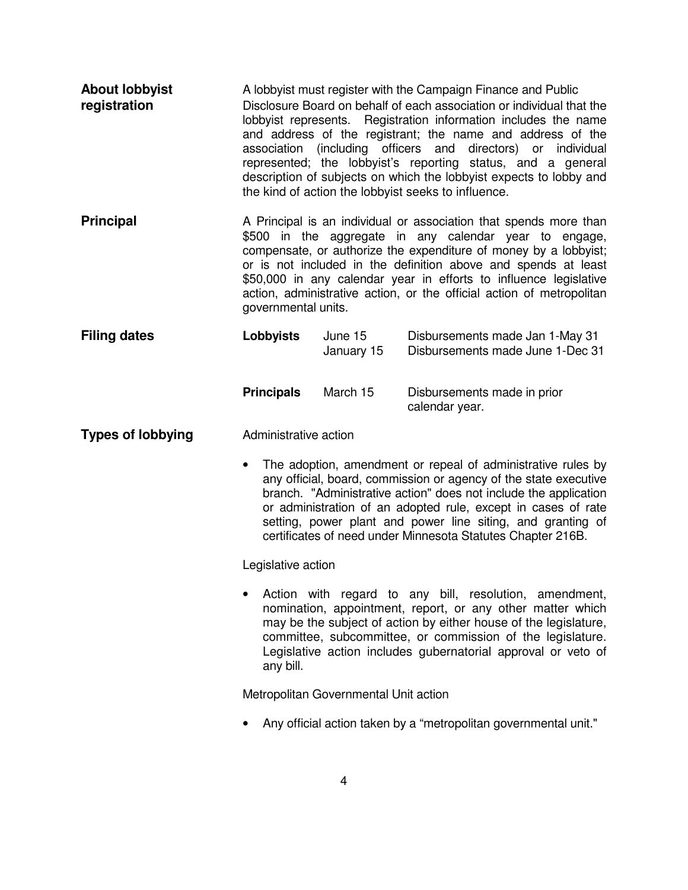## About lobbyist registration

A lobbyist must register with the Campaign Finance and Public Disclosure Board on behalf of each association or individual that the lobbyist represents. Registration information includes the name and address of the registrant; the name and address of the association (including officers and directors) or individual represented; the lobbyist's reporting status, and a general description of subjects on which the lobbyist expects to lobby and the kind of action the lobbyist seeks to influence.

## Principal

A Principal is an individual or association that spends more than $500 in the aggregate in any calendar year to engage, compensate, or authorize the expenditure of money by a lobbyist; or is not included in the definition above and spends at least $50,000 in any calendar year in efforts to influence legislative action, administrative action, or the official action of metropolitan governmental units.

## Filing dates

| | | |
|---|---|---|
| **Lobbyists** | June 15 | Disbursements made Jan 1-May 31 |
| | January 15 | Disbursements made June 1-Dec 31 |
| **Principals** | March 15 | Disbursements made in prior calendar year. |

## Types of lobbying

Administrative action

- The adoption, amendment or repeal of administrative rules by any official, board, commission or agency of the state executive branch. "Administrative action" does not include the application or administration of an adopted rule, except in cases of rate setting, power plant and power line siting, and granting of certificates of need under Minnesota Statutes Chapter 216B.

Legislative action

- Action with regard to any bill, resolution, amendment, nomination, appointment, report, or any other matter which may be the subject of action by either house of the legislature, committee, subcommittee, or commission of the legislature. Legislative action includes gubernatorial approval or veto of any bill.

Metropolitan Governmental Unit action

- Any official action taken by a "metropolitan governmental unit."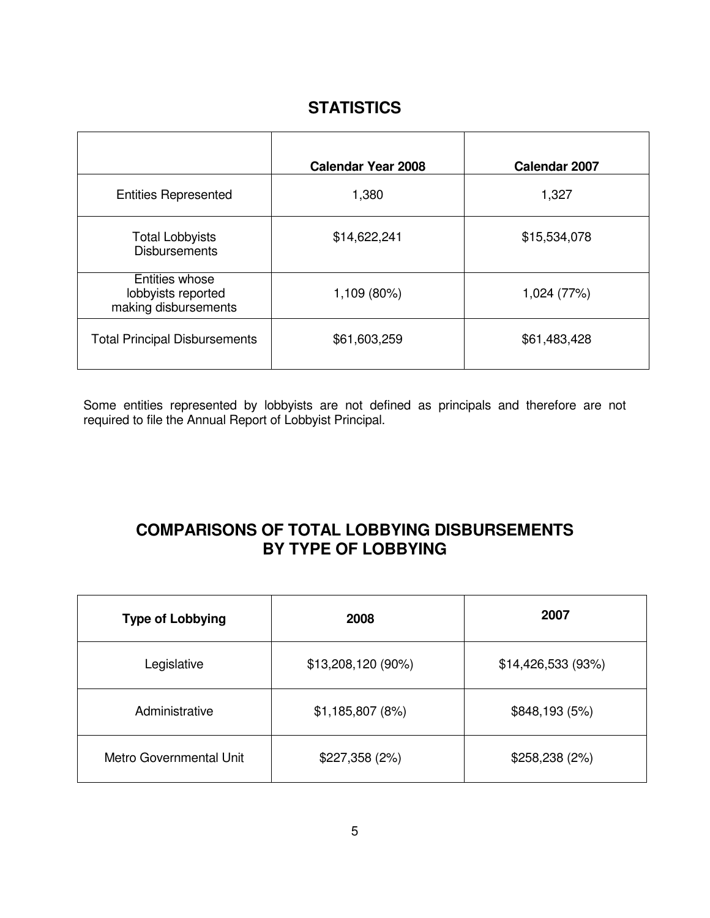## STATISTICS

| | Calendar Year 2008 | Calendar 2007 |
|---|---|---|
| Entities Represented | 1,380 | 1,327 |
| Total Lobbyists Disbursements | $14,622,241 | $15,534,078 |
| Entities whose lobbyists reported making disbursements | 1,109 (80%) | 1,024 (77%) |
| Total Principal Disbursements | $61,603,259 | $61,483,428 |

Some entities represented by lobbyists are not defined as principals and therefore are not required to file the Annual Report of Lobbyist Principal.

## COMPARISONS OF TOTAL LOBBYING DISBURSEMENTS BY TYPE OF LOBBYING

| Type of Lobbying | 2008 | 2007 |
|---|---|---|
| Legislative | $13,208,120 (90%) | $14,426,533 (93%) |
| Administrative | $1,185,807 (8%) | $848,193 (5%) |
| Metro Governmental Unit | $227,358 (2%) | $258,238 (2%) |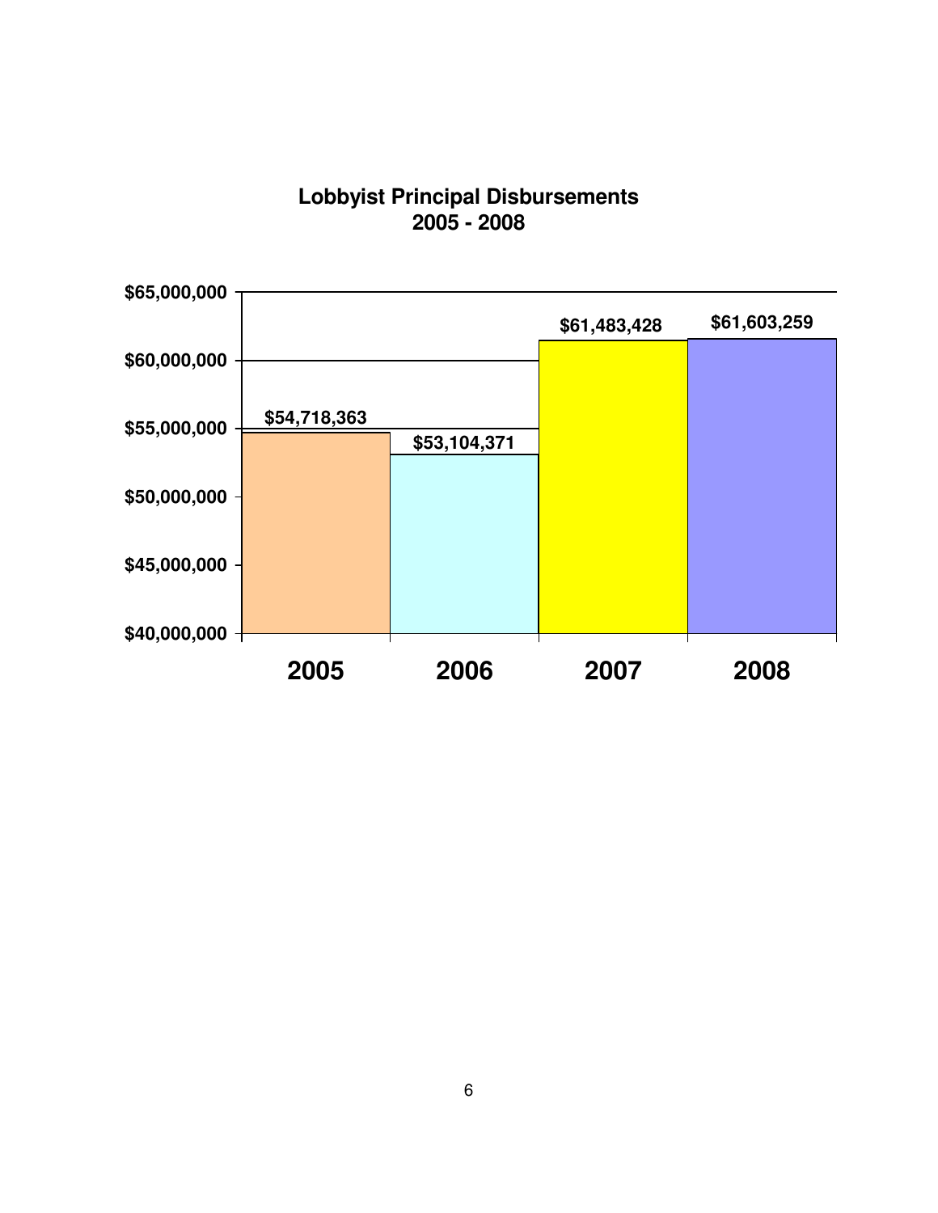**Lobbyist Principal Disbursements**
**2005 - 2008**

| Year | Disbursements |
|---|---|
| 2005 | $54,718,363 |
| 2006 | $53,104,371 |
| 2007 | $61,483,428 |
| 2008 | $61,603,259 |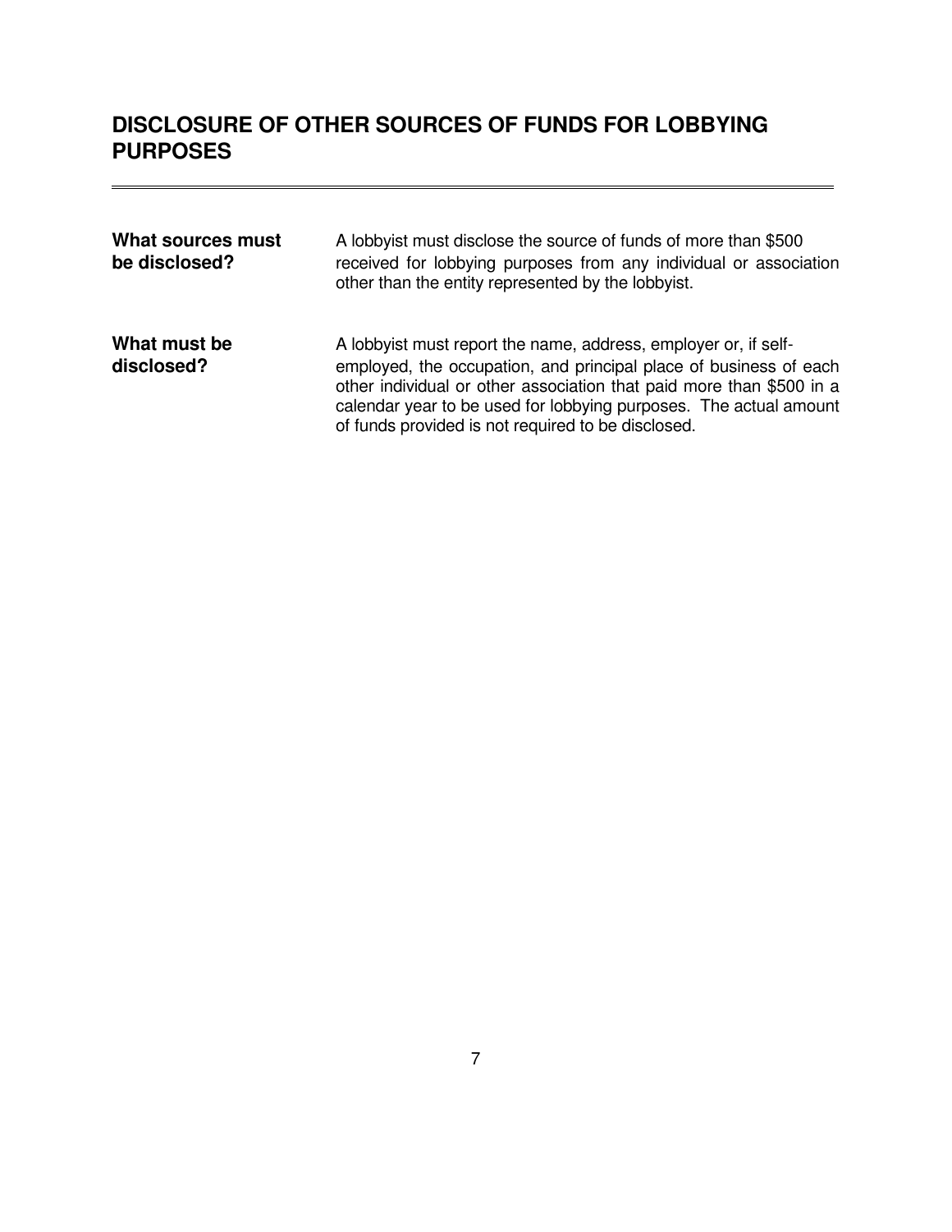## DISCLOSURE OF OTHER SOURCES OF FUNDS FOR LOBBYING PURPOSES

**What sources must be disclosed?**

A lobbyist must disclose the source of funds of more than $500 received for lobbying purposes from any individual or association other than the entity represented by the lobbyist.

**What must be disclosed?**

A lobbyist must report the name, address, employer or, if self-employed, the occupation, and principal place of business of each other individual or other association that paid more than $500 in a calendar year to be used for lobbying purposes. The actual amount of funds provided is not required to be disclosed.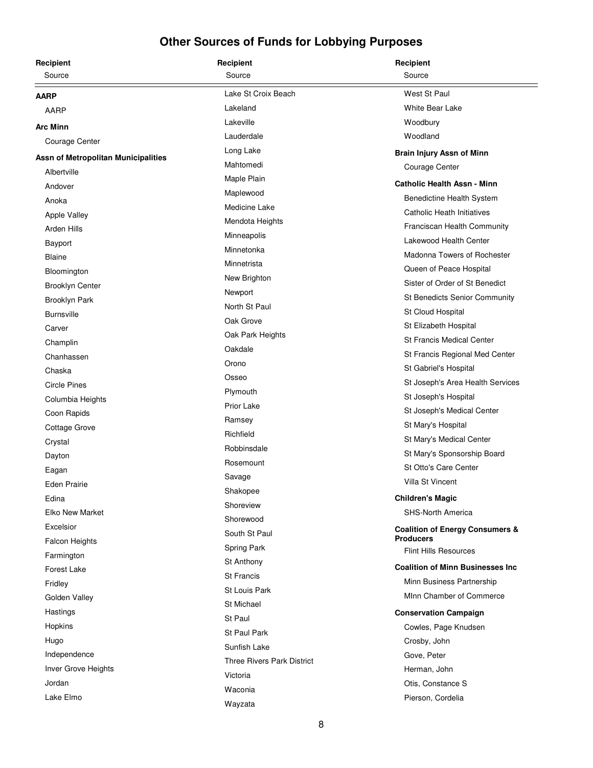# Other Sources of Funds for Lobbying Purposes

| Recipient<br>Source |
|---|
| **AARP** |
| AARP |
| **Arc Minn** |
| Courage Center |
| **Assn of Metropolitan Municipalities** |
| Albertville |
| Andover |
| Anoka |
| Apple Valley |
| Arden Hills |
| Bayport |
| Blaine |
| Bloomington |
| Brooklyn Center |
| Brooklyn Park |
| Burnsville |
| Carver |
| Champlin |
| Chanhassen |
| Chaska |
| Circle Pines |
| Columbia Heights |
| Coon Rapids |
| Cottage Grove |
| Crystal |
| Dayton |
| Eagan |
| Eden Prairie |
| Edina |
| Elko New Market |
| Excelsior |
| Falcon Heights |
| Farmington |
| Forest Lake |
| Fridley |
| Golden Valley |
| Hastings |
| Hopkins |
| Hugo |
| Independence |
| Inver Grove Heights |
| Jordan |
| Lake Elmo |
| Lake St Croix Beach |
| Lakeland |
| Lakeville |
| Lauderdale |
| Long Lake |
| Mahtomedi |
| Maple Plain |
| Maplewood |
| Medicine Lake |
| Mendota Heights |
| Minneapolis |
| Minnetonka |
| Minnetrista |
| New Brighton |
| Newport |
| North St Paul |
| Oak Grove |
| Oak Park Heights |
| Oakdale |
| Orono |
| Osseo |
| Plymouth |
| Prior Lake |
| Ramsey |
| Richfield |
| Robbinsdale |
| Rosemount |
| Savage |
| Shakopee |
| Shoreview |
| Shorewood |
| South St Paul |
| Spring Park |
| St Anthony |
| St Francis |
| St Louis Park |
| St Michael |
| St Paul |
| St Paul Park |
| Sunfish Lake |
| Three Rivers Park District |
| Victoria |
| Waconia |
| Wayzata |
| West St Paul |
| White Bear Lake |
| Woodbury |
| Woodland |
| **Brain Injury Assn of Minn** |
| Courage Center |
| **Catholic Health Assn - Minn** |
| Benedictine Health System |
| Catholic Heath Initiatives |
| Franciscan Health Community |
| Lakewood Health Center |
| Madonna Towers of Rochester |
| Queen of Peace Hospital |
| Sister of Order of St Benedict |
| St Benedicts Senior Community |
| St Cloud Hospital |
| St Elizabeth Hospital |
| St Francis Medical Center |
| St Francis Regional Med Center |
| St Gabriel's Hospital |
| St Joseph's Area Health Services |
| St Joseph's Hospital |
| St Joseph's Medical Center |
| St Mary's Hospital |
| St Mary's Medical Center |
| St Mary's Sponsorship Board |
| St Otto's Care Center |
| Villa St Vincent |
| **Children's Magic** |
| SHS-North America |
| **Coalition of Energy Consumers & Producers** |
| Flint Hills Resources |
| **Coalition of Minn Businesses Inc** |
| Minn Business Partnership |
| MInn Chamber of Commerce |
| **Conservation Campaign** |
| Cowles, Page Knudsen |
| Crosby, John |
| Gove, Peter |
| Herman, John |
| Otis, Constance S |
| Pierson, Cordelia |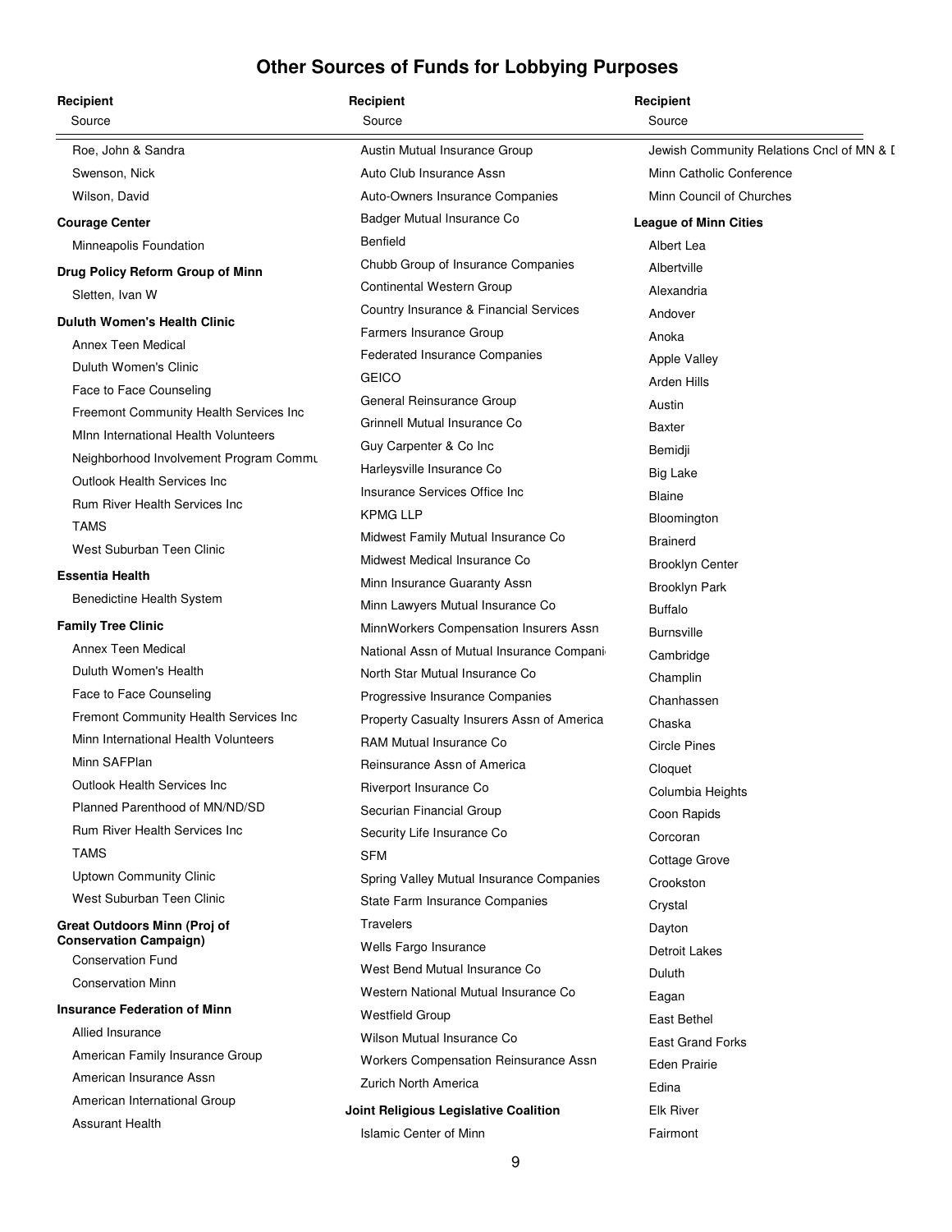# Other Sources of Funds for Lobbying Purposes

**Recipient**
Source

- Roe, John & Sandra
- Swenson, Nick
- Wilson, David

**Courage Center**

- Minneapolis Foundation

**Drug Policy Reform Group of Minn**

- Sletten, Ivan W

**Duluth Women's Health Clinic**

- Annex Teen Medical
- Duluth Women's Clinic
- Face to Face Counseling
- Freemont Community Health Services Inc
- MInn International Health Volunteers
- Neighborhood Involvement Program Commu
- Outlook Health Services Inc
- Rum River Health Services Inc
- TAMS
- West Suburban Teen Clinic

**Essentia Health**

- Benedictine Health System

**Family Tree Clinic**

- Annex Teen Medical
- Duluth Women's Health
- Face to Face Counseling
- Fremont Community Health Services Inc
- Minn International Health Volunteers
- Minn SAFPlan
- Outlook Health Services Inc
- Planned Parenthood of MN/ND/SD
- Rum River Health Services Inc
- TAMS
- Uptown Community Clinic
- West Suburban Teen Clinic

**Great Outdoors Minn (Proj of Conservation Campaign)**

- Conservation Fund
- Conservation Minn

**Insurance Federation of Minn**

- Allied Insurance
- American Family Insurance Group
- American Insurance Assn
- American International Group
- Assurant Health
- Austin Mutual Insurance Group
- Auto Club Insurance Assn
- Auto-Owners Insurance Companies
- Badger Mutual Insurance Co
- Benfield
- Chubb Group of Insurance Companies
- Continental Western Group
- Country Insurance & Financial Services
- Farmers Insurance Group
- Federated Insurance Companies
- GEICO
- General Reinsurance Group
- Grinnell Mutual Insurance Co
- Guy Carpenter & Co Inc
- Harleysville Insurance Co
- Insurance Services Office Inc
- KPMG LLP
- Midwest Family Mutual Insurance Co
- Midwest Medical Insurance Co
- Minn Insurance Guaranty Assn
- Minn Lawyers Mutual Insurance Co
- MinnWorkers Compensation Insurers Assn
- National Assn of Mutual Insurance Compani
- North Star Mutual Insurance Co
- Progressive Insurance Companies
- Property Casualty Insurers Assn of America
- RAM Mutual Insurance Co
- Reinsurance Assn of America
- Riverport Insurance Co
- Securian Financial Group
- Security Life Insurance Co
- SFM
- Spring Valley Mutual Insurance Companies
- State Farm Insurance Companies
- Travelers
- Wells Fargo Insurance
- West Bend Mutual Insurance Co
- Western National Mutual Insurance Co
- Westfield Group
- Wilson Mutual Insurance Co
- Workers Compensation Reinsurance Assn
- Zurich North America

**Joint Religious Legislative Coalition**

- Islamic Center of Minn
- Jewish Community Relations Cncl of MN & I
- Minn Catholic Conference
- Minn Council of Churches

**League of Minn Cities**

- Albert Lea
- Albertville
- Alexandria
- Andover
- Anoka
- Apple Valley
- Arden Hills
- Austin
- Baxter
- Bemidji
- Big Lake
- Blaine
- Bloomington
- Brainerd
- Brooklyn Center
- Brooklyn Park
- Buffalo
- Burnsville
- Cambridge
- Champlin
- Chanhassen
- Chaska
- Circle Pines
- Cloquet
- Columbia Heights
- Coon Rapids
- Corcoran
- Cottage Grove
- Crookston
- Crystal
- Dayton
- Detroit Lakes
- Duluth
- Eagan
- East Bethel
- East Grand Forks
- Eden Prairie
- Edina
- Elk River
- Fairmont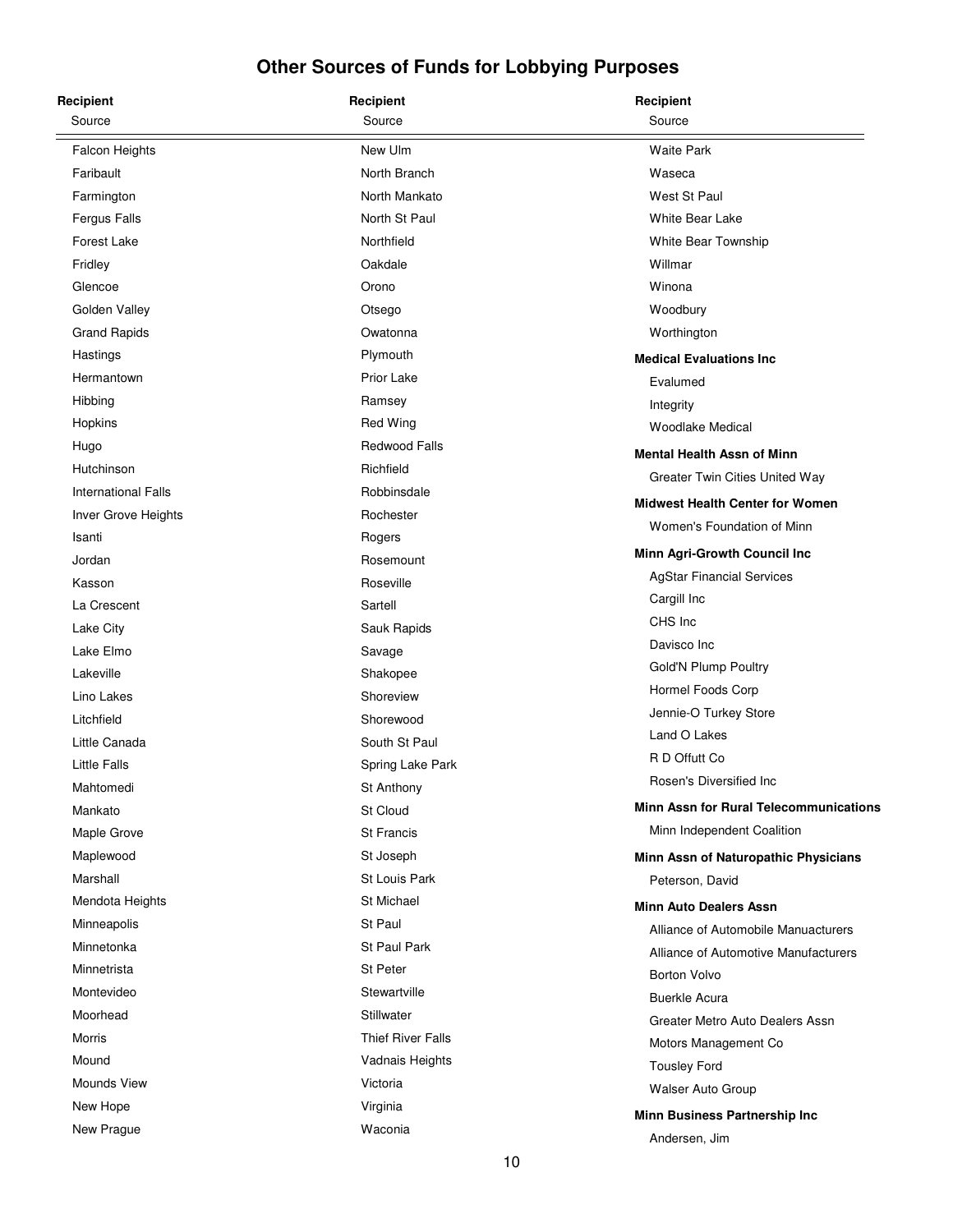# Other Sources of Funds for Lobbying Purposes

**Recipient**
Source

Falcon Heights
Faribault
Farmington
Fergus Falls
Forest Lake
Fridley
Glencoe
Golden Valley
Grand Rapids
Hastings
Hermantown
Hibbing
Hopkins
Hugo
Hutchinson
International Falls
Inver Grove Heights
Isanti
Jordan
Kasson
La Crescent
Lake City
Lake Elmo
Lakeville
Lino Lakes
Litchfield
Little Canada
Little Falls
Mahtomedi
Mankato
Maple Grove
Maplewood
Marshall
Mendota Heights
Minneapolis
Minnetonka
Minnetrista
Montevideo
Moorhead
Morris
Mound
Mounds View
New Hope
New Prague
New Ulm
North Branch
North Mankato
North St Paul
Northfield
Oakdale
Orono
Otsego
Owatonna
Plymouth
Prior Lake
Ramsey
Red Wing
Redwood Falls
Richfield
Robbinsdale
Rochester
Rogers
Rosemount
Roseville
Sartell
Sauk Rapids
Savage
Shakopee
Shoreview
Shorewood
South St Paul
Spring Lake Park
St Anthony
St Cloud
St Francis
St Joseph
St Louis Park
St Michael
St Paul
St Paul Park
St Peter
Stewartville
Stillwater
Thief River Falls
Vadnais Heights
Victoria
Virginia
Waconia
Waite Park
Waseca
West St Paul
White Bear Lake
White Bear Township
Willmar
Winona
Woodbury
Worthington

**Medical Evaluations Inc**
Evalumed
Integrity
Woodlake Medical

**Mental Health Assn of Minn**
Greater Twin Cities United Way

**Midwest Health Center for Women**
Women's Foundation of Minn

**Minn Agri-Growth Council Inc**
AgStar Financial Services
Cargill Inc
CHS Inc
Davisco Inc
Gold'N Plump Poultry
Hormel Foods Corp
Jennie-O Turkey Store
Land O Lakes
R D Offutt Co
Rosen's Diversified Inc

**Minn Assn for Rural Telecommunications**
Minn Independent Coalition

**Minn Assn of Naturopathic Physicians**
Peterson, David

**Minn Auto Dealers Assn**
Alliance of Automobile Manuacturers
Alliance of Automotive Manufacturers
Borton Volvo
Buerkle Acura
Greater Metro Auto Dealers Assn
Motors Management Co
Tousley Ford
Walser Auto Group

**Minn Business Partnership Inc**
Andersen, Jim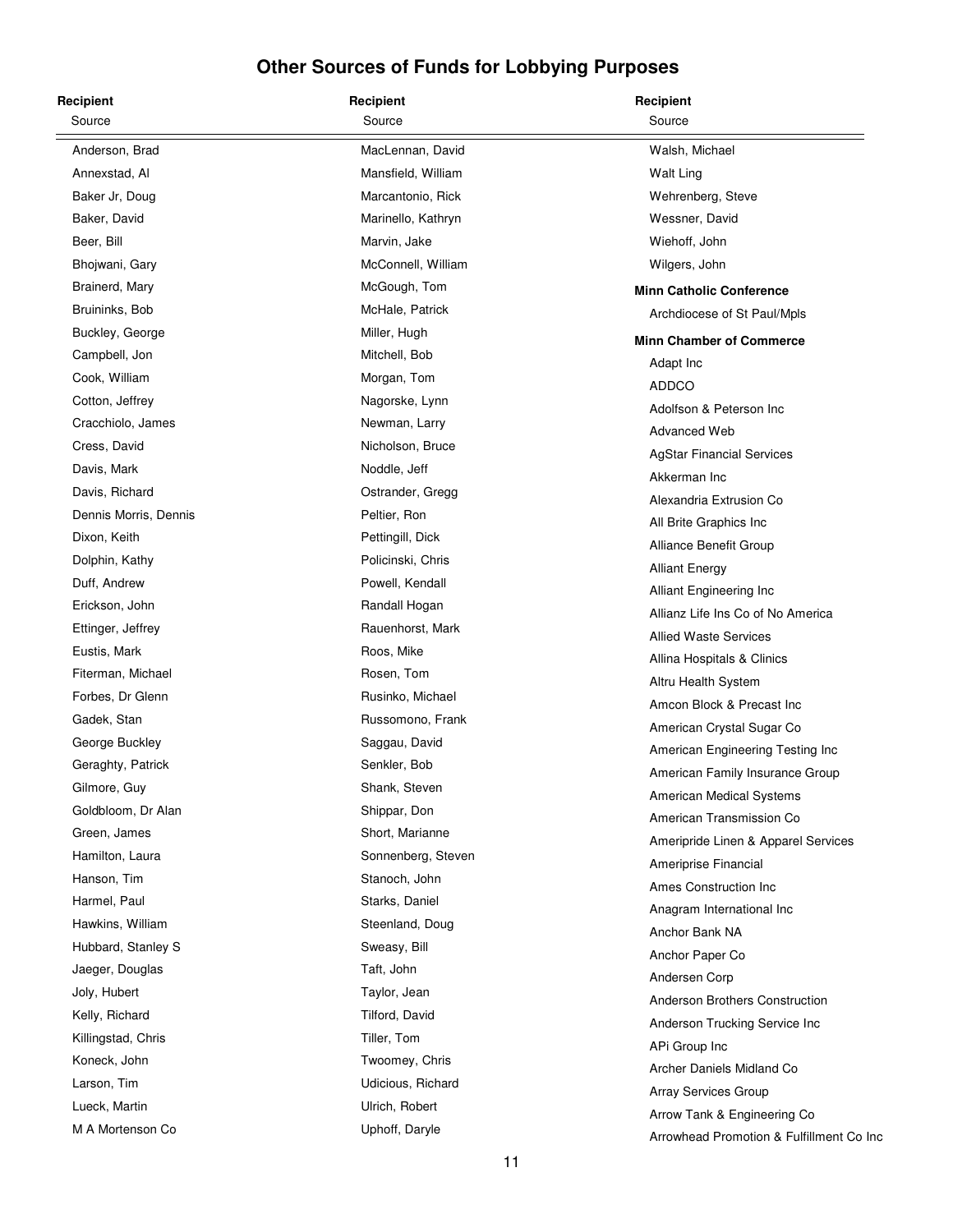# Other Sources of Funds for Lobbying Purposes

**Recipient**
Source

Anderson, Brad
Annexstad, Al
Baker Jr, Doug
Baker, David
Beer, Bill
Bhojwani, Gary
Brainerd, Mary
Bruininks, Bob
Buckley, George
Campbell, Jon
Cook, William
Cotton, Jeffrey
Cracchiolo, James
Cress, David
Davis, Mark
Davis, Richard
Dennis Morris, Dennis
Dixon, Keith
Dolphin, Kathy
Duff, Andrew
Erickson, John
Ettinger, Jeffrey
Eustis, Mark
Fiterman, Michael
Forbes, Dr Glenn
Gadek, Stan
George Buckley
Geraghty, Patrick
Gilmore, Guy
Goldbloom, Dr Alan
Green, James
Hamilton, Laura
Hanson, Tim
Harmel, Paul
Hawkins, William
Hubbard, Stanley S
Jaeger, Douglas
Joly, Hubert
Kelly, Richard
Killingstad, Chris
Koneck, John
Larson, Tim
Lueck, Martin
M A Mortenson Co
MacLennan, David
Mansfield, William
Marcantonio, Rick
Marinello, Kathryn
Marvin, Jake
McConnell, William
McGough, Tom
McHale, Patrick
Miller, Hugh
Mitchell, Bob
Morgan, Tom
Nagorske, Lynn
Newman, Larry
Nicholson, Bruce
Noddle, Jeff
Ostrander, Gregg
Peltier, Ron
Pettingill, Dick
Policinski, Chris
Powell, Kendall
Randall Hogan
Rauenhorst, Mark
Roos, Mike
Rosen, Tom
Rusinko, Michael
Russomono, Frank
Saggau, David
Senkler, Bob
Shank, Steven
Shippar, Don
Short, Marianne
Sonnenberg, Steven
Stanoch, John
Starks, Daniel
Steenland, Doug
Sweasy, Bill
Taft, John
Taylor, Jean
Tilford, David
Tiller, Tom
Twoomey, Chris
Udicious, Richard
Ulrich, Robert
Uphoff, Daryle
Walsh, Michael
Walt Ling
Wehrenberg, Steve
Wessner, David
Wiehoff, John
Wilgers, John

**Minn Catholic Conference**

Archdiocese of St Paul/Mpls

**Minn Chamber of Commerce**

Adapt Inc
ADDCO
Adolfson & Peterson Inc
Advanced Web
AgStar Financial Services
Akkerman Inc
Alexandria Extrusion Co
All Brite Graphics Inc
Alliance Benefit Group
Alliant Energy
Alliant Engineering Inc
Allianz Life Ins Co of No America
Allied Waste Services
Allina Hospitals & Clinics
Altru Health System
Amcon Block & Precast Inc
American Crystal Sugar Co
American Engineering Testing Inc
American Family Insurance Group
American Medical Systems
American Transmission Co
Ameripride Linen & Apparel Services
Ameriprise Financial
Ames Construction Inc
Anagram International Inc
Anchor Bank NA
Anchor Paper Co
Andersen Corp
Anderson Brothers Construction
Anderson Trucking Service Inc
APi Group Inc
Archer Daniels Midland Co
Array Services Group
Arrow Tank & Engineering Co
Arrowhead Promotion & Fulfillment Co Inc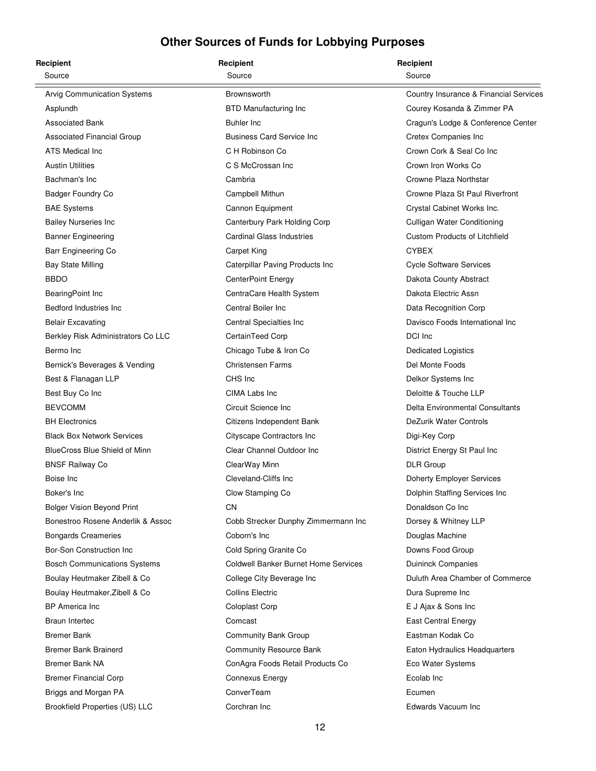# Other Sources of Funds for Lobbying Purposes

| Recipient<br>Source | Recipient<br>Source | Recipient<br>Source |
|---|---|---|
| Arvig Communication Systems | Brownsworth | Country Insurance & Financial Services |
| Asplundh | BTD Manufacturing Inc | Courey Kosanda & Zimmer PA |
| Associated Bank | Buhler Inc | Cragun's Lodge & Conference Center |
| Associated Financial Group | Business Card Service Inc | Cretex Companies Inc |
| ATS Medical Inc | C H Robinson Co | Crown Cork & Seal Co Inc |
| Austin Utilities | C S McCrossan Inc | Crown Iron Works Co |
| Bachman's Inc | Cambria | Crowne Plaza Northstar |
| Badger Foundry Co | Campbell Mithun | Crowne Plaza St Paul Riverfront |
| BAE Systems | Cannon Equipment | Crystal Cabinet Works Inc. |
| Bailey Nurseries Inc | Canterbury Park Holding Corp | Culligan Water Conditioning |
| Banner Engineering | Cardinal Glass Industries | Custom Products of Litchfield |
| Barr Engineering Co | Carpet King | CYBEX |
| Bay State Milling | Caterpillar Paving Products Inc | Cycle Software Services |
| BBDO | CenterPoint Energy | Dakota County Abstract |
| BearingPoint Inc | CentraCare Health System | Dakota Electric Assn |
| Bedford Industries Inc | Central Boiler Inc | Data Recognition Corp |
| Belair Excavating | Central Specialties Inc | Davisco Foods International Inc |
| Berkley Risk Administrators Co LLC | CertainTeed Corp | DCI Inc |
| Bermo Inc | Chicago Tube & Iron Co | Dedicated Logistics |
| Bernick's Beverages & Vending | Christensen Farms | Del Monte Foods |
| Best & Flanagan LLP | CHS Inc | Delkor Systems Inc |
| Best Buy Co Inc | CIMA Labs Inc | Deloitte & Touche LLP |
| BEVCOMM | Circuit Science Inc | Delta Environmental Consultants |
| BH Electronics | Citizens Independent Bank | DeZurik Water Controls |
| Black Box Network Services | Cityscape Contractors Inc | Digi-Key Corp |
| BlueCross Blue Shield of Minn | Clear Channel Outdoor Inc | District Energy St Paul Inc |
| BNSF Railway Co | ClearWay Minn | DLR Group |
| Boise Inc | Cleveland-Cliffs Inc | Doherty Employer Services |
| Boker's Inc | Clow Stamping Co | Dolphin Staffing Services Inc |
| Bolger Vision Beyond Print | CN | Donaldson Co Inc |
| Bonestroo Rosene Anderlik & Assoc | Cobb Strecker Dunphy Zimmermann Inc | Dorsey & Whitney LLP |
| Bongards Creameries | Coborn's Inc | Douglas Machine |
| Bor-Son Construction Inc | Cold Spring Granite Co | Downs Food Group |
| Bosch Communications Systems | Coldwell Banker Burnet Home Services | Duininck Companies |
| Boulay Heutmaker Zibell & Co | College City Beverage Inc | Duluth Area Chamber of Commerce |
| Boulay Heutmaker,Zibell & Co | Collins Electric | Dura Supreme Inc |
| BP America Inc | Coloplast Corp | E J Ajax & Sons Inc |
| Braun Intertec | Comcast | East Central Energy |
| Bremer Bank | Community Bank Group | Eastman Kodak Co |
| Bremer Bank Brainerd | Community Resource Bank | Eaton Hydraulics Headquarters |
| Bremer Bank NA | ConAgra Foods Retail Products Co | Eco Water Systems |
| Bremer Financial Corp | Connexus Energy | Ecolab Inc |
| Briggs and Morgan PA | ConverTeam | Ecumen |
| Brookfield Properties (US) LLC | Corchran Inc | Edwards Vacuum Inc |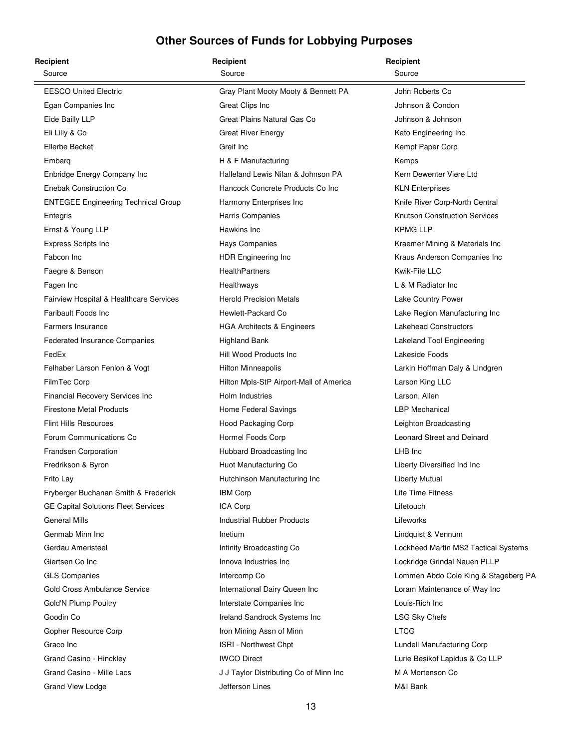## Other Sources of Funds for Lobbying Purposes

| Recipient<br>Source | Recipient<br>Source | Recipient<br>Source |
|---|---|---|
| EESCO United Electric | Gray Plant Mooty Mooty & Bennett PA | John Roberts Co |
| Egan Companies Inc | Great Clips Inc | Johnson & Condon |
| Eide Bailly LLP | Great Plains Natural Gas Co | Johnson & Johnson |
| Eli Lilly & Co | Great River Energy | Kato Engineering Inc |
| Ellerbe Becket | Greif Inc | Kempf Paper Corp |
| Embarq | H & F Manufacturing | Kemps |
| Enbridge Energy Company Inc | Halleland Lewis Nilan & Johnson PA | Kern Dewenter Viere Ltd |
| Enebak Construction Co | Hancock Concrete Products Co Inc | KLN Enterprises |
| ENTEGEE Engineering Technical Group | Harmony Enterprises Inc | Knife River Corp-North Central |
| Entegris | Harris Companies | Knutson Construction Services |
| Ernst & Young LLP | Hawkins Inc | KPMG LLP |
| Express Scripts Inc | Hays Companies | Kraemer Mining & Materials Inc |
| Fabcon Inc | HDR Engineering Inc | Kraus Anderson Companies Inc |
| Faegre & Benson | HealthPartners | Kwik-File LLC |
| Fagen Inc | Healthways | L & M Radiator Inc |
| Fairview Hospital & Healthcare Services | Herold Precision Metals | Lake Country Power |
| Faribault Foods Inc | Hewlett-Packard Co | Lake Region Manufacturing Inc |
| Farmers Insurance | HGA Architects & Engineers | Lakehead Constructors |
| Federated Insurance Companies | Highland Bank | Lakeland Tool Engineering |
| FedEx | Hill Wood Products Inc | Lakeside Foods |
| Felhaber Larson Fenlon & Vogt | Hilton Minneapolis | Larkin Hoffman Daly & Lindgren |
| FilmTec Corp | Hilton Mpls-StP Airport-Mall of America | Larson King LLC |
| Financial Recovery Services Inc | Holm Industries | Larson, Allen |
| Firestone Metal Products | Home Federal Savings | LBP Mechanical |
| Flint Hills Resources | Hood Packaging Corp | Leighton Broadcasting |
| Forum Communications Co | Hormel Foods Corp | Leonard Street and Deinard |
| Frandsen Corporation | Hubbard Broadcasting Inc | LHB Inc |
| Fredrikson & Byron | Huot Manufacturing Co | Liberty Diversified Ind Inc |
| Frito Lay | Hutchinson Manufacturing Inc | Liberty Mutual |
| Fryberger Buchanan Smith & Frederick | IBM Corp | Life Time Fitness |
| GE Capital Solutions Fleet Services | ICA Corp | Lifetouch |
| General Mills | Industrial Rubber Products | Lifeworks |
| Genmab Minn Inc | Inetium | Lindquist & Vennum |
| Gerdau Ameristeel | Infinity Broadcasting Co | Lockheed Martin MS2 Tactical Systems |
| Giertsen Co Inc | Innova Industries Inc | Lockridge Grindal Nauen PLLP |
| GLS Companies | Intercomp Co | Lommen Abdo Cole King & Stageberg PA |
| Gold Cross Ambulance Service | International Dairy Queen Inc | Loram Maintenance of Way Inc |
| Gold'N Plump Poultry | Interstate Companies Inc | Louis-Rich Inc |
| Goodin Co | Ireland Sandrock Systems Inc | LSG Sky Chefs |
| Gopher Resource Corp | Iron Mining Assn of Minn | LTCG |
| Graco Inc | ISRI - Northwest Chpt | Lundell Manufacturing Corp |
| Grand Casino - Hinckley | IWCO Direct | Lurie Besikof Lapidus & Co LLP |
| Grand Casino - Mille Lacs | J J Taylor Distributing Co of Minn Inc | M A Mortenson Co |
| Grand View Lodge | Jefferson Lines | M&I Bank |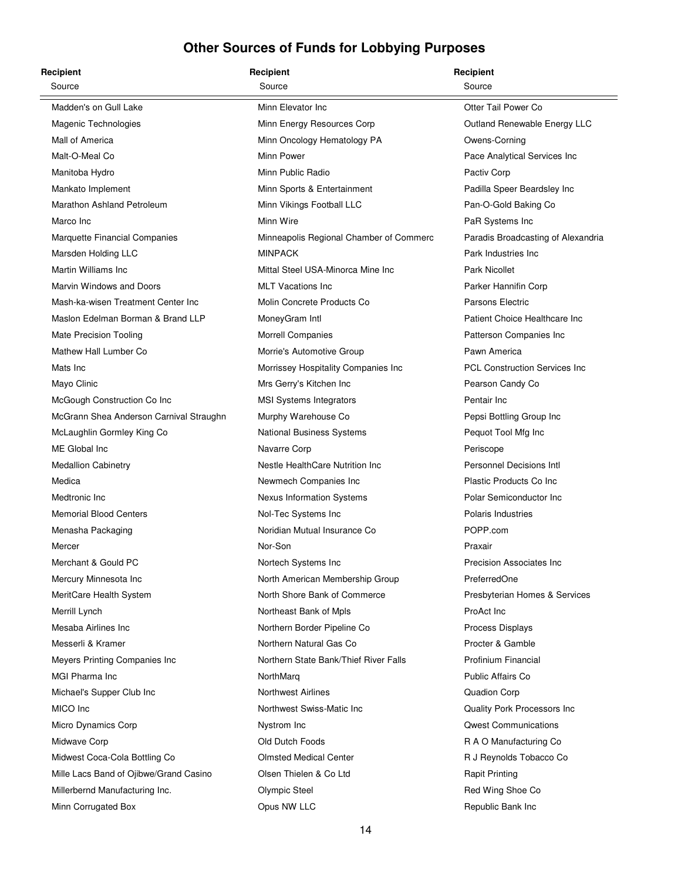# Other Sources of Funds for Lobbying Purposes

**Recipient**
Source

Madden's on Gull Lake
Magenic Technologies
Mall of America
Malt-O-Meal Co
Manitoba Hydro
Mankato Implement
Marathon Ashland Petroleum
Marco Inc
Marquette Financial Companies
Marsden Holding LLC
Martin Williams Inc
Marvin Windows and Doors
Mash-ka-wisen Treatment Center Inc
Maslon Edelman Borman & Brand LLP
Mate Precision Tooling
Mathew Hall Lumber Co
Mats Inc
Mayo Clinic
McGough Construction Co Inc
McGrann Shea Anderson Carnival Straughn
McLaughlin Gormley King Co
ME Global Inc
Medallion Cabinetry
Medica
Medtronic Inc
Memorial Blood Centers
Menasha Packaging
Mercer
Merchant & Gould PC
Mercury Minnesota Inc
MeritCare Health System
Merrill Lynch
Mesaba Airlines Inc
Messerli & Kramer
Meyers Printing Companies Inc
MGI Pharma Inc
Michael's Supper Club Inc
MICO Inc
Micro Dynamics Corp
Midwave Corp
Midwest Coca-Cola Bottling Co
Mille Lacs Band of Ojibwe/Grand Casino
Millerbernd Manufacturing Inc.
Minn Corrugated Box
Minn Elevator Inc
Minn Energy Resources Corp
Minn Oncology Hematology PA
Minn Power
Minn Public Radio
Minn Sports & Entertainment
Minn Vikings Football LLC
Minn Wire
Minneapolis Regional Chamber of Commerc
MINPACK
Mittal Steel USA-Minorca Mine Inc
MLT Vacations Inc
Molin Concrete Products Co
MoneyGram Intl
Morrell Companies
Morrie's Automotive Group
Morrissey Hospitality Companies Inc
Mrs Gerry's Kitchen Inc
MSI Systems Integrators
Murphy Warehouse Co
National Business Systems
Navarre Corp
Nestle HealthCare Nutrition Inc
Newmech Companies Inc
Nexus Information Systems
Nol-Tec Systems Inc
Noridian Mutual Insurance Co
Nor-Son
Nortech Systems Inc
North American Membership Group
North Shore Bank of Commerce
Northeast Bank of Mpls
Northern Border Pipeline Co
Northern Natural Gas Co
Northern State Bank/Thief River Falls
NorthMarq
Northwest Airlines
Northwest Swiss-Matic Inc
Nystrom Inc
Old Dutch Foods
Olmsted Medical Center
Olsen Thielen & Co Ltd
Olympic Steel
Opus NW LLC
Otter Tail Power Co
Outland Renewable Energy LLC
Owens-Corning
Pace Analytical Services Inc
Pactiv Corp
Padilla Speer Beardsley Inc
Pan-O-Gold Baking Co
PaR Systems Inc
Paradis Broadcasting of Alexandria
Park Industries Inc
Park Nicollet
Parker Hannifin Corp
Parsons Electric
Patient Choice Healthcare Inc
Patterson Companies Inc
Pawn America
PCL Construction Services Inc
Pearson Candy Co
Pentair Inc
Pepsi Bottling Group Inc
Pequot Tool Mfg Inc
Periscope
Personnel Decisions Intl
Plastic Products Co Inc
Polar Semiconductor Inc
Polaris Industries
POPP.com
Praxair
Precision Associates Inc
PreferredOne
Presbyterian Homes & Services
ProAct Inc
Process Displays
Procter & Gamble
Profinium Financial
Public Affairs Co
Quadion Corp
Quality Pork Processors Inc
Qwest Communications
R A O Manufacturing Co
R J Reynolds Tobacco Co
Rapit Printing
Red Wing Shoe Co
Republic Bank Inc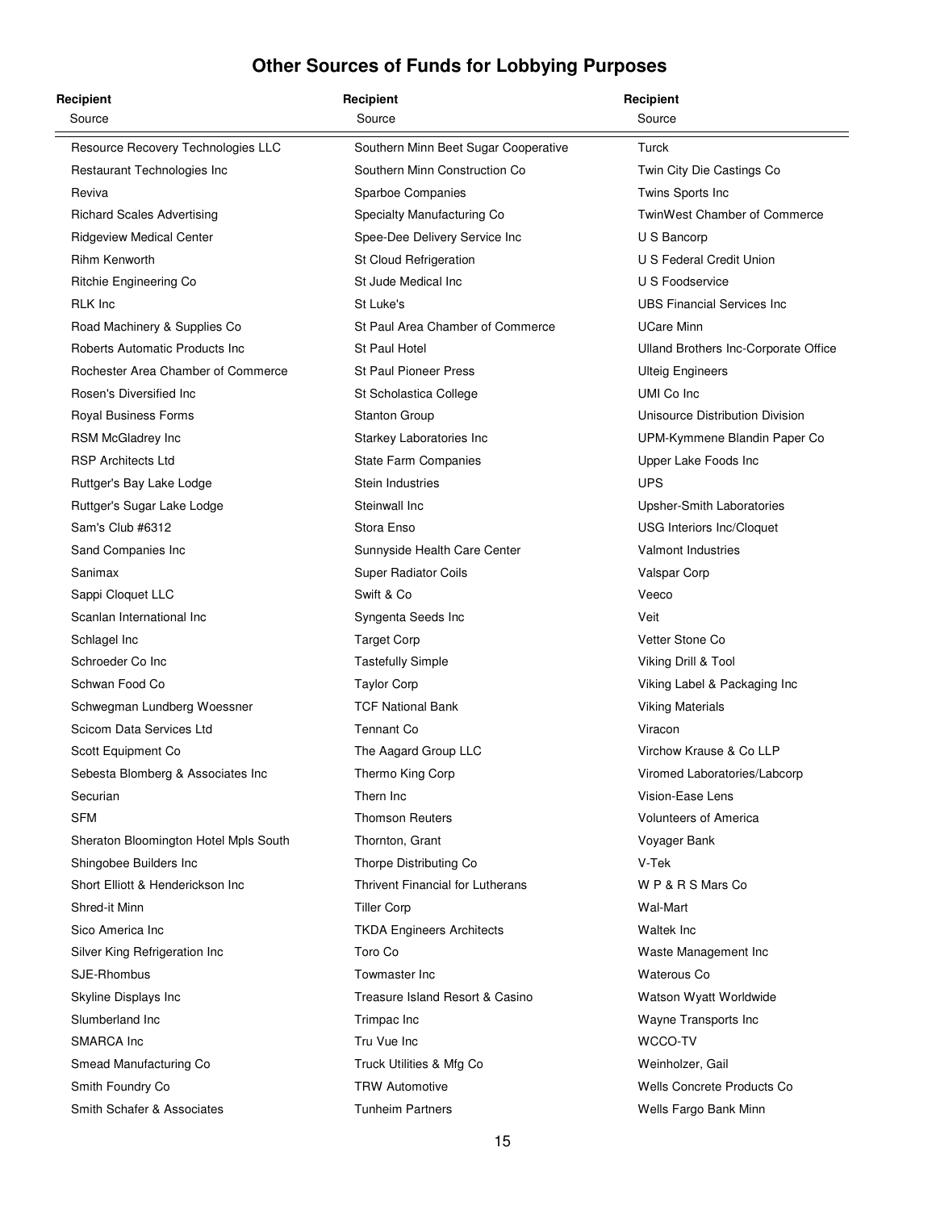# Other Sources of Funds for Lobbying Purposes

| Recipient<br>Source | Recipient<br>Source | Recipient<br>Source |
|---|---|---|
| Resource Recovery Technologies LLC | Southern Minn Beet Sugar Cooperative | Turck |
| Restaurant Technologies Inc | Southern Minn Construction Co | Twin City Die Castings Co |
| Reviva | Sparboe Companies | Twins Sports Inc |
| Richard Scales Advertising | Specialty Manufacturing Co | TwinWest Chamber of Commerce |
| Ridgeview Medical Center | Spee-Dee Delivery Service Inc | U S Bancorp |
| Rihm Kenworth | St Cloud Refrigeration | U S Federal Credit Union |
| Ritchie Engineering Co | St Jude Medical Inc | U S Foodservice |
| RLK Inc | St Luke's | UBS Financial Services Inc |
| Road Machinery & Supplies Co | St Paul Area Chamber of Commerce | UCare Minn |
| Roberts Automatic Products Inc | St Paul Hotel | Ulland Brothers Inc-Corporate Office |
| Rochester Area Chamber of Commerce | St Paul Pioneer Press | Ulteig Engineers |
| Rosen's Diversified Inc | St Scholastica College | UMI Co Inc |
| Royal Business Forms | Stanton Group | Unisource Distribution Division |
| RSM McGladrey Inc | Starkey Laboratories Inc | UPM-Kymmene Blandin Paper Co |
| RSP Architects Ltd | State Farm Companies | Upper Lake Foods Inc |
| Ruttger's Bay Lake Lodge | Stein Industries | UPS |
| Ruttger's Sugar Lake Lodge | Steinwall Inc | Upsher-Smith Laboratories |
| Sam's Club #6312 | Stora Enso | USG Interiors Inc/Cloquet |
| Sand Companies Inc | Sunnyside Health Care Center | Valmont Industries |
| Sanimax | Super Radiator Coils | Valspar Corp |
| Sappi Cloquet LLC | Swift & Co | Veeco |
| Scanlan International Inc | Syngenta Seeds Inc | Veit |
| Schlagel Inc | Target Corp | Vetter Stone Co |
| Schroeder Co Inc | Tastefully Simple | Viking Drill & Tool |
| Schwan Food Co | Taylor Corp | Viking Label & Packaging Inc |
| Schwegman Lundberg Woessner | TCF National Bank | Viking Materials |
| Scicom Data Services Ltd | Tennant Co | Viracon |
| Scott Equipment Co | The Aagard Group LLC | Virchow Krause & Co LLP |
| Sebesta Blomberg & Associates Inc | Thermo King Corp | Viromed Laboratories/Labcorp |
| Securian | Thern Inc | Vision-Ease Lens |
| SFM | Thomson Reuters | Volunteers of America |
| Sheraton Bloomington Hotel Mpls South | Thornton, Grant | Voyager Bank |
| Shingobee Builders Inc | Thorpe Distributing Co | V-Tek |
| Short Elliott & Henderickson Inc | Thrivent Financial for Lutherans | W P & R S Mars Co |
| Shred-it Minn | Tiller Corp | Wal-Mart |
| Sico America Inc | TKDA Engineers Architects | Waltek Inc |
| Silver King Refrigeration Inc | Toro Co | Waste Management Inc |
| SJE-Rhombus | Towmaster Inc | Waterous Co |
| Skyline Displays Inc | Treasure Island Resort & Casino | Watson Wyatt Worldwide |
| Slumberland Inc | Trimpac Inc | Wayne Transports Inc |
| SMARCA Inc | Tru Vue Inc | WCCO-TV |
| Smead Manufacturing Co | Truck Utilities & Mfg Co | Weinholzer, Gail |
| Smith Foundry Co | TRW Automotive | Wells Concrete Products Co |
| Smith Schafer & Associates | Tunheim Partners | Wells Fargo Bank Minn |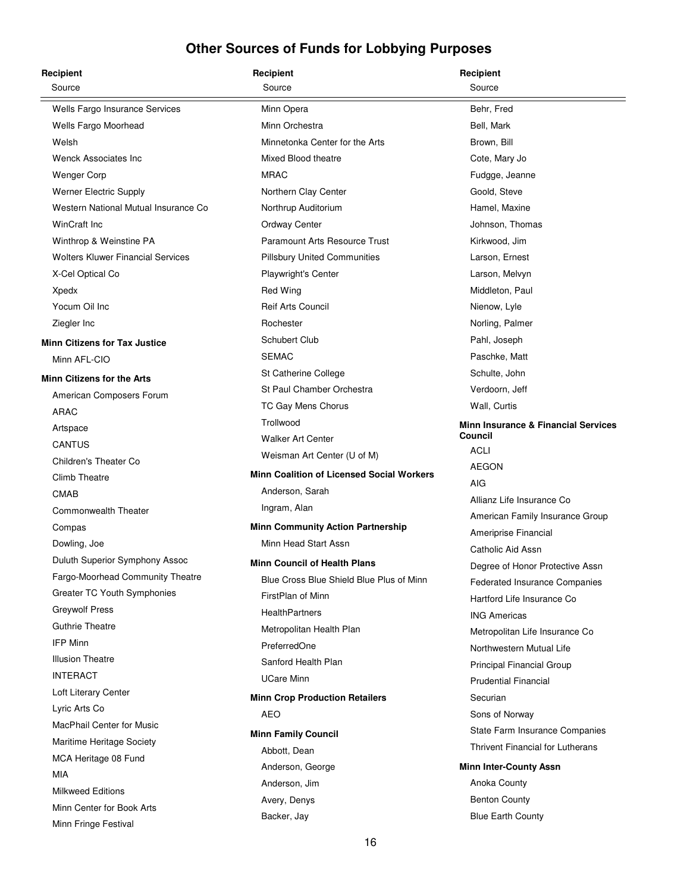# Other Sources of Funds for Lobbying Purposes

**Recipient**
Source

- Wells Fargo Insurance Services
- Wells Fargo Moorhead
- Welsh
- Wenck Associates Inc
- Wenger Corp
- Werner Electric Supply
- Western National Mutual Insurance Co
- WinCraft Inc
- Winthrop & Weinstine PA
- Wolters Kluwer Financial Services
- X-Cel Optical Co
- Xpedx
- Yocum Oil Inc
- Ziegler Inc

**Minn Citizens for Tax Justice**

- Minn AFL-CIO

**Minn Citizens for the Arts**

- American Composers Forum
- ARAC
- Artspace
- CANTUS
- Children's Theater Co
- Climb Theatre
- CMAB
- Commonwealth Theater
- Compas
- Dowling, Joe
- Duluth Superior Symphony Assoc
- Fargo-Moorhead Community Theatre
- Greater TC Youth Symphonies
- Greywolf Press
- Guthrie Theatre
- IFP Minn
- Illusion Theatre
- INTERACT
- Loft Literary Center
- Lyric Arts Co
- MacPhail Center for Music
- Maritime Heritage Society
- MCA Heritage 08 Fund
- MIA
- Milkweed Editions
- Minn Center for Book Arts
- Minn Fringe Festival
- Minn Opera
- Minn Orchestra
- Minnetonka Center for the Arts
- Mixed Blood theatre
- MRAC
- Northern Clay Center
- Northrup Auditorium
- Ordway Center
- Paramount Arts Resource Trust
- Pillsbury United Communities
- Playwright's Center
- Red Wing
- Reif Arts Council
- Rochester
- Schubert Club
- SEMAC
- St Catherine College
- St Paul Chamber Orchestra
- TC Gay Mens Chorus
- Trollwood
- Walker Art Center
- Weisman Art Center (U of M)

**Minn Coalition of Licensed Social Workers**

- Anderson, Sarah
- Ingram, Alan

**Minn Community Action Partnership**

- Minn Head Start Assn

**Minn Council of Health Plans**

- Blue Cross Blue Shield Blue Plus of Minn
- FirstPlan of Minn
- HealthPartners
- Metropolitan Health Plan
- PreferredOne
- Sanford Health Plan
- UCare Minn

**Minn Crop Production Retailers**

- AEO

**Minn Family Council**

- Abbott, Dean
- Anderson, George
- Anderson, Jim
- Avery, Denys
- Backer, Jay
- Behr, Fred
- Bell, Mark
- Brown, Bill
- Cote, Mary Jo
- Fudgge, Jeanne
- Goold, Steve
- Hamel, Maxine
- Johnson, Thomas
- Kirkwood, Jim
- Larson, Ernest
- Larson, Melvyn
- Middleton, Paul
- Nienow, Lyle
- Norling, Palmer
- Pahl, Joseph
- Paschke, Matt
- Schulte, John
- Verdoorn, Jeff
- Wall, Curtis

**Minn Insurance & Financial Services Council**

- ACLI
- AEGON
- AIG
- Allianz Life Insurance Co
- American Family Insurance Group
- Ameriprise Financial
- Catholic Aid Assn
- Degree of Honor Protective Assn
- Federated Insurance Companies
- Hartford Life Insurance Co
- ING Americas
- Metropolitan Life Insurance Co
- Northwestern Mutual Life
- Principal Financial Group
- Prudential Financial
- Securian
- Sons of Norway
- State Farm Insurance Companies
- Thrivent Financial for Lutherans

**Minn Inter-County Assn**

- Anoka County
- Benton County
- Blue Earth County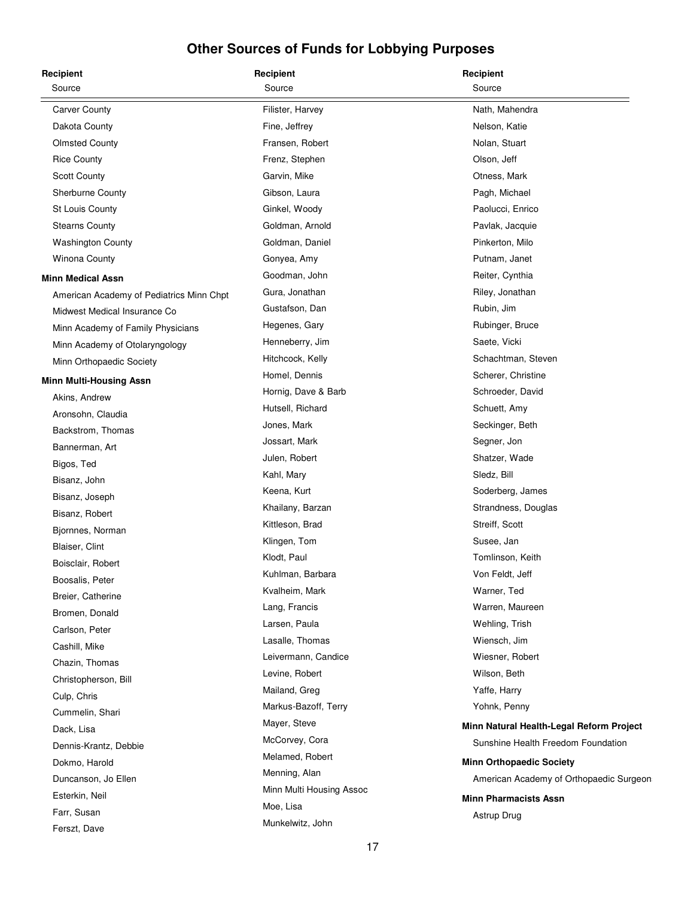# Other Sources of Funds for Lobbying Purposes

**Recipient**
Source

- Carver County
- Dakota County
- Olmsted County
- Rice County
- Scott County
- Sherburne County
- St Louis County
- Stearns County
- Washington County
- Winona County

**Minn Medical Assn**

- American Academy of Pediatrics Minn Chpt
- Midwest Medical Insurance Co
- Minn Academy of Family Physicians
- Minn Academy of Otolaryngology
- Minn Orthopaedic Society

**Minn Multi-Housing Assn**

- Akins, Andrew
- Aronsohn, Claudia
- Backstrom, Thomas
- Bannerman, Art
- Bigos, Ted
- Bisanz, John
- Bisanz, Joseph
- Bisanz, Robert
- Bjornnes, Norman
- Blaiser, Clint
- Boisclair, Robert
- Boosalis, Peter
- Breier, Catherine
- Bromen, Donald
- Carlson, Peter
- Cashill, Mike
- Chazin, Thomas
- Christopherson, Bill
- Culp, Chris
- Cummelin, Shari
- Dack, Lisa
- Dennis-Krantz, Debbie
- Dokmo, Harold
- Duncanson, Jo Ellen
- Esterkin, Neil
- Farr, Susan
- Ferszt, Dave
- Filister, Harvey
- Fine, Jeffrey
- Fransen, Robert
- Frenz, Stephen
- Garvin, Mike
- Gibson, Laura
- Ginkel, Woody
- Goldman, Arnold
- Goldman, Daniel
- Gonyea, Amy
- Goodman, John
- Gura, Jonathan
- Gustafson, Dan
- Hegenes, Gary
- Henneberry, Jim
- Hitchcock, Kelly
- Homel, Dennis
- Hornig, Dave & Barb
- Hutsell, Richard
- Jones, Mark
- Jossart, Mark
- Julen, Robert
- Kahl, Mary
- Keena, Kurt
- Khailany, Barzan
- Kittleson, Brad
- Klingen, Tom
- Klodt, Paul
- Kuhlman, Barbara
- Kvalheim, Mark
- Lang, Francis
- Larsen, Paula
- Lasalle, Thomas
- Leivermann, Candice
- Levine, Robert
- Mailand, Greg
- Markus-Bazoff, Terry
- Mayer, Steve
- McCorvey, Cora
- Melamed, Robert
- Menning, Alan
- Minn Multi Housing Assoc
- Moe, Lisa
- Munkelwitz, John
- Nath, Mahendra
- Nelson, Katie
- Nolan, Stuart
- Olson, Jeff
- Otness, Mark
- Pagh, Michael
- Paolucci, Enrico
- Pavlak, Jacquie
- Pinkerton, Milo
- Putnam, Janet
- Reiter, Cynthia
- Riley, Jonathan
- Rubin, Jim
- Rubinger, Bruce
- Saete, Vicki
- Schachtman, Steven
- Scherer, Christine
- Schroeder, David
- Schuett, Amy
- Seckinger, Beth
- Segner, Jon
- Shatzer, Wade
- Sledz, Bill
- Soderberg, James
- Strandness, Douglas
- Streiff, Scott
- Susee, Jan
- Tomlinson, Keith
- Von Feldt, Jeff
- Warner, Ted
- Warren, Maureen
- Wehling, Trish
- Wiensch, Jim
- Wiesner, Robert
- Wilson, Beth
- Yaffe, Harry
- Yohnk, Penny

**Minn Natural Health-Legal Reform Project**

- Sunshine Health Freedom Foundation

**Minn Orthopaedic Society**

- American Academy of Orthopaedic Surgeon

**Minn Pharmacists Assn**

- Astrup Drug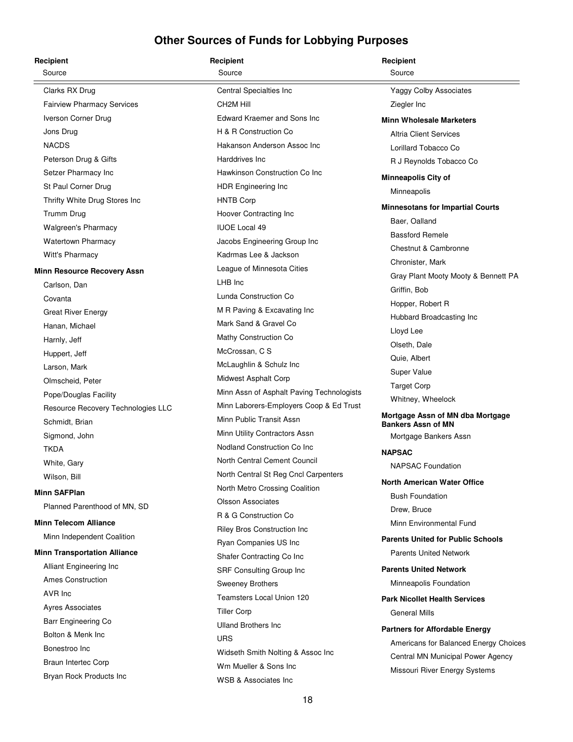# Other Sources of Funds for Lobbying Purposes

**Recipient**
Source

- Clarks RX Drug
- Fairview Pharmacy Services
- Iverson Corner Drug
- Jons Drug
- NACDS
- Peterson Drug & Gifts
- Setzer Pharmacy Inc
- St Paul Corner Drug
- Thrifty White Drug Stores Inc
- Trumm Drug
- Walgreen's Pharmacy
- Watertown Pharmacy
- Witt's Pharmacy

**Minn Resource Recovery Assn**

- Carlson, Dan
- Covanta
- Great River Energy
- Hanan, Michael
- Harnly, Jeff
- Huppert, Jeff
- Larson, Mark
- Olmscheid, Peter
- Pope/Douglas Facility
- Resource Recovery Technologies LLC
- Schmidt, Brian
- Sigmond, John
- TKDA
- White, Gary
- Wilson, Bill

**Minn SAFPlan**

- Planned Parenthood of MN, SD

**Minn Telecom Alliance**

- Minn Independent Coalition

**Minn Transportation Alliance**

- Alliant Engineering Inc
- Ames Construction
- AVR Inc
- Ayres Associates
- Barr Engineering Co
- Bolton & Menk Inc
- Bonestroo Inc
- Braun Intertec Corp
- Bryan Rock Products Inc
- Central Specialties Inc
- CH2M Hill
- Edward Kraemer and Sons Inc
- H & R Construction Co
- Hakanson Anderson Assoc Inc
- Harddrives Inc
- Hawkinson Construction Co Inc
- HDR Engineering Inc
- HNTB Corp
- Hoover Contracting Inc
- IUOE Local 49
- Jacobs Engineering Group Inc
- Kadrmas Lee & Jackson
- League of Minnesota Cities
- LHB Inc
- Lunda Construction Co
- M R Paving & Excavating Inc
- Mark Sand & Gravel Co
- Mathy Construction Co
- McCrossan, C S
- McLaughlin & Schulz Inc
- Midwest Asphalt Corp
- Minn Assn of Asphalt Paving Technologists
- Minn Laborers-Employers Coop & Ed Trust
- Minn Public Transit Assn
- Minn Utility Contractors Assn
- Nodland Construction Co Inc
- North Central Cement Council
- North Central St Reg Cncl Carpenters
- North Metro Crossing Coalition
- Olsson Associates
- R & G Construction Co
- Riley Bros Construction Inc
- Ryan Companies US Inc
- Shafer Contracting Co Inc
- SRF Consulting Group Inc
- Sweeney Brothers
- Teamsters Local Union 120
- Tiller Corp
- Ulland Brothers Inc
- URS
- Widseth Smith Nolting & Assoc Inc
- Wm Mueller & Sons Inc
- WSB & Associates Inc
- Yaggy Colby Associates
- Ziegler Inc

**Minn Wholesale Marketers**

- Altria Client Services
- Lorillard Tobacco Co
- R J Reynolds Tobacco Co

**Minneapolis City of**

- Minneapolis

**Minnesotans for Impartial Courts**

- Baer, Oalland
- Bassford Remele
- Chestnut & Cambronne
- Chronister, Mark
- Gray Plant Mooty Mooty & Bennett PA
- Griffin, Bob
- Hopper, Robert R
- Hubbard Broadcasting Inc
- Lloyd Lee
- Olseth, Dale
- Quie, Albert
- Super Value
- Target Corp
- Whitney, Wheelock

**Mortgage Assn of MN dba Mortgage Bankers Assn of MN**

- Mortgage Bankers Assn

**NAPSAC**

- NAPSAC Foundation

**North American Water Office**

- Bush Foundation
- Drew, Bruce
- Minn Environmental Fund

**Parents United for Public Schools**

- Parents United Network

**Parents United Network**

- Minneapolis Foundation

**Park Nicollet Health Services**

- General Mills

**Partners for Affordable Energy**

- Americans for Balanced Energy Choices
- Central MN Municipal Power Agency
- Missouri River Energy Systems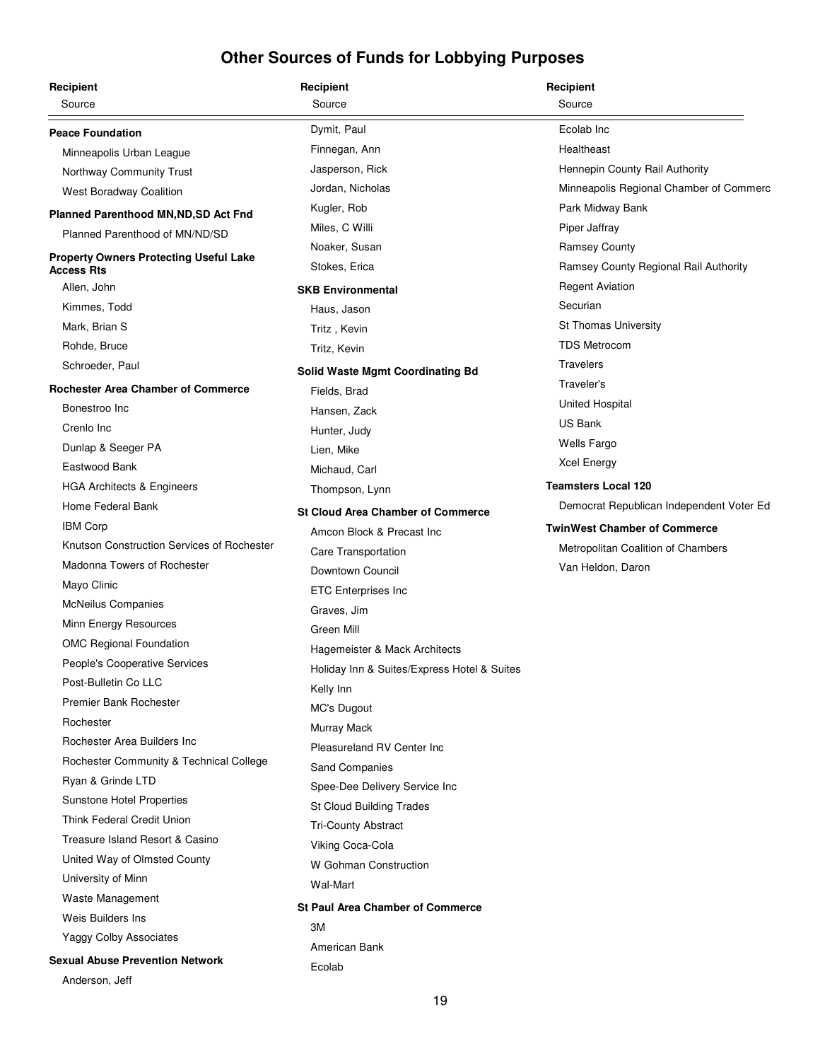# Other Sources of Funds for Lobbying Purposes

**Recipient**
Source

**Peace Foundation**

- Minneapolis Urban League
- Northway Community Trust
- West Boradway Coalition

**Planned Parenthood MN,ND,SD Act Fnd**

- Planned Parenthood of MN/ND/SD

**Property Owners Protecting Useful Lake Access Rts**

- Allen, John
- Kimmes, Todd
- Mark, Brian S
- Rohde, Bruce
- Schroeder, Paul

**Rochester Area Chamber of Commerce**

- Bonestroo Inc
- Crenlo Inc
- Dunlap & Seeger PA
- Eastwood Bank
- HGA Architects & Engineers
- Home Federal Bank
- IBM Corp
- Knutson Construction Services of Rochester
- Madonna Towers of Rochester
- Mayo Clinic
- McNeilus Companies
- Minn Energy Resources
- OMC Regional Foundation
- People's Cooperative Services
- Post-Bulletin Co LLC
- Premier Bank Rochester
- Rochester
- Rochester Area Builders Inc
- Rochester Community & Technical College
- Ryan & Grinde LTD
- Sunstone Hotel Properties
- Think Federal Credit Union
- Treasure Island Resort & Casino
- United Way of Olmsted County
- University of Minn
- Waste Management
- Weis Builders Ins
- Yaggy Colby Associates

**Sexual Abuse Prevention Network**

- Anderson, Jeff
- Dymit, Paul
- Finnegan, Ann
- Jasperson, Rick
- Jordan, Nicholas
- Kugler, Rob
- Miles, C Willi
- Noaker, Susan
- Stokes, Erica

**SKB Environmental**

- Haus, Jason
- Tritz , Kevin
- Tritz, Kevin

**Solid Waste Mgmt Coordinating Bd**

- Fields, Brad
- Hansen, Zack
- Hunter, Judy
- Lien, Mike
- Michaud, Carl
- Thompson, Lynn

**St Cloud Area Chamber of Commerce**

- Amcon Block & Precast Inc
- Care Transportation
- Downtown Council
- ETC Enterprises Inc
- Graves, Jim
- Green Mill
- Hagemeister & Mack Architects
- Holiday Inn & Suites/Express Hotel & Suites
- Kelly Inn
- MC's Dugout
- Murray Mack
- Pleasureland RV Center Inc
- Sand Companies
- Spee-Dee Delivery Service Inc
- St Cloud Building Trades
- Tri-County Abstract
- Viking Coca-Cola
- W Gohman Construction
- Wal-Mart

**St Paul Area Chamber of Commerce**

- 3M
- American Bank
- Ecolab
- Ecolab Inc
- Healtheast
- Hennepin County Rail Authority
- Minneapolis Regional Chamber of Commerc
- Park Midway Bank
- Piper Jaffray
- Ramsey County
- Ramsey County Regional Rail Authority
- Regent Aviation
- Securian
- St Thomas University
- TDS Metrocom
- Travelers
- Traveler's
- United Hospital
- US Bank
- Wells Fargo
- Xcel Energy

**Teamsters Local 120**

- Democrat Republican Independent Voter Ed

**TwinWest Chamber of Commerce**

- Metropolitan Coalition of Chambers
- Van Heldon, Daron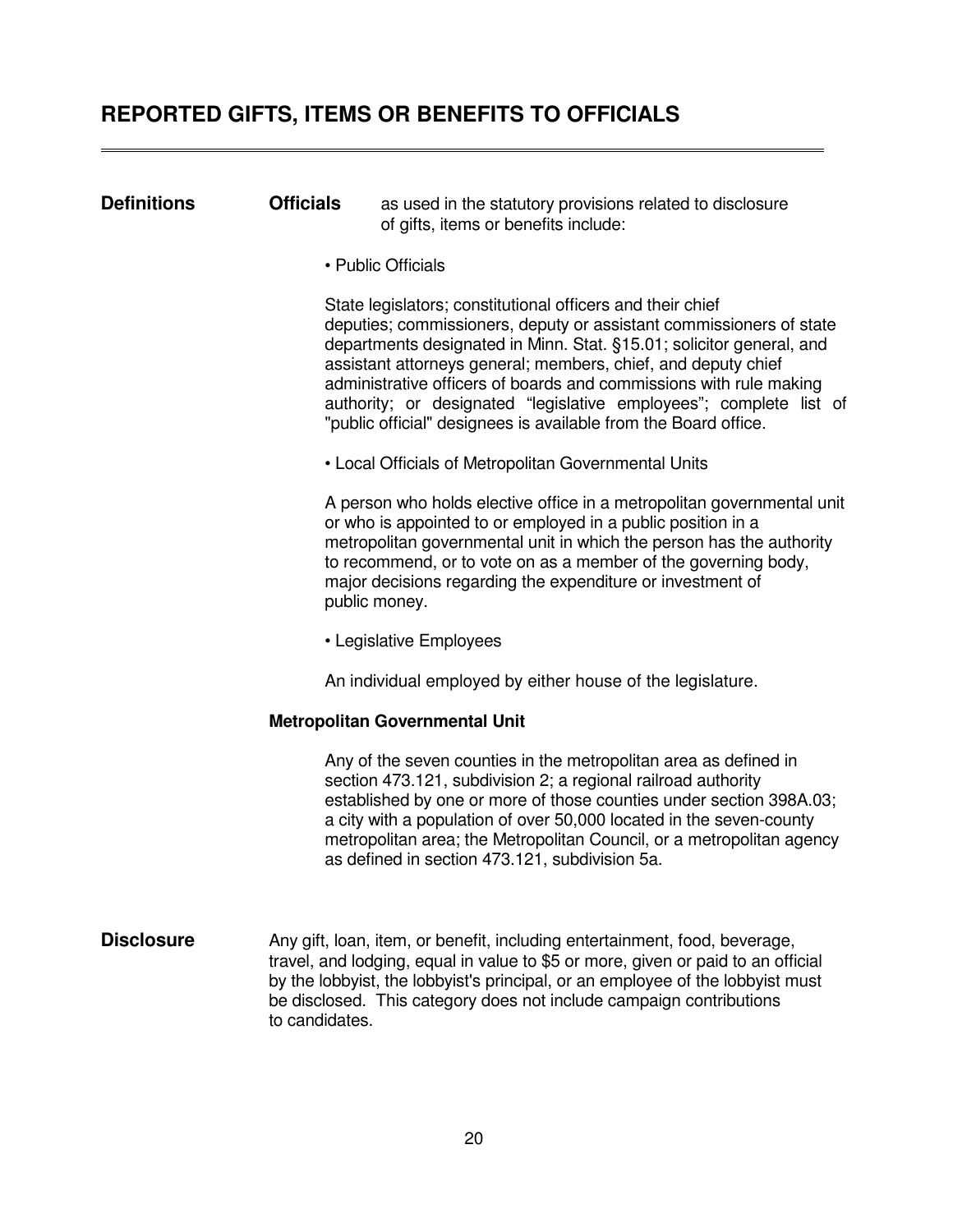# REPORTED GIFTS, ITEMS OR BENEFITS TO OFFICIALS

---

**Definitions**

**Officials** as used in the statutory provisions related to disclosure of gifts, items or benefits include:

- Public Officials

State legislators; constitutional officers and their chief deputies; commissioners, deputy or assistant commissioners of state departments designated in Minn. Stat. §15.01; solicitor general, and assistant attorneys general; members, chief, and deputy chief administrative officers of boards and commissions with rule making authority; or designated "legislative employees"; complete list of "public official" designees is available from the Board office.

- Local Officials of Metropolitan Governmental Units

A person who holds elective office in a metropolitan governmental unit or who is appointed to or employed in a public position in a metropolitan governmental unit in which the person has the authority to recommend, or to vote on as a member of the governing body, major decisions regarding the expenditure or investment of public money.

- Legislative Employees

An individual employed by either house of the legislature.

**Metropolitan Governmental Unit**

Any of the seven counties in the metropolitan area as defined in section 473.121, subdivision 2; a regional railroad authority established by one or more of those counties under section 398A.03; a city with a population of over 50,000 located in the seven-county metropolitan area; the Metropolitan Council, or a metropolitan agency as defined in section 473.121, subdivision 5a.

**Disclosure**

Any gift, loan, item, or benefit, including entertainment, food, beverage, travel, and lodging, equal in value to $5 or more, given or paid to an official by the lobbyist, the lobbyist's principal, or an employee of the lobbyist must be disclosed. This category does not include campaign contributions to candidates.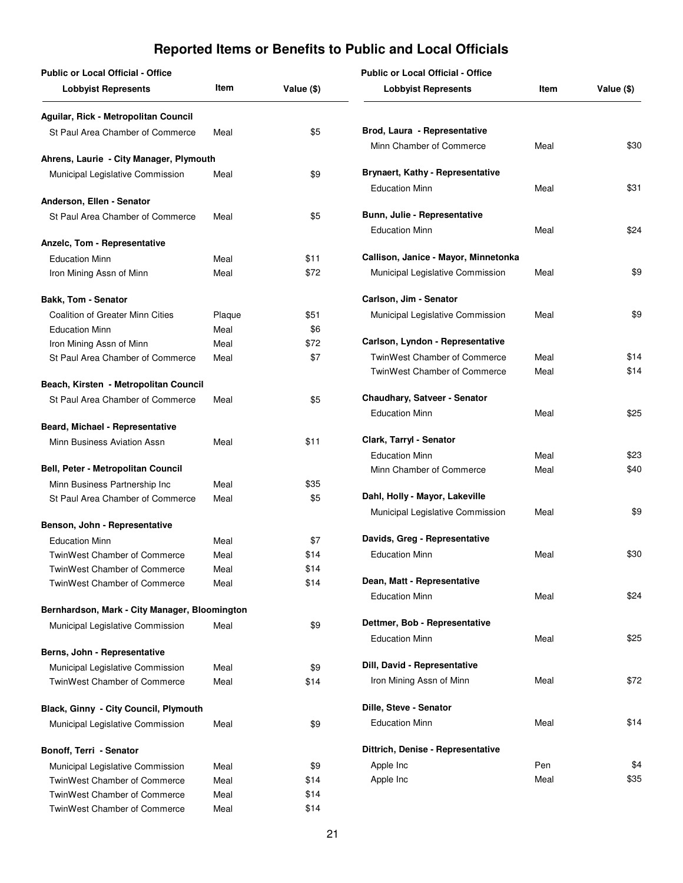# Reported Items or Benefits to Public and Local Officials

| Public or Local Official - Office / Lobbyist Represents | Item | Value ($) |
|---|---|---|
| **Aguilar, Rick - Metropolitan Council** | | |
| St Paul Area Chamber of Commerce | Meal | $5 |
| **Ahrens, Laurie - City Manager, Plymouth** | | |
| Municipal Legislative Commission | Meal | $9 |
| **Anderson, Ellen - Senator** | | |
| St Paul Area Chamber of Commerce | Meal | $5 |
| **Anzelc, Tom - Representative** | | |
| Education Minn | Meal | $11 |
| Iron Mining Assn of Minn | Meal | $72 |
| **Bakk, Tom - Senator** | | |
| Coalition of Greater Minn Cities | Plaque | $51 |
| Education Minn | Meal | $6 |
| Iron Mining Assn of Minn | Meal | $72 |
| St Paul Area Chamber of Commerce | Meal | $7 |
| **Beach, Kirsten - Metropolitan Council** | | |
| St Paul Area Chamber of Commerce | Meal | $5 |
| **Beard, Michael - Representative** | | |
| Minn Business Aviation Assn | Meal | $11 |
| **Bell, Peter - Metropolitan Council** | | |
| Minn Business Partnership Inc | Meal | $35 |
| St Paul Area Chamber of Commerce | Meal | $5 |
| **Benson, John - Representative** | | |
| Education Minn | Meal | $7 |
| TwinWest Chamber of Commerce | Meal | $14 |
| TwinWest Chamber of Commerce | Meal | $14 |
| TwinWest Chamber of Commerce | Meal | $14 |
| **Bernhardson, Mark - City Manager, Bloomington** | | |
| Municipal Legislative Commission | Meal | $9 |
| **Berns, John - Representative** | | |
| Municipal Legislative Commission | Meal | $9 |
| TwinWest Chamber of Commerce | Meal | $14 |
| **Black, Ginny - City Council, Plymouth** | | |
| Municipal Legislative Commission | Meal | $9 |
| **Bonoff, Terri - Senator** | | |
| Municipal Legislative Commission | Meal | $9 |
| TwinWest Chamber of Commerce | Meal | $14 |
| TwinWest Chamber of Commerce | Meal | $14 |
| TwinWest Chamber of Commerce | Meal | $14 |
| **Brod, Laura - Representative** | | |
| Minn Chamber of Commerce | Meal | $30 |
| **Brynaert, Kathy - Representative** | | |
| Education Minn | Meal | $31 |
| **Bunn, Julie - Representative** | | |
| Education Minn | Meal | $24 |
| **Callison, Janice - Mayor, Minnetonka** | | |
| Municipal Legislative Commission | Meal | $9 |
| **Carlson, Jim - Senator** | | |
| Municipal Legislative Commission | Meal | $9 |
| **Carlson, Lyndon - Representative** | | |
| TwinWest Chamber of Commerce | Meal | $14 |
| TwinWest Chamber of Commerce | Meal | $14 |
| **Chaudhary, Satveer - Senator** | | |
| Education Minn | Meal | $25 |
| **Clark, Tarryl - Senator** | | |
| Education Minn | Meal | $23 |
| Minn Chamber of Commerce | Meal | $40 |
| **Dahl, Holly - Mayor, Lakeville** | | |
| Municipal Legislative Commission | Meal | $9 |
| **Davids, Greg - Representative** | | |
| Education Minn | Meal | $30 |
| **Dean, Matt - Representative** | | |
| Education Minn | Meal | $24 |
| **Dettmer, Bob - Representative** | | |
| Education Minn | Meal | $25 |
| **Dill, David - Representative** | | |
| Iron Mining Assn of Minn | Meal | $72 |
| **Dille, Steve - Senator** | | |
| Education Minn | Meal | $14 |
| **Dittrich, Denise - Representative** | | |
| Apple Inc | Pen | $4 |
| Apple Inc | Meal | $35 |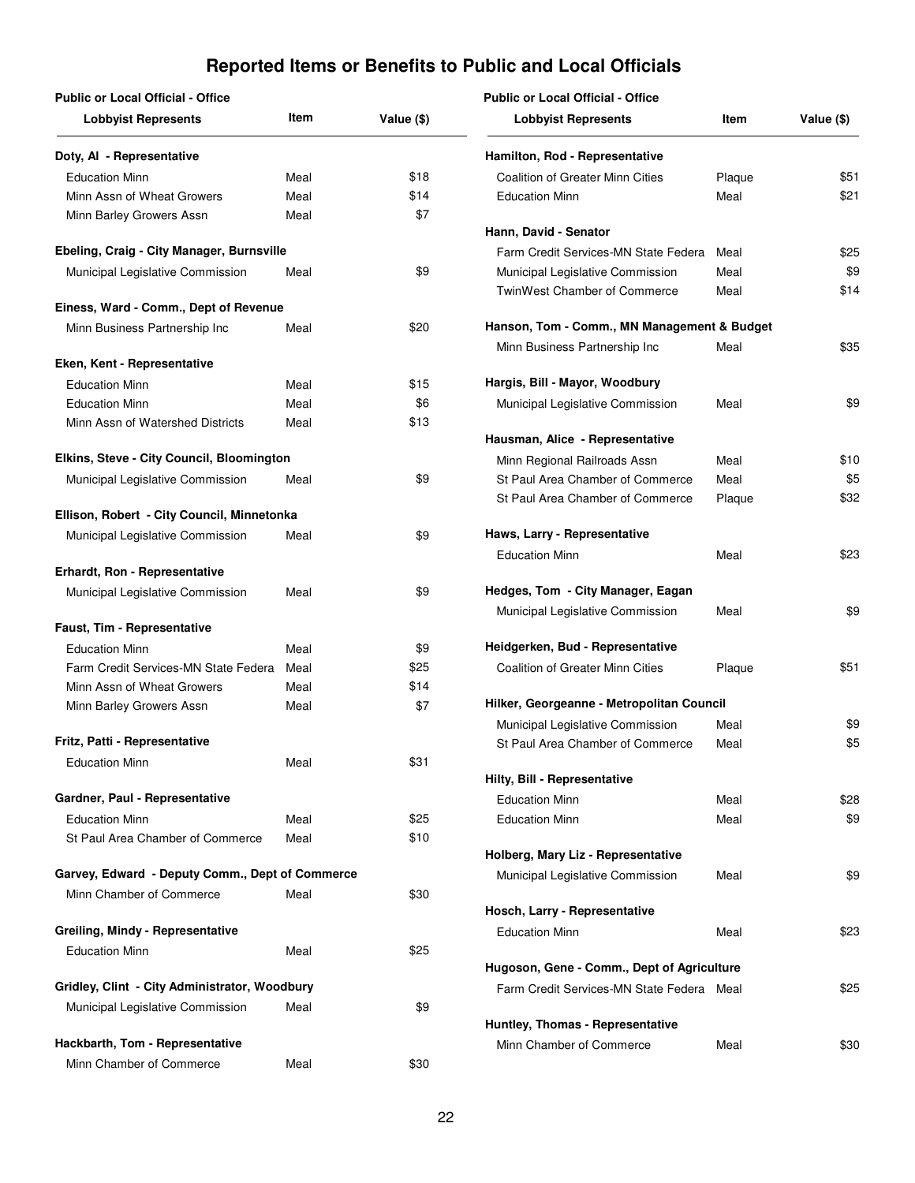# Reported Items or Benefits to Public and Local Officials

| Public or Local Official - Office / Lobbyist Represents | Item | Value ($) |
|---|---|---|
| **Doty, Al - Representative** | | |
| Education Minn | Meal | $18 |
| Minn Assn of Wheat Growers | Meal | $14 |
| Minn Barley Growers Assn | Meal | $7 |
| **Ebeling, Craig - City Manager, Burnsville** | | |
| Municipal Legislative Commission | Meal | $9 |
| **Einess, Ward - Comm., Dept of Revenue** | | |
| Minn Business Partnership Inc | Meal | $20 |
| **Eken, Kent - Representative** | | |
| Education Minn | Meal | $15 |
| Education Minn | Meal | $6 |
| Minn Assn of Watershed Districts | Meal | $13 |
| **Elkins, Steve - City Council, Bloomington** | | |
| Municipal Legislative Commission | Meal | $9 |
| **Ellison, Robert - City Council, Minnetonka** | | |
| Municipal Legislative Commission | Meal | $9 |
| **Erhardt, Ron - Representative** | | |
| Municipal Legislative Commission | Meal | $9 |
| **Faust, Tim - Representative** | | |
| Education Minn | Meal | $9 |
| Farm Credit Services-MN State Federa | Meal | $25 |
| Minn Assn of Wheat Growers | Meal | $14 |
| Minn Barley Growers Assn | Meal | $7 |
| **Fritz, Patti - Representative** | | |
| Education Minn | Meal | $31 |
| **Gardner, Paul - Representative** | | |
| Education Minn | Meal | $25 |
| St Paul Area Chamber of Commerce | Meal | $10 |
| **Garvey, Edward - Deputy Comm., Dept of Commerce** | | |
| Minn Chamber of Commerce | Meal | $30 |
| **Greiling, Mindy - Representative** | | |
| Education Minn | Meal | $25 |
| **Gridley, Clint - City Administrator, Woodbury** | | |
| Municipal Legislative Commission | Meal | $9 |
| **Hackbarth, Tom - Representative** | | |
| Minn Chamber of Commerce | Meal | $30 |
| **Hamilton, Rod - Representative** | | |
| Coalition of Greater Minn Cities | Plaque | $51 |
| Education Minn | Meal | $21 |
| **Hann, David - Senator** | | |
| Farm Credit Services-MN State Federa | Meal | $25 |
| Municipal Legislative Commission | Meal | $9 |
| TwinWest Chamber of Commerce | Meal | $14 |
| **Hanson, Tom - Comm., MN Management & Budget** | | |
| Minn Business Partnership Inc | Meal | $35 |
| **Hargis, Bill - Mayor, Woodbury** | | |
| Municipal Legislative Commission | Meal | $9 |
| **Hausman, Alice - Representative** | | |
| Minn Regional Railroads Assn | Meal | $10 |
| St Paul Area Chamber of Commerce | Meal | $5 |
| St Paul Area Chamber of Commerce | Plaque | $32 |
| **Haws, Larry - Representative** | | |
| Education Minn | Meal | $23 |
| **Hedges, Tom - City Manager, Eagan** | | |
| Municipal Legislative Commission | Meal | $9 |
| **Heidgerken, Bud - Representative** | | |
| Coalition of Greater Minn Cities | Plaque | $51 |
| **Hilker, Georgeanne - Metropolitan Council** | | |
| Municipal Legislative Commission | Meal | $9 |
| St Paul Area Chamber of Commerce | Meal | $5 |
| **Hilty, Bill - Representative** | | |
| Education Minn | Meal | $28 |
| Education Minn | Meal | $9 |
| **Holberg, Mary Liz - Representative** | | |
| Municipal Legislative Commission | Meal | $9 |
| **Hosch, Larry - Representative** | | |
| Education Minn | Meal | $23 |
| **Hugoson, Gene - Comm., Dept of Agriculture** | | |
| Farm Credit Services-MN State Federa | Meal | $25 |
| **Huntley, Thomas - Representative** | | |
| Minn Chamber of Commerce | Meal | $30 |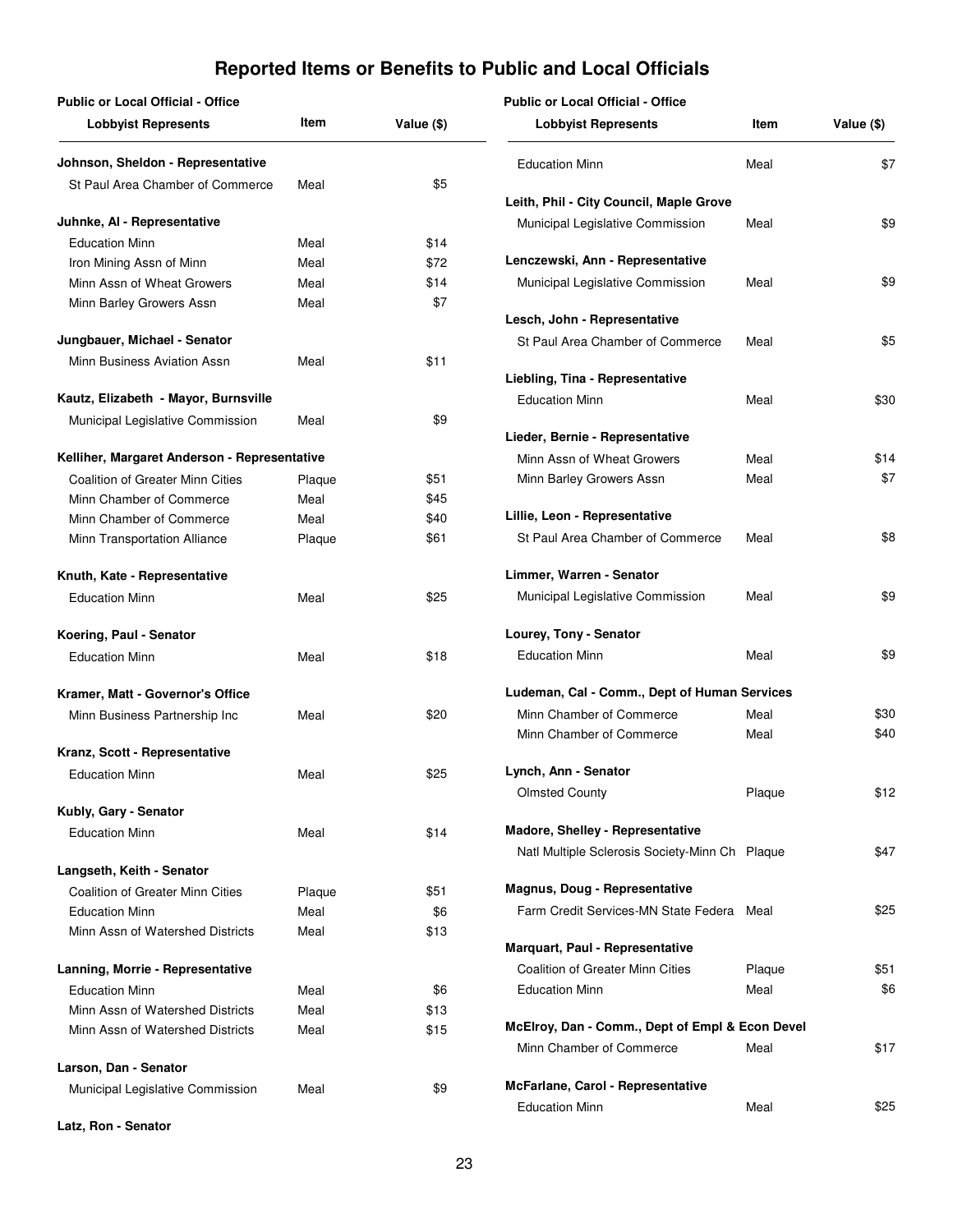# Reported Items or Benefits to Public and Local Officials

| Public or Local Official - Office / Lobbyist Represents | Item | Value ($) |
|---|---|---|
| **Johnson, Sheldon - Representative** | | |
| St Paul Area Chamber of Commerce | Meal | $5 |
| **Juhnke, Al - Representative** | | |
| Education Minn | Meal | $14 |
| Iron Mining Assn of Minn | Meal | $72 |
| Minn Assn of Wheat Growers | Meal | $14 |
| Minn Barley Growers Assn | Meal | $7 |
| **Jungbauer, Michael - Senator** | | |
| Minn Business Aviation Assn | Meal | $11 |
| **Kautz, Elizabeth - Mayor, Burnsville** | | |
| Municipal Legislative Commission | Meal | $9 |
| **Kelliher, Margaret Anderson - Representative** | | |
| Coalition of Greater Minn Cities | Plaque | $51 |
| Minn Chamber of Commerce | Meal | $45 |
| Minn Chamber of Commerce | Meal | $40 |
| Minn Transportation Alliance | Plaque | $61 |
| **Knuth, Kate - Representative** | | |
| Education Minn | Meal | $25 |
| **Koering, Paul - Senator** | | |
| Education Minn | Meal | $18 |
| **Kramer, Matt - Governor's Office** | | |
| Minn Business Partnership Inc | Meal | $20 |
| **Kranz, Scott - Representative** | | |
| Education Minn | Meal | $25 |
| **Kubly, Gary - Senator** | | |
| Education Minn | Meal | $14 |
| **Langseth, Keith - Senator** | | |
| Coalition of Greater Minn Cities | Plaque | $51 |
| Education Minn | Meal | $6 |
| Minn Assn of Watershed Districts | Meal | $13 |
| **Lanning, Morrie - Representative** | | |
| Education Minn | Meal | $6 |
| Minn Assn of Watershed Districts | Meal | $13 |
| Minn Assn of Watershed Districts | Meal | $15 |
| **Larson, Dan - Senator** | | |
| Municipal Legislative Commission | Meal | $9 |
| **Latz, Ron - Senator** | | |
| Education Minn | Meal | $7 |
| **Leith, Phil - City Council, Maple Grove** | | |
| Municipal Legislative Commission | Meal | $9 |
| **Lenczewski, Ann - Representative** | | |
| Municipal Legislative Commission | Meal | $9 |
| **Lesch, John - Representative** | | |
| St Paul Area Chamber of Commerce | Meal | $5 |
| **Liebling, Tina - Representative** | | |
| Education Minn | Meal | $30 |
| **Lieder, Bernie - Representative** | | |
| Minn Assn of Wheat Growers | Meal | $14 |
| Minn Barley Growers Assn | Meal | $7 |
| **Lillie, Leon - Representative** | | |
| St Paul Area Chamber of Commerce | Meal | $8 |
| **Limmer, Warren - Senator** | | |
| Municipal Legislative Commission | Meal | $9 |
| **Lourey, Tony - Senator** | | |
| Education Minn | Meal | $9 |
| **Ludeman, Cal - Comm., Dept of Human Services** | | |
| Minn Chamber of Commerce | Meal | $30 |
| Minn Chamber of Commerce | Meal | $40 |
| **Lynch, Ann - Senator** | | |
| Olmsted County | Plaque | $12 |
| **Madore, Shelley - Representative** | | |
| Natl Multiple Sclerosis Society-Minn Ch | Plaque | $47 |
| **Magnus, Doug - Representative** | | |
| Farm Credit Services-MN State Federa | Meal | $25 |
| **Marquart, Paul - Representative** | | |
| Coalition of Greater Minn Cities | Plaque | $51 |
| Education Minn | Meal | $6 |
| **McElroy, Dan - Comm., Dept of Empl & Econ Devel** | | |
| Minn Chamber of Commerce | Meal | $17 |
| **McFarlane, Carol - Representative** | | |
| Education Minn | Meal | $25 |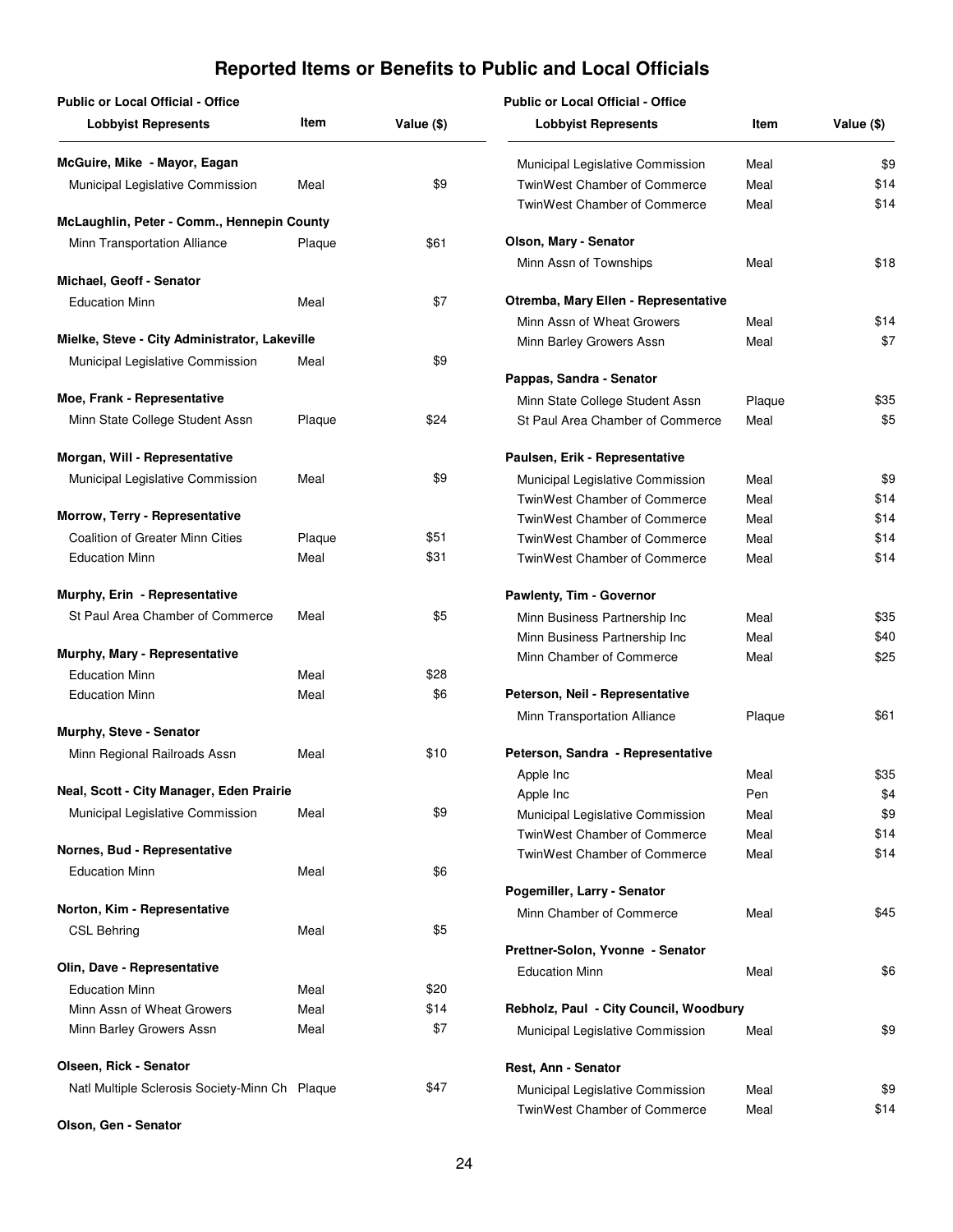# Reported Items or Benefits to Public and Local Officials

| Public or Local Official - Office / Lobbyist Represents | Item | Value ($) |
|---|---|---|
| **McGuire, Mike - Mayor, Eagan** | | |
| Municipal Legislative Commission | Meal | $9 |
| **McLaughlin, Peter - Comm., Hennepin County** | | |
| Minn Transportation Alliance | Plaque | $61 |
| **Michael, Geoff - Senator** | | |
| Education Minn | Meal | $7 |
| **Mielke, Steve - City Administrator, Lakeville** | | |
| Municipal Legislative Commission | Meal | $9 |
| **Moe, Frank - Representative** | | |
| Minn State College Student Assn | Plaque | $24 |
| **Morgan, Will - Representative** | | |
| Municipal Legislative Commission | Meal | $9 |
| **Morrow, Terry - Representative** | | |
| Coalition of Greater Minn Cities | Plaque | $51 |
| Education Minn | Meal | $31 |
| **Murphy, Erin - Representative** | | |
| St Paul Area Chamber of Commerce | Meal | $5 |
| **Murphy, Mary - Representative** | | |
| Education Minn | Meal | $28 |
| Education Minn | Meal | $6 |
| **Murphy, Steve - Senator** | | |
| Minn Regional Railroads Assn | Meal | $10 |
| **Neal, Scott - City Manager, Eden Prairie** | | |
| Municipal Legislative Commission | Meal | $9 |
| **Nornes, Bud - Representative** | | |
| Education Minn | Meal | $6 |
| **Norton, Kim - Representative** | | |
| CSL Behring | Meal | $5 |
| **Olin, Dave - Representative** | | |
| Education Minn | Meal | $20 |
| Minn Assn of Wheat Growers | Meal | $14 |
| Minn Barley Growers Assn | Meal | $7 |
| **Olseen, Rick - Senator** | | |
| Natl Multiple Sclerosis Society-Minn Ch | Plaque | $47 |
| **Olson, Gen - Senator** | | |
| Municipal Legislative Commission | Meal | $9 |
| TwinWest Chamber of Commerce | Meal | $14 |
| TwinWest Chamber of Commerce | Meal | $14 |
| **Olson, Mary - Senator** | | |
| Minn Assn of Townships | Meal | $18 |
| **Otremba, Mary Ellen - Representative** | | |
| Minn Assn of Wheat Growers | Meal | $14 |
| Minn Barley Growers Assn | Meal | $7 |
| **Pappas, Sandra - Senator** | | |
| Minn State College Student Assn | Plaque | $35 |
| St Paul Area Chamber of Commerce | Meal | $5 |
| **Paulsen, Erik - Representative** | | |
| Municipal Legislative Commission | Meal | $9 |
| TwinWest Chamber of Commerce | Meal | $14 |
| TwinWest Chamber of Commerce | Meal | $14 |
| TwinWest Chamber of Commerce | Meal | $14 |
| TwinWest Chamber of Commerce | Meal | $14 |
| **Pawlenty, Tim - Governor** | | |
| Minn Business Partnership Inc | Meal | $35 |
| Minn Business Partnership Inc | Meal | $40 |
| Minn Chamber of Commerce | Meal | $25 |
| **Peterson, Neil - Representative** | | |
| Minn Transportation Alliance | Plaque | $61 |
| **Peterson, Sandra - Representative** | | |
| Apple Inc | Meal | $35 |
| Apple Inc | Pen | $4 |
| Municipal Legislative Commission | Meal | $9 |
| TwinWest Chamber of Commerce | Meal | $14 |
| TwinWest Chamber of Commerce | Meal | $14 |
| **Pogemiller, Larry - Senator** | | |
| Minn Chamber of Commerce | Meal | $45 |
| **Prettner-Solon, Yvonne - Senator** | | |
| Education Minn | Meal | $6 |
| **Rebholz, Paul - City Council, Woodbury** | | |
| Municipal Legislative Commission | Meal | $9 |
| **Rest, Ann - Senator** | | |
| Municipal Legislative Commission | Meal | $9 |
| TwinWest Chamber of Commerce | Meal | $14 |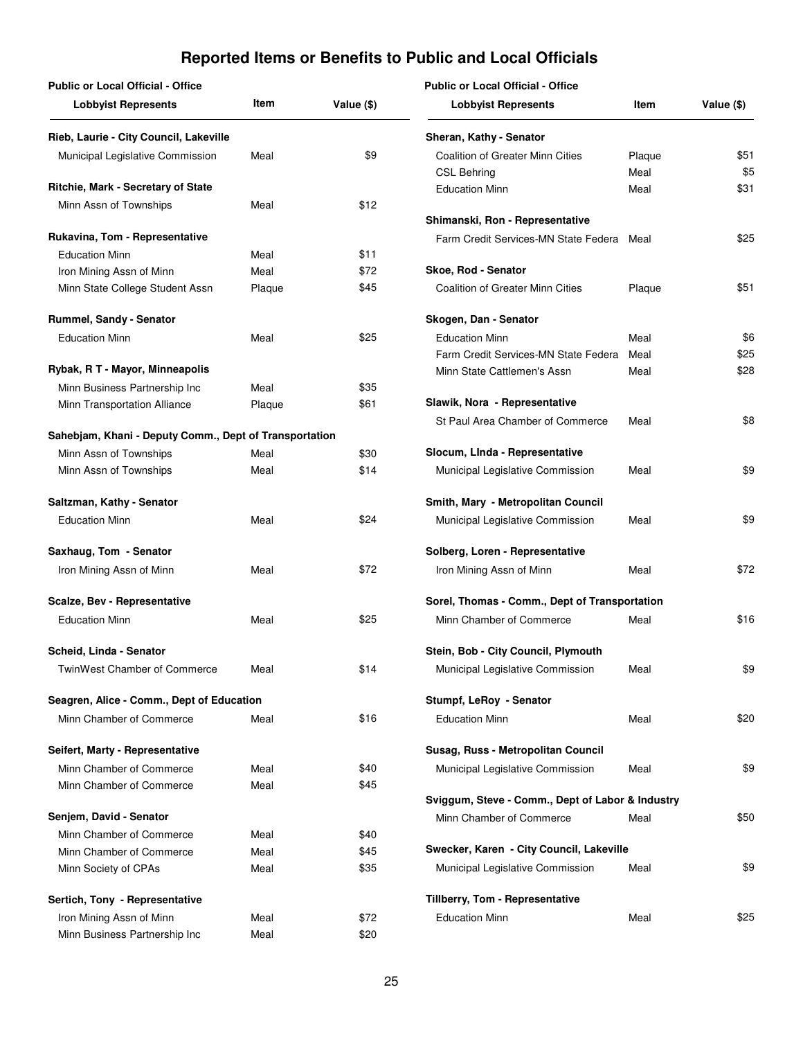# Reported Items or Benefits to Public and Local Officials

| Public or Local Official - Office / Lobbyist Represents | Item | Value ($) |
|---|---|---|
| **Rieb, Laurie - City Council, Lakeville** | | |
| Municipal Legislative Commission | Meal | $9 |
| **Ritchie, Mark - Secretary of State** | | |
| Minn Assn of Townships | Meal | $12 |
| **Rukavina, Tom - Representative** | | |
| Education Minn | Meal | $11 |
| Iron Mining Assn of Minn | Meal | $72 |
| Minn State College Student Assn | Plaque | $45 |
| **Rummel, Sandy - Senator** | | |
| Education Minn | Meal | $25 |
| **Rybak, R T - Mayor, Minneapolis** | | |
| Minn Business Partnership Inc | Meal | $35 |
| Minn Transportation Alliance | Plaque | $61 |
| **Sahebjam, Khani - Deputy Comm., Dept of Transportation** | | |
| Minn Assn of Townships | Meal | $30 |
| Minn Assn of Townships | Meal | $14 |
| **Saltzman, Kathy - Senator** | | |
| Education Minn | Meal | $24 |
| **Saxhaug, Tom - Senator** | | |
| Iron Mining Assn of Minn | Meal | $72 |
| **Scalze, Bev - Representative** | | |
| Education Minn | Meal | $25 |
| **Scheid, Linda - Senator** | | |
| TwinWest Chamber of Commerce | Meal | $14 |
| **Seagren, Alice - Comm., Dept of Education** | | |
| Minn Chamber of Commerce | Meal | $16 |
| **Seifert, Marty - Representative** | | |
| Minn Chamber of Commerce | Meal | $40 |
| Minn Chamber of Commerce | Meal | $45 |
| **Senjem, David - Senator** | | |
| Minn Chamber of Commerce | Meal | $40 |
| Minn Chamber of Commerce | Meal | $45 |
| Minn Society of CPAs | Meal | $35 |
| **Sertich, Tony - Representative** | | |
| Iron Mining Assn of Minn | Meal | $72 |
| Minn Business Partnership Inc | Meal | $20 |
| **Sheran, Kathy - Senator** | | |
| Coalition of Greater Minn Cities | Plaque | $51 |
| CSL Behring | Meal | $5 |
| Education Minn | Meal | $31 |
| **Shimanski, Ron - Representative** | | |
| Farm Credit Services-MN State Federa | Meal | $25 |
| **Skoe, Rod - Senator** | | |
| Coalition of Greater Minn Cities | Plaque | $51 |
| **Skogen, Dan - Senator** | | |
| Education Minn | Meal | $6 |
| Farm Credit Services-MN State Federa | Meal | $25 |
| Minn State Cattlemen's Assn | Meal | $28 |
| **Slawik, Nora - Representative** | | |
| St Paul Area Chamber of Commerce | Meal | $8 |
| **Slocum, LInda - Representative** | | |
| Municipal Legislative Commission | Meal | $9 |
| **Smith, Mary - Metropolitan Council** | | |
| Municipal Legislative Commission | Meal | $9 |
| **Solberg, Loren - Representative** | | |
| Iron Mining Assn of Minn | Meal | $72 |
| **Sorel, Thomas - Comm., Dept of Transportation** | | |
| Minn Chamber of Commerce | Meal | $16 |
| **Stein, Bob - City Council, Plymouth** | | |
| Municipal Legislative Commission | Meal | $9 |
| **Stumpf, LeRoy - Senator** | | |
| Education Minn | Meal | $20 |
| **Susag, Russ - Metropolitan Council** | | |
| Municipal Legislative Commission | Meal | $9 |
| **Sviggum, Steve - Comm., Dept of Labor & Industry** | | |
| Minn Chamber of Commerce | Meal | $50 |
| **Swecker, Karen - City Council, Lakeville** | | |
| Municipal Legislative Commission | Meal | $9 |
| **Tillberry, Tom - Representative** | | |
| Education Minn | Meal | $25 |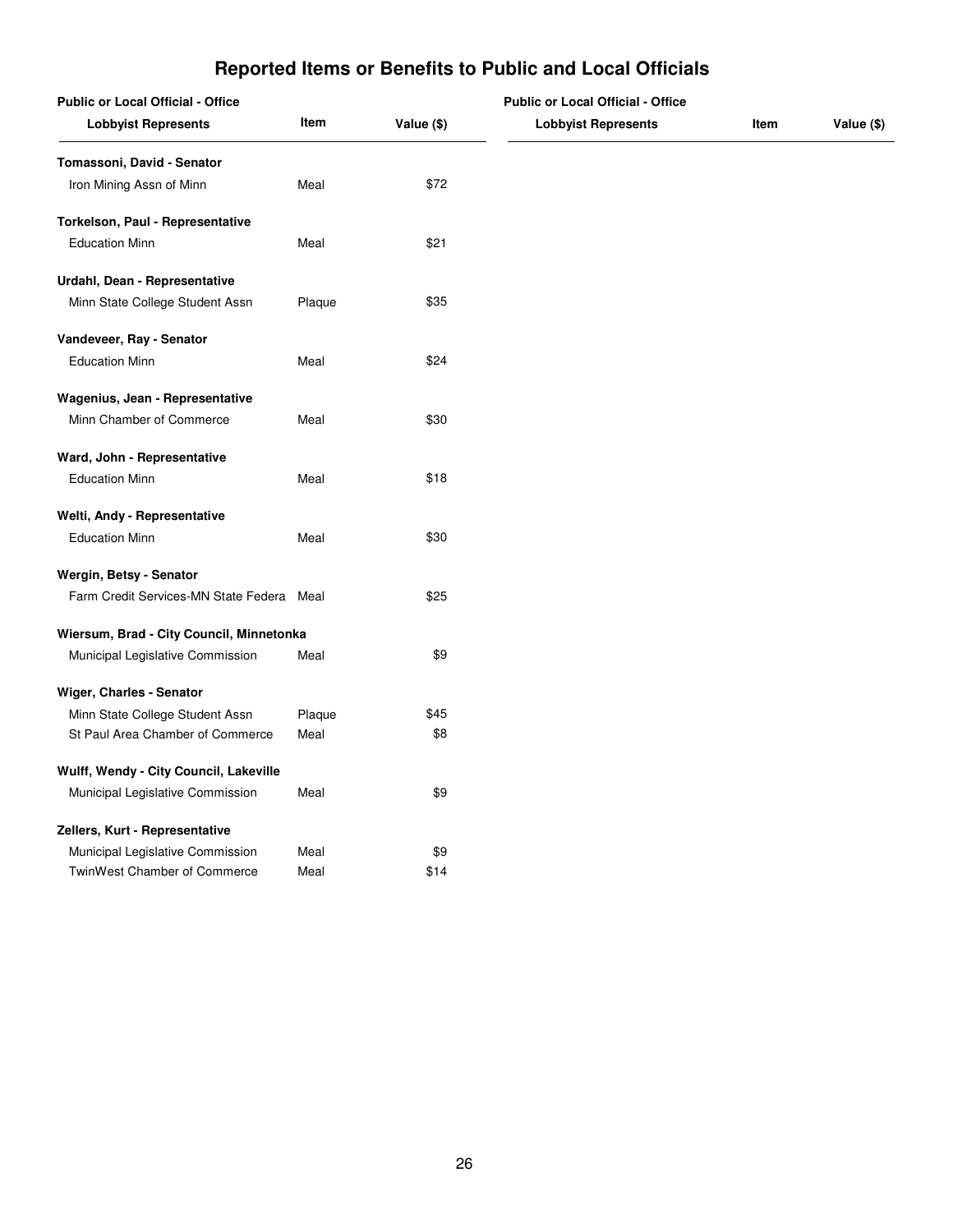# Reported Items or Benefits to Public and Local Officials

| Public or Local Official - Office / Lobbyist Represents | Item | Value ($) |
|---|---|---|
| **Tomassoni, David - Senator** | | |
| Iron Mining Assn of Minn | Meal | $72 |
| **Torkelson, Paul - Representative** | | |
| Education Minn | Meal | $21 |
| **Urdahl, Dean - Representative** | | |
| Minn State College Student Assn | Plaque | $35 |
| **Vandeveer, Ray - Senator** | | |
| Education Minn | Meal | $24 |
| **Wagenius, Jean - Representative** | | |
| Minn Chamber of Commerce | Meal | $30 |
| **Ward, John - Representative** | | |
| Education Minn | Meal | $18 |
| **Welti, Andy - Representative** | | |
| Education Minn | Meal | $30 |
| **Wergin, Betsy - Senator** | | |
| Farm Credit Services-MN State Federa | Meal | $25 |
| **Wiersum, Brad - City Council, Minnetonka** | | |
| Municipal Legislative Commission | Meal | $9 |
| **Wiger, Charles - Senator** | | |
| Minn State College Student Assn | Plaque | $45 |
| St Paul Area Chamber of Commerce | Meal | $8 |
| **Wulff, Wendy - City Council, Lakeville** | | |
| Municipal Legislative Commission | Meal | $9 |
| **Zellers, Kurt - Representative** | | |
| Municipal Legislative Commission | Meal | $9 |
| TwinWest Chamber of Commerce | Meal | $14 |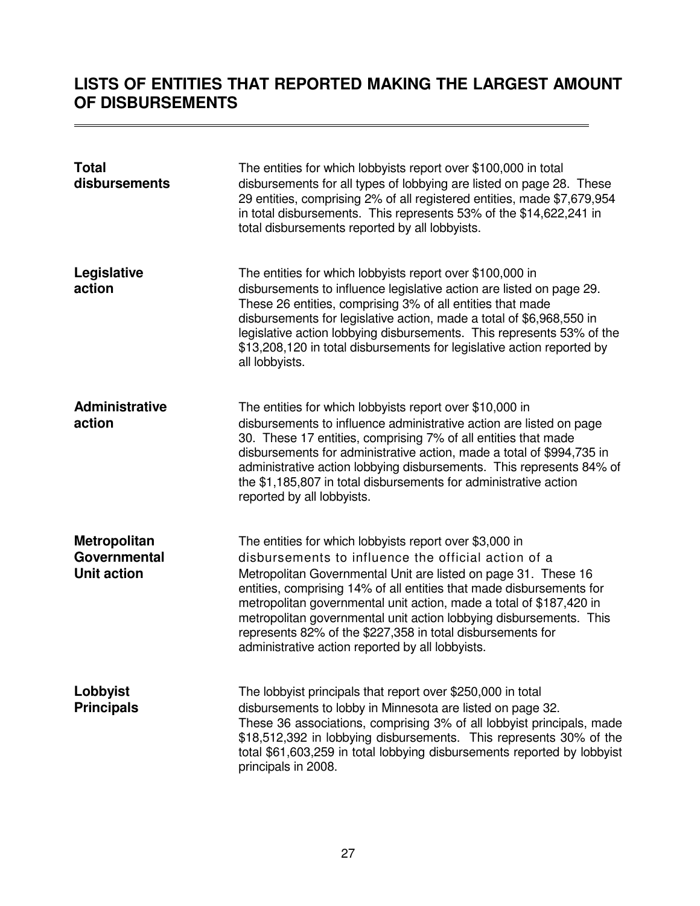# LISTS OF ENTITIES THAT REPORTED MAKING THE LARGEST AMOUNT OF DISBURSEMENTS

**Total disbursements**

The entities for which lobbyists report over $100,000 in total disbursements for all types of lobbying are listed on page 28. These 29 entities, comprising 2% of all registered entities, made $7,679,954 in total disbursements. This represents 53% of the $14,622,241 in total disbursements reported by all lobbyists.

**Legislative action**

The entities for which lobbyists report over $100,000 in disbursements to influence legislative action are listed on page 29. These 26 entities, comprising 3% of all entities that made disbursements for legislative action, made a total of $6,968,550 in legislative action lobbying disbursements. This represents 53% of the $13,208,120 in total disbursements for legislative action reported by all lobbyists.

**Administrative action**

The entities for which lobbyists report over $10,000 in disbursements to influence administrative action are listed on page 30. These 17 entities, comprising 7% of all entities that made disbursements for administrative action, made a total of $994,735 in administrative action lobbying disbursements. This represents 84% of the $1,185,807 in total disbursements for administrative action reported by all lobbyists.

**Metropolitan Governmental Unit action**

The entities for which lobbyists report over $3,000 in disbursements to influence the official action of a Metropolitan Governmental Unit are listed on page 31. These 16 entities, comprising 14% of all entities that made disbursements for metropolitan governmental unit action, made a total of $187,420 in metropolitan governmental unit action lobbying disbursements. This represents 82% of the $227,358 in total disbursements for administrative action reported by all lobbyists.

**Lobbyist Principals**

The lobbyist principals that report over $250,000 in total disbursements to lobby in Minnesota are listed on page 32. These 36 associations, comprising 3% of all lobbyist principals, made $18,512,392 in lobbying disbursements. This represents 30% of the total $61,603,259 in total lobbying disbursements reported by lobbyist principals in 2008.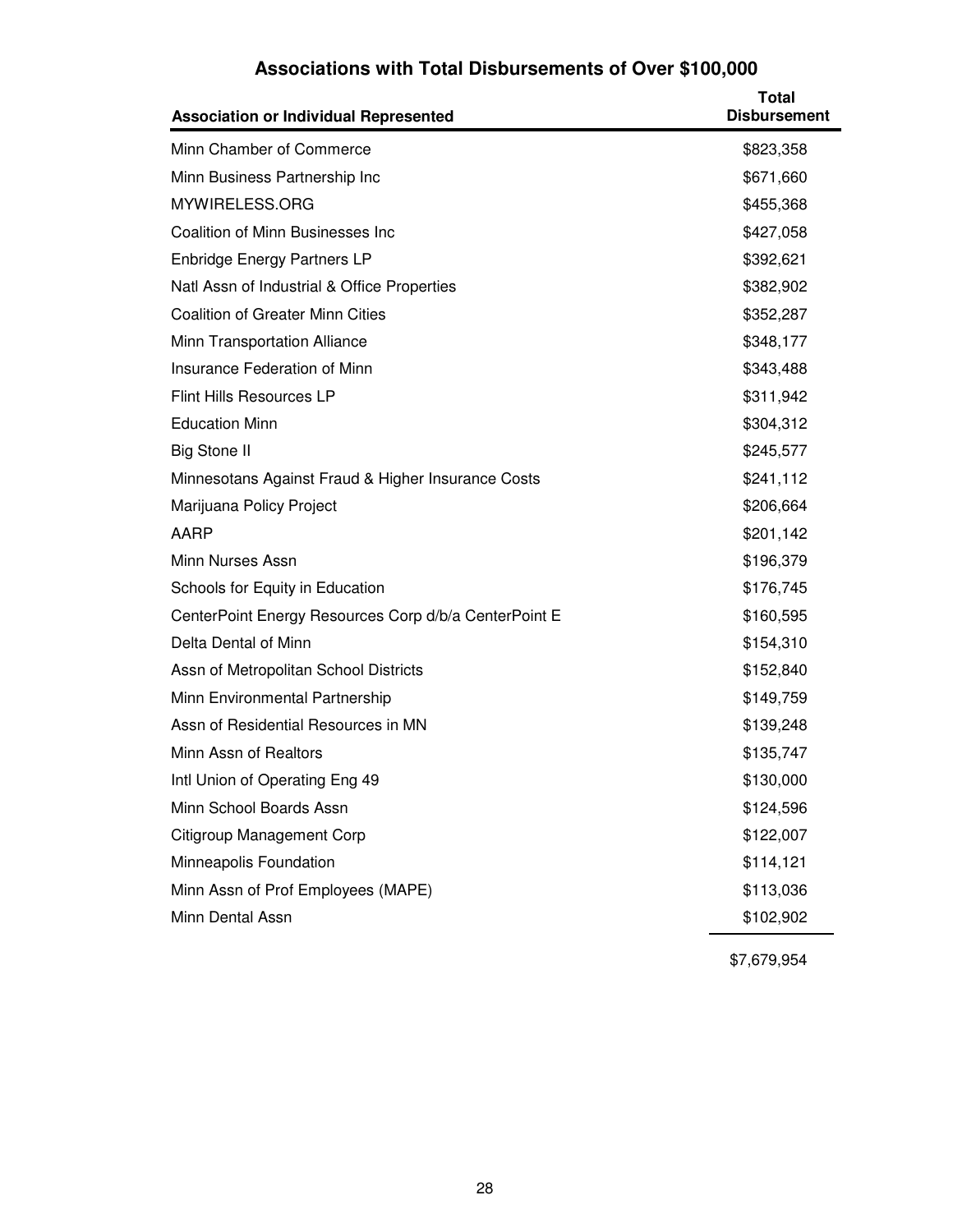## Associations with Total Disbursements of Over $100,000

| Association or Individual Represented | Total Disbursement |
|---|---|
| Minn Chamber of Commerce | $823,358 |
| Minn Business Partnership Inc | $671,660 |
| MYWIRELESS.ORG | $455,368 |
| Coalition of Minn Businesses Inc | $427,058 |
| Enbridge Energy Partners LP | $392,621 |
| Natl Assn of Industrial & Office Properties | $382,902 |
| Coalition of Greater Minn Cities | $352,287 |
| Minn Transportation Alliance | $348,177 |
| Insurance Federation of Minn | $343,488 |
| Flint Hills Resources LP | $311,942 |
| Education Minn | $304,312 |
| Big Stone II | $245,577 |
| Minnesotans Against Fraud & Higher Insurance Costs | $241,112 |
| Marijuana Policy Project | $206,664 |
| AARP | $201,142 |
| Minn Nurses Assn | $196,379 |
| Schools for Equity in Education | $176,745 |
| CenterPoint Energy Resources Corp d/b/a CenterPoint E | $160,595 |
| Delta Dental of Minn | $154,310 |
| Assn of Metropolitan School Districts | $152,840 |
| Minn Environmental Partnership | $149,759 |
| Assn of Residential Resources in MN | $139,248 |
| Minn Assn of Realtors | $135,747 |
| Intl Union of Operating Eng 49 | $130,000 |
| Minn School Boards Assn | $124,596 |
| Citigroup Management Corp | $122,007 |
| Minneapolis Foundation | $114,121 |
| Minn Assn of Prof Employees (MAPE) | $113,036 |
| Minn Dental Assn | $102,902 |
| | $7,679,954 |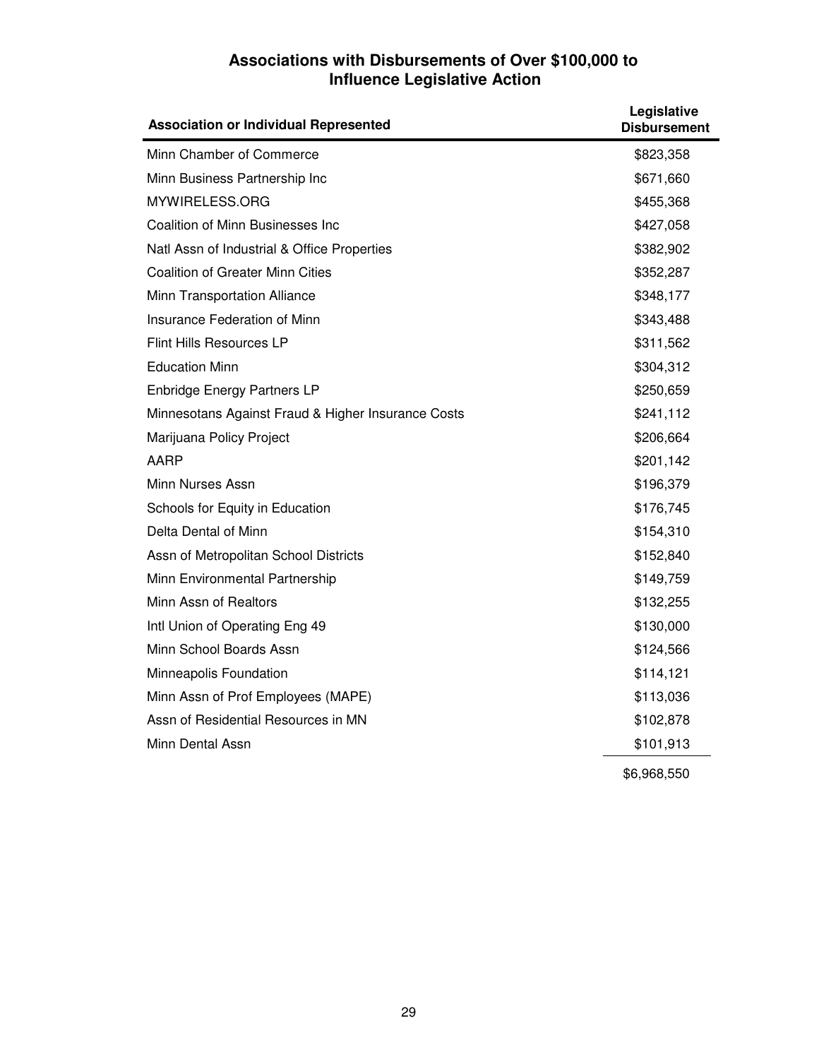# Associations with Disbursements of Over $100,000 to Influence Legislative Action

| Association or Individual Represented | Legislative Disbursement |
|---|---|
| Minn Chamber of Commerce | $823,358 |
| Minn Business Partnership Inc | $671,660 |
| MYWIRELESS.ORG | $455,368 |
| Coalition of Minn Businesses Inc | $427,058 |
| Natl Assn of Industrial & Office Properties | $382,902 |
| Coalition of Greater Minn Cities | $352,287 |
| Minn Transportation Alliance | $348,177 |
| Insurance Federation of Minn | $343,488 |
| Flint Hills Resources LP | $311,562 |
| Education Minn | $304,312 |
| Enbridge Energy Partners LP | $250,659 |
| Minnesotans Against Fraud & Higher Insurance Costs | $241,112 |
| Marijuana Policy Project | $206,664 |
| AARP | $201,142 |
| Minn Nurses Assn | $196,379 |
| Schools for Equity in Education | $176,745 |
| Delta Dental of Minn | $154,310 |
| Assn of Metropolitan School Districts | $152,840 |
| Minn Environmental Partnership | $149,759 |
| Minn Assn of Realtors | $132,255 |
| Intl Union of Operating Eng 49 | $130,000 |
| Minn School Boards Assn | $124,566 |
| Minneapolis Foundation | $114,121 |
| Minn Assn of Prof Employees (MAPE) | $113,036 |
| Assn of Residential Resources in MN | $102,878 |
| Minn Dental Assn | $101,913 |
| | $6,968,550 |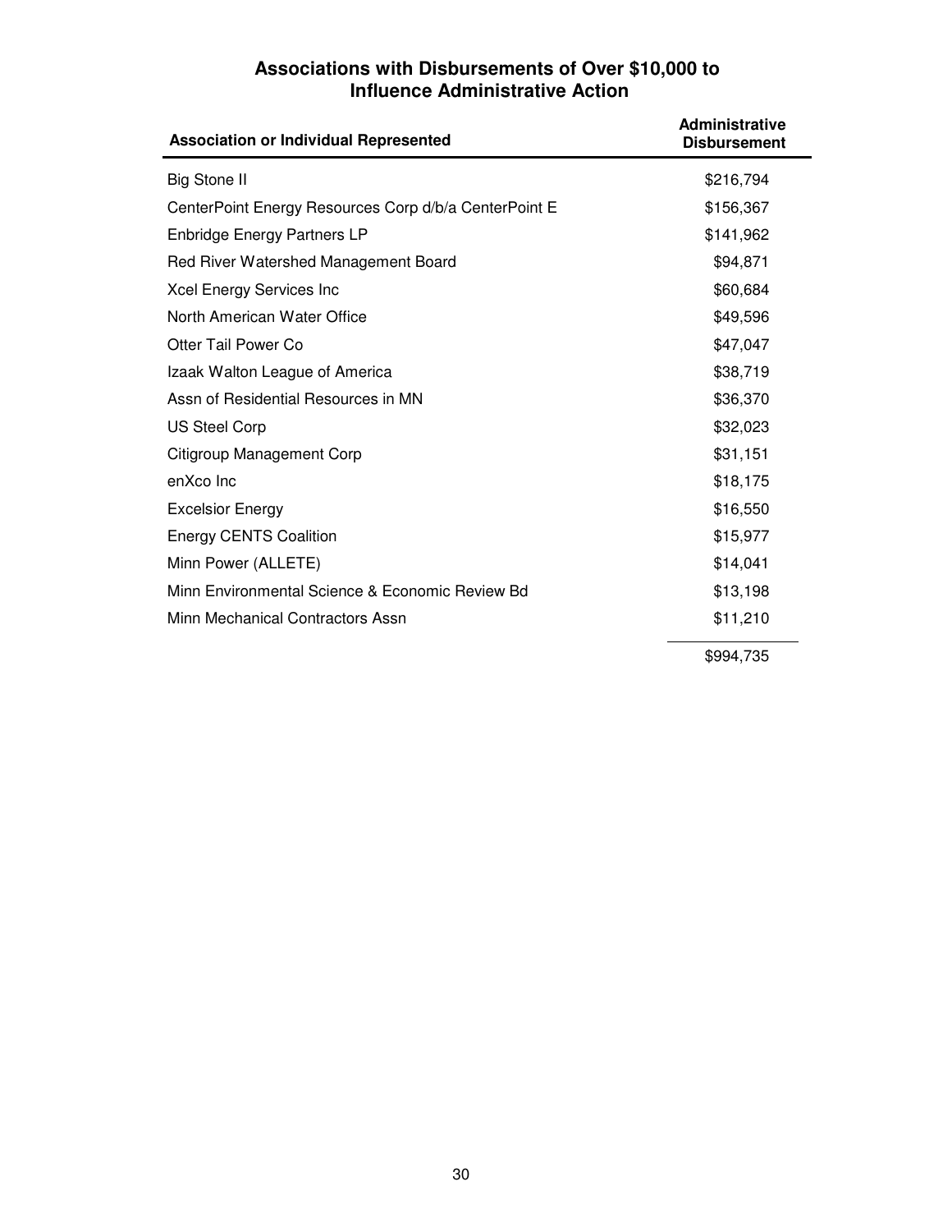## Associations with Disbursements of Over $10,000 to Influence Administrative Action

| Association or Individual Represented | Administrative Disbursement |
| --- | --- |
| Big Stone II | $216,794 |
| CenterPoint Energy Resources Corp d/b/a CenterPoint E | $156,367 |
| Enbridge Energy Partners LP | $141,962 |
| Red River Watershed Management Board | $94,871 |
| Xcel Energy Services Inc | $60,684 |
| North American Water Office | $49,596 |
| Otter Tail Power Co | $47,047 |
| Izaak Walton League of America | $38,719 |
| Assn of Residential Resources in MN | $36,370 |
| US Steel Corp | $32,023 |
| Citigroup Management Corp | $31,151 |
| enXco Inc | $18,175 |
| Excelsior Energy | $16,550 |
| Energy CENTS Coalition | $15,977 |
| Minn Power (ALLETE) | $14,041 |
| Minn Environmental Science & Economic Review Bd | $13,198 |
| Minn Mechanical Contractors Assn | $11,210 |
| | $994,735 |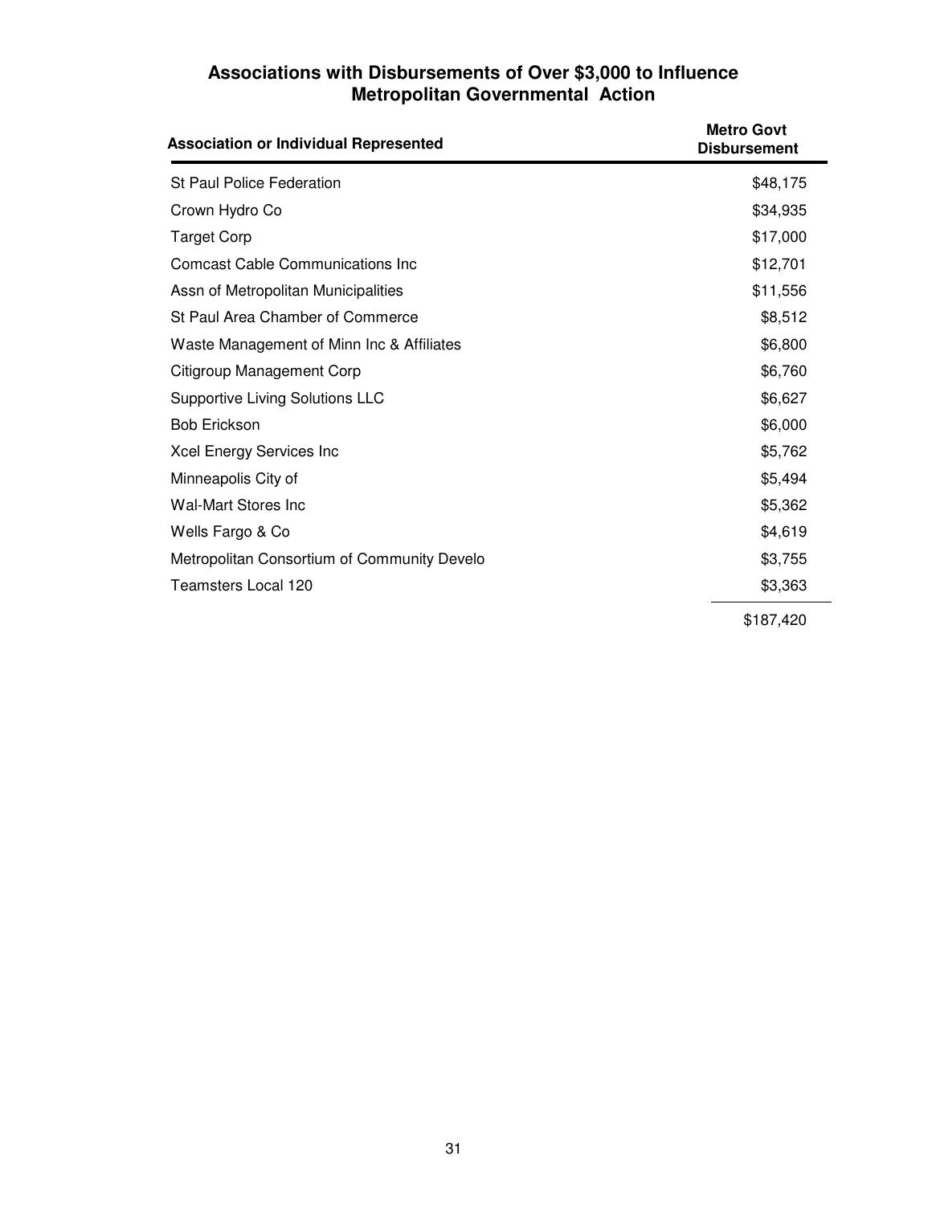## Associations with Disbursements of Over $3,000 to Influence Metropolitan Governmental Action

| Association or Individual Represented | Metro Govt Disbursement |
|---|---|
| St Paul Police Federation | $48,175 |
| Crown Hydro Co | $34,935 |
| Target Corp | $17,000 |
| Comcast Cable Communications Inc | $12,701 |
| Assn of Metropolitan Municipalities | $11,556 |
| St Paul Area Chamber of Commerce | $8,512 |
| Waste Management of Minn Inc & Affiliates | $6,800 |
| Citigroup Management Corp | $6,760 |
| Supportive Living Solutions LLC | $6,627 |
| Bob Erickson | $6,000 |
| Xcel Energy Services Inc | $5,762 |
| Minneapolis City of | $5,494 |
| Wal-Mart Stores Inc | $5,362 |
| Wells Fargo & Co | $4,619 |
| Metropolitan Consortium of Community Develo | $3,755 |
| Teamsters Local 120 | $3,363 |
| | $187,420 |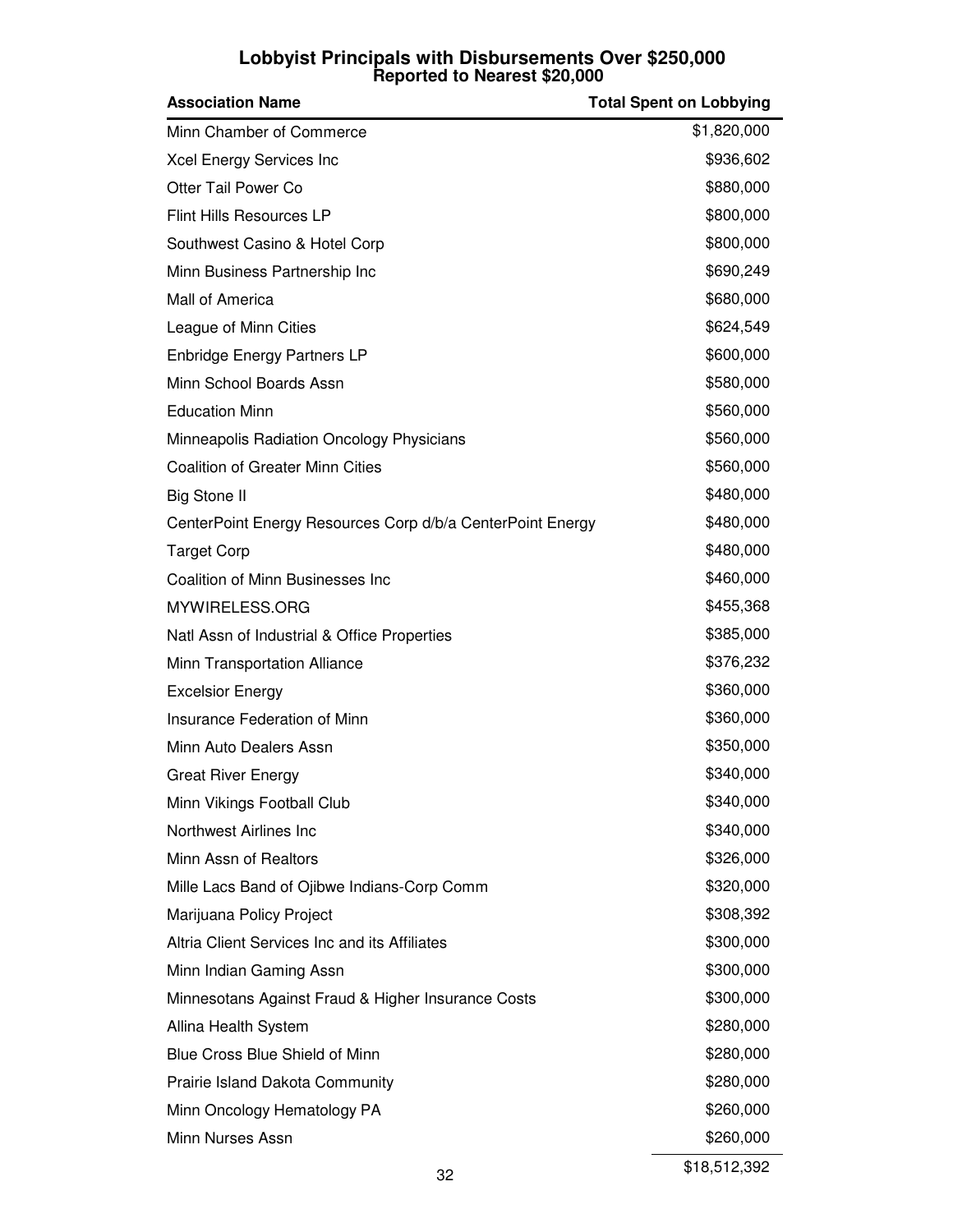# Lobbyist Principals with Disbursements Over $250,000
## Reported to Nearest $20,000

| Association Name | Total Spent on Lobbying |
|---|---|
| Minn Chamber of Commerce | $1,820,000 |
| Xcel Energy Services Inc | $936,602 |
| Otter Tail Power Co | $880,000 |
| Flint Hills Resources LP | $800,000 |
| Southwest Casino & Hotel Corp | $800,000 |
| Minn Business Partnership Inc | $690,249 |
| Mall of America | $680,000 |
| League of Minn Cities | $624,549 |
| Enbridge Energy Partners LP | $600,000 |
| Minn School Boards Assn | $580,000 |
| Education Minn | $560,000 |
| Minneapolis Radiation Oncology Physicians | $560,000 |
| Coalition of Greater Minn Cities | $560,000 |
| Big Stone II | $480,000 |
| CenterPoint Energy Resources Corp d/b/a CenterPoint Energy | $480,000 |
| Target Corp | $480,000 |
| Coalition of Minn Businesses Inc | $460,000 |
| MYWIRELESS.ORG | $455,368 |
| Natl Assn of Industrial & Office Properties | $385,000 |
| Minn Transportation Alliance | $376,232 |
| Excelsior Energy | $360,000 |
| Insurance Federation of Minn | $360,000 |
| Minn Auto Dealers Assn | $350,000 |
| Great River Energy | $340,000 |
| Minn Vikings Football Club | $340,000 |
| Northwest Airlines Inc | $340,000 |
| Minn Assn of Realtors | $326,000 |
| Mille Lacs Band of Ojibwe Indians-Corp Comm | $320,000 |
| Marijuana Policy Project | $308,392 |
| Altria Client Services Inc and its Affiliates | $300,000 |
| Minn Indian Gaming Assn | $300,000 |
| Minnesotans Against Fraud & Higher Insurance Costs | $300,000 |
| Allina Health System | $280,000 |
| Blue Cross Blue Shield of Minn | $280,000 |
| Prairie Island Dakota Community | $280,000 |
| Minn Oncology Hematology PA | $260,000 |
| Minn Nurses Assn | $260,000 |
| | $18,512,392 |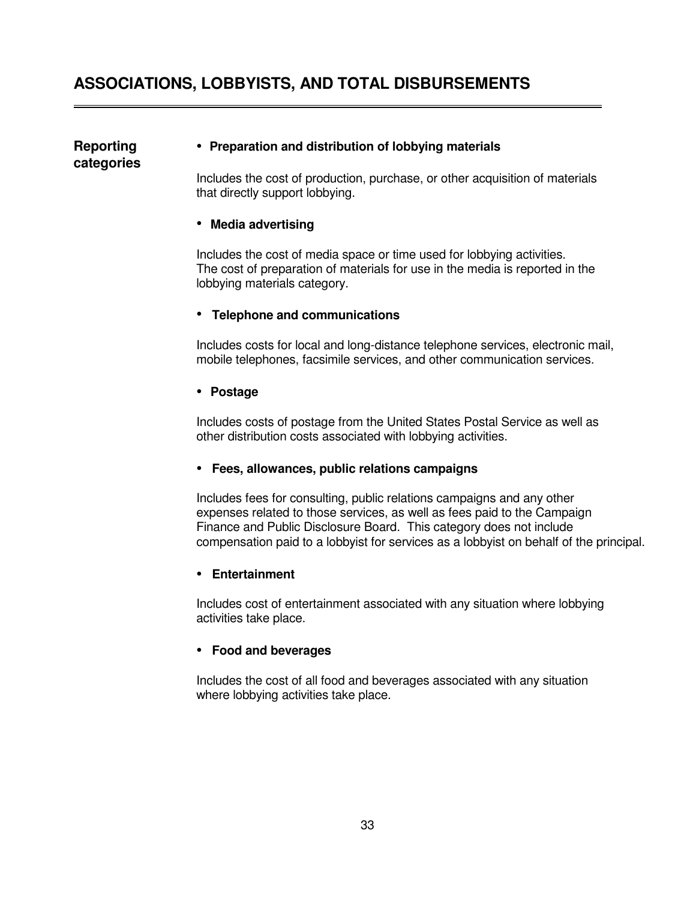## ASSOCIATIONS, LOBBYISTS, AND TOTAL DISBURSEMENTS

**Reporting categories**

- **Preparation and distribution of lobbying materials**

  Includes the cost of production, purchase, or other acquisition of materials that directly support lobbying.

- **Media advertising**

  Includes the cost of media space or time used for lobbying activities. The cost of preparation of materials for use in the media is reported in the lobbying materials category.

- **Telephone and communications**

  Includes costs for local and long-distance telephone services, electronic mail, mobile telephones, facsimile services, and other communication services.

- **Postage**

  Includes costs of postage from the United States Postal Service as well as other distribution costs associated with lobbying activities.

- **Fees, allowances, public relations campaigns**

  Includes fees for consulting, public relations campaigns and any other expenses related to those services, as well as fees paid to the Campaign Finance and Public Disclosure Board. This category does not include compensation paid to a lobbyist for services as a lobbyist on behalf of the principal.

- **Entertainment**

  Includes cost of entertainment associated with any situation where lobbying activities take place.

- **Food and beverages**

  Includes the cost of all food and beverages associated with any situation where lobbying activities take place.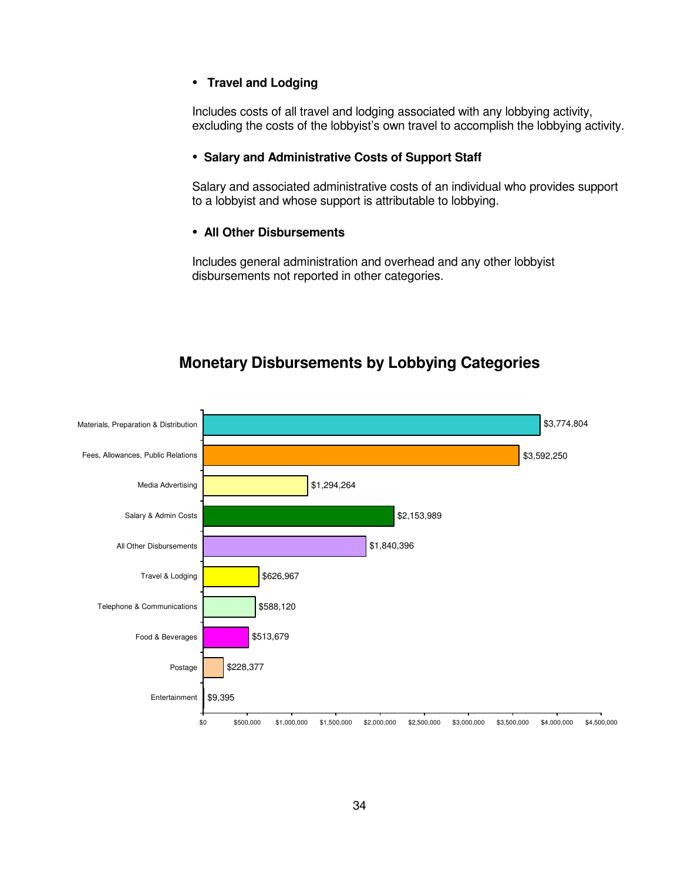- **Travel and Lodging**

  Includes costs of all travel and lodging associated with any lobbying activity, excluding the costs of the lobbyist's own travel to accomplish the lobbying activity.

- **Salary and Administrative Costs of Support Staff**

  Salary and associated administrative costs of an individual who provides support to a lobbyist and whose support is attributable to lobbying.

- **All Other Disbursements**

  Includes general administration and overhead and any other lobbyist disbursements not reported in other categories.

## Monetary Disbursements by Lobbying Categories

| Category | Amount |
|---|---|
| Materials, Preparation & Distribution | $3,774,804 |
| Fees, Allowances, Public Relations | $3,592,250 |
| Media Advertising | $1,294,264 |
| Salary & Admin Costs | $2,153,989 |
| All Other Disbursements | $1,840,396 |
| Travel & Lodging | $626,967 |
| Telephone & Communications | $588,120 |
| Food & Beverages | $513,679 |
| Postage | $228,377 |
| Entertainment | $9,395 |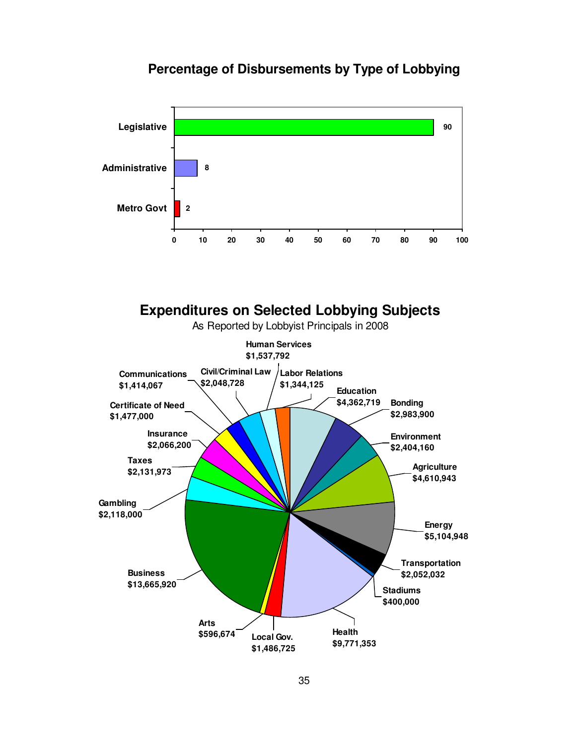## Percentage of Disbursements by Type of Lobbying

| Type | Percentage |
|---|---|
| Legislative | 90 |
| Administrative | 8 |
| Metro Govt | 2 |

## Expenditures on Selected Lobbying Subjects

As Reported by Lobbyist Principals in 2008

| Subject | Expenditure |
|---|---|
| Human Services | $1,537,792 |
| Labor Relations | $1,344,125 |
| Education | $4,362,719 |
| Bonding | $2,983,900 |
| Environment | $2,404,160 |
| Agriculture | $4,610,943 |
| Energy | $5,104,948 |
| Transportation | $2,052,032 |
| Stadiums | $400,000 |
| Health | $9,771,353 |
| Local Gov. | $1,486,725 |
| Arts | $596,674 |
| Business | $13,665,920 |
| Gambling | $2,118,000 |
| Taxes | $2,131,973 |
| Insurance | $2,066,200 |
| Certificate of Need | $1,477,000 |
| Communications | $1,414,067 |
| Civil/Criminal Law | $2,048,728 |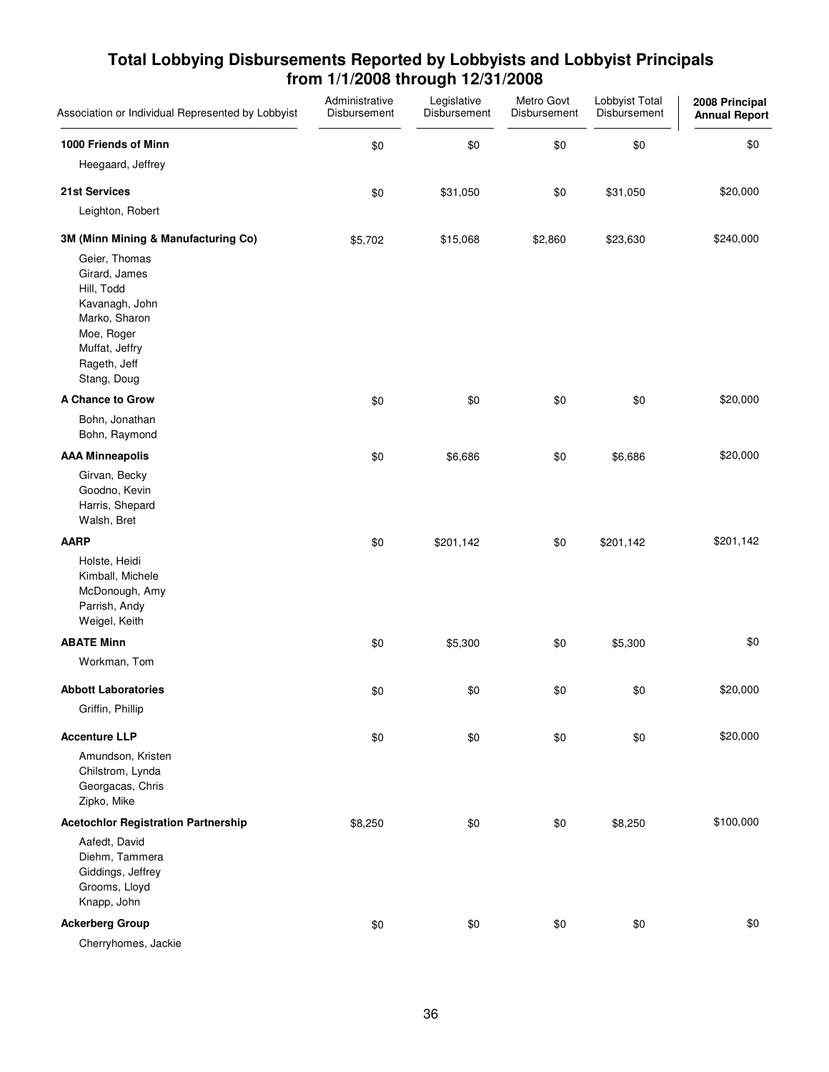# Total Lobbying Disbursements Reported by Lobbyists and Lobbyist Principals from 1/1/2008 through 12/31/2008

| Association or Individual Represented by Lobbyist | Administrative Disbursement | Legislative Disbursement | Metro Govt Disbursement | Lobbyist Total Disbursement | 2008 Principal Annual Report |
|---|---|---|---|---|---|
| **1000 Friends of Minn** | $0 | $0 | $0 | $0 | $0 |
| Heegaard, Jeffrey | | | | | |
| **21st Services** | $0 | $31,050 | $0 | $31,050 | $20,000 |
| Leighton, Robert | | | | | |
| **3M (Minn Mining & Manufacturing Co)** | $5,702 | $15,068 | $2,860 | $23,630 | $240,000 |
| Geier, Thomas | | | | | |
| Girard, James | | | | | |
| Hill, Todd | | | | | |
| Kavanagh, John | | | | | |
| Marko, Sharon | | | | | |
| Moe, Roger | | | | | |
| Muffat, Jeffry | | | | | |
| Rageth, Jeff | | | | | |
| Stang, Doug | | | | | |
| **A Chance to Grow** | $0 | $0 | $0 | $0 | $20,000 |
| Bohn, Jonathan | | | | | |
| Bohn, Raymond | | | | | |
| **AAA Minneapolis** | $0 | $6,686 | $0 | $6,686 | $20,000 |
| Girvan, Becky | | | | | |
| Goodno, Kevin | | | | | |
| Harris, Shepard | | | | | |
| Walsh, Bret | | | | | |
| **AARP** | $0 | $201,142 | $0 | $201,142 | $201,142 |
| Holste, Heidi | | | | | |
| Kimball, Michele | | | | | |
| McDonough, Amy | | | | | |
| Parrish, Andy | | | | | |
| Weigel, Keith | | | | | |
| **ABATE Minn** | $0 | $5,300 | $0 | $5,300 | $0 |
| Workman, Tom | | | | | |
| **Abbott Laboratories** | $0 | $0 | $0 | $0 | $20,000 |
| Griffin, Phillip | | | | | |
| **Accenture LLP** | $0 | $0 | $0 | $0 | $20,000 |
| Amundson, Kristen | | | | | |
| Chilstrom, Lynda | | | | | |
| Georgacas, Chris | | | | | |
| Zipko, Mike | | | | | |
| **Acetochlor Registration Partnership** | $8,250 | $0 | $0 | $8,250 | $100,000 |
| Aafedt, David | | | | | |
| Diehm, Tammera | | | | | |
| Giddings, Jeffrey | | | | | |
| Grooms, Lloyd | | | | | |
| Knapp, John | | | | | |
| **Ackerberg Group** | $0 | $0 | $0 | $0 | $0 |
| Cherryhomes, Jackie | | | | | |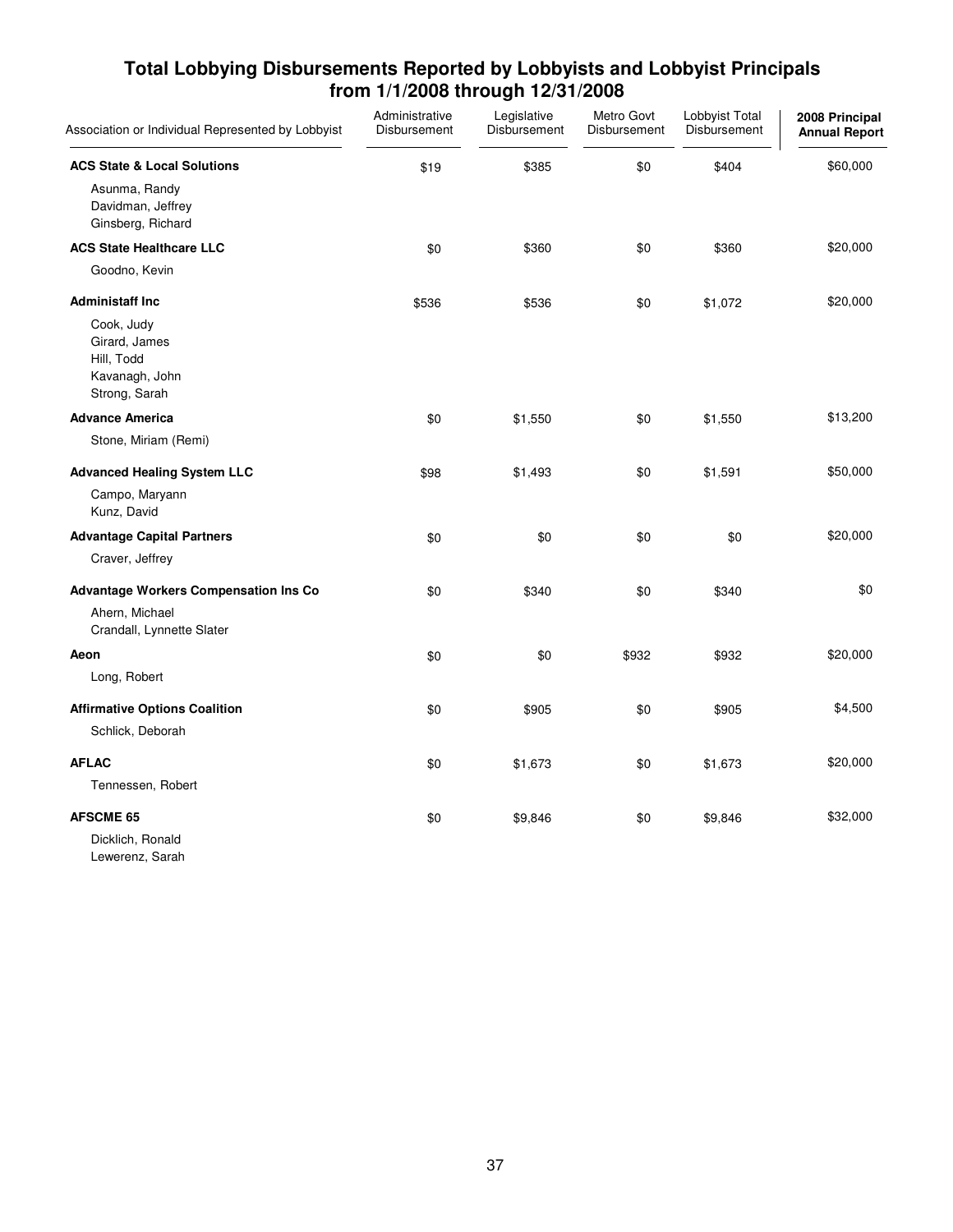# Total Lobbying Disbursements Reported by Lobbyists and Lobbyist Principals from 1/1/2008 through 12/31/2008

| Association or Individual Represented by Lobbyist | Administrative Disbursement | Legislative Disbursement | Metro Govt Disbursement | Lobbyist Total Disbursement | **2008 Principal Annual Report** |
|---|---|---|---|---|---|
| **ACS State & Local Solutions** | $19 | $385 | $0 | $404 | $60,000 |
| Asunma, Randy<br>Davidman, Jeffrey<br>Ginsberg, Richard | | | | | |
| **ACS State Healthcare LLC** | $0 | $360 | $0 | $360 | $20,000 |
| Goodno, Kevin | | | | | |
| **Administaff Inc** | $536 | $536 | $0 | $1,072 | $20,000 |
| Cook, Judy<br>Girard, James<br>Hill, Todd<br>Kavanagh, John<br>Strong, Sarah | | | | | |
| **Advance America** | $0 | $1,550 | $0 | $1,550 | $13,200 |
| Stone, Miriam (Remi) | | | | | |
| **Advanced Healing System LLC** | $98 | $1,493 | $0 | $1,591 | $50,000 |
| Campo, Maryann<br>Kunz, David | | | | | |
| **Advantage Capital Partners** | $0 | $0 | $0 | $0 | $20,000 |
| Craver, Jeffrey | | | | | |
| **Advantage Workers Compensation Ins Co** | $0 | $340 | $0 | $340 | $0 |
| Ahern, Michael<br>Crandall, Lynnette Slater | | | | | |
| **Aeon** | $0 | $0 | $932 | $932 | $20,000 |
| Long, Robert | | | | | |
| **Affirmative Options Coalition** | $0 | $905 | $0 | $905 | $4,500 |
| Schlick, Deborah | | | | | |
| **AFLAC** | $0 | $1,673 | $0 | $1,673 | $20,000 |
| Tennessen, Robert | | | | | |
| **AFSCME 65** | $0 | $9,846 | $0 | $9,846 | $32,000 |
| Dicklich, Ronald<br>Lewerenz, Sarah | | | | | |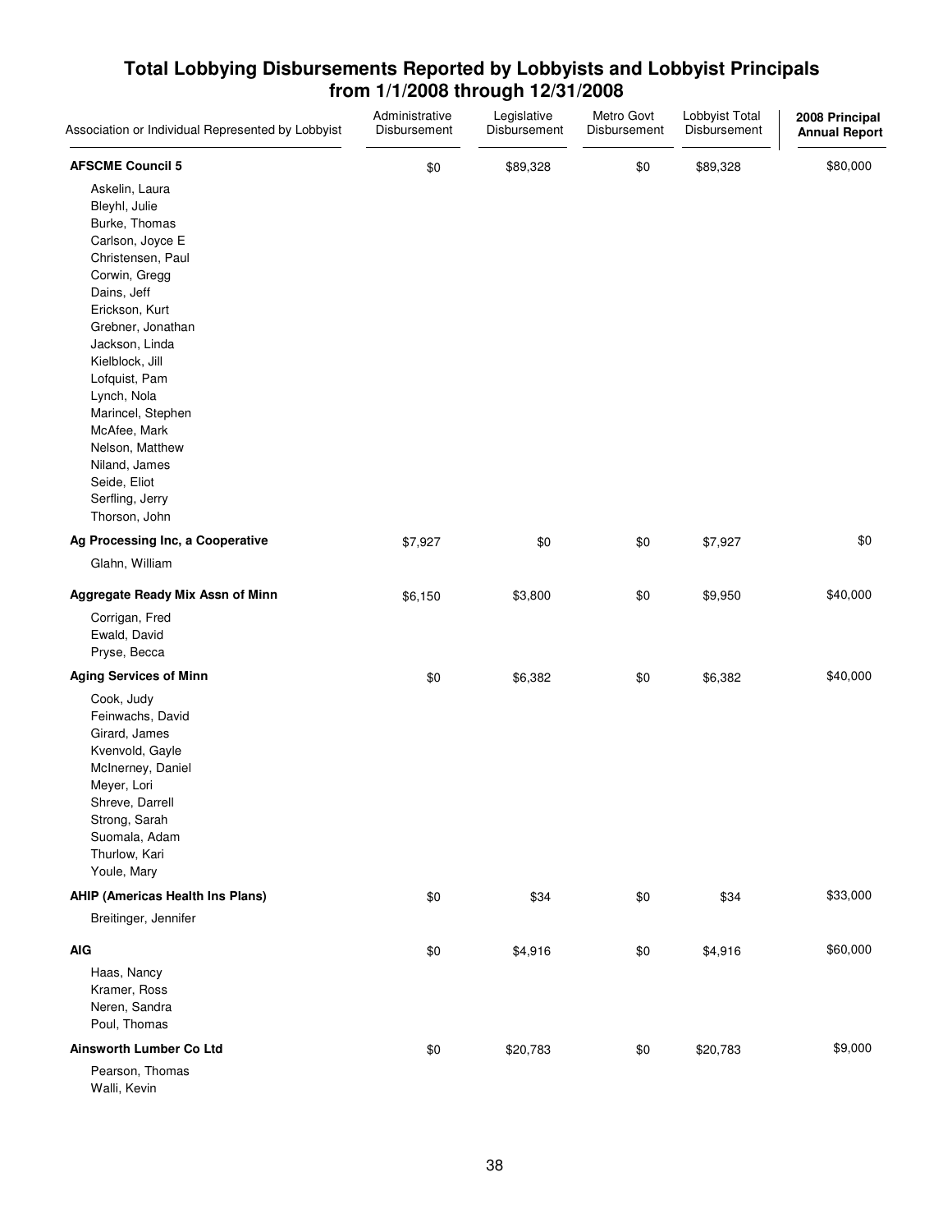## Total Lobbying Disbursements Reported by Lobbyists and Lobbyist Principals from 1/1/2008 through 12/31/2008

| Association or Individual Represented by Lobbyist | Administrative Disbursement | Legislative Disbursement | Metro Govt Disbursement | Lobbyist Total Disbursement | 2008 Principal Annual Report |
|---|---|---|---|---|---|
| **AFSCME Council 5** | $0 | $89,328 | $0 | $89,328 | $80,000 |
| Askelin, Laura | | | | | |
| Bleyhl, Julie | | | | | |
| Burke, Thomas | | | | | |
| Carlson, Joyce E | | | | | |
| Christensen, Paul | | | | | |
| Corwin, Gregg | | | | | |
| Dains, Jeff | | | | | |
| Erickson, Kurt | | | | | |
| Grebner, Jonathan | | | | | |
| Jackson, Linda | | | | | |
| Kielblock, Jill | | | | | |
| Lofquist, Pam | | | | | |
| Lynch, Nola | | | | | |
| Marincel, Stephen | | | | | |
| McAfee, Mark | | | | | |
| Nelson, Matthew | | | | | |
| Niland, James | | | | | |
| Seide, Eliot | | | | | |
| Serfling, Jerry | | | | | |
| Thorson, John | | | | | |
| **Ag Processing Inc, a Cooperative** | $7,927 | $0 | $0 | $7,927 | $0 |
| Glahn, William | | | | | |
| **Aggregate Ready Mix Assn of Minn** | $6,150 | $3,800 | $0 | $9,950 | $40,000 |
| Corrigan, Fred | | | | | |
| Ewald, David | | | | | |
| Pryse, Becca | | | | | |
| **Aging Services of Minn** | $0 | $6,382 | $0 | $6,382 | $40,000 |
| Cook, Judy | | | | | |
| Feinwachs, David | | | | | |
| Girard, James | | | | | |
| Kvenvold, Gayle | | | | | |
| McInerney, Daniel | | | | | |
| Meyer, Lori | | | | | |
| Shreve, Darrell | | | | | |
| Strong, Sarah | | | | | |
| Suomala, Adam | | | | | |
| Thurlow, Kari | | | | | |
| Youle, Mary | | | | | |
| **AHIP (Americas Health Ins Plans)** | $0 | $34 | $0 | $34 | $33,000 |
| Breitinger, Jennifer | | | | | |
| **AIG** | $0 | $4,916 | $0 | $4,916 | $60,000 |
| Haas, Nancy | | | | | |
| Kramer, Ross | | | | | |
| Neren, Sandra | | | | | |
| Poul, Thomas | | | | | |
| **Ainsworth Lumber Co Ltd** | $0 | $20,783 | $0 | $20,783 | $9,000 |
| Pearson, Thomas | | | | | |
| Walli, Kevin | | | | | |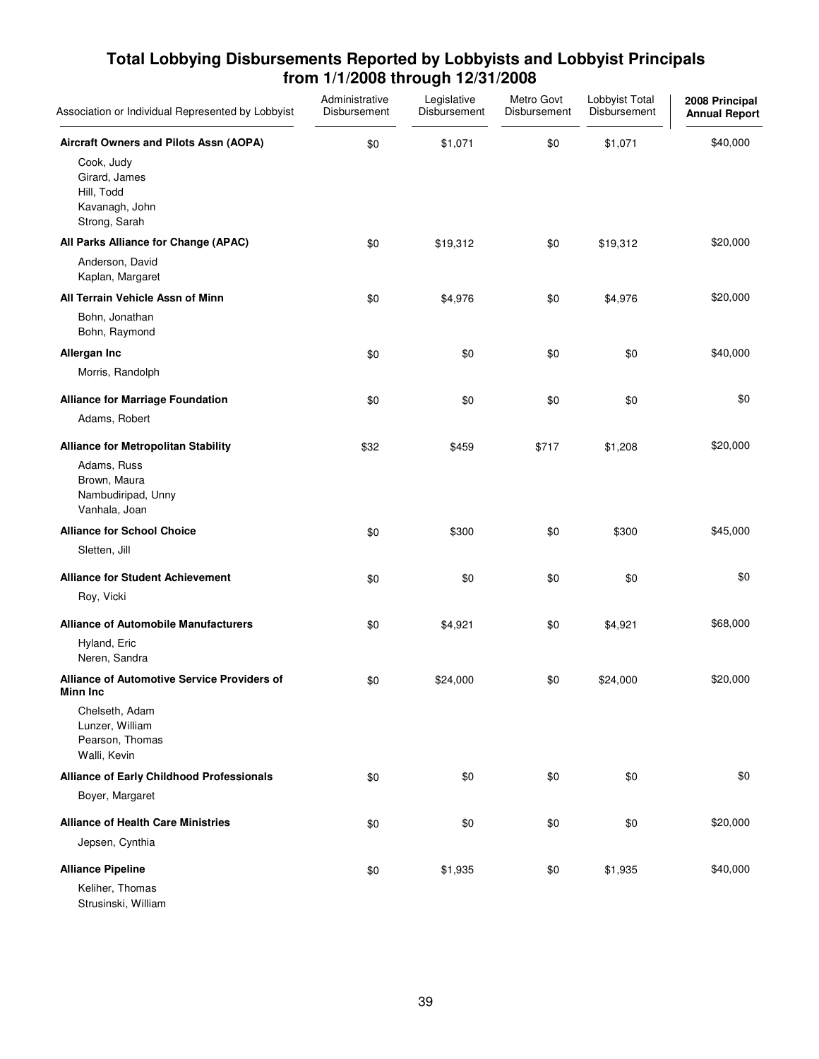# Total Lobbying Disbursements Reported by Lobbyists and Lobbyist Principals from 1/1/2008 through 12/31/2008

| Association or Individual Represented by Lobbyist | Administrative Disbursement | Legislative Disbursement | Metro Govt Disbursement | Lobbyist Total Disbursement | 2008 Principal Annual Report |
|---|---|---|---|---|---|
| **Aircraft Owners and Pilots Assn (AOPA)** | $0 | $1,071 | $0 | $1,071 | $40,000 |
| Cook, Judy<br>Girard, James<br>Hill, Todd<br>Kavanagh, John<br>Strong, Sarah | | | | | |
| **All Parks Alliance for Change (APAC)** | $0 | $19,312 | $0 | $19,312 | $20,000 |
| Anderson, David<br>Kaplan, Margaret | | | | | |
| **All Terrain Vehicle Assn of Minn** | $0 | $4,976 | $0 | $4,976 | $20,000 |
| Bohn, Jonathan<br>Bohn, Raymond | | | | | |
| **Allergan Inc** | $0 | $0 | $0 | $0 | $40,000 |
| Morris, Randolph | | | | | |
| **Alliance for Marriage Foundation** | $0 | $0 | $0 | $0 | $0 |
| Adams, Robert | | | | | |
| **Alliance for Metropolitan Stability** | $32 | $459 | $717 | $1,208 | $20,000 |
| Adams, Russ<br>Brown, Maura<br>Nambudiripad, Unny<br>Vanhala, Joan | | | | | |
| **Alliance for School Choice** | $0 | $300 | $0 | $300 | $45,000 |
| Sletten, Jill | | | | | |
| **Alliance for Student Achievement** | $0 | $0 | $0 | $0 | $0 |
| Roy, Vicki | | | | | |
| **Alliance of Automobile Manufacturers** | $0 | $4,921 | $0 | $4,921 | $68,000 |
| Hyland, Eric<br>Neren, Sandra | | | | | |
| **Alliance of Automotive Service Providers of Minn Inc** | $0 | $24,000 | $0 | $24,000 | $20,000 |
| Chelseth, Adam<br>Lunzer, William<br>Pearson, Thomas<br>Walli, Kevin | | | | | |
| **Alliance of Early Childhood Professionals** | $0 | $0 | $0 | $0 | $0 |
| Boyer, Margaret | | | | | |
| **Alliance of Health Care Ministries** | $0 | $0 | $0 | $0 | $20,000 |
| Jepsen, Cynthia | | | | | |
| **Alliance Pipeline** | $0 | $1,935 | $0 | $1,935 | $40,000 |
| Keliher, Thomas<br>Strusinski, William | | | | | |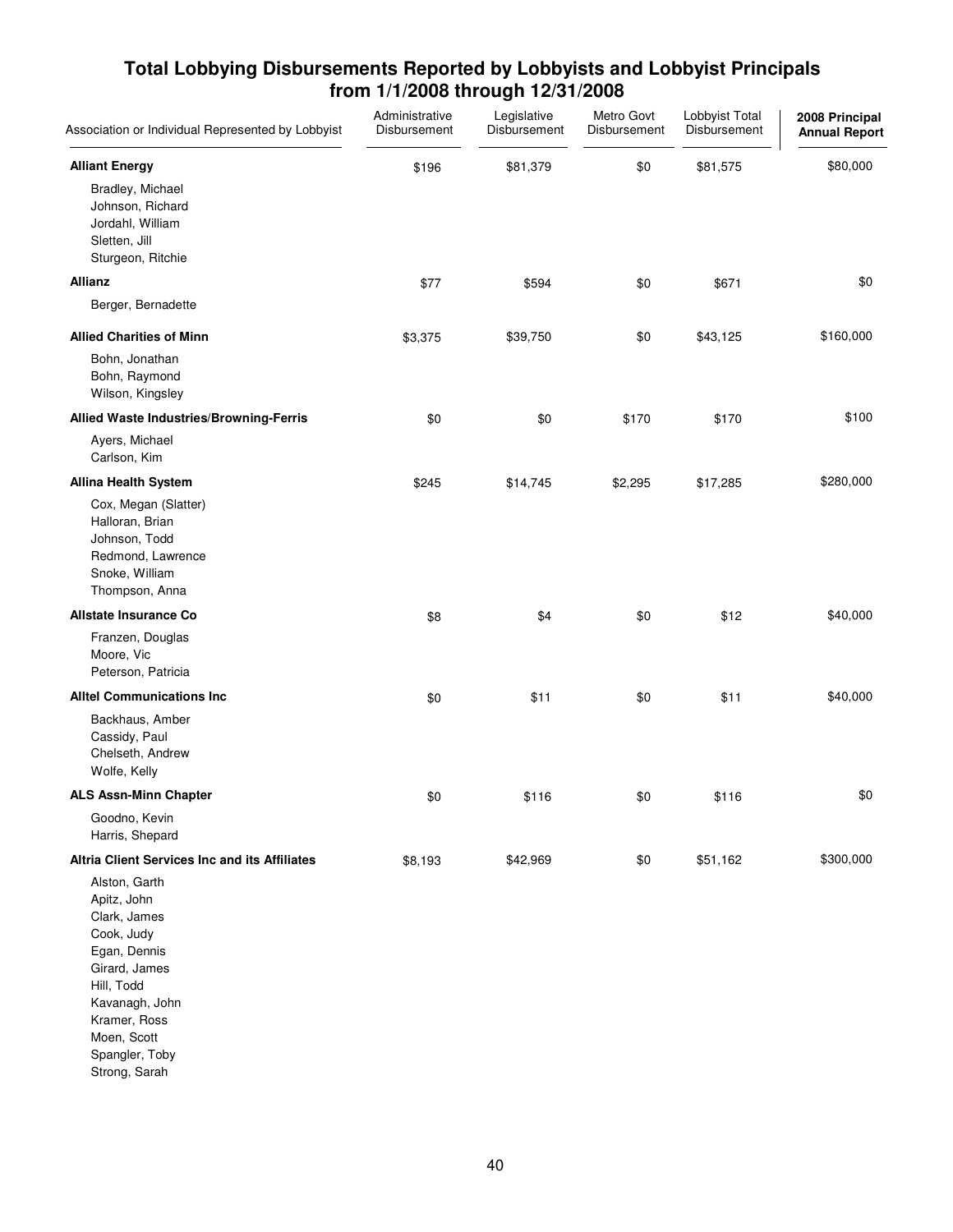# Total Lobbying Disbursements Reported by Lobbyists and Lobbyist Principals from 1/1/2008 through 12/31/2008

| Association or Individual Represented by Lobbyist | Administrative Disbursement | Legislative Disbursement | Metro Govt Disbursement | Lobbyist Total Disbursement | 2008 Principal Annual Report |
|---|---|---|---|---|---|
| **Alliant Energy** | $196 | $81,379 | $0 | $81,575 | $80,000 |
| Bradley, Michael<br>Johnson, Richard<br>Jordahl, William<br>Sletten, Jill<br>Sturgeon, Ritchie | | | | | |
| **Allianz** | $77 | $594 | $0 | $671 | $0 |
| Berger, Bernadette | | | | | |
| **Allied Charities of Minn** | $3,375 | $39,750 | $0 | $43,125 | $160,000 |
| Bohn, Jonathan<br>Bohn, Raymond<br>Wilson, Kingsley | | | | | |
| **Allied Waste Industries/Browning-Ferris** | $0 | $0 | $170 | $170 | $100 |
| Ayers, Michael<br>Carlson, Kim | | | | | |
| **Allina Health System** | $245 | $14,745 | $2,295 | $17,285 | $280,000 |
| Cox, Megan (Slatter)<br>Halloran, Brian<br>Johnson, Todd<br>Redmond, Lawrence<br>Snoke, William<br>Thompson, Anna | | | | | |
| **Allstate Insurance Co** | $8 | $4 | $0 | $12 | $40,000 |
| Franzen, Douglas<br>Moore, Vic<br>Peterson, Patricia | | | | | |
| **Alltel Communications Inc** | $0 | $11 | $0 | $11 | $40,000 |
| Backhaus, Amber<br>Cassidy, Paul<br>Chelseth, Andrew<br>Wolfe, Kelly | | | | | |
| **ALS Assn-Minn Chapter** | $0 | $116 | $0 | $116 | $0 |
| Goodno, Kevin<br>Harris, Shepard | | | | | |
| **Altria Client Services Inc and its Affiliates** | $8,193 | $42,969 | $0 | $51,162 | $300,000 |
| Alston, Garth<br>Apitz, John<br>Clark, James<br>Cook, Judy<br>Egan, Dennis<br>Girard, James<br>Hill, Todd<br>Kavanagh, John<br>Kramer, Ross<br>Moen, Scott<br>Spangler, Toby<br>Strong, Sarah | | | | | |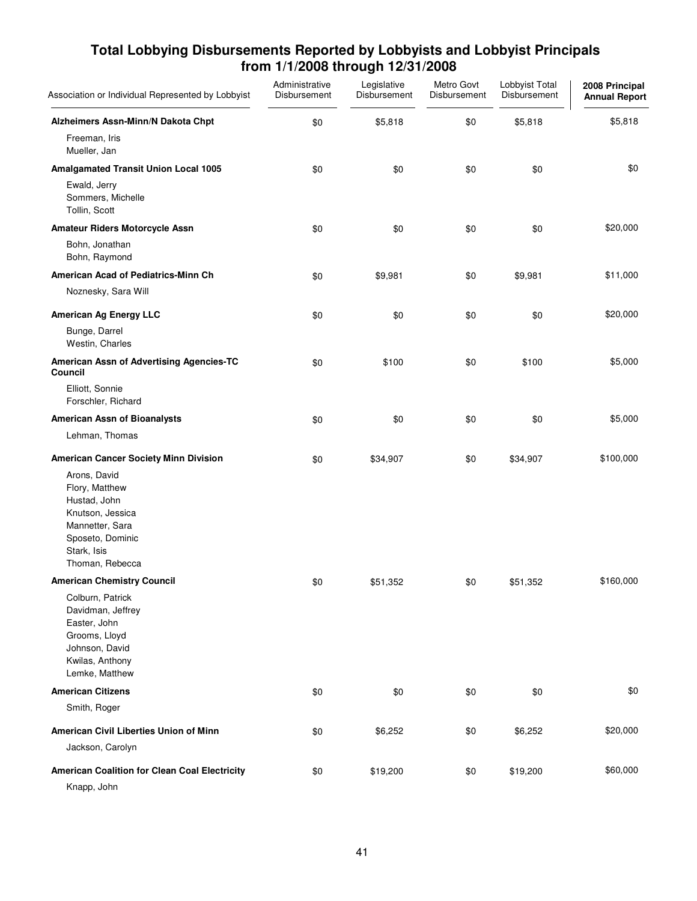## Total Lobbying Disbursements Reported by Lobbyists and Lobbyist Principals from 1/1/2008 through 12/31/2008

| Association or Individual Represented by Lobbyist | Administrative Disbursement | Legislative Disbursement | Metro Govt Disbursement | Lobbyist Total Disbursement | 2008 Principal Annual Report |
|---|---|---|---|---|---|
| **Alzheimers Assn-Minn/N Dakota Chpt** | $0 | $5,818 | $0 | $5,818 | $5,818 |
| Freeman, Iris<br>Mueller, Jan | | | | | |
| **Amalgamated Transit Union Local 1005** | $0 | $0 | $0 | $0 | $0 |
| Ewald, Jerry<br>Sommers, Michelle<br>Tollin, Scott | | | | | |
| **Amateur Riders Motorcycle Assn** | $0 | $0 | $0 | $0 | $20,000 |
| Bohn, Jonathan<br>Bohn, Raymond | | | | | |
| **American Acad of Pediatrics-Minn Ch** | $0 | $9,981 | $0 | $9,981 | $11,000 |
| Noznesky, Sara Will | | | | | |
| **American Ag Energy LLC** | $0 | $0 | $0 | $0 | $20,000 |
| Bunge, Darrel<br>Westin, Charles | | | | | |
| **American Assn of Advertising Agencies-TC Council** | $0 | $100 | $0 | $100 | $5,000 |
| Elliott, Sonnie<br>Forschler, Richard | | | | | |
| **American Assn of Bioanalysts** | $0 | $0 | $0 | $0 | $5,000 |
| Lehman, Thomas | | | | | |
| **American Cancer Society Minn Division** | $0 | $34,907 | $0 | $34,907 | $100,000 |
| Arons, David<br>Flory, Matthew<br>Hustad, John<br>Knutson, Jessica<br>Mannetter, Sara<br>Sposeto, Dominic<br>Stark, Isis<br>Thoman, Rebecca | | | | | |
| **American Chemistry Council** | $0 | $51,352 | $0 | $51,352 | $160,000 |
| Colburn, Patrick<br>Davidman, Jeffrey<br>Easter, John<br>Grooms, Lloyd<br>Johnson, David<br>Kwilas, Anthony<br>Lemke, Matthew | | | | | |
| **American Citizens** | $0 | $0 | $0 | $0 | $0 |
| Smith, Roger | | | | | |
| **American Civil Liberties Union of Minn** | $0 | $6,252 | $0 | $6,252 | $20,000 |
| Jackson, Carolyn | | | | | |
| **American Coalition for Clean Coal Electricity** | $0 | $19,200 | $0 | $19,200 | $60,000 |
| Knapp, John | | | | | |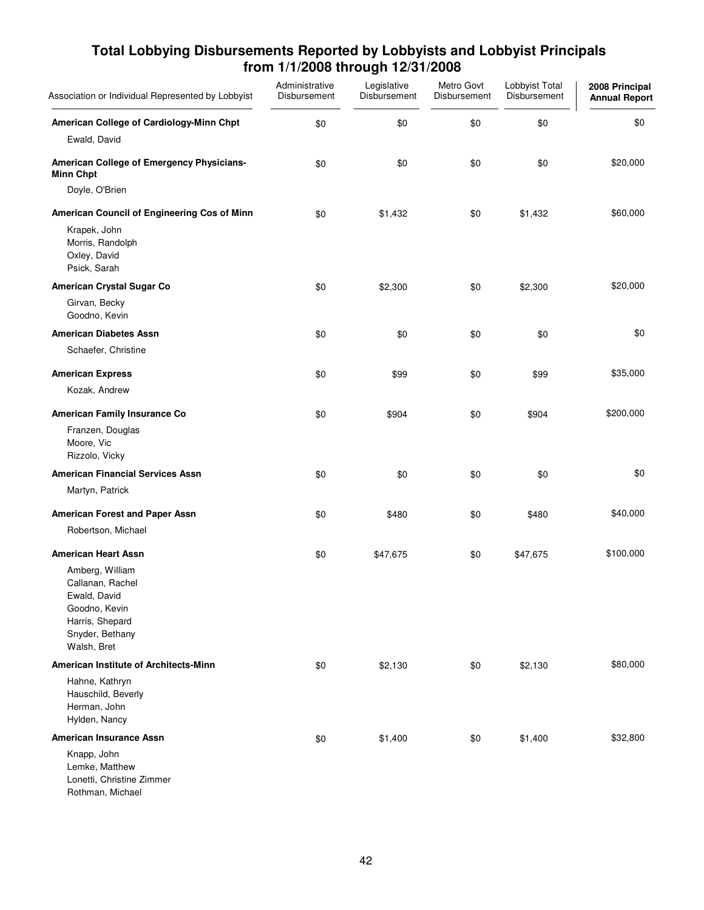## Total Lobbying Disbursements Reported by Lobbyists and Lobbyist Principals from 1/1/2008 through 12/31/2008

| Association or Individual Represented by Lobbyist | Administrative Disbursement | Legislative Disbursement | Metro Govt Disbursement | Lobbyist Total Disbursement | 2008 Principal Annual Report |
|---|---|---|---|---|---|
| **American College of Cardiology-Minn Chpt** | $0 | $0 | $0 | $0 | $0 |
| Ewald, David | | | | | |
| **American College of Emergency Physicians-Minn Chpt** | $0 | $0 | $0 | $0 | $20,000 |
| Doyle, O'Brien | | | | | |
| **American Council of Engineering Cos of Minn** | $0 | $1,432 | $0 | $1,432 | $60,000 |
| Krapek, John | | | | | |
| Morris, Randolph | | | | | |
| Oxley, David | | | | | |
| Psick, Sarah | | | | | |
| **American Crystal Sugar Co** | $0 | $2,300 | $0 | $2,300 | $20,000 |
| Girvan, Becky | | | | | |
| Goodno, Kevin | | | | | |
| **American Diabetes Assn** | $0 | $0 | $0 | $0 | $0 |
| Schaefer, Christine | | | | | |
| **American Express** | $0 | $99 | $0 | $99 | $35,000 |
| Kozak, Andrew | | | | | |
| **American Family Insurance Co** | $0 | $904 | $0 | $904 | $200,000 |
| Franzen, Douglas | | | | | |
| Moore, Vic | | | | | |
| Rizzolo, Vicky | | | | | |
| **American Financial Services Assn** | $0 | $0 | $0 | $0 | $0 |
| Martyn, Patrick | | | | | |
| **American Forest and Paper Assn** | $0 | $480 | $0 | $480 | $40,000 |
| Robertson, Michael | | | | | |
| **American Heart Assn** | $0 | $47,675 | $0 | $47,675 | $100,000 |
| Amberg, William | | | | | |
| Callanan, Rachel | | | | | |
| Ewald, David | | | | | |
| Goodno, Kevin | | | | | |
| Harris, Shepard | | | | | |
| Snyder, Bethany | | | | | |
| Walsh, Bret | | | | | |
| **American Institute of Architects-Minn** | $0 | $2,130 | $0 | $2,130 | $80,000 |
| Hahne, Kathryn | | | | | |
| Hauschild, Beverly | | | | | |
| Herman, John | | | | | |
| Hylden, Nancy | | | | | |
| **American Insurance Assn** | $0 | $1,400 | $0 | $1,400 | $32,800 |
| Knapp, John | | | | | |
| Lemke, Matthew | | | | | |
| Lonetti, Christine Zimmer | | | | | |
| Rothman, Michael | | | | | |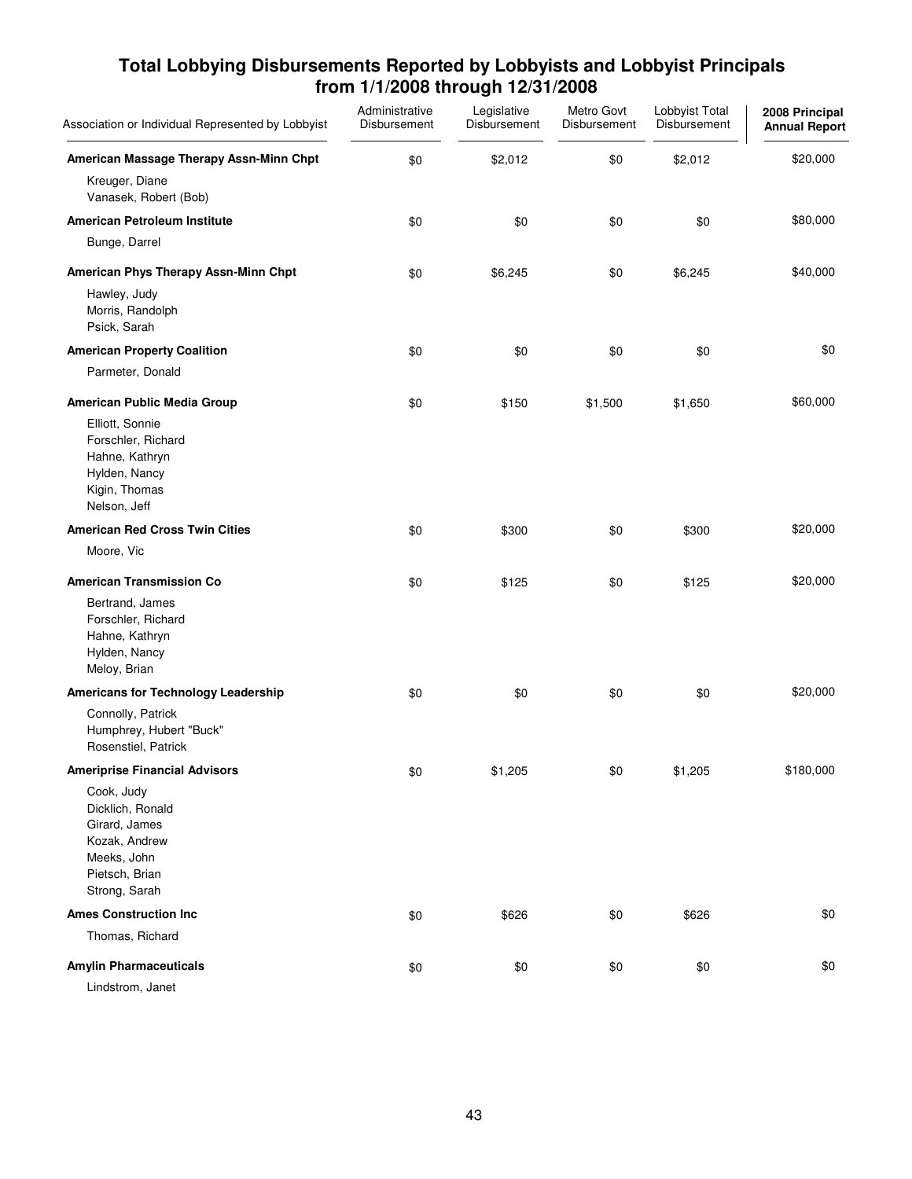## Total Lobbying Disbursements Reported by Lobbyists and Lobbyist Principals from 1/1/2008 through 12/31/2008

| Association or Individual Represented by Lobbyist | Administrative Disbursement | Legislative Disbursement | Metro Govt Disbursement | Lobbyist Total Disbursement | 2008 Principal Annual Report |
|---|---|---|---|---|---|
| **American Massage Therapy Assn-Minn Chpt** | $0 | $2,012 | $0 | $2,012 | $20,000 |
| Kreuger, Diane<br>Vanasek, Robert (Bob) | | | | | |
| **American Petroleum Institute** | $0 | $0 | $0 | $0 | $80,000 |
| Bunge, Darrel | | | | | |
| **American Phys Therapy Assn-Minn Chpt** | $0 | $6,245 | $0 | $6,245 | $40,000 |
| Hawley, Judy<br>Morris, Randolph<br>Psick, Sarah | | | | | |
| **American Property Coalition** | $0 | $0 | $0 | $0 | $0 |
| Parmeter, Donald | | | | | |
| **American Public Media Group** | $0 | $150 | $1,500 | $1,650 | $60,000 |
| Elliott, Sonnie<br>Forschler, Richard<br>Hahne, Kathryn<br>Hylden, Nancy<br>Kigin, Thomas<br>Nelson, Jeff | | | | | |
| **American Red Cross Twin Cities** | $0 | $300 | $0 | $300 | $20,000 |
| Moore, Vic | | | | | |
| **American Transmission Co** | $0 | $125 | $0 | $125 | $20,000 |
| Bertrand, James<br>Forschler, Richard<br>Hahne, Kathryn<br>Hylden, Nancy<br>Meloy, Brian | | | | | |
| **Americans for Technology Leadership** | $0 | $0 | $0 | $0 | $20,000 |
| Connolly, Patrick<br>Humphrey, Hubert "Buck"<br>Rosenstiel, Patrick | | | | | |
| **Ameriprise Financial Advisors** | $0 | $1,205 | $0 | $1,205 | $180,000 |
| Cook, Judy<br>Dicklich, Ronald<br>Girard, James<br>Kozak, Andrew<br>Meeks, John<br>Pietsch, Brian<br>Strong, Sarah | | | | | |
| **Ames Construction Inc** | $0 | $626 | $0 | $626 | $0 |
| Thomas, Richard | | | | | |
| **Amylin Pharmaceuticals** | $0 | $0 | $0 | $0 | $0 |
| Lindstrom, Janet | | | | | |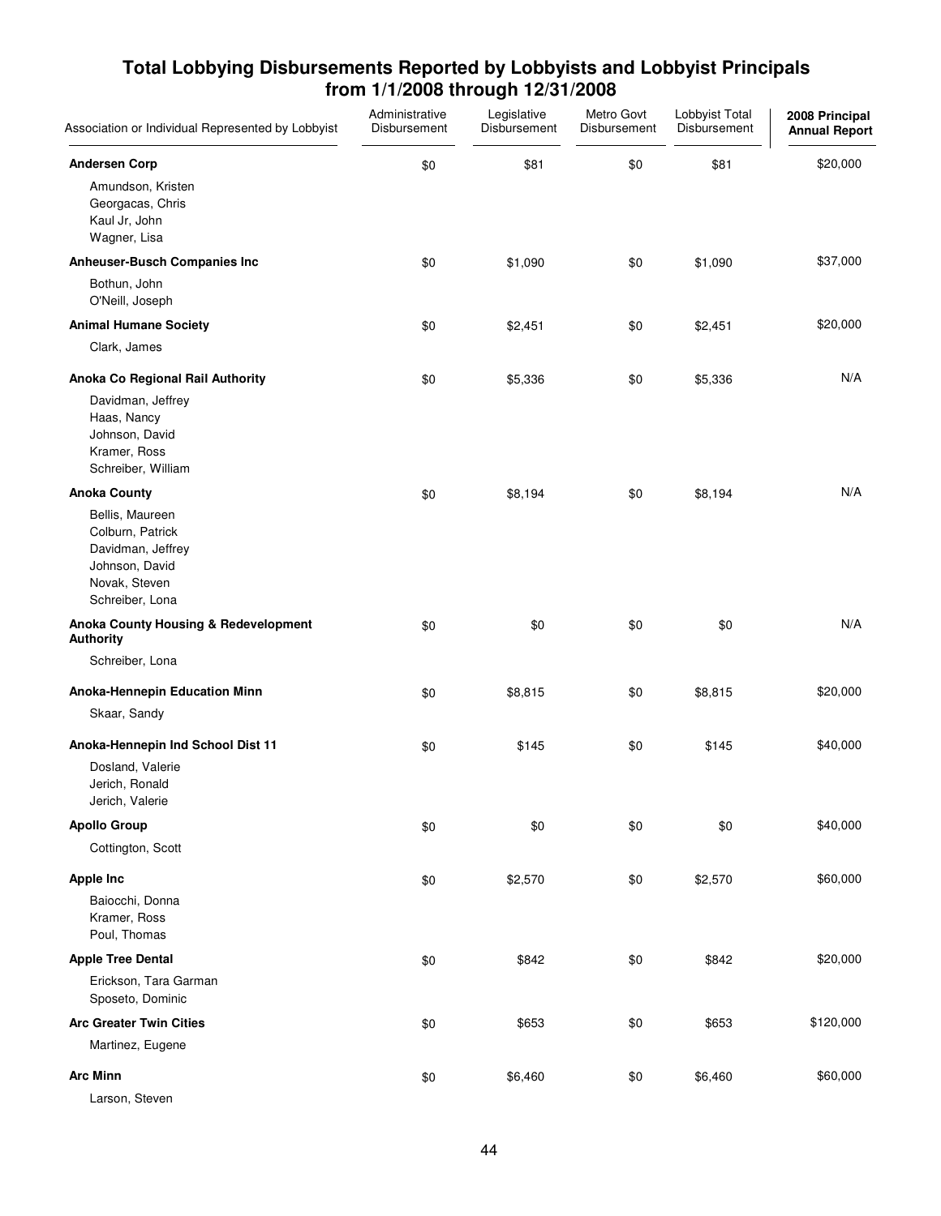## Total Lobbying Disbursements Reported by Lobbyists and Lobbyist Principals from 1/1/2008 through 12/31/2008

| Association or Individual Represented by Lobbyist | Administrative Disbursement | Legislative Disbursement | Metro Govt Disbursement | Lobbyist Total Disbursement | 2008 Principal Annual Report |
|---|---|---|---|---|---|
| **Andersen Corp** | $0 | $81 | $0 | $81 | $20,000 |
| Amundson, Kristen<br>Georgacas, Chris<br>Kaul Jr, John<br>Wagner, Lisa | | | | | |
| **Anheuser-Busch Companies Inc** | $0 | $1,090 | $0 | $1,090 | $37,000 |
| Bothun, John<br>O'Neill, Joseph | | | | | |
| **Animal Humane Society** | $0 | $2,451 | $0 | $2,451 | $20,000 |
| Clark, James | | | | | |
| **Anoka Co Regional Rail Authority** | $0 | $5,336 | $0 | $5,336 | N/A |
| Davidman, Jeffrey<br>Haas, Nancy<br>Johnson, David<br>Kramer, Ross<br>Schreiber, William | | | | | |
| **Anoka County** | $0 | $8,194 | $0 | $8,194 | N/A |
| Bellis, Maureen<br>Colburn, Patrick<br>Davidman, Jeffrey<br>Johnson, David<br>Novak, Steven<br>Schreiber, Lona | | | | | |
| **Anoka County Housing & Redevelopment Authority** | $0 | $0 | $0 | $0 | N/A |
| Schreiber, Lona | | | | | |
| **Anoka-Hennepin Education Minn** | $0 | $8,815 | $0 | $8,815 | $20,000 |
| Skaar, Sandy | | | | | |
| **Anoka-Hennepin Ind School Dist 11** | $0 | $145 | $0 | $145 | $40,000 |
| Dosland, Valerie<br>Jerich, Ronald<br>Jerich, Valerie | | | | | |
| **Apollo Group** | $0 | $0 | $0 | $0 | $40,000 |
| Cottington, Scott | | | | | |
| **Apple Inc** | $0 | $2,570 | $0 | $2,570 | $60,000 |
| Baiocchi, Donna<br>Kramer, Ross<br>Poul, Thomas | | | | | |
| **Apple Tree Dental** | $0 | $842 | $0 | $842 | $20,000 |
| Erickson, Tara Garman<br>Sposeto, Dominic | | | | | |
| **Arc Greater Twin Cities** | $0 | $653 | $0 | $653 | $120,000 |
| Martinez, Eugene | | | | | |
| **Arc Minn** | $0 | $6,460 | $0 | $6,460 | $60,000 |
| Larson, Steven | | | | | |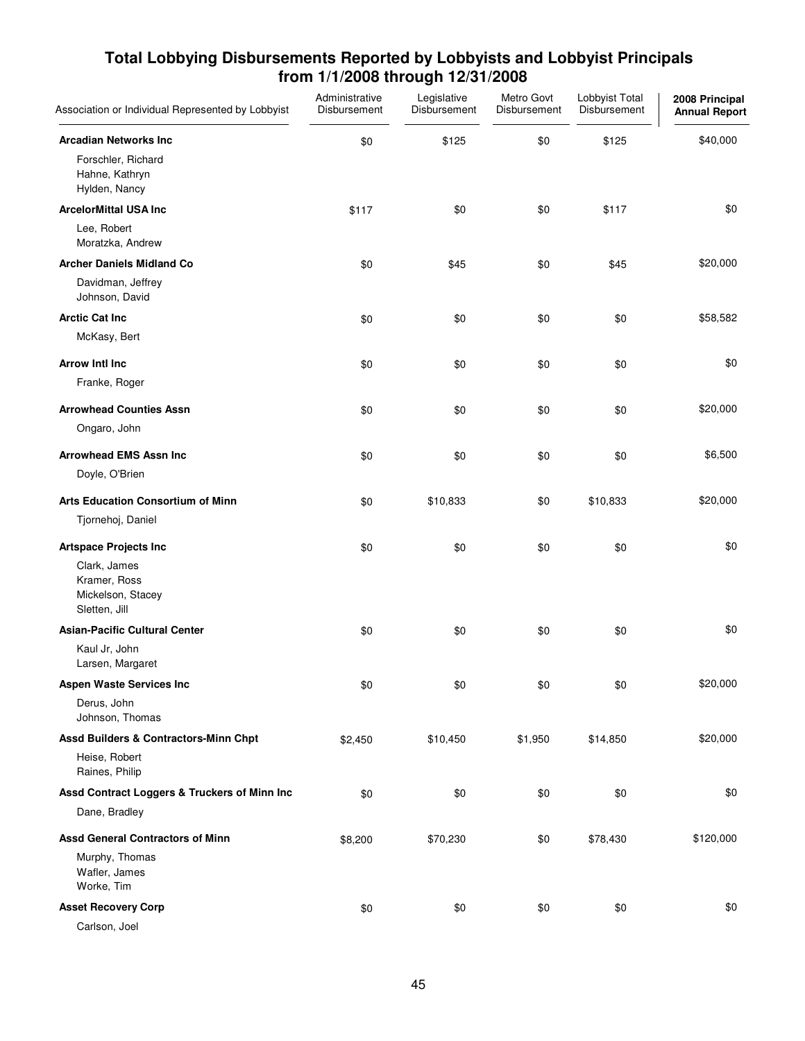## Total Lobbying Disbursements Reported by Lobbyists and Lobbyist Principals from 1/1/2008 through 12/31/2008

| Association or Individual Represented by Lobbyist | Administrative Disbursement | Legislative Disbursement | Metro Govt Disbursement | Lobbyist Total Disbursement | 2008 Principal Annual Report |
|---|---|---|---|---|---|
| **Arcadian Networks Inc** | $0 | $125 | $0 | $125 | $40,000 |
| Forschler, Richard<br>Hahne, Kathryn<br>Hylden, Nancy | | | | | |
| **ArcelorMittal USA Inc** | $117 | $0 | $0 | $117 | $0 |
| Lee, Robert<br>Moratzka, Andrew | | | | | |
| **Archer Daniels Midland Co** | $0 | $45 | $0 | $45 | $20,000 |
| Davidman, Jeffrey<br>Johnson, David | | | | | |
| **Arctic Cat Inc** | $0 | $0 | $0 | $0 | $58,582 |
| McKasy, Bert | | | | | |
| **Arrow Intl Inc** | $0 | $0 | $0 | $0 | $0 |
| Franke, Roger | | | | | |
| **Arrowhead Counties Assn** | $0 | $0 | $0 | $0 | $20,000 |
| Ongaro, John | | | | | |
| **Arrowhead EMS Assn Inc** | $0 | $0 | $0 | $0 | $6,500 |
| Doyle, O'Brien | | | | | |
| **Arts Education Consortium of Minn** | $0 | $10,833 | $0 | $10,833 | $20,000 |
| Tjornehoj, Daniel | | | | | |
| **Artspace Projects Inc** | $0 | $0 | $0 | $0 | $0 |
| Clark, James<br>Kramer, Ross<br>Mickelson, Stacey<br>Sletten, Jill | | | | | |
| **Asian-Pacific Cultural Center** | $0 | $0 | $0 | $0 | $0 |
| Kaul Jr, John<br>Larsen, Margaret | | | | | |
| **Aspen Waste Services Inc** | $0 | $0 | $0 | $0 | $20,000 |
| Derus, John<br>Johnson, Thomas | | | | | |
| **Assd Builders & Contractors-Minn Chpt** | $2,450 | $10,450 | $1,950 | $14,850 | $20,000 |
| Heise, Robert<br>Raines, Philip | | | | | |
| **Assd Contract Loggers & Truckers of Minn Inc** | $0 | $0 | $0 | $0 | $0 |
| Dane, Bradley | | | | | |
| **Assd General Contractors of Minn** | $8,200 | $70,230 | $0 | $78,430 | $120,000 |
| Murphy, Thomas<br>Wafler, James<br>Worke, Tim | | | | | |
| **Asset Recovery Corp** | $0 | $0 | $0 | $0 | $0 |
| Carlson, Joel | | | | | |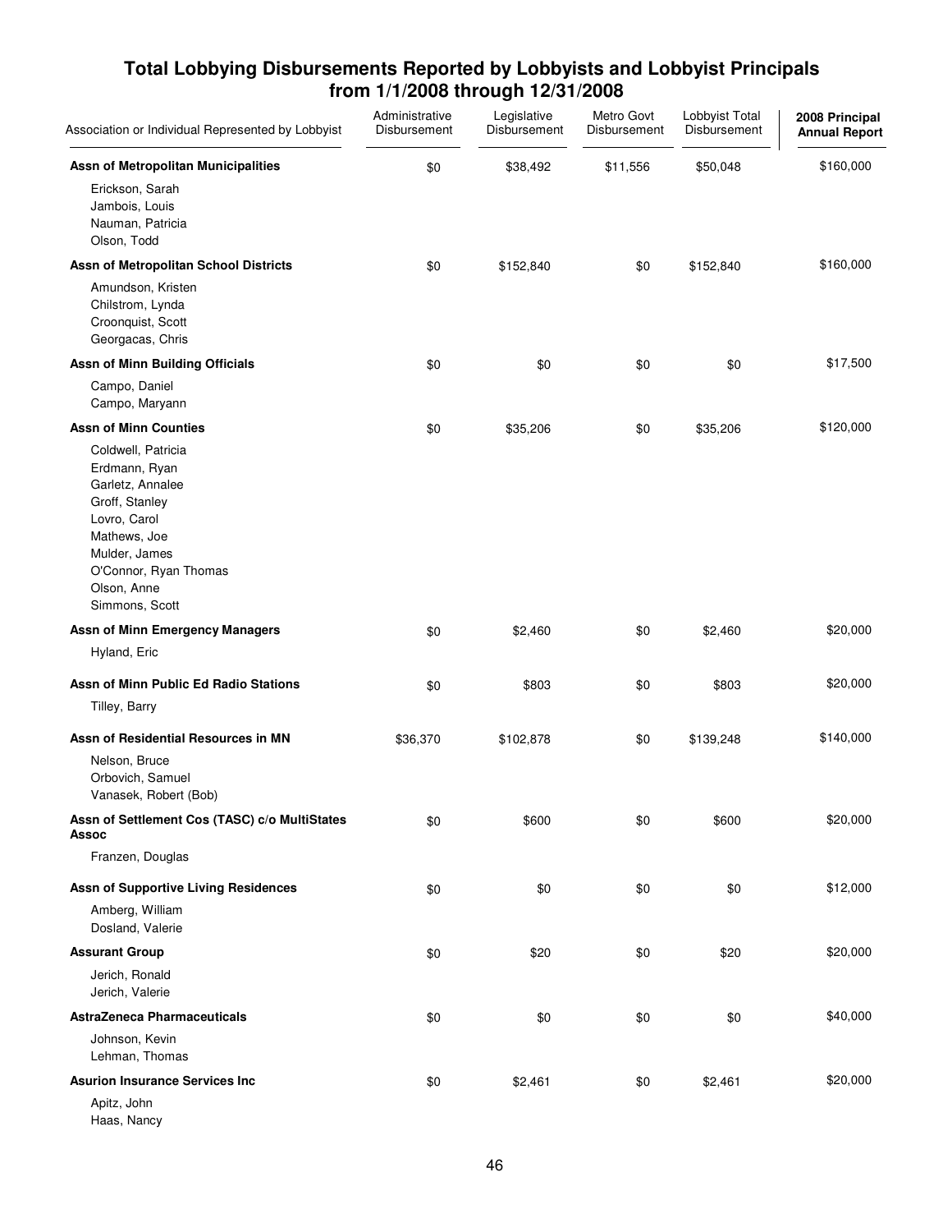# Total Lobbying Disbursements Reported by Lobbyists and Lobbyist Principals from 1/1/2008 through 12/31/2008

| Association or Individual Represented by Lobbyist | Administrative Disbursement | Legislative Disbursement | Metro Govt Disbursement | Lobbyist Total Disbursement | 2008 Principal Annual Report |
|---|---|---|---|---|---|
| **Assn of Metropolitan Municipalities** | $0 | $38,492 | $11,556 | $50,048 | $160,000 |
| Erickson, Sarah<br>Jambois, Louis<br>Nauman, Patricia<br>Olson, Todd | | | | | |
| **Assn of Metropolitan School Districts** | $0 | $152,840 | $0 | $152,840 | $160,000 |
| Amundson, Kristen<br>Chilstrom, Lynda<br>Croonquist, Scott<br>Georgacas, Chris | | | | | |
| **Assn of Minn Building Officials** | $0 | $0 | $0 | $0 | $17,500 |
| Campo, Daniel<br>Campo, Maryann | | | | | |
| **Assn of Minn Counties** | $0 | $35,206 | $0 | $35,206 | $120,000 |
| Coldwell, Patricia<br>Erdmann, Ryan<br>Garletz, Annalee<br>Groff, Stanley<br>Lovro, Carol<br>Mathews, Joe<br>Mulder, James<br>O'Connor, Ryan Thomas<br>Olson, Anne<br>Simmons, Scott | | | | | |
| **Assn of Minn Emergency Managers** | $0 | $2,460 | $0 | $2,460 | $20,000 |
| Hyland, Eric | | | | | |
| **Assn of Minn Public Ed Radio Stations** | $0 | $803 | $0 | $803 | $20,000 |
| Tilley, Barry | | | | | |
| **Assn of Residential Resources in MN** | $36,370 | $102,878 | $0 | $139,248 | $140,000 |
| Nelson, Bruce<br>Orbovich, Samuel<br>Vanasek, Robert (Bob) | | | | | |
| **Assn of Settlement Cos (TASC) c/o MultiStates Assoc** | $0 | $600 | $0 | $600 | $20,000 |
| Franzen, Douglas | | | | | |
| **Assn of Supportive Living Residences** | $0 | $0 | $0 | $0 | $12,000 |
| Amberg, William<br>Dosland, Valerie | | | | | |
| **Assurant Group** | $0 | $20 | $0 | $20 | $20,000 |
| Jerich, Ronald<br>Jerich, Valerie | | | | | |
| **AstraZeneca Pharmaceuticals** | $0 | $0 | $0 | $0 | $40,000 |
| Johnson, Kevin<br>Lehman, Thomas | | | | | |
| **Asurion Insurance Services Inc** | $0 | $2,461 | $0 | $2,461 | $20,000 |
| Apitz, John<br>Haas, Nancy | | | | | |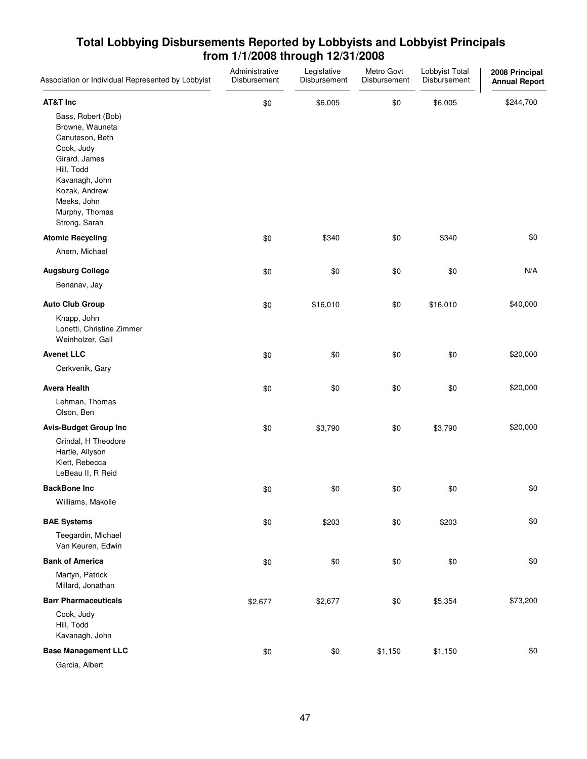## Total Lobbying Disbursements Reported by Lobbyists and Lobbyist Principals from 1/1/2008 through 12/31/2008

| Association or Individual Represented by Lobbyist | Administrative Disbursement | Legislative Disbursement | Metro Govt Disbursement | Lobbyist Total Disbursement | 2008 Principal Annual Report |
|---|---|---|---|---|---|
| **AT&T Inc** | $0 | $6,005 | $0 | $6,005 | $244,700 |
| Bass, Robert (Bob) | | | | | |
| Browne, Wauneta | | | | | |
| Canuteson, Beth | | | | | |
| Cook, Judy | | | | | |
| Girard, James | | | | | |
| Hill, Todd | | | | | |
| Kavanagh, John | | | | | |
| Kozak, Andrew | | | | | |
| Meeks, John | | | | | |
| Murphy, Thomas | | | | | |
| Strong, Sarah | | | | | |
| **Atomic Recycling** | $0 | $340 | $0 | $340 | $0 |
| Ahern, Michael | | | | | |
| **Augsburg College** | $0 | $0 | $0 | $0 | N/A |
| Benanav, Jay | | | | | |
| **Auto Club Group** | $0 | $16,010 | $0 | $16,010 | $40,000 |
| Knapp, John | | | | | |
| Lonetti, Christine Zimmer | | | | | |
| Weinholzer, Gail | | | | | |
| **Avenet LLC** | $0 | $0 | $0 | $0 | $20,000 |
| Cerkvenik, Gary | | | | | |
| **Avera Health** | $0 | $0 | $0 | $0 | $20,000 |
| Lehman, Thomas | | | | | |
| Olson, Ben | | | | | |
| **Avis-Budget Group Inc** | $0 | $3,790 | $0 | $3,790 | $20,000 |
| Grindal, H Theodore | | | | | |
| Hartle, Allyson | | | | | |
| Klett, Rebecca | | | | | |
| LeBeau II, R Reid | | | | | |
| **BackBone Inc** | $0 | $0 | $0 | $0 | $0 |
| Williams, Makolle | | | | | |
| **BAE Systems** | $0 | $203 | $0 | $203 | $0 |
| Teegardin, Michael | | | | | |
| Van Keuren, Edwin | | | | | |
| **Bank of America** | $0 | $0 | $0 | $0 | $0 |
| Martyn, Patrick | | | | | |
| Millard, Jonathan | | | | | |
| **Barr Pharmaceuticals** | $2,677 | $2,677 | $0 | $5,354 | $73,200 |
| Cook, Judy | | | | | |
| Hill, Todd | | | | | |
| Kavanagh, John | | | | | |
| **Base Management LLC** | $0 | $0 | $1,150 | $1,150 | $0 |
| Garcia, Albert | | | | | |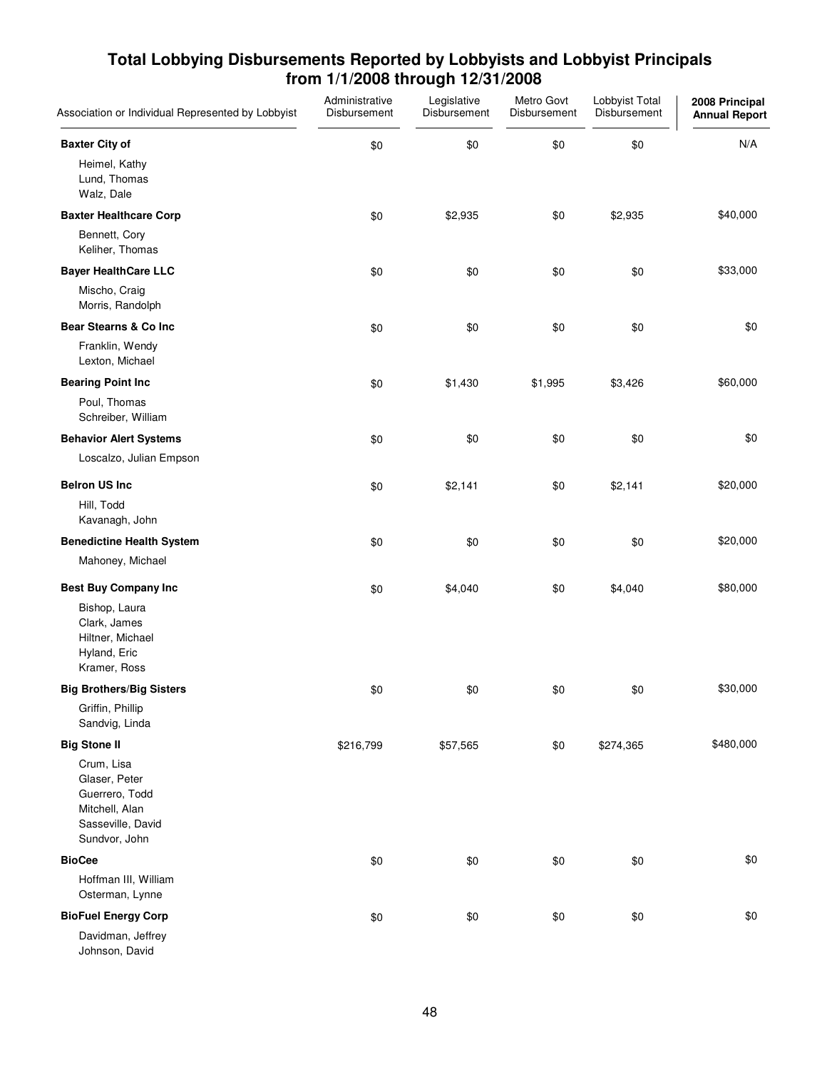## Total Lobbying Disbursements Reported by Lobbyists and Lobbyist Principals from 1/1/2008 through 12/31/2008

| Association or Individual Represented by Lobbyist | Administrative Disbursement | Legislative Disbursement | Metro Govt Disbursement | Lobbyist Total Disbursement | 2008 Principal Annual Report |
|---|---|---|---|---|---|
| **Baxter City of** | $0 | $0 | $0 | $0 | N/A |
| Heimel, Kathy<br>Lund, Thomas<br>Walz, Dale | | | | | |
| **Baxter Healthcare Corp** | $0 | $2,935 | $0 | $2,935 | $40,000 |
| Bennett, Cory<br>Keliher, Thomas | | | | | |
| **Bayer HealthCare LLC** | $0 | $0 | $0 | $0 | $33,000 |
| Mischo, Craig<br>Morris, Randolph | | | | | |
| **Bear Stearns & Co Inc** | $0 | $0 | $0 | $0 | $0 |
| Franklin, Wendy<br>Lexton, Michael | | | | | |
| **Bearing Point Inc** | $0 | $1,430 | $1,995 | $3,426 | $60,000 |
| Poul, Thomas<br>Schreiber, William | | | | | |
| **Behavior Alert Systems** | $0 | $0 | $0 | $0 | $0 |
| Loscalzo, Julian Empson | | | | | |
| **Belron US Inc** | $0 | $2,141 | $0 | $2,141 | $20,000 |
| Hill, Todd<br>Kavanagh, John | | | | | |
| **Benedictine Health System** | $0 | $0 | $0 | $0 | $20,000 |
| Mahoney, Michael | | | | | |
| **Best Buy Company Inc** | $0 | $4,040 | $0 | $4,040 | $80,000 |
| Bishop, Laura<br>Clark, James<br>Hiltner, Michael<br>Hyland, Eric<br>Kramer, Ross | | | | | |
| **Big Brothers/Big Sisters** | $0 | $0 | $0 | $0 | $30,000 |
| Griffin, Phillip<br>Sandvig, Linda | | | | | |
| **Big Stone II** | $216,799 | $57,565 | $0 | $274,365 | $480,000 |
| Crum, Lisa<br>Glaser, Peter<br>Guerrero, Todd<br>Mitchell, Alan<br>Sasseville, David<br>Sundvor, John | | | | | |
| **BioCee** | $0 | $0 | $0 | $0 | $0 |
| Hoffman III, William<br>Osterman, Lynne | | | | | |
| **BioFuel Energy Corp** | $0 | $0 | $0 | $0 | $0 |
| Davidman, Jeffrey<br>Johnson, David | | | | | |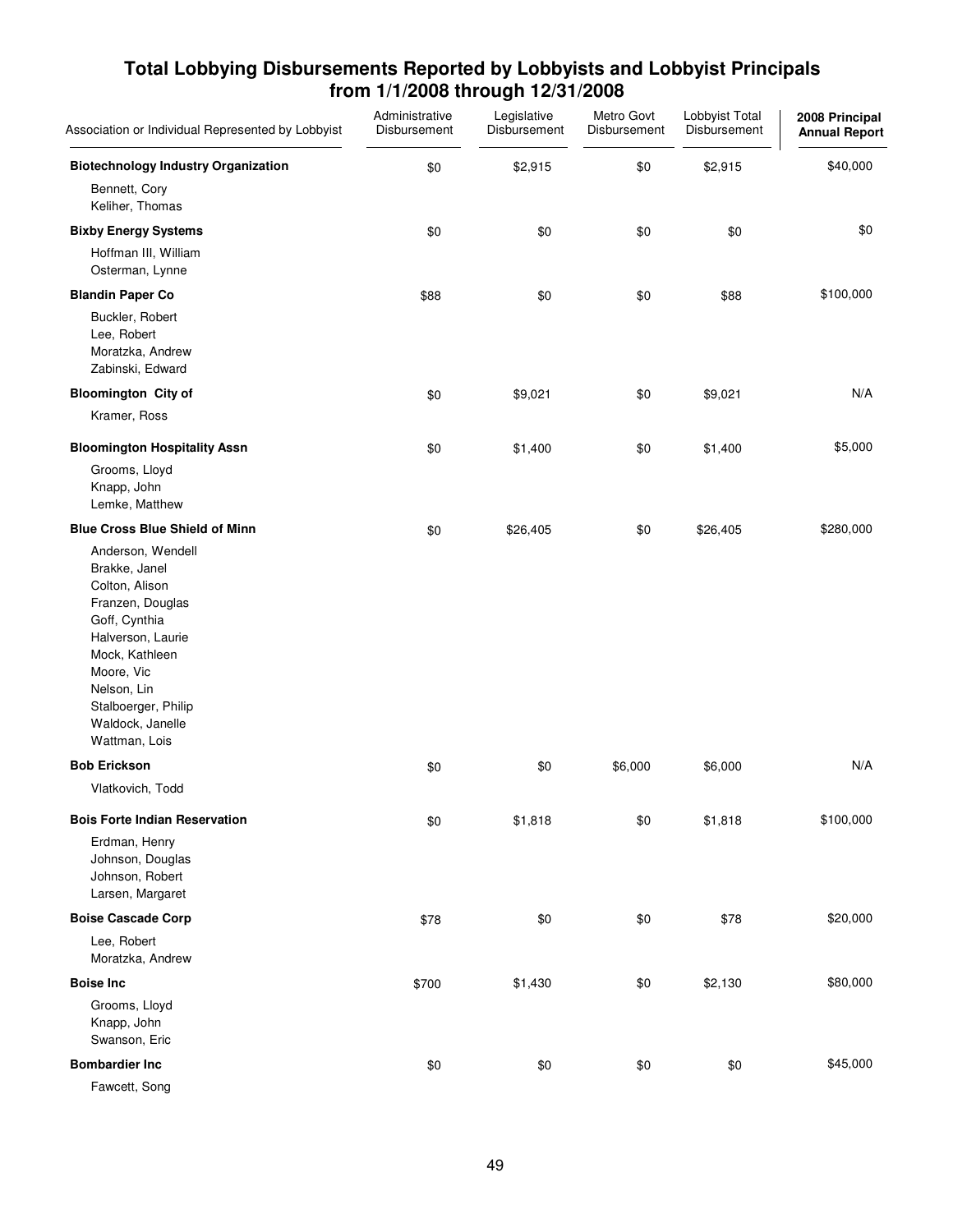## Total Lobbying Disbursements Reported by Lobbyists and Lobbyist Principals from 1/1/2008 through 12/31/2008

| Association or Individual Represented by Lobbyist | Administrative Disbursement | Legislative Disbursement | Metro Govt Disbursement | Lobbyist Total Disbursement | 2008 Principal Annual Report |
|---|---|---|---|---|---|
| **Biotechnology Industry Organization** | $0 | $2,915 | $0 | $2,915 | $40,000 |
| Bennett, Cory<br>Keliher, Thomas | | | | | |
| **Bixby Energy Systems** | $0 | $0 | $0 | $0 | $0 |
| Hoffman III, William<br>Osterman, Lynne | | | | | |
| **Blandin Paper Co** | $88 | $0 | $0 | $88 | $100,000 |
| Buckler, Robert<br>Lee, Robert<br>Moratzka, Andrew<br>Zabinski, Edward | | | | | |
| **Bloomington City of** | $0 | $9,021 | $0 | $9,021 | N/A |
| Kramer, Ross | | | | | |
| **Bloomington Hospitality Assn** | $0 | $1,400 | $0 | $1,400 | $5,000 |
| Grooms, Lloyd<br>Knapp, John<br>Lemke, Matthew | | | | | |
| **Blue Cross Blue Shield of Minn** | $0 | $26,405 | $0 | $26,405 | $280,000 |
| Anderson, Wendell<br>Brakke, Janel<br>Colton, Alison<br>Franzen, Douglas<br>Goff, Cynthia<br>Halverson, Laurie<br>Mock, Kathleen<br>Moore, Vic<br>Nelson, Lin<br>Stalboerger, Philip<br>Waldock, Janelle<br>Wattman, Lois | | | | | |
| **Bob Erickson** | $0 | $0 | $6,000 | $6,000 | N/A |
| Vlatkovich, Todd | | | | | |
| **Bois Forte Indian Reservation** | $0 | $1,818 | $0 | $1,818 | $100,000 |
| Erdman, Henry<br>Johnson, Douglas<br>Johnson, Robert<br>Larsen, Margaret | | | | | |
| **Boise Cascade Corp** | $78 | $0 | $0 | $78 | $20,000 |
| Lee, Robert<br>Moratzka, Andrew | | | | | |
| **Boise Inc** | $700 | $1,430 | $0 | $2,130 | $80,000 |
| Grooms, Lloyd<br>Knapp, John<br>Swanson, Eric | | | | | |
| **Bombardier Inc** | $0 | $0 | $0 | $0 | $45,000 |
| Fawcett, Song | | | | | |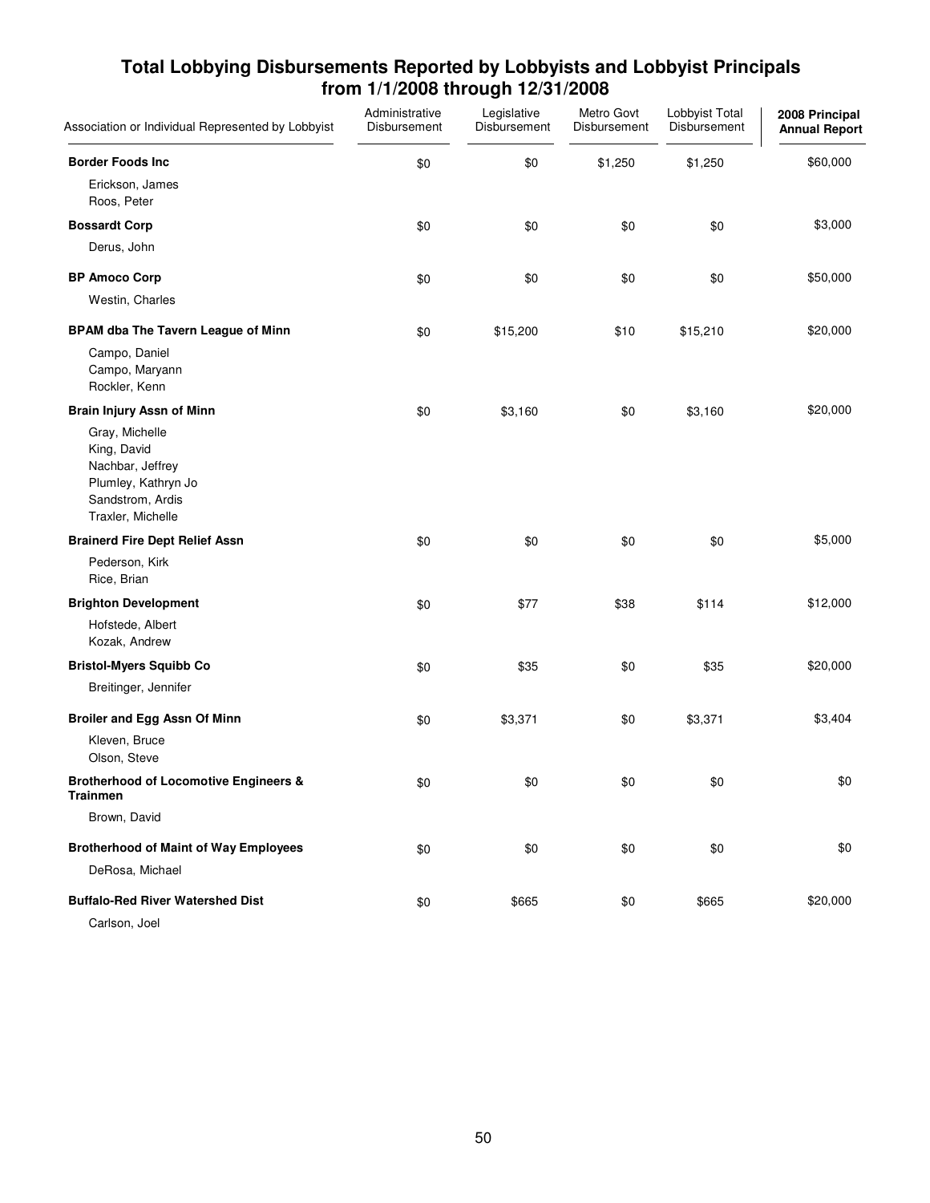## Total Lobbying Disbursements Reported by Lobbyists and Lobbyist Principals from 1/1/2008 through 12/31/2008

| Association or Individual Represented by Lobbyist | Administrative Disbursement | Legislative Disbursement | Metro Govt Disbursement | Lobbyist Total Disbursement | 2008 Principal Annual Report |
|---|---|---|---|---|---|
| **Border Foods Inc** | $0 | $0 | $1,250 | $1,250 | $60,000 |
| Erickson, James | | | | | |
| Roos, Peter | | | | | |
| **Bossardt Corp** | $0 | $0 | $0 | $0 | $3,000 |
| Derus, John | | | | | |
| **BP Amoco Corp** | $0 | $0 | $0 | $0 | $50,000 |
| Westin, Charles | | | | | |
| **BPAM dba The Tavern League of Minn** | $0 | $15,200 | $10 | $15,210 | $20,000 |
| Campo, Daniel | | | | | |
| Campo, Maryann | | | | | |
| Rockler, Kenn | | | | | |
| **Brain Injury Assn of Minn** | $0 | $3,160 | $0 | $3,160 | $20,000 |
| Gray, Michelle | | | | | |
| King, David | | | | | |
| Nachbar, Jeffrey | | | | | |
| Plumley, Kathryn Jo | | | | | |
| Sandstrom, Ardis | | | | | |
| Traxler, Michelle | | | | | |
| **Brainerd Fire Dept Relief Assn** | $0 | $0 | $0 | $0 | $5,000 |
| Pederson, Kirk | | | | | |
| Rice, Brian | | | | | |
| **Brighton Development** | $0 | $77 | $38 | $114 | $12,000 |
| Hofstede, Albert | | | | | |
| Kozak, Andrew | | | | | |
| **Bristol-Myers Squibb Co** | $0 | $35 | $0 | $35 | $20,000 |
| Breitinger, Jennifer | | | | | |
| **Broiler and Egg Assn Of Minn** | $0 | $3,371 | $0 | $3,371 | $3,404 |
| Kleven, Bruce | | | | | |
| Olson, Steve | | | | | |
| **Brotherhood of Locomotive Engineers & Trainmen** | $0 | $0 | $0 | $0 | $0 |
| Brown, David | | | | | |
| **Brotherhood of Maint of Way Employees** | $0 | $0 | $0 | $0 | $0 |
| DeRosa, Michael | | | | | |
| **Buffalo-Red River Watershed Dist** | $0 | $665 | $0 | $665 | $20,000 |
| Carlson, Joel | | | | | |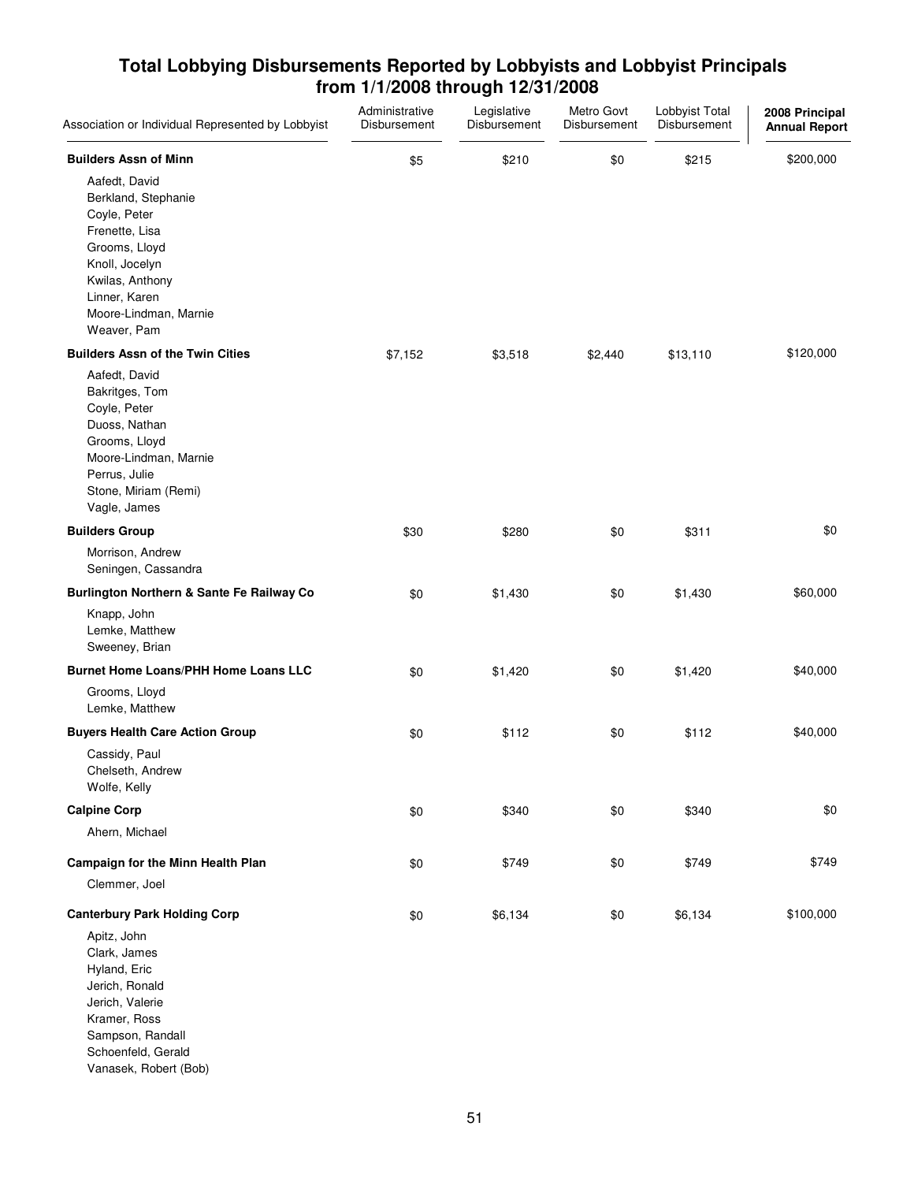## Total Lobbying Disbursements Reported by Lobbyists and Lobbyist Principals from 1/1/2008 through 12/31/2008

| Association or Individual Represented by Lobbyist | Administrative Disbursement | Legislative Disbursement | Metro Govt Disbursement | Lobbyist Total Disbursement | 2008 Principal Annual Report |
|---|---|---|---|---|---|
| **Builders Assn of Minn** | $5 | $210 | $0 | $215 | $200,000 |
| Aafedt, David<br>Berkland, Stephanie<br>Coyle, Peter<br>Frenette, Lisa<br>Grooms, Lloyd<br>Knoll, Jocelyn<br>Kwilas, Anthony<br>Linner, Karen<br>Moore-Lindman, Marnie<br>Weaver, Pam | | | | | |
| **Builders Assn of the Twin Cities** | $7,152 | $3,518 | $2,440 | $13,110 | $120,000 |
| Aafedt, David<br>Bakritges, Tom<br>Coyle, Peter<br>Duoss, Nathan<br>Grooms, Lloyd<br>Moore-Lindman, Marnie<br>Perrus, Julie<br>Stone, Miriam (Remi)<br>Vagle, James | | | | | |
| **Builders Group** | $30 | $280 | $0 | $311 | $0 |
| Morrison, Andrew<br>Seningen, Cassandra | | | | | |
| **Burlington Northern & Sante Fe Railway Co** | $0 | $1,430 | $0 | $1,430 | $60,000 |
| Knapp, John<br>Lemke, Matthew<br>Sweeney, Brian | | | | | |
| **Burnet Home Loans/PHH Home Loans LLC** | $0 | $1,420 | $0 | $1,420 | $40,000 |
| Grooms, Lloyd<br>Lemke, Matthew | | | | | |
| **Buyers Health Care Action Group** | $0 | $112 | $0 | $112 | $40,000 |
| Cassidy, Paul<br>Chelseth, Andrew<br>Wolfe, Kelly | | | | | |
| **Calpine Corp** | $0 | $340 | $0 | $340 | $0 |
| Ahern, Michael | | | | | |
| **Campaign for the Minn Health Plan** | $0 | $749 | $0 | $749 | $749 |
| Clemmer, Joel | | | | | |
| **Canterbury Park Holding Corp** | $0 | $6,134 | $0 | $6,134 | $100,000 |
| Apitz, John<br>Clark, James<br>Hyland, Eric<br>Jerich, Ronald<br>Jerich, Valerie<br>Kramer, Ross<br>Sampson, Randall<br>Schoenfeld, Gerald<br>Vanasek, Robert (Bob) | | | | | |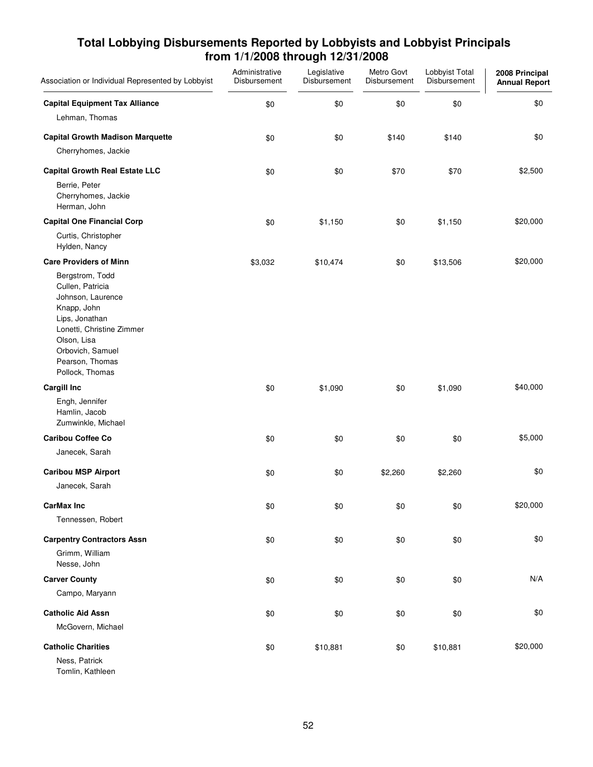## Total Lobbying Disbursements Reported by Lobbyists and Lobbyist Principals from 1/1/2008 through 12/31/2008

| Association or Individual Represented by Lobbyist | Administrative Disbursement | Legislative Disbursement | Metro Govt Disbursement | Lobbyist Total Disbursement | 2008 Principal Annual Report |
|---|---|---|---|---|---|
| **Capital Equipment Tax Alliance** | $0 | $0 | $0 | $0 | $0 |
| Lehman, Thomas | | | | | |
| **Capital Growth Madison Marquette** | $0 | $0 | $140 | $140 | $0 |
| Cherryhomes, Jackie | | | | | |
| **Capital Growth Real Estate LLC** | $0 | $0 | $70 | $70 | $2,500 |
| Berrie, Peter<br>Cherryhomes, Jackie<br>Herman, John | | | | | |
| **Capital One Financial Corp** | $0 | $1,150 | $0 | $1,150 | $20,000 |
| Curtis, Christopher<br>Hylden, Nancy | | | | | |
| **Care Providers of Minn** | $3,032 | $10,474 | $0 | $13,506 | $20,000 |
| Bergstrom, Todd<br>Cullen, Patricia<br>Johnson, Laurence<br>Knapp, John<br>Lips, Jonathan<br>Lonetti, Christine Zimmer<br>Olson, Lisa<br>Orbovich, Samuel<br>Pearson, Thomas<br>Pollock, Thomas | | | | | |
| **Cargill Inc** | $0 | $1,090 | $0 | $1,090 | $40,000 |
| Engh, Jennifer<br>Hamlin, Jacob<br>Zumwinkle, Michael | | | | | |
| **Caribou Coffee Co** | $0 | $0 | $0 | $0 | $5,000 |
| Janecek, Sarah | | | | | |
| **Caribou MSP Airport** | $0 | $0 | $2,260 | $2,260 | $0 |
| Janecek, Sarah | | | | | |
| **CarMax Inc** | $0 | $0 | $0 | $0 | $20,000 |
| Tennessen, Robert | | | | | |
| **Carpentry Contractors Assn** | $0 | $0 | $0 | $0 | $0 |
| Grimm, William<br>Nesse, John | | | | | |
| **Carver County** | $0 | $0 | $0 | $0 | N/A |
| Campo, Maryann | | | | | |
| **Catholic Aid Assn** | $0 | $0 | $0 | $0 | $0 |
| McGovern, Michael | | | | | |
| **Catholic Charities** | $0 | $10,881 | $0 | $10,881 | $20,000 |
| Ness, Patrick<br>Tomlin, Kathleen | | | | | |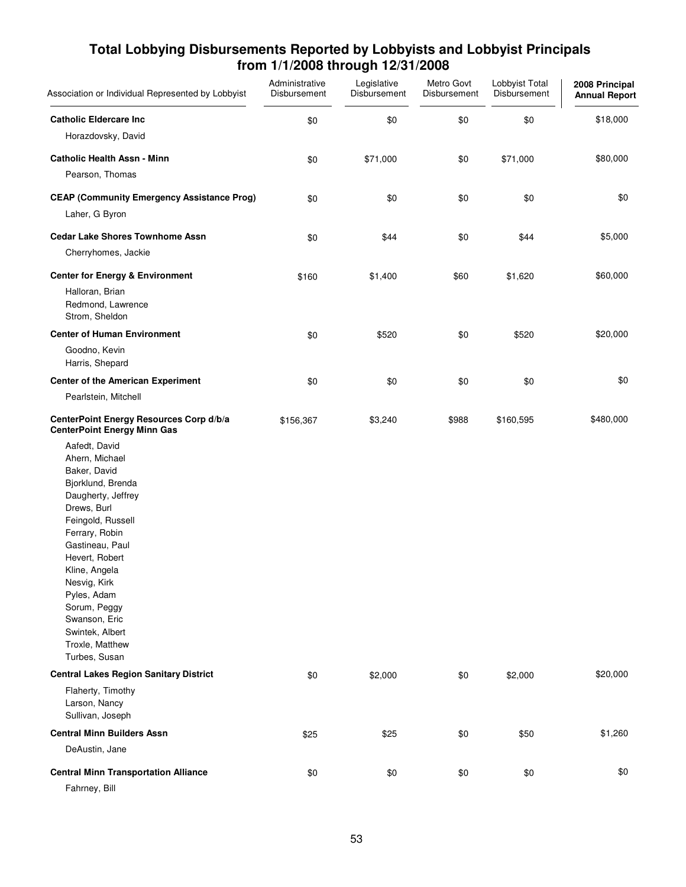## Total Lobbying Disbursements Reported by Lobbyists and Lobbyist Principals from 1/1/2008 through 12/31/2008

| Association or Individual Represented by Lobbyist | Administrative Disbursement | Legislative Disbursement | Metro Govt Disbursement | Lobbyist Total Disbursement | 2008 Principal Annual Report |
|---|---|---|---|---|---|
| **Catholic Eldercare Inc** | $0 | $0 | $0 | $0 | $18,000 |
| Horazdovsky, David | | | | | |
| **Catholic Health Assn - Minn** | $0 | $71,000 | $0 | $71,000 | $80,000 |
| Pearson, Thomas | | | | | |
| **CEAP (Community Emergency Assistance Prog)** | $0 | $0 | $0 | $0 | $0 |
| Laher, G Byron | | | | | |
| **Cedar Lake Shores Townhome Assn** | $0 | $44 | $0 | $44 | $5,000 |
| Cherryhomes, Jackie | | | | | |
| **Center for Energy & Environment** | $160 | $1,400 | $60 | $1,620 | $60,000 |
| Halloran, Brian<br>Redmond, Lawrence<br>Strom, Sheldon | | | | | |
| **Center of Human Environment** | $0 | $520 | $0 | $520 | $20,000 |
| Goodno, Kevin<br>Harris, Shepard | | | | | |
| **Center of the American Experiment** | $0 | $0 | $0 | $0 | $0 |
| Pearlstein, Mitchell | | | | | |
| **CenterPoint Energy Resources Corp d/b/a CenterPoint Energy Minn Gas** | $156,367 | $3,240 | $988 | $160,595 | $480,000 |
| Aafedt, David<br>Ahern, Michael<br>Baker, David<br>Bjorklund, Brenda<br>Daugherty, Jeffrey<br>Drews, Burl<br>Feingold, Russell<br>Ferrary, Robin<br>Gastineau, Paul<br>Hevert, Robert<br>Kline, Angela<br>Nesvig, Kirk<br>Pyles, Adam<br>Sorum, Peggy<br>Swanson, Eric<br>Swintek, Albert<br>Troxle, Matthew<br>Turbes, Susan | | | | | |
| **Central Lakes Region Sanitary District** | $0 | $2,000 | $0 | $2,000 | $20,000 |
| Flaherty, Timothy<br>Larson, Nancy<br>Sullivan, Joseph | | | | | |
| **Central Minn Builders Assn** | $25 | $25 | $0 | $50 | $1,260 |
| DeAustin, Jane | | | | | |
| **Central Minn Transportation Alliance** | $0 | $0 | $0 | $0 | $0 |
| Fahrney, Bill | | | | | |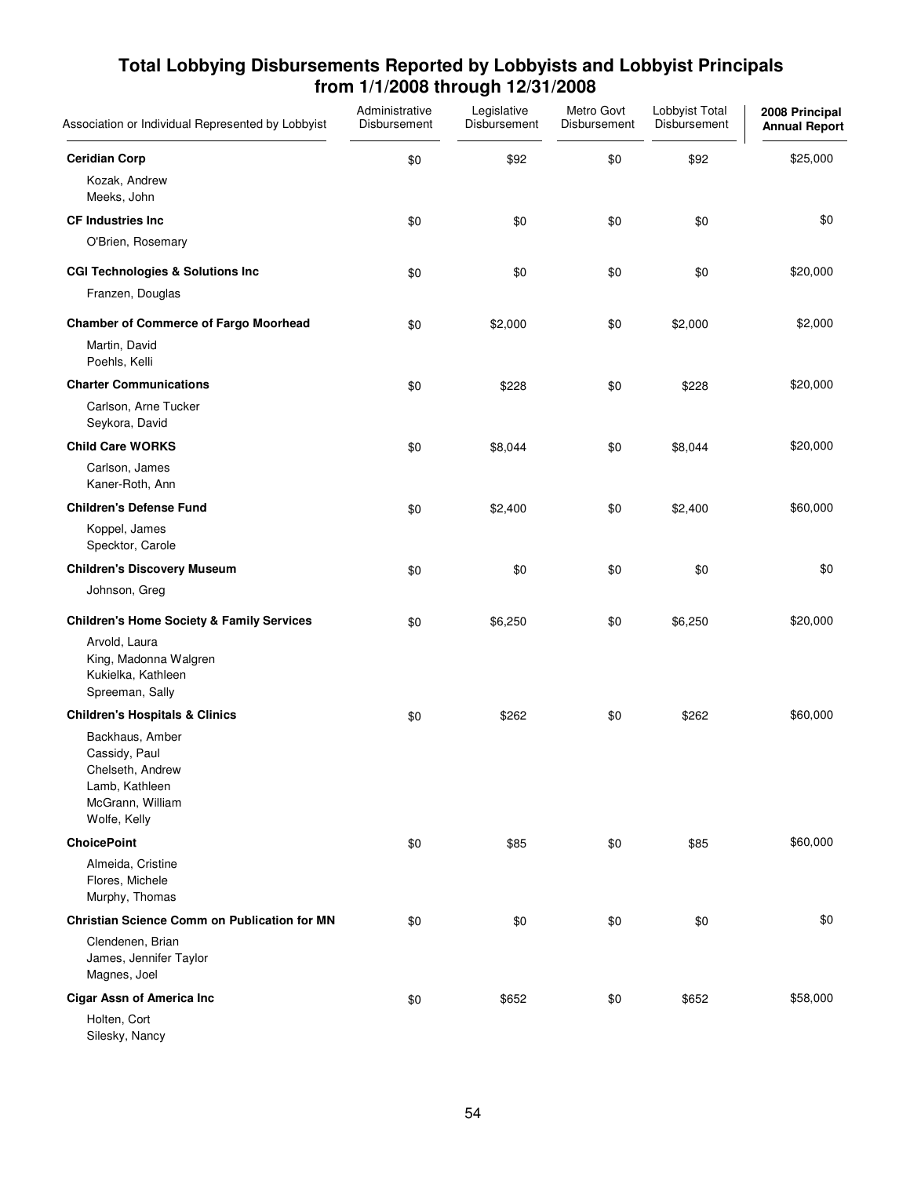# Total Lobbying Disbursements Reported by Lobbyists and Lobbyist Principals from 1/1/2008 through 12/31/2008

| Association or Individual Represented by Lobbyist | Administrative Disbursement | Legislative Disbursement | Metro Govt Disbursement | Lobbyist Total Disbursement | 2008 Principal Annual Report |
|---|---|---|---|---|---|
| **Ceridian Corp** | $0 | $92 | $0 | $92 | $25,000 |
| Kozak, Andrew | | | | | |
| Meeks, John | | | | | |
| **CF Industries Inc** | $0 | $0 | $0 | $0 | $0 |
| O'Brien, Rosemary | | | | | |
| **CGI Technologies & Solutions Inc** | $0 | $0 | $0 | $0 | $20,000 |
| Franzen, Douglas | | | | | |
| **Chamber of Commerce of Fargo Moorhead** | $0 | $2,000 | $0 | $2,000 | $2,000 |
| Martin, David | | | | | |
| Poehls, Kelli | | | | | |
| **Charter Communications** | $0 | $228 | $0 | $228 | $20,000 |
| Carlson, Arne Tucker | | | | | |
| Seykora, David | | | | | |
| **Child Care WORKS** | $0 | $8,044 | $0 | $8,044 | $20,000 |
| Carlson, James | | | | | |
| Kaner-Roth, Ann | | | | | |
| **Children's Defense Fund** | $0 | $2,400 | $0 | $2,400 | $60,000 |
| Koppel, James | | | | | |
| Specktor, Carole | | | | | |
| **Children's Discovery Museum** | $0 | $0 | $0 | $0 | $0 |
| Johnson, Greg | | | | | |
| **Children's Home Society & Family Services** | $0 | $6,250 | $0 | $6,250 | $20,000 |
| Arvold, Laura | | | | | |
| King, Madonna Walgren | | | | | |
| Kukielka, Kathleen | | | | | |
| Spreeman, Sally | | | | | |
| **Children's Hospitals & Clinics** | $0 | $262 | $0 | $262 | $60,000 |
| Backhaus, Amber | | | | | |
| Cassidy, Paul | | | | | |
| Chelseth, Andrew | | | | | |
| Lamb, Kathleen | | | | | |
| McGrann, William | | | | | |
| Wolfe, Kelly | | | | | |
| **ChoicePoint** | $0 | $85 | $0 | $85 | $60,000 |
| Almeida, Cristine | | | | | |
| Flores, Michele | | | | | |
| Murphy, Thomas | | | | | |
| **Christian Science Comm on Publication for MN** | $0 | $0 | $0 | $0 | $0 |
| Clendenen, Brian | | | | | |
| James, Jennifer Taylor | | | | | |
| Magnes, Joel | | | | | |
| **Cigar Assn of America Inc** | $0 | $652 | $0 | $652 | $58,000 |
| Holten, Cort | | | | | |
| Silesky, Nancy | | | | | |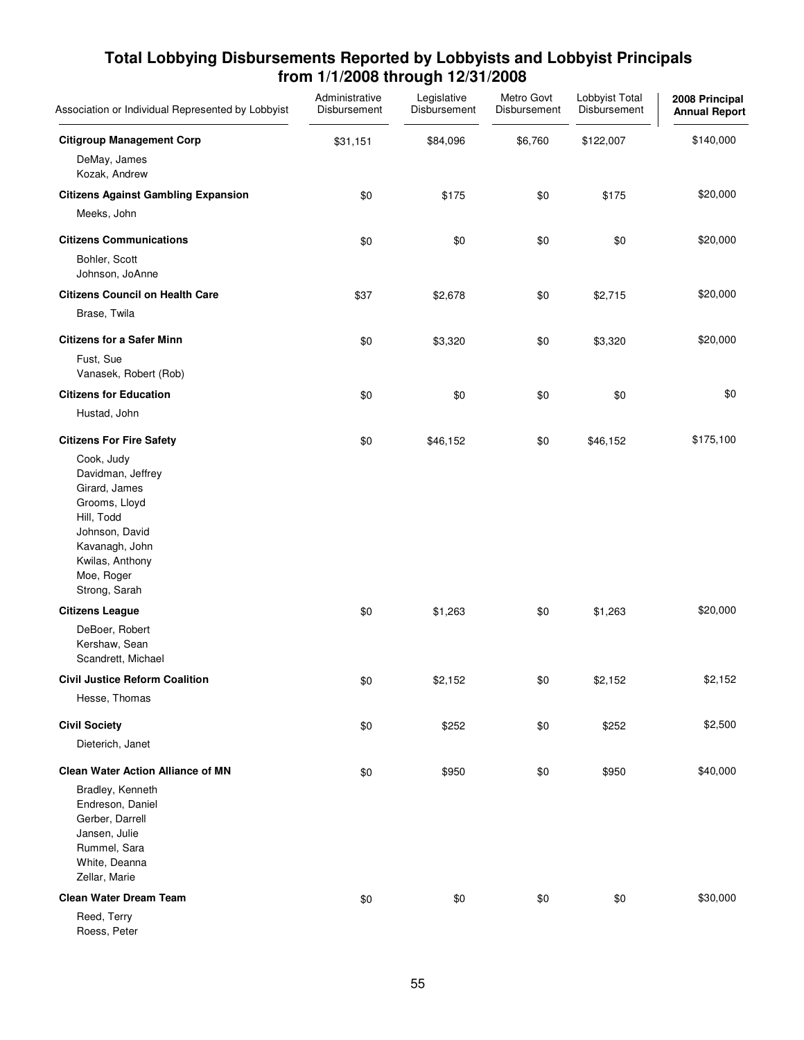## Total Lobbying Disbursements Reported by Lobbyists and Lobbyist Principals from 1/1/2008 through 12/31/2008

| Association or Individual Represented by Lobbyist | Administrative Disbursement | Legislative Disbursement | Metro Govt Disbursement | Lobbyist Total Disbursement | 2008 Principal Annual Report |
|---|---|---|---|---|---|
| **Citigroup Management Corp** | $31,151 | $84,096 | $6,760 | $122,007 | $140,000 |
| DeMay, James<br>Kozak, Andrew | | | | | |
| **Citizens Against Gambling Expansion** | $0 | $175 | $0 | $175 | $20,000 |
| Meeks, John | | | | | |
| **Citizens Communications** | $0 | $0 | $0 | $0 | $20,000 |
| Bohler, Scott<br>Johnson, JoAnne | | | | | |
| **Citizens Council on Health Care** | $37 | $2,678 | $0 | $2,715 | $20,000 |
| Brase, Twila | | | | | |
| **Citizens for a Safer Minn** | $0 | $3,320 | $0 | $3,320 | $20,000 |
| Fust, Sue<br>Vanasek, Robert (Rob) | | | | | |
| **Citizens for Education** | $0 | $0 | $0 | $0 | $0 |
| Hustad, John | | | | | |
| **Citizens For Fire Safety** | $0 | $46,152 | $0 | $46,152 | $175,100 |
| Cook, Judy<br>Davidman, Jeffrey<br>Girard, James<br>Grooms, Lloyd<br>Hill, Todd<br>Johnson, David<br>Kavanagh, John<br>Kwilas, Anthony<br>Moe, Roger<br>Strong, Sarah | | | | | |
| **Citizens League** | $0 | $1,263 | $0 | $1,263 | $20,000 |
| DeBoer, Robert<br>Kershaw, Sean<br>Scandrett, Michael | | | | | |
| **Civil Justice Reform Coalition** | $0 | $2,152 | $0 | $2,152 | $2,152 |
| Hesse, Thomas | | | | | |
| **Civil Society** | $0 | $252 | $0 | $252 | $2,500 |
| Dieterich, Janet | | | | | |
| **Clean Water Action Alliance of MN** | $0 | $950 | $0 | $950 | $40,000 |
| Bradley, Kenneth<br>Endreson, Daniel<br>Gerber, Darrell<br>Jansen, Julie<br>Rummel, Sara<br>White, Deanna<br>Zellar, Marie | | | | | |
| **Clean Water Dream Team** | $0 | $0 | $0 | $0 | $30,000 |
| Reed, Terry<br>Roess, Peter | | | | | |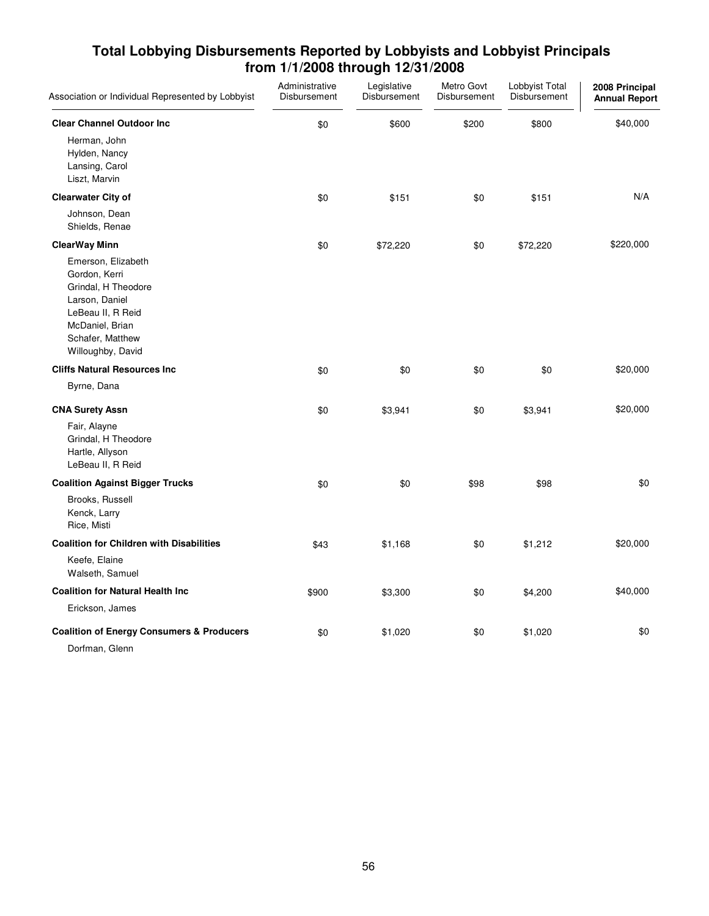## Total Lobbying Disbursements Reported by Lobbyists and Lobbyist Principals from 1/1/2008 through 12/31/2008

| Association or Individual Represented by Lobbyist | Administrative Disbursement | Legislative Disbursement | Metro Govt Disbursement | Lobbyist Total Disbursement | 2008 Principal Annual Report |
|---|---|---|---|---|---|
| **Clear Channel Outdoor Inc** | $0 | $600 | $200 | $800 | $40,000 |
| Herman, John<br>Hylden, Nancy<br>Lansing, Carol<br>Liszt, Marvin | | | | | |
| **Clearwater City of** | $0 | $151 | $0 | $151 | N/A |
| Johnson, Dean<br>Shields, Renae | | | | | |
| **ClearWay Minn** | $0 | $72,220 | $0 | $72,220 | $220,000 |
| Emerson, Elizabeth<br>Gordon, Kerri<br>Grindal, H Theodore<br>Larson, Daniel<br>LeBeau II, R Reid<br>McDaniel, Brian<br>Schafer, Matthew<br>Willoughby, David | | | | | |
| **Cliffs Natural Resources Inc** | $0 | $0 | $0 | $0 | $20,000 |
| Byrne, Dana | | | | | |
| **CNA Surety Assn** | $0 | $3,941 | $0 | $3,941 | $20,000 |
| Fair, Alayne<br>Grindal, H Theodore<br>Hartle, Allyson<br>LeBeau II, R Reid | | | | | |
| **Coalition Against Bigger Trucks** | $0 | $0 | $98 | $98 | $0 |
| Brooks, Russell<br>Kenck, Larry<br>Rice, Misti | | | | | |
| **Coalition for Children with Disabilities** | $43 | $1,168 | $0 | $1,212 | $20,000 |
| Keefe, Elaine<br>Walseth, Samuel | | | | | |
| **Coalition for Natural Health Inc** | $900 | $3,300 | $0 | $4,200 | $40,000 |
| Erickson, James | | | | | |
| **Coalition of Energy Consumers & Producers** | $0 | $1,020 | $0 | $1,020 | $0 |
| Dorfman, Glenn | | | | | |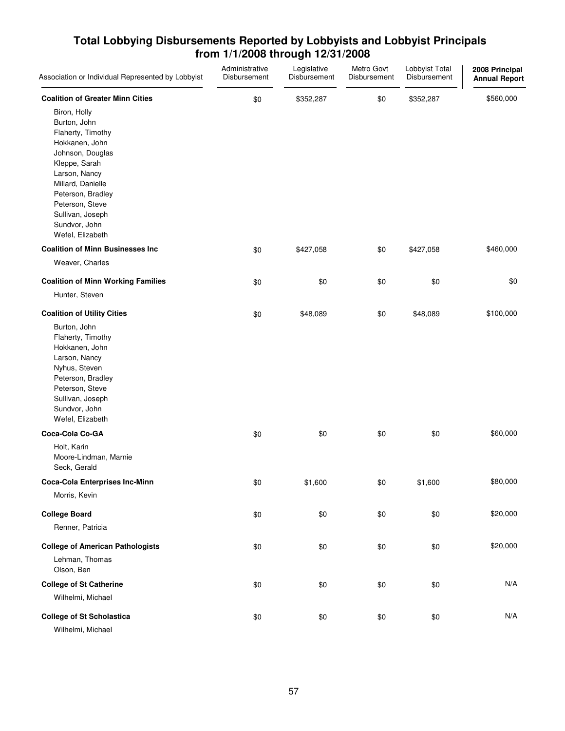## Total Lobbying Disbursements Reported by Lobbyists and Lobbyist Principals from 1/1/2008 through 12/31/2008

| Association or Individual Represented by Lobbyist | Administrative Disbursement | Legislative Disbursement | Metro Govt Disbursement | Lobbyist Total Disbursement | 2008 Principal Annual Report |
|---|---|---|---|---|---|
| **Coalition of Greater Minn Cities** | $0 | $352,287 | $0 | $352,287 | $560,000 |
| Biron, Holly<br>Burton, John<br>Flaherty, Timothy<br>Hokkanen, John<br>Johnson, Douglas<br>Kleppe, Sarah<br>Larson, Nancy<br>Millard, Danielle<br>Peterson, Bradley<br>Peterson, Steve<br>Sullivan, Joseph<br>Sundvor, John<br>Wefel, Elizabeth | | | | | |
| **Coalition of Minn Businesses Inc** | $0 | $427,058 | $0 | $427,058 | $460,000 |
| Weaver, Charles | | | | | |
| **Coalition of Minn Working Families** | $0 | $0 | $0 | $0 | $0 |
| Hunter, Steven | | | | | |
| **Coalition of Utility Cities** | $0 | $48,089 | $0 | $48,089 | $100,000 |
| Burton, John<br>Flaherty, Timothy<br>Hokkanen, John<br>Larson, Nancy<br>Nyhus, Steven<br>Peterson, Bradley<br>Peterson, Steve<br>Sullivan, Joseph<br>Sundvor, John<br>Wefel, Elizabeth | | | | | |
| **Coca-Cola Co-GA** | $0 | $0 | $0 | $0 | $60,000 |
| Holt, Karin<br>Moore-Lindman, Marnie<br>Seck, Gerald | | | | | |
| **Coca-Cola Enterprises Inc-Minn** | $0 | $1,600 | $0 | $1,600 | $80,000 |
| Morris, Kevin | | | | | |
| **College Board** | $0 | $0 | $0 | $0 | $20,000 |
| Renner, Patricia | | | | | |
| **College of American Pathologists** | $0 | $0 | $0 | $0 | $20,000 |
| Lehman, Thomas<br>Olson, Ben | | | | | |
| **College of St Catherine** | $0 | $0 | $0 | $0 | N/A |
| Wilhelmi, Michael | | | | | |
| **College of St Scholastica** | $0 | $0 | $0 | $0 | N/A |
| Wilhelmi, Michael | | | | | |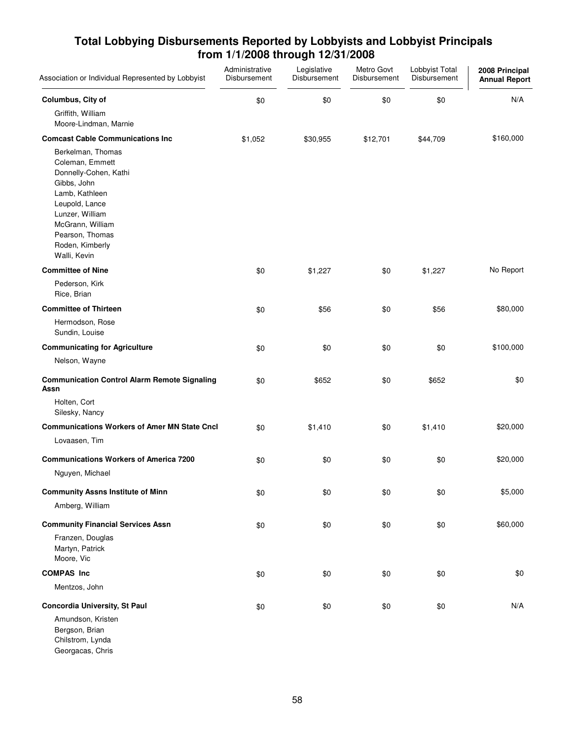## Total Lobbying Disbursements Reported by Lobbyists and Lobbyist Principals from 1/1/2008 through 12/31/2008

| Association or Individual Represented by Lobbyist | Administrative Disbursement | Legislative Disbursement | Metro Govt Disbursement | Lobbyist Total Disbursement | 2008 Principal Annual Report |
|---|---|---|---|---|---|
| **Columbus, City of** | $0 | $0 | $0 | $0 | N/A |
| Griffith, William<br>Moore-Lindman, Marnie | | | | | |
| **Comcast Cable Communications Inc** | $1,052 | $30,955 | $12,701 | $44,709 | $160,000 |
| Berkelman, Thomas<br>Coleman, Emmett<br>Donnelly-Cohen, Kathi<br>Gibbs, John<br>Lamb, Kathleen<br>Leupold, Lance<br>Lunzer, William<br>McGrann, William<br>Pearson, Thomas<br>Roden, Kimberly<br>Walli, Kevin | | | | | |
| **Committee of Nine** | $0 | $1,227 | $0 | $1,227 | No Report |
| Pederson, Kirk<br>Rice, Brian | | | | | |
| **Committee of Thirteen** | $0 | $56 | $0 | $56 | $80,000 |
| Hermodson, Rose<br>Sundin, Louise | | | | | |
| **Communicating for Agriculture** | $0 | $0 | $0 | $0 | $100,000 |
| Nelson, Wayne | | | | | |
| **Communication Control Alarm Remote Signaling Assn** | $0 | $652 | $0 | $652 | $0 |
| Holten, Cort<br>Silesky, Nancy | | | | | |
| **Communications Workers of Amer MN State Cncl** | $0 | $1,410 | $0 | $1,410 | $20,000 |
| Lovaasen, Tim | | | | | |
| **Communications Workers of America 7200** | $0 | $0 | $0 | $0 | $20,000 |
| Nguyen, Michael | | | | | |
| **Community Assns Institute of Minn** | $0 | $0 | $0 | $0 | $5,000 |
| Amberg, William | | | | | |
| **Community Financial Services Assn** | $0 | $0 | $0 | $0 | $60,000 |
| Franzen, Douglas<br>Martyn, Patrick<br>Moore, Vic | | | | | |
| **COMPAS Inc** | $0 | $0 | $0 | $0 | $0 |
| Mentzos, John | | | | | |
| **Concordia University, St Paul** | $0 | $0 | $0 | $0 | N/A |
| Amundson, Kristen<br>Bergson, Brian<br>Chilstrom, Lynda<br>Georgacas, Chris | | | | | |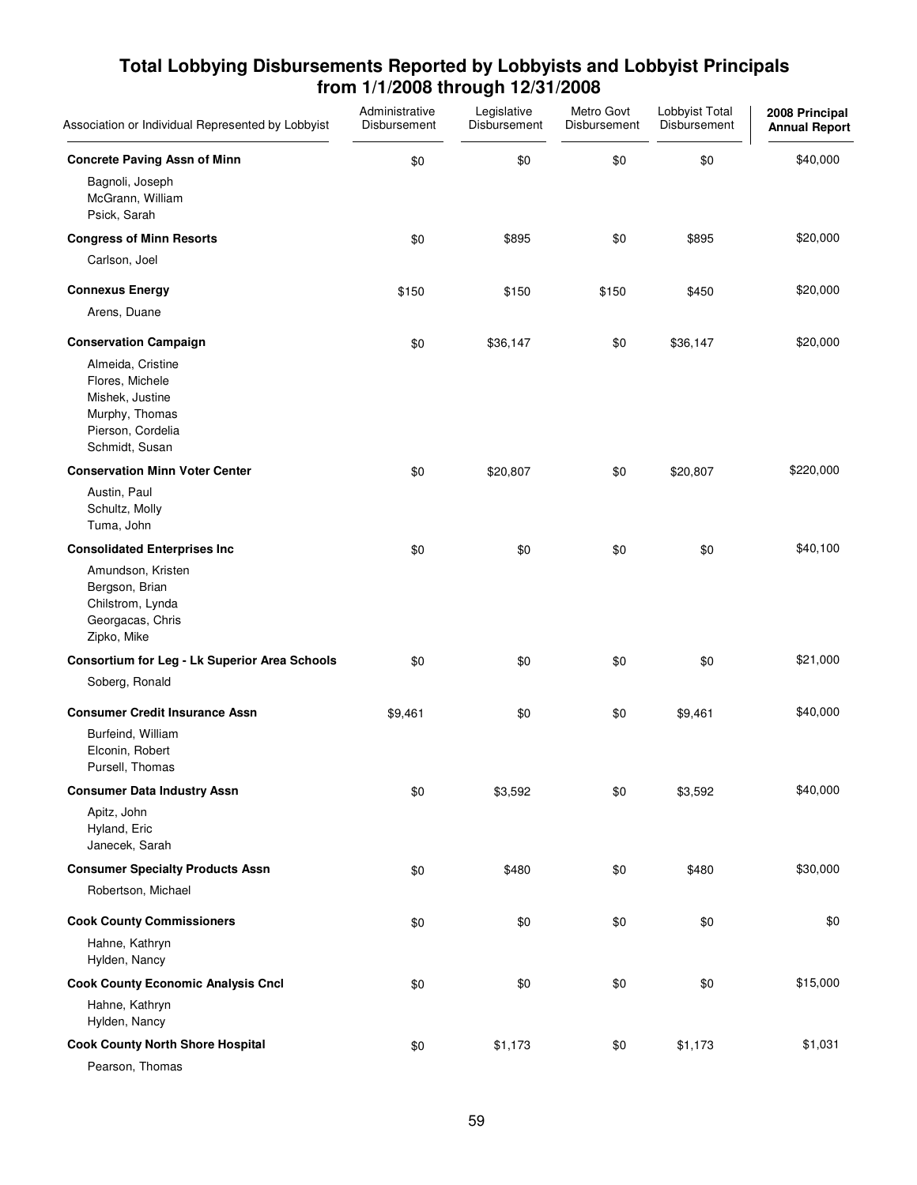## Total Lobbying Disbursements Reported by Lobbyists and Lobbyist Principals from 1/1/2008 through 12/31/2008

| Association or Individual Represented by Lobbyist | Administrative Disbursement | Legislative Disbursement | Metro Govt Disbursement | Lobbyist Total Disbursement | 2008 Principal Annual Report |
|---|---|---|---|---|---|
| **Concrete Paving Assn of Minn** | $0 | $0 | $0 | $0 | $40,000 |
| Bagnoli, Joseph<br>McGrann, William<br>Psick, Sarah | | | | | |
| **Congress of Minn Resorts** | $0 | $895 | $0 | $895 | $20,000 |
| Carlson, Joel | | | | | |
| **Connexus Energy** | $150 | $150 | $150 | $450 | $20,000 |
| Arens, Duane | | | | | |
| **Conservation Campaign** | $0 | $36,147 | $0 | $36,147 | $20,000 |
| Almeida, Cristine<br>Flores, Michele<br>Mishek, Justine<br>Murphy, Thomas<br>Pierson, Cordelia<br>Schmidt, Susan | | | | | |
| **Conservation Minn Voter Center** | $0 | $20,807 | $0 | $20,807 | $220,000 |
| Austin, Paul<br>Schultz, Molly<br>Tuma, John | | | | | |
| **Consolidated Enterprises Inc** | $0 | $0 | $0 | $0 | $40,100 |
| Amundson, Kristen<br>Bergson, Brian<br>Chilstrom, Lynda<br>Georgacas, Chris<br>Zipko, Mike | | | | | |
| **Consortium for Leg - Lk Superior Area Schools** | $0 | $0 | $0 | $0 | $21,000 |
| Soberg, Ronald | | | | | |
| **Consumer Credit Insurance Assn** | $9,461 | $0 | $0 | $9,461 | $40,000 |
| Burfeind, William<br>Elconin, Robert<br>Pursell, Thomas | | | | | |
| **Consumer Data Industry Assn** | $0 | $3,592 | $0 | $3,592 | $40,000 |
| Apitz, John<br>Hyland, Eric<br>Janecek, Sarah | | | | | |
| **Consumer Specialty Products Assn** | $0 | $480 | $0 | $480 | $30,000 |
| Robertson, Michael | | | | | |
| **Cook County Commissioners** | $0 | $0 | $0 | $0 | $0 |
| Hahne, Kathryn<br>Hylden, Nancy | | | | | |
| **Cook County Economic Analysis Cncl** | $0 | $0 | $0 | $0 | $15,000 |
| Hahne, Kathryn<br>Hylden, Nancy | | | | | |
| **Cook County North Shore Hospital** | $0 | $1,173 | $0 | $1,173 | $1,031 |
| Pearson, Thomas | | | | | |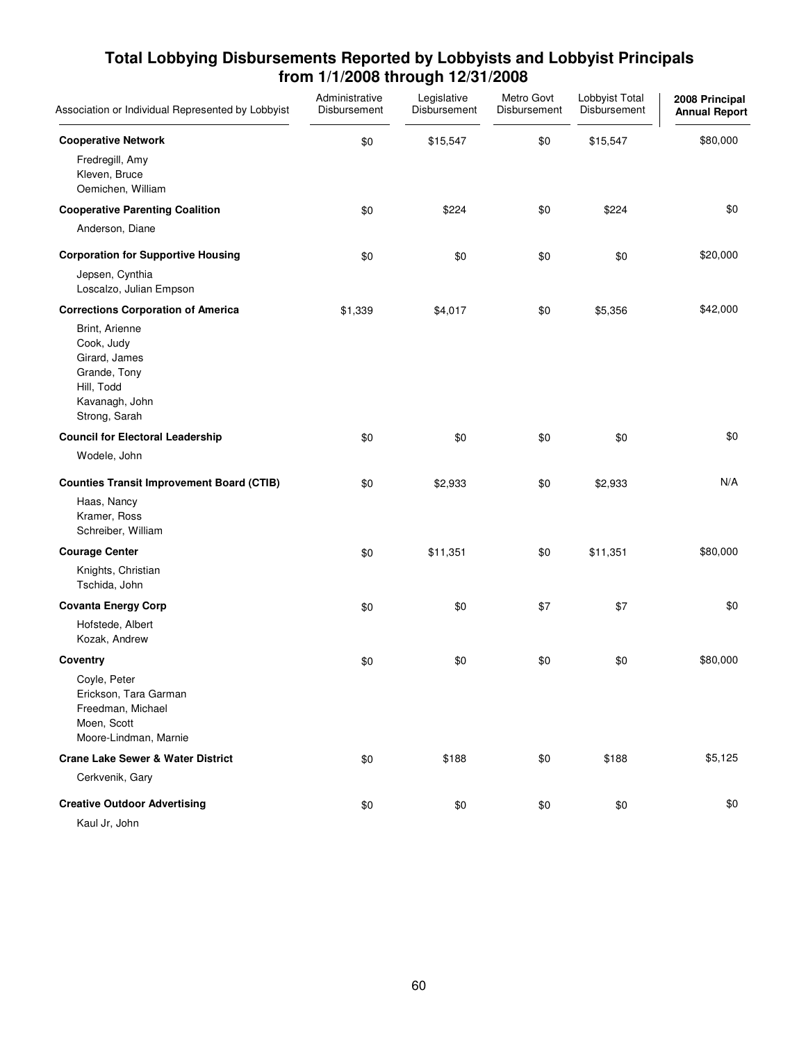## Total Lobbying Disbursements Reported by Lobbyists and Lobbyist Principals from 1/1/2008 through 12/31/2008

| Association or Individual Represented by Lobbyist | Administrative Disbursement | Legislative Disbursement | Metro Govt Disbursement | Lobbyist Total Disbursement | 2008 Principal Annual Report |
|---|---|---|---|---|---|
| **Cooperative Network** | $0 | $15,547 | $0 | $15,547 | $80,000 |
| Fredregill, Amy<br>Kleven, Bruce<br>Oemichen, William | | | | | |
| **Cooperative Parenting Coalition** | $0 | $224 | $0 | $224 | $0 |
| Anderson, Diane | | | | | |
| **Corporation for Supportive Housing** | $0 | $0 | $0 | $0 | $20,000 |
| Jepsen, Cynthia<br>Loscalzo, Julian Empson | | | | | |
| **Corrections Corporation of America** | $1,339 | $4,017 | $0 | $5,356 | $42,000 |
| Brint, Arienne<br>Cook, Judy<br>Girard, James<br>Grande, Tony<br>Hill, Todd<br>Kavanagh, John<br>Strong, Sarah | | | | | |
| **Council for Electoral Leadership** | $0 | $0 | $0 | $0 | $0 |
| Wodele, John | | | | | |
| **Counties Transit Improvement Board (CTIB)** | $0 | $2,933 | $0 | $2,933 | N/A |
| Haas, Nancy<br>Kramer, Ross<br>Schreiber, William | | | | | |
| **Courage Center** | $0 | $11,351 | $0 | $11,351 | $80,000 |
| Knights, Christian<br>Tschida, John | | | | | |
| **Covanta Energy Corp** | $0 | $0 | $7 | $7 | $0 |
| Hofstede, Albert<br>Kozak, Andrew | | | | | |
| **Coventry** | $0 | $0 | $0 | $0 | $80,000 |
| Coyle, Peter<br>Erickson, Tara Garman<br>Freedman, Michael<br>Moen, Scott<br>Moore-Lindman, Marnie | | | | | |
| **Crane Lake Sewer & Water District** | $0 | $188 | $0 | $188 | $5,125 |
| Cerkvenik, Gary | | | | | |
| **Creative Outdoor Advertising** | $0 | $0 | $0 | $0 | $0 |
| Kaul Jr, John | | | | | |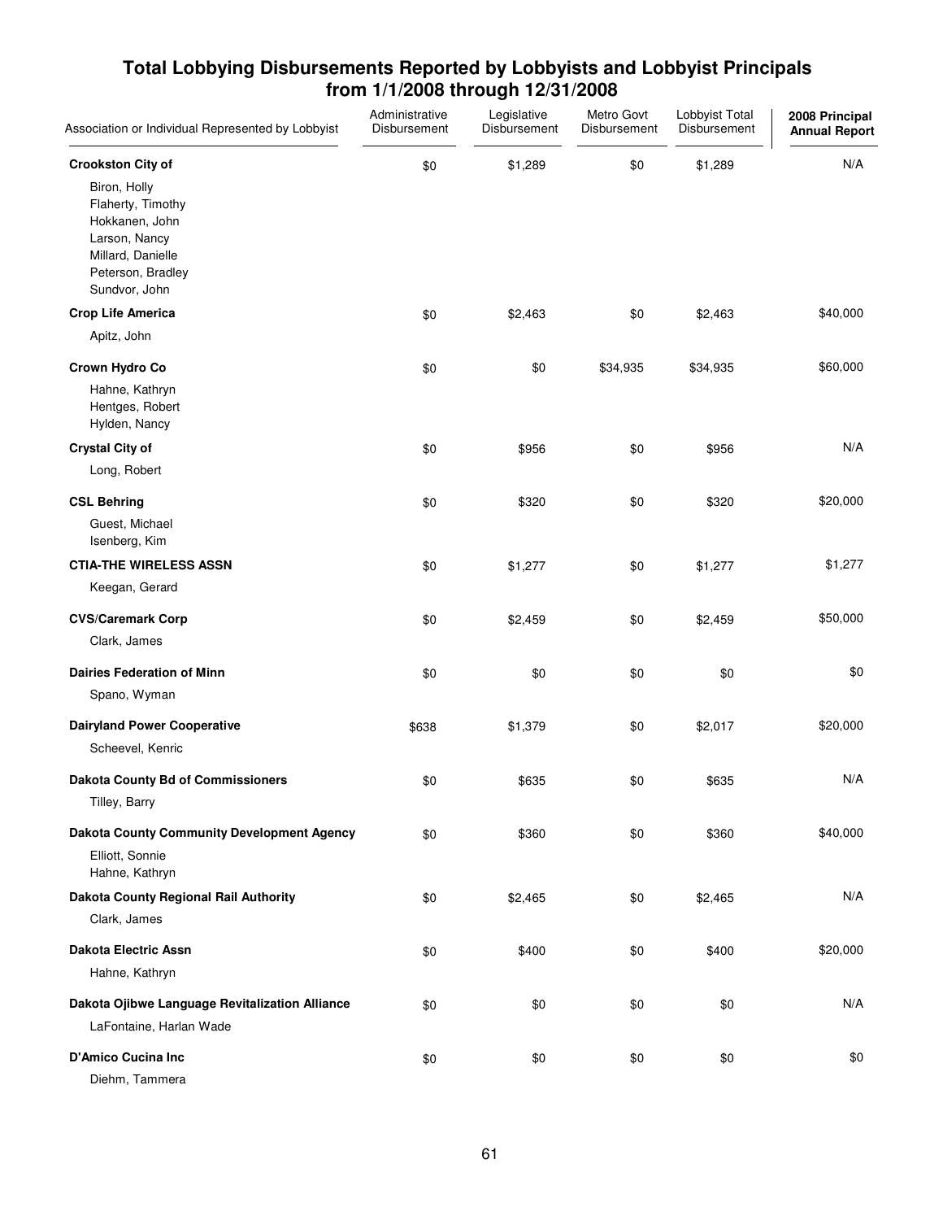# Total Lobbying Disbursements Reported by Lobbyists and Lobbyist Principals from 1/1/2008 through 12/31/2008

| Association or Individual Represented by Lobbyist | Administrative Disbursement | Legislative Disbursement | Metro Govt Disbursement | Lobbyist Total Disbursement | 2008 Principal Annual Report |
|---|---|---|---|---|---|
| **Crookston City of** | $0 | $1,289 | $0 | $1,289 | N/A |
| Biron, Holly<br>Flaherty, Timothy<br>Hokkanen, John<br>Larson, Nancy<br>Millard, Danielle<br>Peterson, Bradley<br>Sundvor, John | | | | | |
| **Crop Life America** | $0 | $2,463 | $0 | $2,463 | $40,000 |
| Apitz, John | | | | | |
| **Crown Hydro Co** | $0 | $0 | $34,935 | $34,935 | $60,000 |
| Hahne, Kathryn<br>Hentges, Robert<br>Hylden, Nancy | | | | | |
| **Crystal City of** | $0 | $956 | $0 | $956 | N/A |
| Long, Robert | | | | | |
| **CSL Behring** | $0 | $320 | $0 | $320 | $20,000 |
| Guest, Michael<br>Isenberg, Kim | | | | | |
| **CTIA-THE WIRELESS ASSN** | $0 | $1,277 | $0 | $1,277 | $1,277 |
| Keegan, Gerard | | | | | |
| **CVS/Caremark Corp** | $0 | $2,459 | $0 | $2,459 | $50,000 |
| Clark, James | | | | | |
| **Dairies Federation of Minn** | $0 | $0 | $0 | $0 | $0 |
| Spano, Wyman | | | | | |
| **Dairyland Power Cooperative** | $638 | $1,379 | $0 | $2,017 | $20,000 |
| Scheevel, Kenric | | | | | |
| **Dakota County Bd of Commissioners** | $0 | $635 | $0 | $635 | N/A |
| Tilley, Barry | | | | | |
| **Dakota County Community Development Agency** | $0 | $360 | $0 | $360 | $40,000 |
| Elliott, Sonnie<br>Hahne, Kathryn | | | | | |
| **Dakota County Regional Rail Authority** | $0 | $2,465 | $0 | $2,465 | N/A |
| Clark, James | | | | | |
| **Dakota Electric Assn** | $0 | $400 | $0 | $400 | $20,000 |
| Hahne, Kathryn | | | | | |
| **Dakota Ojibwe Language Revitalization Alliance** | $0 | $0 | $0 | $0 | N/A |
| LaFontaine, Harlan Wade | | | | | |
| **D'Amico Cucina Inc** | $0 | $0 | $0 | $0 | $0 |
| Diehm, Tammera | | | | | |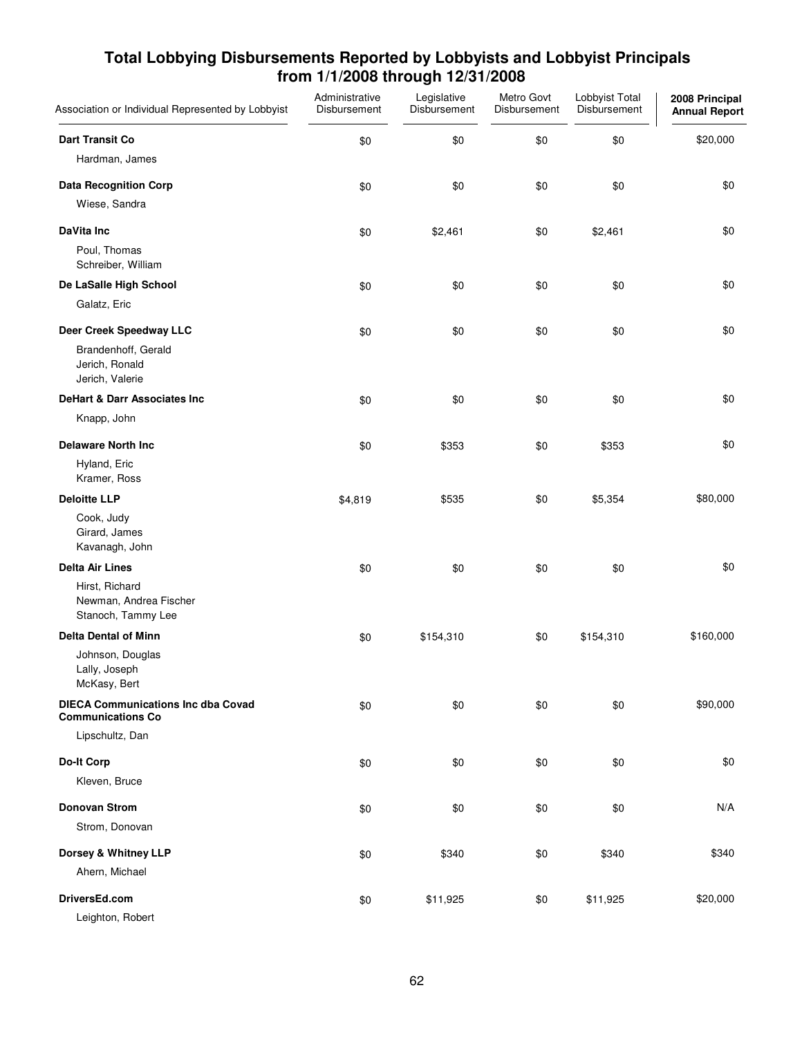## Total Lobbying Disbursements Reported by Lobbyists and Lobbyist Principals from 1/1/2008 through 12/31/2008

| Association or Individual Represented by Lobbyist | Administrative Disbursement | Legislative Disbursement | Metro Govt Disbursement | Lobbyist Total Disbursement | 2008 Principal Annual Report |
|---|---|---|---|---|---|
| **Dart Transit Co** | $0 | $0 | $0 | $0 | $20,000 |
| Hardman, James | | | | | |
| **Data Recognition Corp** | $0 | $0 | $0 | $0 | $0 |
| Wiese, Sandra | | | | | |
| **DaVita Inc** | $0 | $2,461 | $0 | $2,461 | $0 |
| Poul, Thomas<br>Schreiber, William | | | | | |
| **De LaSalle High School** | $0 | $0 | $0 | $0 | $0 |
| Galatz, Eric | | | | | |
| **Deer Creek Speedway LLC** | $0 | $0 | $0 | $0 | $0 |
| Brandenhoff, Gerald<br>Jerich, Ronald<br>Jerich, Valerie | | | | | |
| **DeHart & Darr Associates Inc** | $0 | $0 | $0 | $0 | $0 |
| Knapp, John | | | | | |
| **Delaware North Inc** | $0 | $353 | $0 | $353 | $0 |
| Hyland, Eric<br>Kramer, Ross | | | | | |
| **Deloitte LLP** | $4,819 | $535 | $0 | $5,354 | $80,000 |
| Cook, Judy<br>Girard, James<br>Kavanagh, John | | | | | |
| **Delta Air Lines** | $0 | $0 | $0 | $0 | $0 |
| Hirst, Richard<br>Newman, Andrea Fischer<br>Stanoch, Tammy Lee | | | | | |
| **Delta Dental of Minn** | $0 | $154,310 | $0 | $154,310 | $160,000 |
| Johnson, Douglas<br>Lally, Joseph<br>McKasy, Bert | | | | | |
| **DIECA Communications Inc dba Covad Communications Co** | $0 | $0 | $0 | $0 | $90,000 |
| Lipschultz, Dan | | | | | |
| **Do-It Corp** | $0 | $0 | $0 | $0 | $0 |
| Kleven, Bruce | | | | | |
| **Donovan Strom** | $0 | $0 | $0 | $0 | N/A |
| Strom, Donovan | | | | | |
| **Dorsey & Whitney LLP** | $0 | $340 | $0 | $340 | $340 |
| Ahern, Michael | | | | | |
| **DriversEd.com** | $0 | $11,925 | $0 | $11,925 | $20,000 |
| Leighton, Robert | | | | | |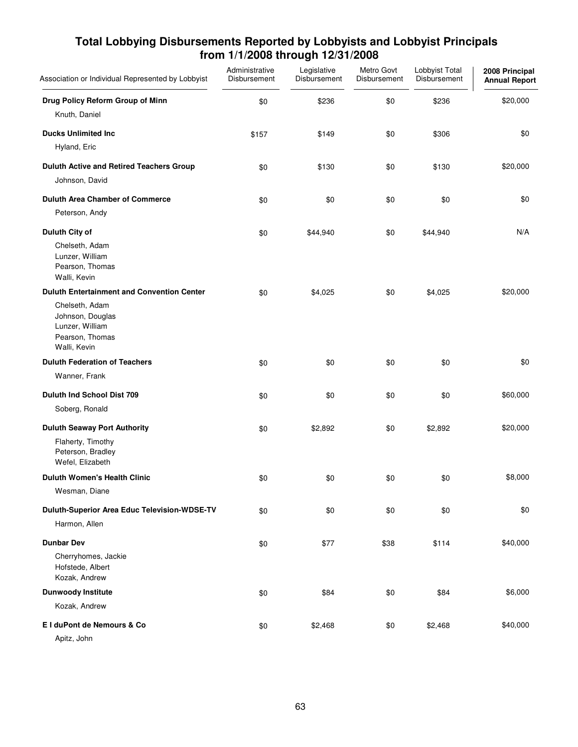# Total Lobbying Disbursements Reported by Lobbyists and Lobbyist Principals from 1/1/2008 through 12/31/2008

| Association or Individual Represented by Lobbyist | Administrative Disbursement | Legislative Disbursement | Metro Govt Disbursement | Lobbyist Total Disbursement | 2008 Principal Annual Report |
|---|---|---|---|---|---|
| **Drug Policy Reform Group of Minn** | $0 | $236 | $0 | $236 | $20,000 |
| Knuth, Daniel | | | | | |
| **Ducks Unlimited Inc** | $157 | $149 | $0 | $306 | $0 |
| Hyland, Eric | | | | | |
| **Duluth Active and Retired Teachers Group** | $0 | $130 | $0 | $130 | $20,000 |
| Johnson, David | | | | | |
| **Duluth Area Chamber of Commerce** | $0 | $0 | $0 | $0 | $0 |
| Peterson, Andy | | | | | |
| **Duluth City of** | $0 | $44,940 | $0 | $44,940 | N/A |
| Chelseth, Adam<br>Lunzer, William<br>Pearson, Thomas<br>Walli, Kevin | | | | | |
| **Duluth Entertainment and Convention Center** | $0 | $4,025 | $0 | $4,025 | $20,000 |
| Chelseth, Adam<br>Johnson, Douglas<br>Lunzer, William<br>Pearson, Thomas<br>Walli, Kevin | | | | | |
| **Duluth Federation of Teachers** | $0 | $0 | $0 | $0 | $0 |
| Wanner, Frank | | | | | |
| **Duluth Ind School Dist 709** | $0 | $0 | $0 | $0 | $60,000 |
| Soberg, Ronald | | | | | |
| **Duluth Seaway Port Authority** | $0 | $2,892 | $0 | $2,892 | $20,000 |
| Flaherty, Timothy<br>Peterson, Bradley<br>Wefel, Elizabeth | | | | | |
| **Duluth Women's Health Clinic** | $0 | $0 | $0 | $0 | $8,000 |
| Wesman, Diane | | | | | |
| **Duluth-Superior Area Educ Television-WDSE-TV** | $0 | $0 | $0 | $0 | $0 |
| Harmon, Allen | | | | | |
| **Dunbar Dev** | $0 | $77 | $38 | $114 | $40,000 |
| Cherryhomes, Jackie<br>Hofstede, Albert<br>Kozak, Andrew | | | | | |
| **Dunwoody Institute** | $0 | $84 | $0 | $84 | $6,000 |
| Kozak, Andrew | | | | | |
| **E I duPont de Nemours & Co** | $0 | $2,468 | $0 | $2,468 | $40,000 |
| Apitz, John | | | | | |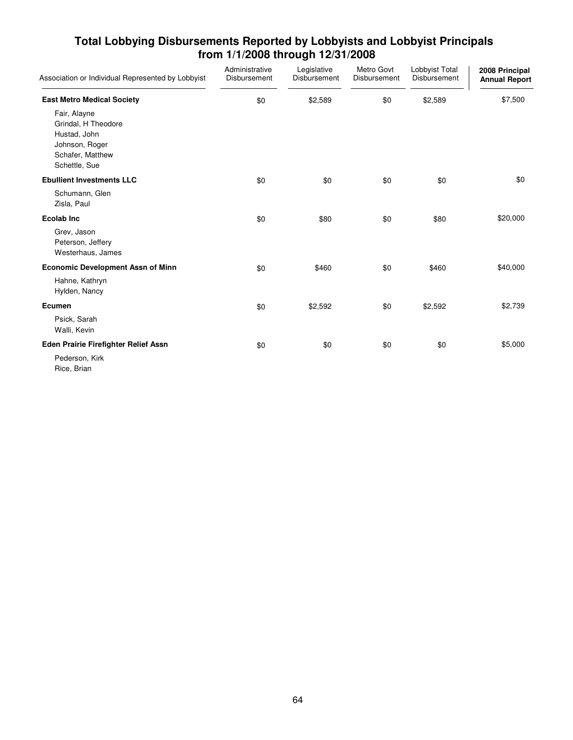# Total Lobbying Disbursements Reported by Lobbyists and Lobbyist Principals from 1/1/2008 through 12/31/2008

| Association or Individual Represented by Lobbyist | Administrative Disbursement | Legislative Disbursement | Metro Govt Disbursement | Lobbyist Total Disbursement | 2008 Principal Annual Report |
|---|---|---|---|---|---|
| **East Metro Medical Society** | $0 | $2,589 | $0 | $2,589 | $7,500 |
| Fair, Alayne<br>Grindal, H Theodore<br>Hustad, John<br>Johnson, Roger<br>Schafer, Matthew<br>Schettle, Sue | | | | | |
| **Ebullient Investments LLC** | $0 | $0 | $0 | $0 | $0 |
| Schumann, Glen<br>Zisla, Paul | | | | | |
| **Ecolab Inc** | $0 | $80 | $0 | $80 | $20,000 |
| Grev, Jason<br>Peterson, Jeffery<br>Westerhaus, James | | | | | |
| **Economic Development Assn of Minn** | $0 | $460 | $0 | $460 | $40,000 |
| Hahne, Kathryn<br>Hylden, Nancy | | | | | |
| **Ecumen** | $0 | $2,592 | $0 | $2,592 | $2,739 |
| Psick, Sarah<br>Walli, Kevin | | | | | |
| **Eden Prairie Firefighter Relief Assn** | $0 | $0 | $0 | $0 | $5,000 |
| Pederson, Kirk<br>Rice, Brian | | | | | |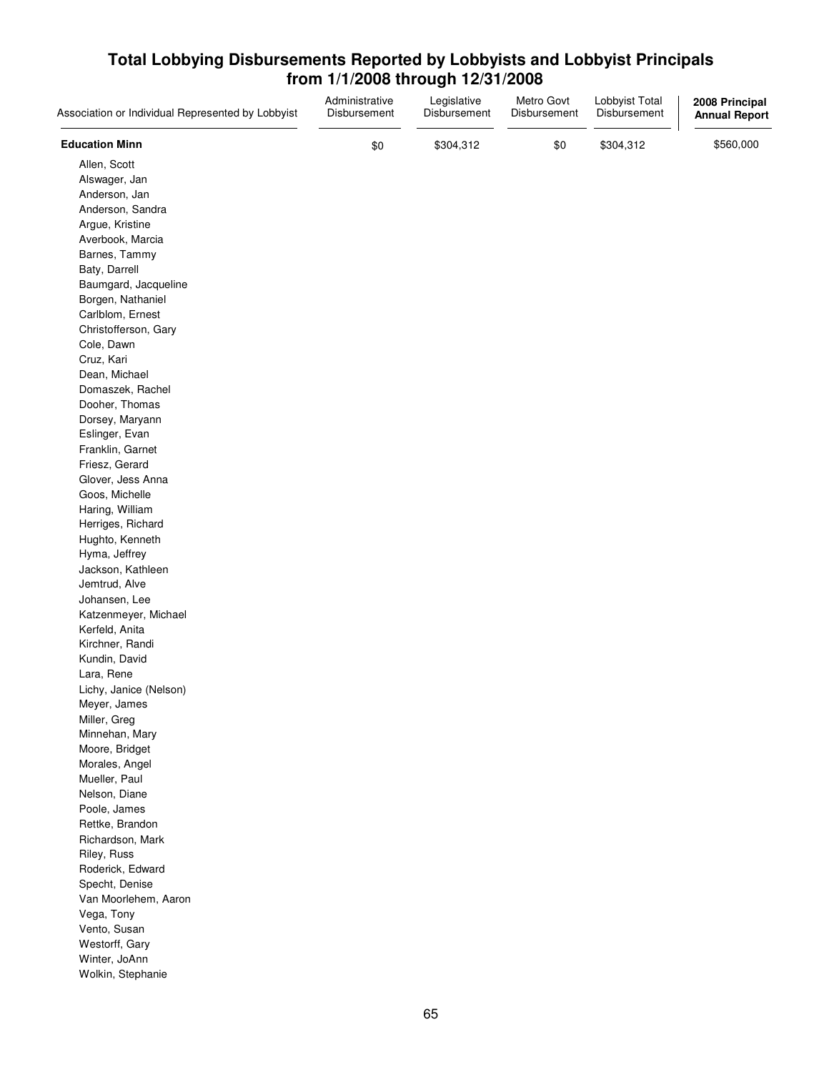# Total Lobbying Disbursements Reported by Lobbyists and Lobbyist Principals from 1/1/2008 through 12/31/2008

| Association or Individual Represented by Lobbyist | Administrative Disbursement | Legislative Disbursement | Metro Govt Disbursement | Lobbyist Total Disbursement | **2008 Principal Annual Report** |
|---|---|---|---|---|---|
| **Education Minn** | $0 | $304,312 | $0 | $304,312 | $560,000 |
| Allen, Scott | | | | | |
| Alswager, Jan | | | | | |
| Anderson, Jan | | | | | |
| Anderson, Sandra | | | | | |
| Argue, Kristine | | | | | |
| Averbook, Marcia | | | | | |
| Barnes, Tammy | | | | | |
| Baty, Darrell | | | | | |
| Baumgard, Jacqueline | | | | | |
| Borgen, Nathaniel | | | | | |
| Carlblom, Ernest | | | | | |
| Christofferson, Gary | | | | | |
| Cole, Dawn | | | | | |
| Cruz, Kari | | | | | |
| Dean, Michael | | | | | |
| Domaszek, Rachel | | | | | |
| Dooher, Thomas | | | | | |
| Dorsey, Maryann | | | | | |
| Eslinger, Evan | | | | | |
| Franklin, Garnet | | | | | |
| Friesz, Gerard | | | | | |
| Glover, Jess Anna | | | | | |
| Goos, Michelle | | | | | |
| Haring, William | | | | | |
| Herriges, Richard | | | | | |
| Hughto, Kenneth | | | | | |
| Hyma, Jeffrey | | | | | |
| Jackson, Kathleen | | | | | |
| Jemtrud, Alve | | | | | |
| Johansen, Lee | | | | | |
| Katzenmeyer, Michael | | | | | |
| Kerfeld, Anita | | | | | |
| Kirchner, Randi | | | | | |
| Kundin, David | | | | | |
| Lara, Rene | | | | | |
| Lichy, Janice (Nelson) | | | | | |
| Meyer, James | | | | | |
| Miller, Greg | | | | | |
| Minnehan, Mary | | | | | |
| Moore, Bridget | | | | | |
| Morales, Angel | | | | | |
| Mueller, Paul | | | | | |
| Nelson, Diane | | | | | |
| Poole, James | | | | | |
| Rettke, Brandon | | | | | |
| Richardson, Mark | | | | | |
| Riley, Russ | | | | | |
| Roderick, Edward | | | | | |
| Specht, Denise | | | | | |
| Van Moorlehem, Aaron | | | | | |
| Vega, Tony | | | | | |
| Vento, Susan | | | | | |
| Westorff, Gary | | | | | |
| Winter, JoAnn | | | | | |
| Wolkin, Stephanie | | | | | |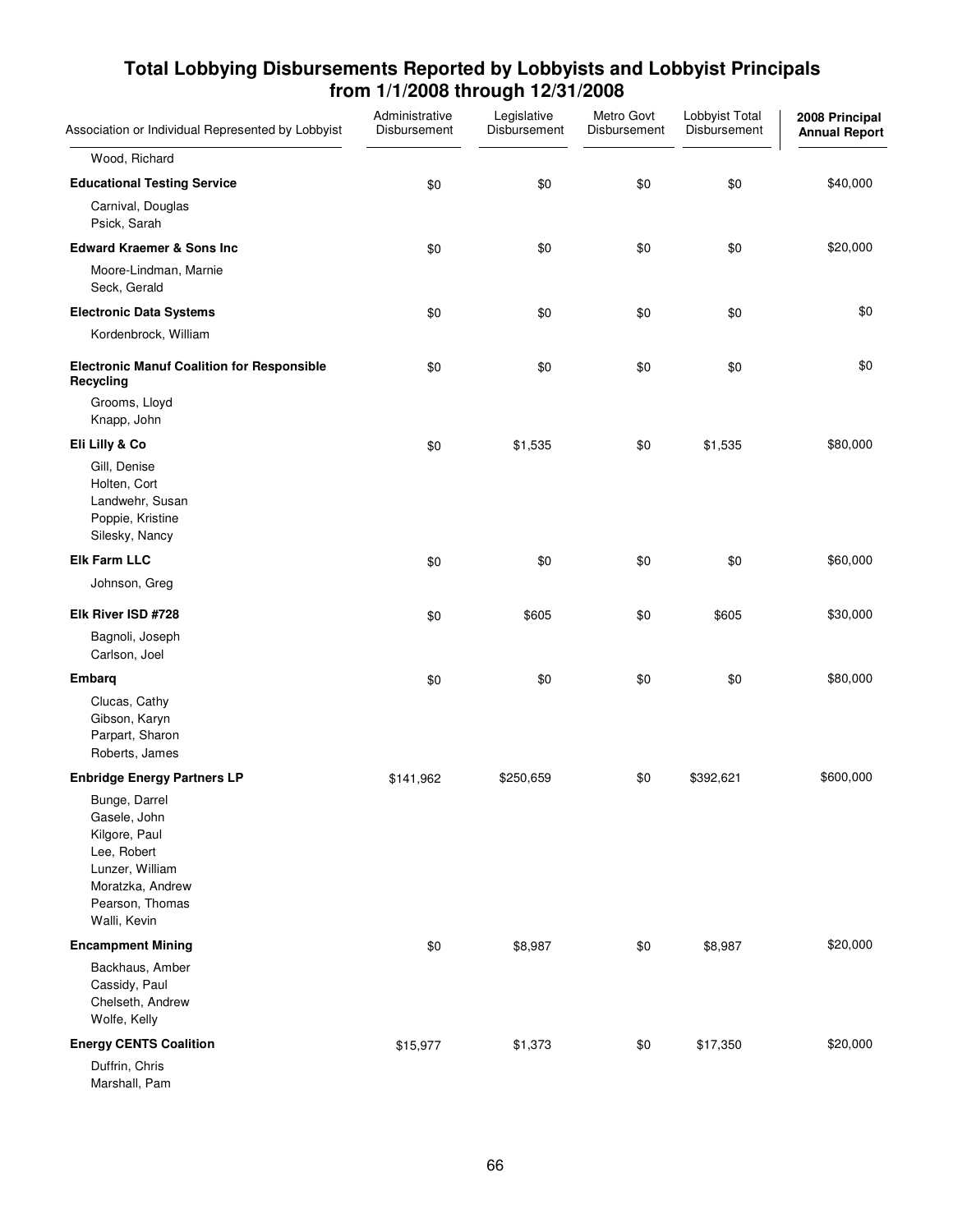## Total Lobbying Disbursements Reported by Lobbyists and Lobbyist Principals from 1/1/2008 through 12/31/2008

| Association or Individual Represented by Lobbyist | Administrative Disbursement | Legislative Disbursement | Metro Govt Disbursement | Lobbyist Total Disbursement | 2008 Principal Annual Report |
|---|---|---|---|---|---|
| Wood, Richard | | | | | |
| **Educational Testing Service** | $0 | $0 | $0 | $0 | $40,000 |
| Carnival, Douglas | | | | | |
| Psick, Sarah | | | | | |
| **Edward Kraemer & Sons Inc** | $0 | $0 | $0 | $0 | $20,000 |
| Moore-Lindman, Marnie | | | | | |
| Seck, Gerald | | | | | |
| **Electronic Data Systems** | $0 | $0 | $0 | $0 | $0 |
| Kordenbrock, William | | | | | |
| **Electronic Manuf Coalition for Responsible Recycling** | $0 | $0 | $0 | $0 | $0 |
| Grooms, Lloyd | | | | | |
| Knapp, John | | | | | |
| **Eli Lilly & Co** | $0 | $1,535 | $0 | $1,535 | $80,000 |
| Gill, Denise | | | | | |
| Holten, Cort | | | | | |
| Landwehr, Susan | | | | | |
| Poppie, Kristine | | | | | |
| Silesky, Nancy | | | | | |
| **Elk Farm LLC** | $0 | $0 | $0 | $0 | $60,000 |
| Johnson, Greg | | | | | |
| **Elk River ISD #728** | $0 | $605 | $0 | $605 | $30,000 |
| Bagnoli, Joseph | | | | | |
| Carlson, Joel | | | | | |
| **Embarq** | $0 | $0 | $0 | $0 | $80,000 |
| Clucas, Cathy | | | | | |
| Gibson, Karyn | | | | | |
| Parpart, Sharon | | | | | |
| Roberts, James | | | | | |
| **Enbridge Energy Partners LP** | $141,962 | $250,659 | $0 | $392,621 | $600,000 |
| Bunge, Darrel | | | | | |
| Gasele, John | | | | | |
| Kilgore, Paul | | | | | |
| Lee, Robert | | | | | |
| Lunzer, William | | | | | |
| Moratzka, Andrew | | | | | |
| Pearson, Thomas | | | | | |
| Walli, Kevin | | | | | |
| **Encampment Mining** | $0 | $8,987 | $0 | $8,987 | $20,000 |
| Backhaus, Amber | | | | | |
| Cassidy, Paul | | | | | |
| Chelseth, Andrew | | | | | |
| Wolfe, Kelly | | | | | |
| **Energy CENTS Coalition** | $15,977 | $1,373 | $0 | $17,350 | $20,000 |
| Duffrin, Chris | | | | | |
| Marshall, Pam | | | | | |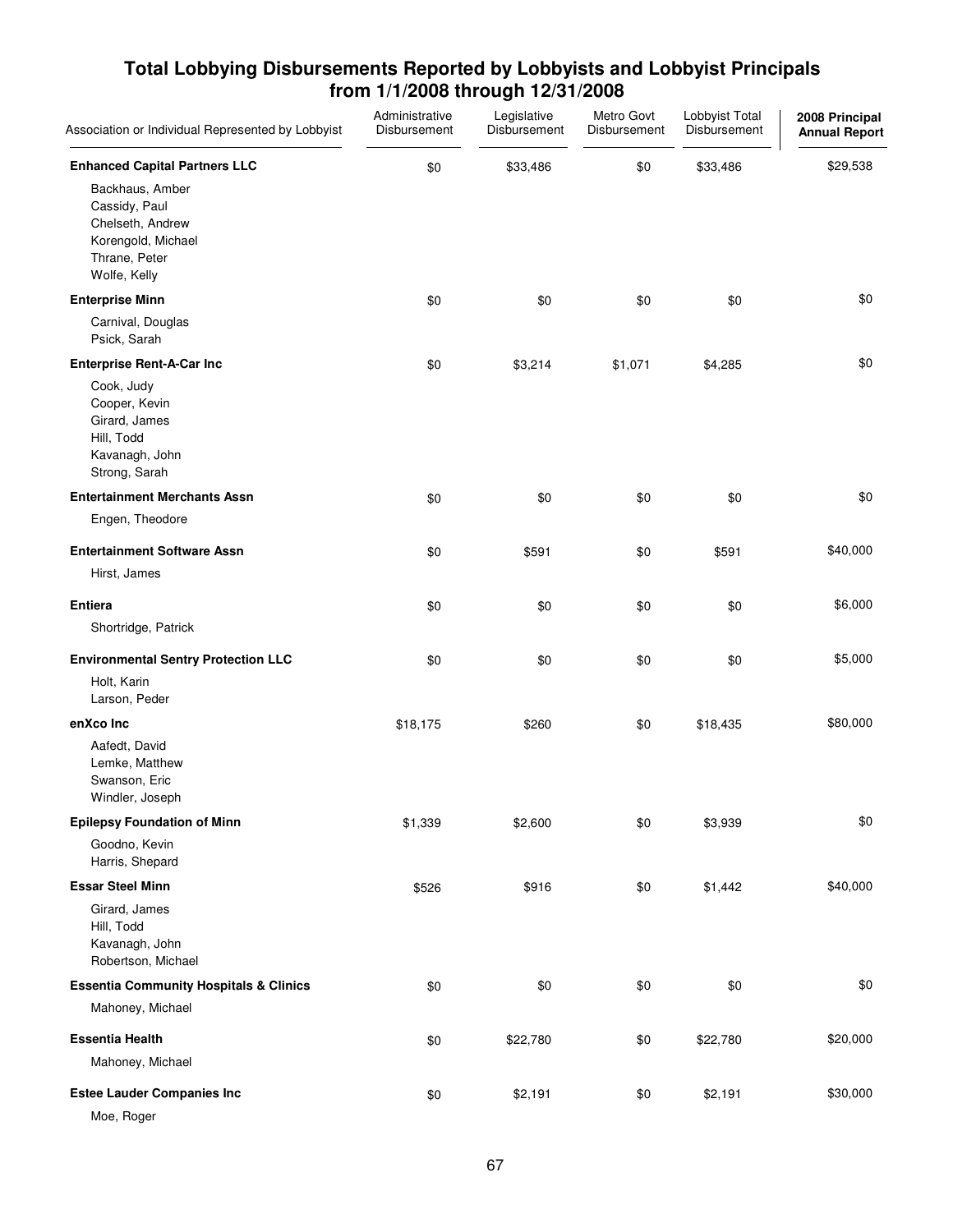## Total Lobbying Disbursements Reported by Lobbyists and Lobbyist Principals from 1/1/2008 through 12/31/2008

| Association or Individual Represented by Lobbyist | Administrative Disbursement | Legislative Disbursement | Metro Govt Disbursement | Lobbyist Total Disbursement | 2008 Principal Annual Report |
|---|---|---|---|---|---|
| **Enhanced Capital Partners LLC** | $0 | $33,486 | $0 | $33,486 | $29,538 |
| Backhaus, Amber<br>Cassidy, Paul<br>Chelseth, Andrew<br>Korengold, Michael<br>Thrane, Peter<br>Wolfe, Kelly | | | | | |
| **Enterprise Minn** | $0 | $0 | $0 | $0 | $0 |
| Carnival, Douglas<br>Psick, Sarah | | | | | |
| **Enterprise Rent-A-Car Inc** | $0 | $3,214 | $1,071 | $4,285 | $0 |
| Cook, Judy<br>Cooper, Kevin<br>Girard, James<br>Hill, Todd<br>Kavanagh, John<br>Strong, Sarah | | | | | |
| **Entertainment Merchants Assn** | $0 | $0 | $0 | $0 | $0 |
| Engen, Theodore | | | | | |
| **Entertainment Software Assn** | $0 | $591 | $0 | $591 | $40,000 |
| Hirst, James | | | | | |
| **Entiera** | $0 | $0 | $0 | $0 | $6,000 |
| Shortridge, Patrick | | | | | |
| **Environmental Sentry Protection LLC** | $0 | $0 | $0 | $0 | $5,000 |
| Holt, Karin<br>Larson, Peder | | | | | |
| **enXco Inc** | $18,175 | $260 | $0 | $18,435 | $80,000 |
| Aafedt, David<br>Lemke, Matthew<br>Swanson, Eric<br>Windler, Joseph | | | | | |
| **Epilepsy Foundation of Minn** | $1,339 | $2,600 | $0 | $3,939 | $0 |
| Goodno, Kevin<br>Harris, Shepard | | | | | |
| **Essar Steel Minn** | $526 | $916 | $0 | $1,442 | $40,000 |
| Girard, James<br>Hill, Todd<br>Kavanagh, John<br>Robertson, Michael | | | | | |
| **Essentia Community Hospitals & Clinics** | $0 | $0 | $0 | $0 | $0 |
| Mahoney, Michael | | | | | |
| **Essentia Health** | $0 | $22,780 | $0 | $22,780 | $20,000 |
| Mahoney, Michael | | | | | |
| **Estee Lauder Companies Inc** | $0 | $2,191 | $0 | $2,191 | $30,000 |
| Moe, Roger | | | | | |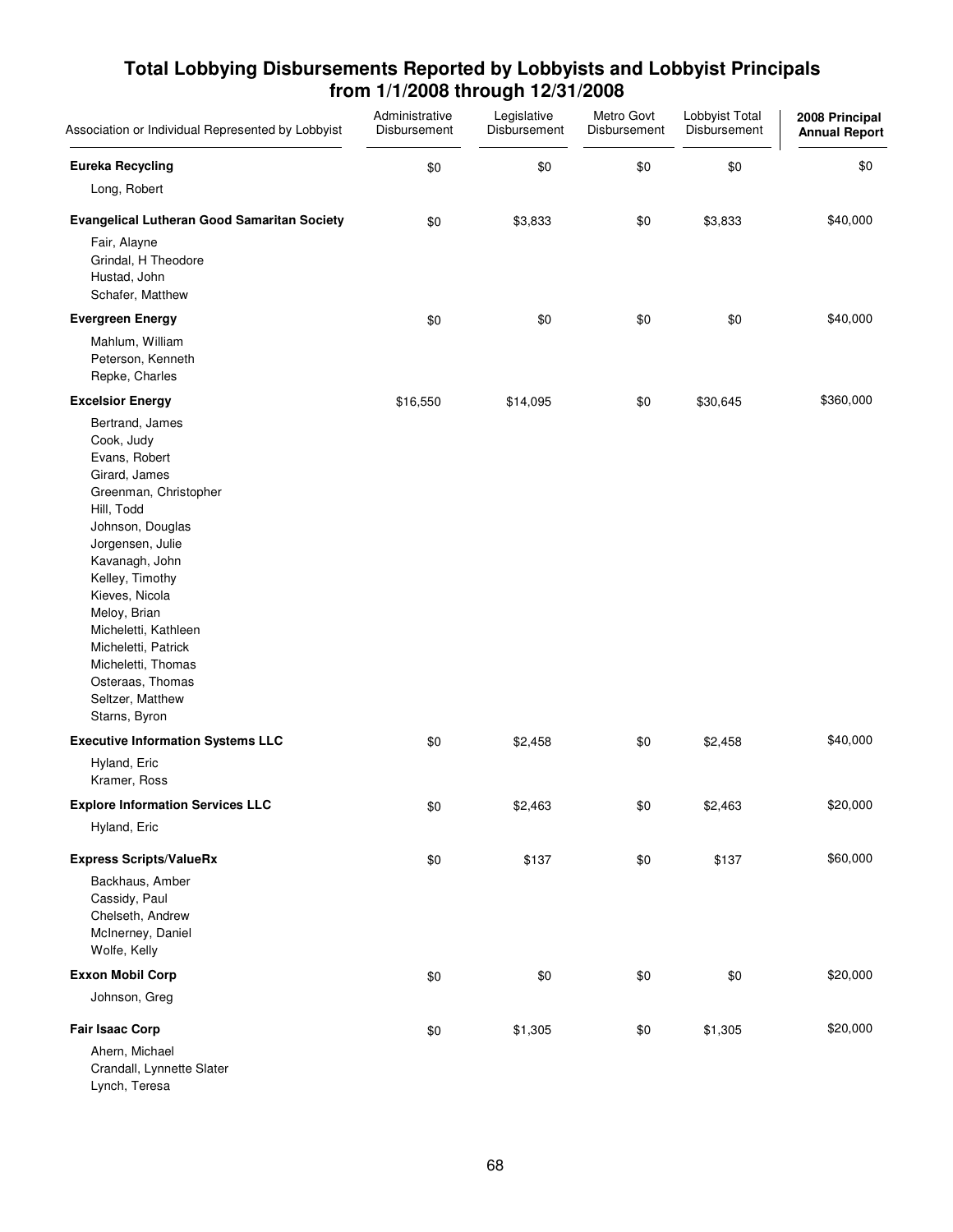# Total Lobbying Disbursements Reported by Lobbyists and Lobbyist Principals from 1/1/2008 through 12/31/2008

| Association or Individual Represented by Lobbyist | Administrative Disbursement | Legislative Disbursement | Metro Govt Disbursement | Lobbyist Total Disbursement | 2008 Principal Annual Report |
|---|---|---|---|---|---|
| **Eureka Recycling** | $0 | $0 | $0 | $0 | $0 |
| Long, Robert | | | | | |
| **Evangelical Lutheran Good Samaritan Society** | $0 | $3,833 | $0 | $3,833 | $40,000 |
| Fair, Alayne | | | | | |
| Grindal, H Theodore | | | | | |
| Hustad, John | | | | | |
| Schafer, Matthew | | | | | |
| **Evergreen Energy** | $0 | $0 | $0 | $0 | $40,000 |
| Mahlum, William | | | | | |
| Peterson, Kenneth | | | | | |
| Repke, Charles | | | | | |
| **Excelsior Energy** | $16,550 | $14,095 | $0 | $30,645 | $360,000 |
| Bertrand, James | | | | | |
| Cook, Judy | | | | | |
| Evans, Robert | | | | | |
| Girard, James | | | | | |
| Greenman, Christopher | | | | | |
| Hill, Todd | | | | | |
| Johnson, Douglas | | | | | |
| Jorgensen, Julie | | | | | |
| Kavanagh, John | | | | | |
| Kelley, Timothy | | | | | |
| Kieves, Nicola | | | | | |
| Meloy, Brian | | | | | |
| Micheletti, Kathleen | | | | | |
| Micheletti, Patrick | | | | | |
| Micheletti, Thomas | | | | | |
| Osteraas, Thomas | | | | | |
| Seltzer, Matthew | | | | | |
| Starns, Byron | | | | | |
| **Executive Information Systems LLC** | $0 | $2,458 | $0 | $2,458 | $40,000 |
| Hyland, Eric | | | | | |
| Kramer, Ross | | | | | |
| **Explore Information Services LLC** | $0 | $2,463 | $0 | $2,463 | $20,000 |
| Hyland, Eric | | | | | |
| **Express Scripts/ValueRx** | $0 | $137 | $0 | $137 | $60,000 |
| Backhaus, Amber | | | | | |
| Cassidy, Paul | | | | | |
| Chelseth, Andrew | | | | | |
| McInerney, Daniel | | | | | |
| Wolfe, Kelly | | | | | |
| **Exxon Mobil Corp** | $0 | $0 | $0 | $0 | $20,000 |
| Johnson, Greg | | | | | |
| **Fair Isaac Corp** | $0 | $1,305 | $0 | $1,305 | $20,000 |
| Ahern, Michael | | | | | |
| Crandall, Lynnette Slater | | | | | |
| Lynch, Teresa | | | | | |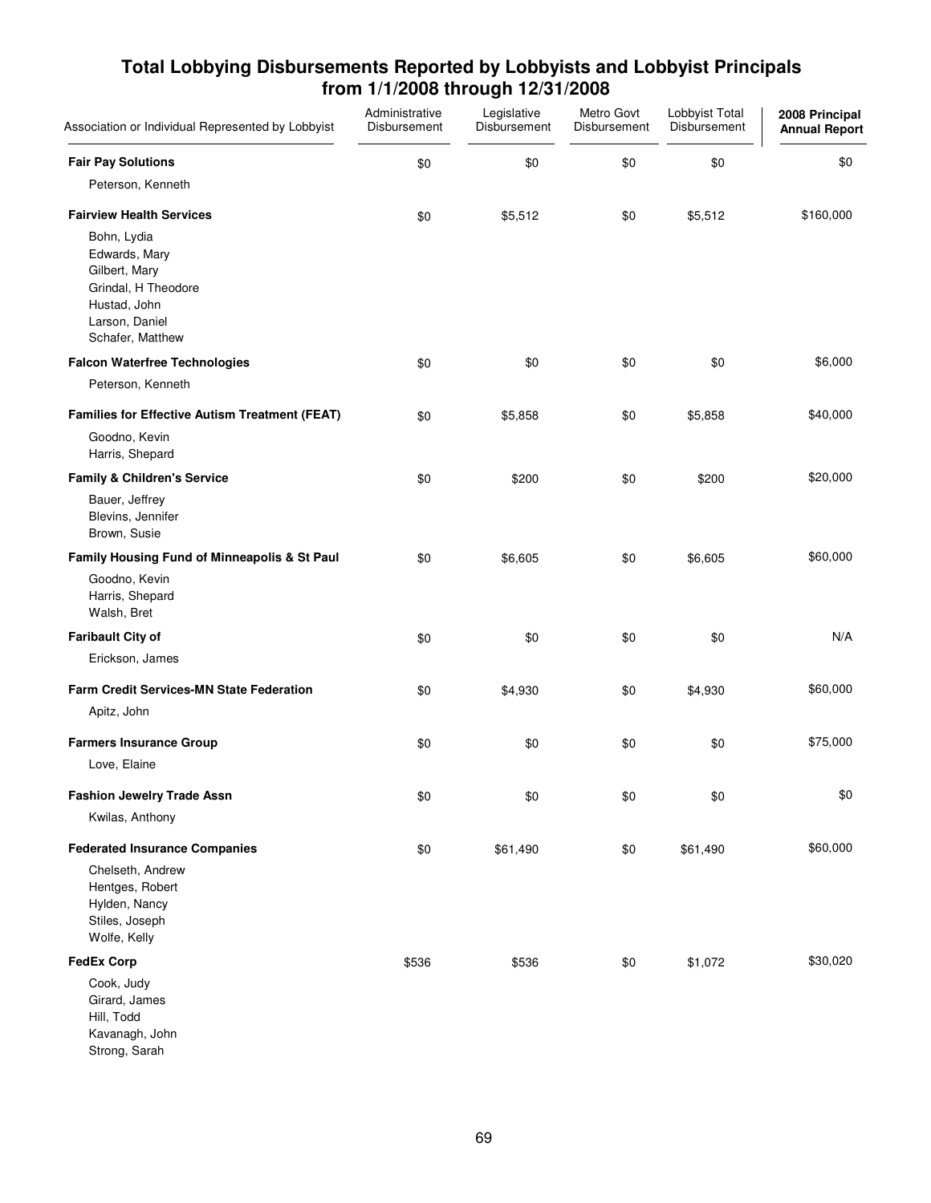## Total Lobbying Disbursements Reported by Lobbyists and Lobbyist Principals from 1/1/2008 through 12/31/2008

| Association or Individual Represented by Lobbyist | Administrative Disbursement | Legislative Disbursement | Metro Govt Disbursement | Lobbyist Total Disbursement | 2008 Principal Annual Report |
|---|---|---|---|---|---|
| **Fair Pay Solutions** | $0 | $0 | $0 | $0 | $0 |
| Peterson, Kenneth | | | | | |
| **Fairview Health Services** | $0 | $5,512 | $0 | $5,512 | $160,000 |
| Bohn, Lydia<br>Edwards, Mary<br>Gilbert, Mary<br>Grindal, H Theodore<br>Hustad, John<br>Larson, Daniel<br>Schafer, Matthew | | | | | |
| **Falcon Waterfree Technologies** | $0 | $0 | $0 | $0 | $6,000 |
| Peterson, Kenneth | | | | | |
| **Families for Effective Autism Treatment (FEAT)** | $0 | $5,858 | $0 | $5,858 | $40,000 |
| Goodno, Kevin<br>Harris, Shepard | | | | | |
| **Family & Children's Service** | $0 | $200 | $0 | $200 | $20,000 |
| Bauer, Jeffrey<br>Blevins, Jennifer<br>Brown, Susie | | | | | |
| **Family Housing Fund of Minneapolis & St Paul** | $0 | $6,605 | $0 | $6,605 | $60,000 |
| Goodno, Kevin<br>Harris, Shepard<br>Walsh, Bret | | | | | |
| **Faribault City of** | $0 | $0 | $0 | $0 | N/A |
| Erickson, James | | | | | |
| **Farm Credit Services-MN State Federation** | $0 | $4,930 | $0 | $4,930 | $60,000 |
| Apitz, John | | | | | |
| **Farmers Insurance Group** | $0 | $0 | $0 | $0 | $75,000 |
| Love, Elaine | | | | | |
| **Fashion Jewelry Trade Assn** | $0 | $0 | $0 | $0 | $0 |
| Kwilas, Anthony | | | | | |
| **Federated Insurance Companies** | $0 | $61,490 | $0 | $61,490 | $60,000 |
| Chelseth, Andrew<br>Hentges, Robert<br>Hylden, Nancy<br>Stiles, Joseph<br>Wolfe, Kelly | | | | | |
| **FedEx Corp** | $536 | $536 | $0 | $1,072 | $30,020 |
| Cook, Judy<br>Girard, James<br>Hill, Todd<br>Kavanagh, John<br>Strong, Sarah | | | | | |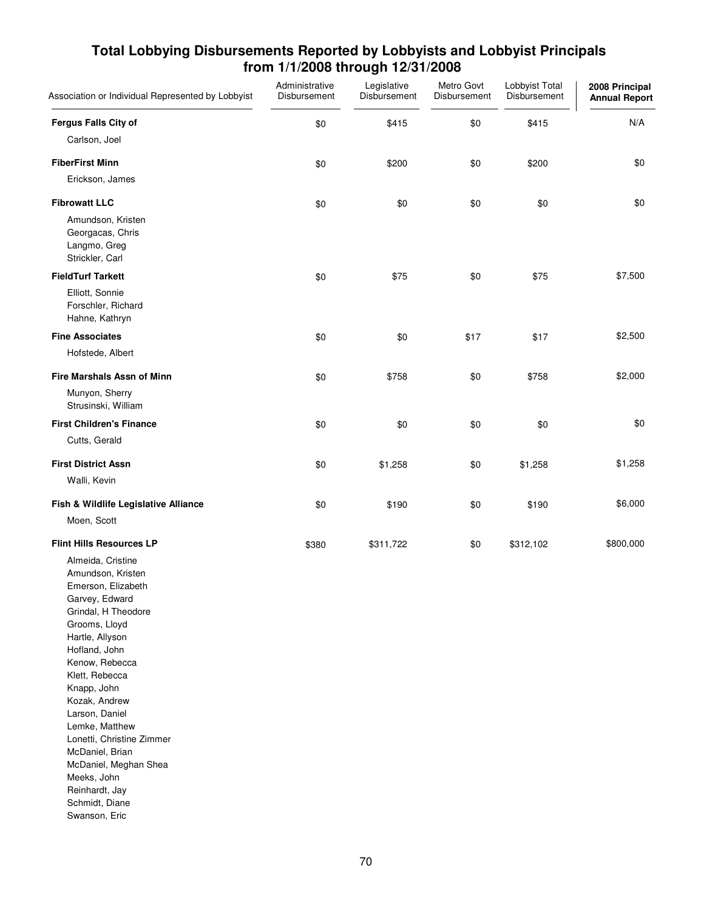## Total Lobbying Disbursements Reported by Lobbyists and Lobbyist Principals from 1/1/2008 through 12/31/2008

| Association or Individual Represented by Lobbyist | Administrative Disbursement | Legislative Disbursement | Metro Govt Disbursement | Lobbyist Total Disbursement | 2008 Principal Annual Report |
|---|---|---|---|---|---|
| **Fergus Falls City of** | $0 | $415 | $0 | $415 | N/A |
| Carlson, Joel | | | | | |
| **FiberFirst Minn** | $0 | $200 | $0 | $200 | $0 |
| Erickson, James | | | | | |
| **Fibrowatt LLC** | $0 | $0 | $0 | $0 | $0 |
| Amundson, Kristen | | | | | |
| Georgacas, Chris | | | | | |
| Langmo, Greg | | | | | |
| Strickler, Carl | | | | | |
| **FieldTurf Tarkett** | $0 | $75 | $0 | $75 | $7,500 |
| Elliott, Sonnie | | | | | |
| Forschler, Richard | | | | | |
| Hahne, Kathryn | | | | | |
| **Fine Associates** | $0 | $0 | $17 | $17 | $2,500 |
| Hofstede, Albert | | | | | |
| **Fire Marshals Assn of Minn** | $0 | $758 | $0 | $758 | $2,000 |
| Munyon, Sherry | | | | | |
| Strusinski, William | | | | | |
| **First Children's Finance** | $0 | $0 | $0 | $0 | $0 |
| Cutts, Gerald | | | | | |
| **First District Assn** | $0 | $1,258 | $0 | $1,258 | $1,258 |
| Walli, Kevin | | | | | |
| **Fish & Wildlife Legislative Alliance** | $0 | $190 | $0 | $190 | $6,000 |
| Moen, Scott | | | | | |
| **Flint Hills Resources LP** | $380 | $311,722 | $0 | $312,102 | $800,000 |
| Almeida, Cristine | | | | | |
| Amundson, Kristen | | | | | |
| Emerson, Elizabeth | | | | | |
| Garvey, Edward | | | | | |
| Grindal, H Theodore | | | | | |
| Grooms, Lloyd | | | | | |
| Hartle, Allyson | | | | | |
| Hofland, John | | | | | |
| Kenow, Rebecca | | | | | |
| Klett, Rebecca | | | | | |
| Knapp, John | | | | | |
| Kozak, Andrew | | | | | |
| Larson, Daniel | | | | | |
| Lemke, Matthew | | | | | |
| Lonetti, Christine Zimmer | | | | | |
| McDaniel, Brian | | | | | |
| McDaniel, Meghan Shea | | | | | |
| Meeks, John | | | | | |
| Reinhardt, Jay | | | | | |
| Schmidt, Diane | | | | | |
| Swanson, Eric | | | | | |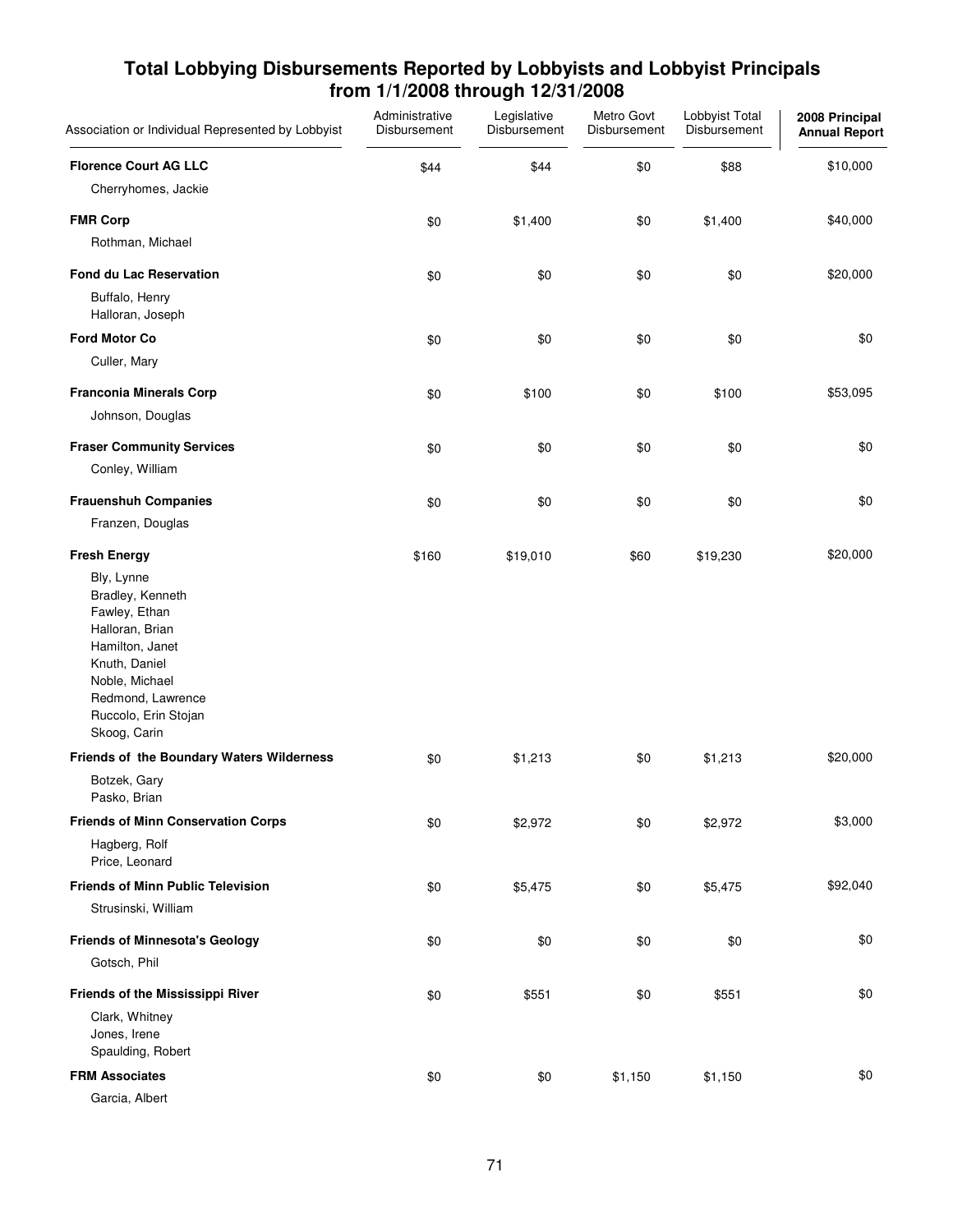# Total Lobbying Disbursements Reported by Lobbyists and Lobbyist Principals from 1/1/2008 through 12/31/2008

| Association or Individual Represented by Lobbyist | Administrative Disbursement | Legislative Disbursement | Metro Govt Disbursement | Lobbyist Total Disbursement | 2008 Principal Annual Report |
|---|---|---|---|---|---|
| **Florence Court AG LLC** | $44 | $44 | $0 | $88 | $10,000 |
| Cherryhomes, Jackie | | | | | |
| **FMR Corp** | $0 | $1,400 | $0 | $1,400 | $40,000 |
| Rothman, Michael | | | | | |
| **Fond du Lac Reservation** | $0 | $0 | $0 | $0 | $20,000 |
| Buffalo, Henry<br>Halloran, Joseph | | | | | |
| **Ford Motor Co** | $0 | $0 | $0 | $0 | $0 |
| Culler, Mary | | | | | |
| **Franconia Minerals Corp** | $0 | $100 | $0 | $100 | $53,095 |
| Johnson, Douglas | | | | | |
| **Fraser Community Services** | $0 | $0 | $0 | $0 | $0 |
| Conley, William | | | | | |
| **Frauenshuh Companies** | $0 | $0 | $0 | $0 | $0 |
| Franzen, Douglas | | | | | |
| **Fresh Energy** | $160 | $19,010 | $60 | $19,230 | $20,000 |
| Bly, Lynne<br>Bradley, Kenneth<br>Fawley, Ethan<br>Halloran, Brian<br>Hamilton, Janet<br>Knuth, Daniel<br>Noble, Michael<br>Redmond, Lawrence<br>Ruccolo, Erin Stojan<br>Skoog, Carin | | | | | |
| **Friends of the Boundary Waters Wilderness** | $0 | $1,213 | $0 | $1,213 | $20,000 |
| Botzek, Gary<br>Pasko, Brian | | | | | |
| **Friends of Minn Conservation Corps** | $0 | $2,972 | $0 | $2,972 | $3,000 |
| Hagberg, Rolf<br>Price, Leonard | | | | | |
| **Friends of Minn Public Television** | $0 | $5,475 | $0 | $5,475 | $92,040 |
| Strusinski, William | | | | | |
| **Friends of Minnesota's Geology** | $0 | $0 | $0 | $0 | $0 |
| Gotsch, Phil | | | | | |
| **Friends of the Mississippi River** | $0 | $551 | $0 | $551 | $0 |
| Clark, Whitney<br>Jones, Irene<br>Spaulding, Robert | | | | | |
| **FRM Associates** | $0 | $0 | $1,150 | $1,150 | $0 |
| Garcia, Albert | | | | | |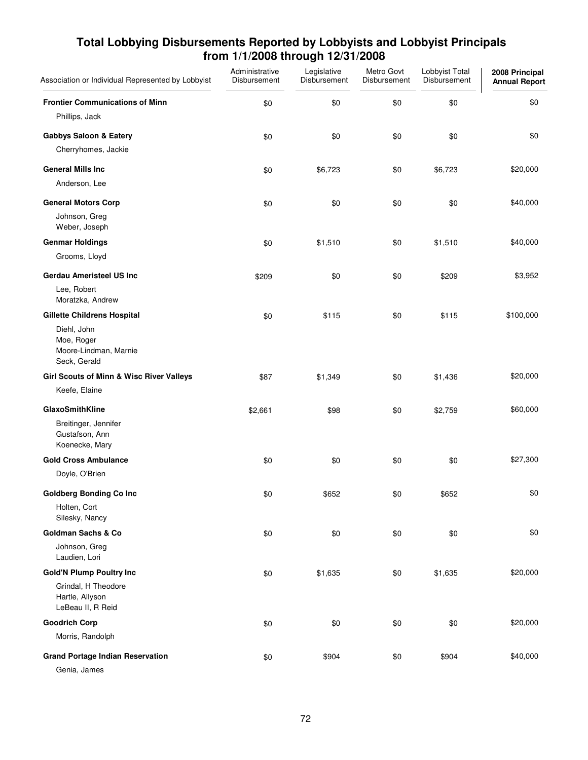## Total Lobbying Disbursements Reported by Lobbyists and Lobbyist Principals from 1/1/2008 through 12/31/2008

| Association or Individual Represented by Lobbyist | Administrative Disbursement | Legislative Disbursement | Metro Govt Disbursement | Lobbyist Total Disbursement | 2008 Principal Annual Report |
|---|---|---|---|---|---|
| **Frontier Communications of Minn** | $0 | $0 | $0 | $0 | $0 |
| Phillips, Jack | | | | | |
| **Gabbys Saloon & Eatery** | $0 | $0 | $0 | $0 | $0 |
| Cherryhomes, Jackie | | | | | |
| **General Mills Inc** | $0 | $6,723 | $0 | $6,723 | $20,000 |
| Anderson, Lee | | | | | |
| **General Motors Corp** | $0 | $0 | $0 | $0 | $40,000 |
| Johnson, Greg<br>Weber, Joseph | | | | | |
| **Genmar Holdings** | $0 | $1,510 | $0 | $1,510 | $40,000 |
| Grooms, Lloyd | | | | | |
| **Gerdau Ameristeel US Inc** | $209 | $0 | $0 | $209 | $3,952 |
| Lee, Robert<br>Moratzka, Andrew | | | | | |
| **Gillette Childrens Hospital** | $0 | $115 | $0 | $115 | $100,000 |
| Diehl, John<br>Moe, Roger<br>Moore-Lindman, Marnie<br>Seck, Gerald | | | | | |
| **Girl Scouts of Minn & Wisc River Valleys** | $87 | $1,349 | $0 | $1,436 | $20,000 |
| Keefe, Elaine | | | | | |
| **GlaxoSmithKline** | $2,661 | $98 | $0 | $2,759 | $60,000 |
| Breitinger, Jennifer<br>Gustafson, Ann<br>Koenecke, Mary | | | | | |
| **Gold Cross Ambulance** | $0 | $0 | $0 | $0 | $27,300 |
| Doyle, O'Brien | | | | | |
| **Goldberg Bonding Co Inc** | $0 | $652 | $0 | $652 | $0 |
| Holten, Cort<br>Silesky, Nancy | | | | | |
| **Goldman Sachs & Co** | $0 | $0 | $0 | $0 | $0 |
| Johnson, Greg<br>Laudien, Lori | | | | | |
| **Gold'N Plump Poultry Inc** | $0 | $1,635 | $0 | $1,635 | $20,000 |
| Grindal, H Theodore<br>Hartle, Allyson<br>LeBeau II, R Reid | | | | | |
| **Goodrich Corp** | $0 | $0 | $0 | $0 | $20,000 |
| Morris, Randolph | | | | | |
| **Grand Portage Indian Reservation** | $0 | $904 | $0 | $904 | $40,000 |
| Genia, James | | | | | |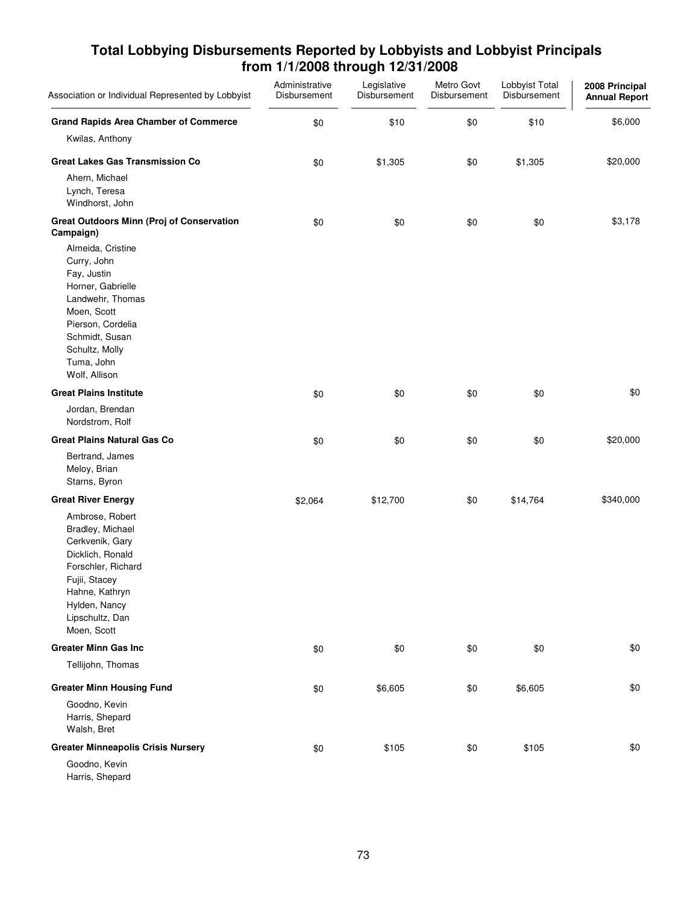## Total Lobbying Disbursements Reported by Lobbyists and Lobbyist Principals from 1/1/2008 through 12/31/2008

| Association or Individual Represented by Lobbyist | Administrative Disbursement | Legislative Disbursement | Metro Govt Disbursement | Lobbyist Total Disbursement | 2008 Principal Annual Report |
|---|---|---|---|---|---|
| **Grand Rapids Area Chamber of Commerce** | $0 | $10 | $0 | $10 | $6,000 |
| Kwilas, Anthony | | | | | |
| **Great Lakes Gas Transmission Co** | $0 | $1,305 | $0 | $1,305 | $20,000 |
| Ahern, Michael<br>Lynch, Teresa<br>Windhorst, John | | | | | |
| **Great Outdoors Minn (Proj of Conservation Campaign)** | $0 | $0 | $0 | $0 | $3,178 |
| Almeida, Cristine<br>Curry, John<br>Fay, Justin<br>Horner, Gabrielle<br>Landwehr, Thomas<br>Moen, Scott<br>Pierson, Cordelia<br>Schmidt, Susan<br>Schultz, Molly<br>Tuma, John<br>Wolf, Allison | | | | | |
| **Great Plains Institute** | $0 | $0 | $0 | $0 | $0 |
| Jordan, Brendan<br>Nordstrom, Rolf | | | | | |
| **Great Plains Natural Gas Co** | $0 | $0 | $0 | $0 | $20,000 |
| Bertrand, James<br>Meloy, Brian<br>Starns, Byron | | | | | |
| **Great River Energy** | $2,064 | $12,700 | $0 | $14,764 | $340,000 |
| Ambrose, Robert<br>Bradley, Michael<br>Cerkvenik, Gary<br>Dicklich, Ronald<br>Forschler, Richard<br>Fujii, Stacey<br>Hahne, Kathryn<br>Hylden, Nancy<br>Lipschultz, Dan<br>Moen, Scott | | | | | |
| **Greater Minn Gas Inc** | $0 | $0 | $0 | $0 | $0 |
| Tellijohn, Thomas | | | | | |
| **Greater Minn Housing Fund** | $0 | $6,605 | $0 | $6,605 | $0 |
| Goodno, Kevin<br>Harris, Shepard<br>Walsh, Bret | | | | | |
| **Greater Minneapolis Crisis Nursery** | $0 | $105 | $0 | $105 | $0 |
| Goodno, Kevin<br>Harris, Shepard | | | | | |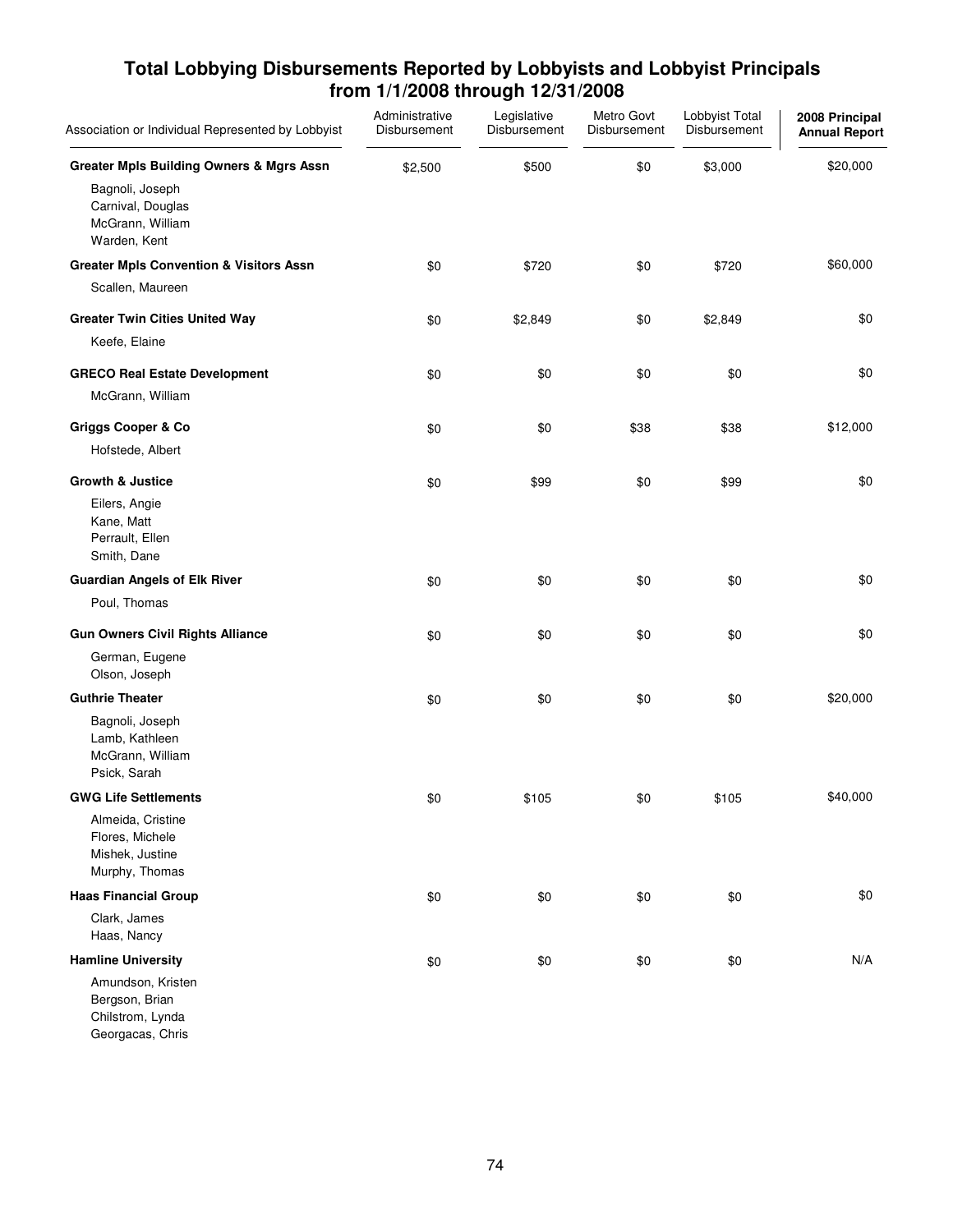## Total Lobbying Disbursements Reported by Lobbyists and Lobbyist Principals from 1/1/2008 through 12/31/2008

| Association or Individual Represented by Lobbyist | Administrative Disbursement | Legislative Disbursement | Metro Govt Disbursement | Lobbyist Total Disbursement | 2008 Principal Annual Report |
|---|---|---|---|---|---|
| **Greater Mpls Building Owners & Mgrs Assn** | $2,500 | $500 | $0 | $3,000 | $20,000 |
| Bagnoli, Joseph<br>Carnival, Douglas<br>McGrann, William<br>Warden, Kent | | | | | |
| **Greater Mpls Convention & Visitors Assn** | $0 | $720 | $0 | $720 | $60,000 |
| Scallen, Maureen | | | | | |
| **Greater Twin Cities United Way** | $0 | $2,849 | $0 | $2,849 | $0 |
| Keefe, Elaine | | | | | |
| **GRECO Real Estate Development** | $0 | $0 | $0 | $0 | $0 |
| McGrann, William | | | | | |
| **Griggs Cooper & Co** | $0 | $0 | $38 | $38 | $12,000 |
| Hofstede, Albert | | | | | |
| **Growth & Justice** | $0 | $99 | $0 | $99 | $0 |
| Eilers, Angie<br>Kane, Matt<br>Perrault, Ellen<br>Smith, Dane | | | | | |
| **Guardian Angels of Elk River** | $0 | $0 | $0 | $0 | $0 |
| Poul, Thomas | | | | | |
| **Gun Owners Civil Rights Alliance** | $0 | $0 | $0 | $0 | $0 |
| German, Eugene<br>Olson, Joseph | | | | | |
| **Guthrie Theater** | $0 | $0 | $0 | $0 | $20,000 |
| Bagnoli, Joseph<br>Lamb, Kathleen<br>McGrann, William<br>Psick, Sarah | | | | | |
| **GWG Life Settlements** | $0 | $105 | $0 | $105 | $40,000 |
| Almeida, Cristine<br>Flores, Michele<br>Mishek, Justine<br>Murphy, Thomas | | | | | |
| **Haas Financial Group** | $0 | $0 | $0 | $0 | $0 |
| Clark, James<br>Haas, Nancy | | | | | |
| **Hamline University** | $0 | $0 | $0 | $0 | N/A |
| Amundson, Kristen<br>Bergson, Brian<br>Chilstrom, Lynda<br>Georgacas, Chris | | | | | |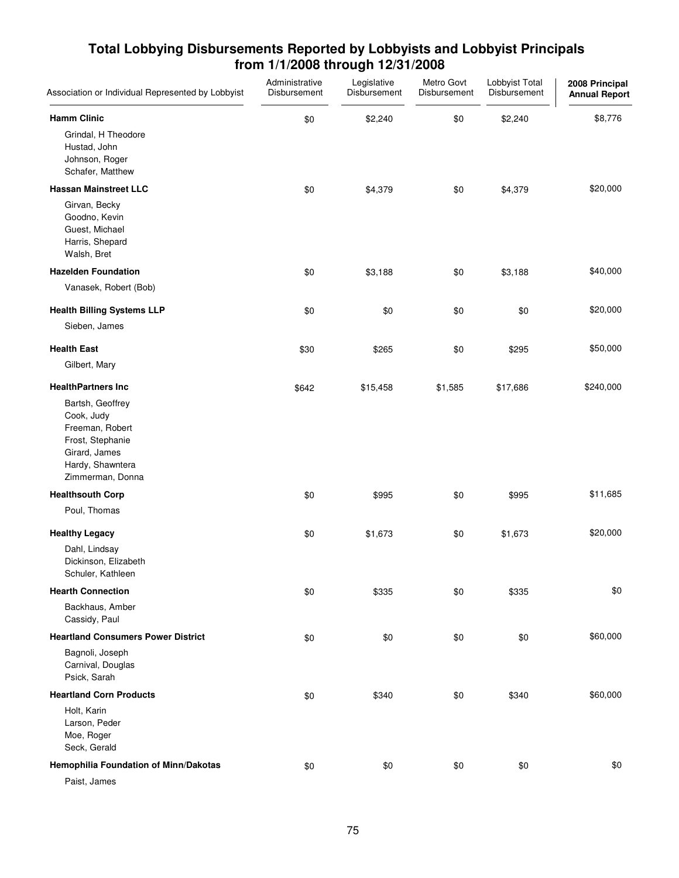# Total Lobbying Disbursements Reported by Lobbyists and Lobbyist Principals from 1/1/2008 through 12/31/2008

| Association or Individual Represented by Lobbyist | Administrative Disbursement | Legislative Disbursement | Metro Govt Disbursement | Lobbyist Total Disbursement | 2008 Principal Annual Report |
|---|---|---|---|---|---|
| **Hamm Clinic** | $0 | $2,240 | $0 | $2,240 | $8,776 |
| Grindal, H Theodore<br>Hustad, John<br>Johnson, Roger<br>Schafer, Matthew | | | | | |
| **Hassan Mainstreet LLC** | $0 | $4,379 | $0 | $4,379 | $20,000 |
| Girvan, Becky<br>Goodno, Kevin<br>Guest, Michael<br>Harris, Shepard<br>Walsh, Bret | | | | | |
| **Hazelden Foundation** | $0 | $3,188 | $0 | $3,188 | $40,000 |
| Vanasek, Robert (Bob) | | | | | |
| **Health Billing Systems LLP** | $0 | $0 | $0 | $0 | $20,000 |
| Sieben, James | | | | | |
| **Health East** | $30 | $265 | $0 | $295 | $50,000 |
| Gilbert, Mary | | | | | |
| **HealthPartners Inc** | $642 | $15,458 | $1,585 | $17,686 | $240,000 |
| Bartsh, Geoffrey<br>Cook, Judy<br>Freeman, Robert<br>Frost, Stephanie<br>Girard, James<br>Hardy, Shawntera<br>Zimmerman, Donna | | | | | |
| **Healthsouth Corp** | $0 | $995 | $0 | $995 | $11,685 |
| Poul, Thomas | | | | | |
| **Healthy Legacy** | $0 | $1,673 | $0 | $1,673 | $20,000 |
| Dahl, Lindsay<br>Dickinson, Elizabeth<br>Schuler, Kathleen | | | | | |
| **Hearth Connection** | $0 | $335 | $0 | $335 | $0 |
| Backhaus, Amber<br>Cassidy, Paul | | | | | |
| **Heartland Consumers Power District** | $0 | $0 | $0 | $0 | $60,000 |
| Bagnoli, Joseph<br>Carnival, Douglas<br>Psick, Sarah | | | | | |
| **Heartland Corn Products** | $0 | $340 | $0 | $340 | $60,000 |
| Holt, Karin<br>Larson, Peder<br>Moe, Roger<br>Seck, Gerald | | | | | |
| **Hemophilia Foundation of Minn/Dakotas** | $0 | $0 | $0 | $0 | $0 |
| Paist, James | | | | | |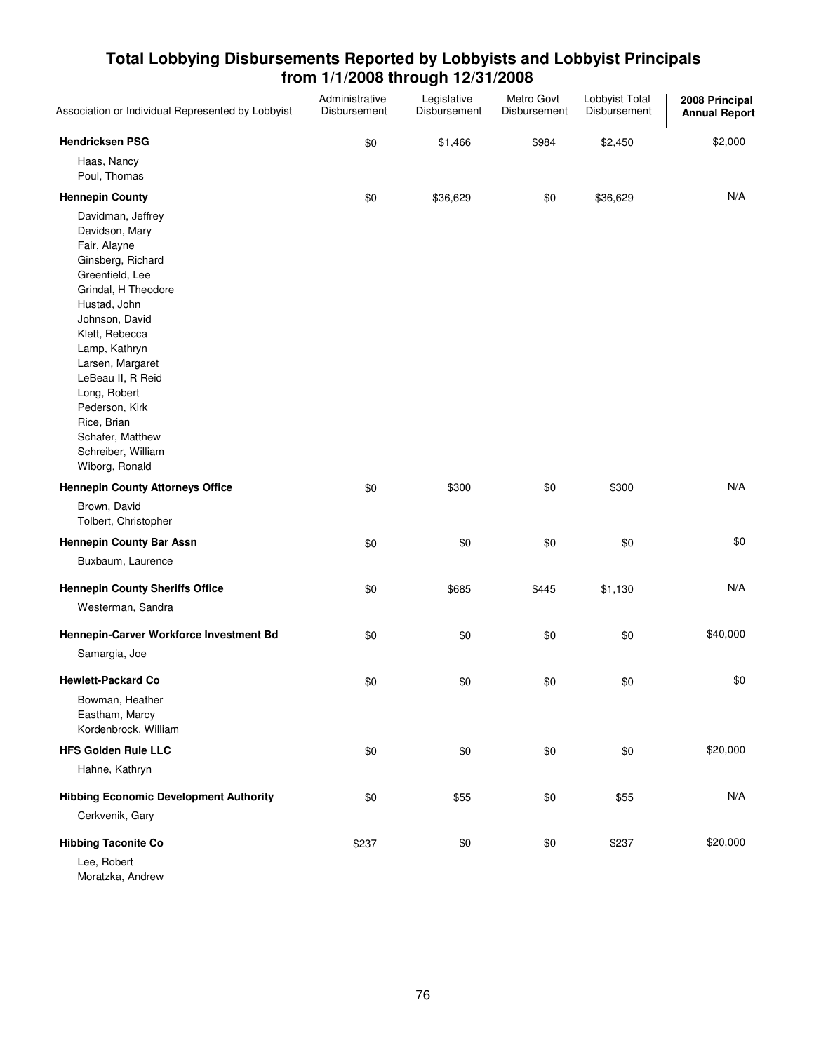# Total Lobbying Disbursements Reported by Lobbyists and Lobbyist Principals from 1/1/2008 through 12/31/2008

| Association or Individual Represented by Lobbyist | Administrative Disbursement | Legislative Disbursement | Metro Govt Disbursement | Lobbyist Total Disbursement | 2008 Principal Annual Report |
|---|---|---|---|---|---|
| **Hendricksen PSG** | $0 | $1,466 | $984 | $2,450 | $2,000 |
| Haas, Nancy<br>Poul, Thomas | | | | | |
| **Hennepin County** | $0 | $36,629 | $0 | $36,629 | N/A |
| Davidman, Jeffrey<br>Davidson, Mary<br>Fair, Alayne<br>Ginsberg, Richard<br>Greenfield, Lee<br>Grindal, H Theodore<br>Hustad, John<br>Johnson, David<br>Klett, Rebecca<br>Lamp, Kathryn<br>Larsen, Margaret<br>LeBeau II, R Reid<br>Long, Robert<br>Pederson, Kirk<br>Rice, Brian<br>Schafer, Matthew<br>Schreiber, William<br>Wiborg, Ronald | | | | | |
| **Hennepin County Attorneys Office** | $0 | $300 | $0 | $300 | N/A |
| Brown, David<br>Tolbert, Christopher | | | | | |
| **Hennepin County Bar Assn** | $0 | $0 | $0 | $0 | $0 |
| Buxbaum, Laurence | | | | | |
| **Hennepin County Sheriffs Office** | $0 | $685 | $445 | $1,130 | N/A |
| Westerman, Sandra | | | | | |
| **Hennepin-Carver Workforce Investment Bd** | $0 | $0 | $0 | $0 | $40,000 |
| Samargia, Joe | | | | | |
| **Hewlett-Packard Co** | $0 | $0 | $0 | $0 | $0 |
| Bowman, Heather<br>Eastham, Marcy<br>Kordenbrock, William | | | | | |
| **HFS Golden Rule LLC** | $0 | $0 | $0 | $0 | $20,000 |
| Hahne, Kathryn | | | | | |
| **Hibbing Economic Development Authority** | $0 | $55 | $0 | $55 | N/A |
| Cerkvenik, Gary | | | | | |
| **Hibbing Taconite Co** | $237 | $0 | $0 | $237 | $20,000 |
| Lee, Robert<br>Moratzka, Andrew | | | | | |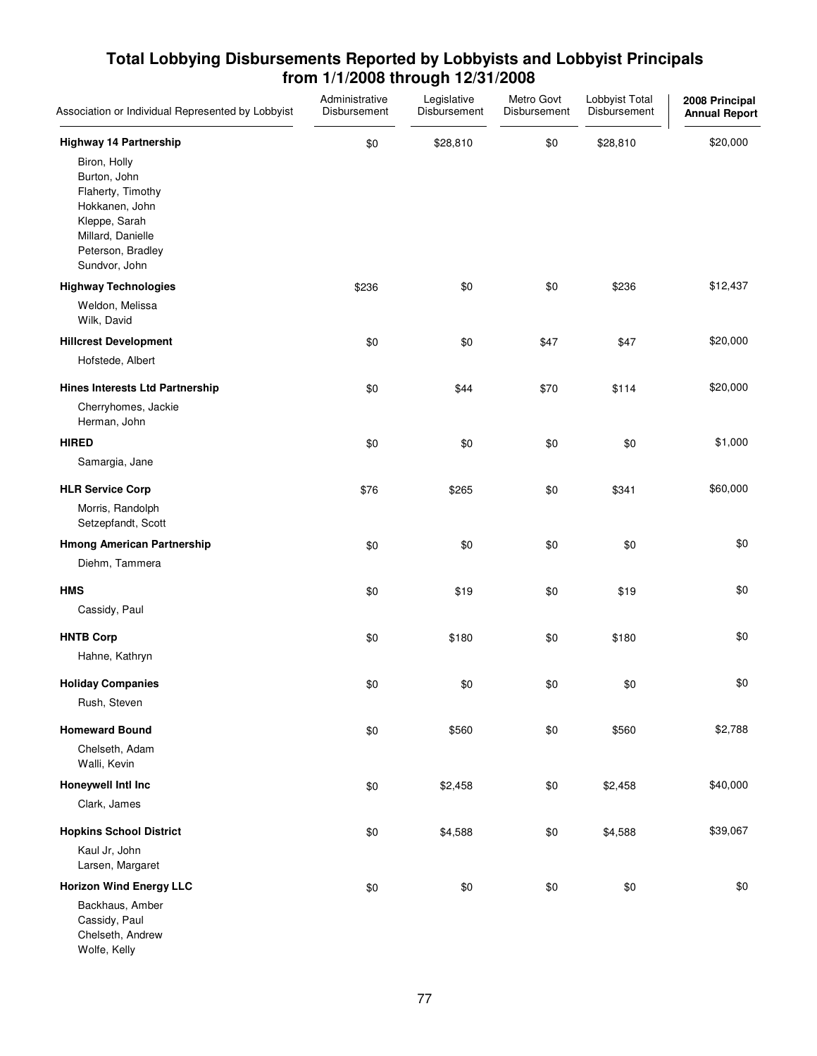## Total Lobbying Disbursements Reported by Lobbyists and Lobbyist Principals from 1/1/2008 through 12/31/2008

| Association or Individual Represented by Lobbyist | Administrative Disbursement | Legislative Disbursement | Metro Govt Disbursement | Lobbyist Total Disbursement | 2008 Principal Annual Report |
|---|---|---|---|---|---|
| **Highway 14 Partnership** | $0 | $28,810 | $0 | $28,810 | $20,000 |
| Biron, Holly<br>Burton, John<br>Flaherty, Timothy<br>Hokkanen, John<br>Kleppe, Sarah<br>Millard, Danielle<br>Peterson, Bradley<br>Sundvor, John | | | | | |
| **Highway Technologies** | $236 | $0 | $0 | $236 | $12,437 |
| Weldon, Melissa<br>Wilk, David | | | | | |
| **Hillcrest Development** | $0 | $0 | $47 | $47 | $20,000 |
| Hofstede, Albert | | | | | |
| **Hines Interests Ltd Partnership** | $0 | $44 | $70 | $114 | $20,000 |
| Cherryhomes, Jackie<br>Herman, John | | | | | |
| **HIRED** | $0 | $0 | $0 | $0 | $1,000 |
| Samargia, Jane | | | | | |
| **HLR Service Corp** | $76 | $265 | $0 | $341 | $60,000 |
| Morris, Randolph<br>Setzepfandt, Scott | | | | | |
| **Hmong American Partnership** | $0 | $0 | $0 | $0 | $0 |
| Diehm, Tammera | | | | | |
| **HMS** | $0 | $19 | $0 | $19 | $0 |
| Cassidy, Paul | | | | | |
| **HNTB Corp** | $0 | $180 | $0 | $180 | $0 |
| Hahne, Kathryn | | | | | |
| **Holiday Companies** | $0 | $0 | $0 | $0 | $0 |
| Rush, Steven | | | | | |
| **Homeward Bound** | $0 | $560 | $0 | $560 | $2,788 |
| Chelseth, Adam<br>Walli, Kevin | | | | | |
| **Honeywell Intl Inc** | $0 | $2,458 | $0 | $2,458 | $40,000 |
| Clark, James | | | | | |
| **Hopkins School District** | $0 | $4,588 | $0 | $4,588 | $39,067 |
| Kaul Jr, John<br>Larsen, Margaret | | | | | |
| **Horizon Wind Energy LLC** | $0 | $0 | $0 | $0 | $0 |
| Backhaus, Amber<br>Cassidy, Paul<br>Chelseth, Andrew<br>Wolfe, Kelly | | | | | |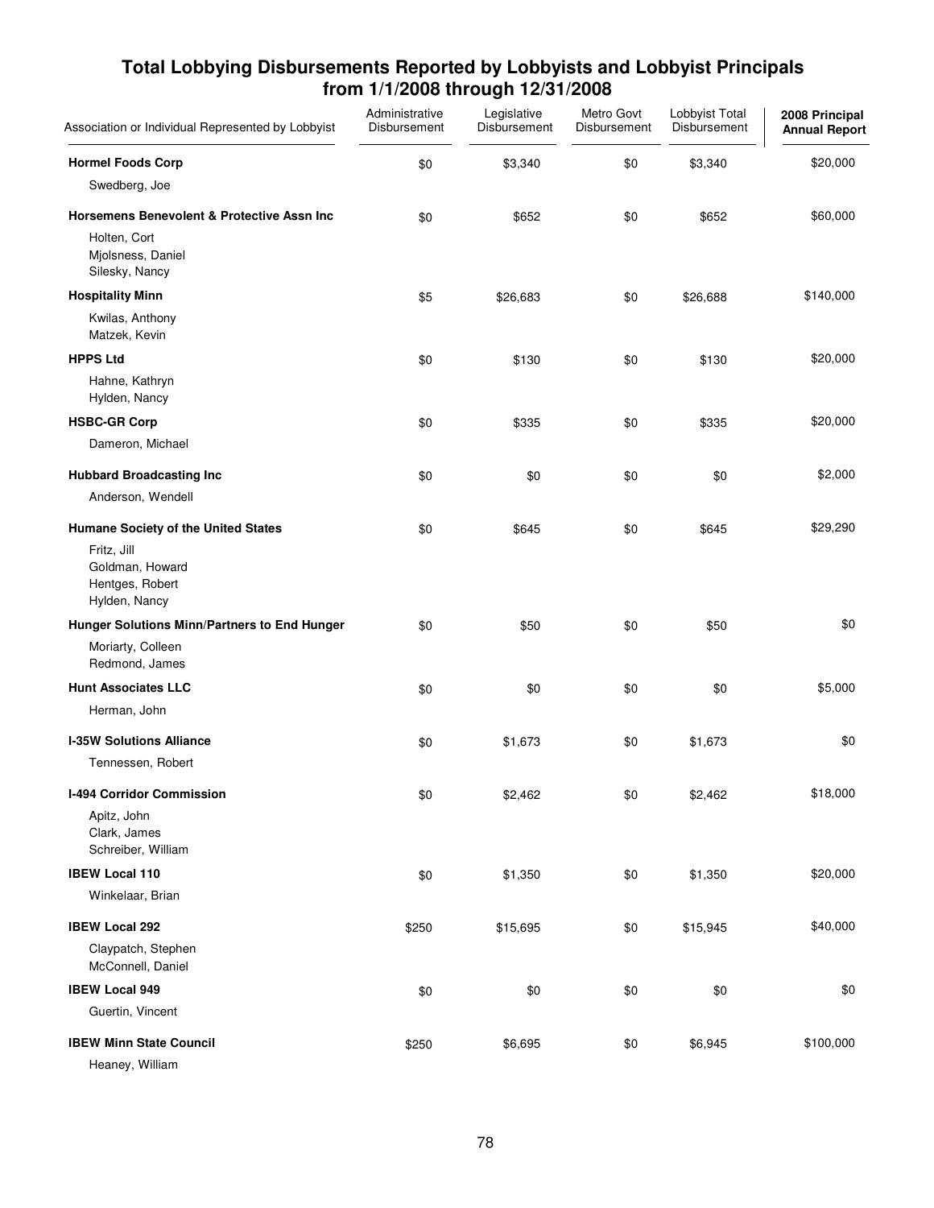# Total Lobbying Disbursements Reported by Lobbyists and Lobbyist Principals from 1/1/2008 through 12/31/2008

| Association or Individual Represented by Lobbyist | Administrative Disbursement | Legislative Disbursement | Metro Govt Disbursement | Lobbyist Total Disbursement | 2008 Principal Annual Report |
|---|---|---|---|---|---|
| **Hormel Foods Corp** | $0 | $3,340 | $0 | $3,340 | $20,000 |
| Swedberg, Joe | | | | | |
| **Horsemens Benevolent & Protective Assn Inc** | $0 | $652 | $0 | $652 | $60,000 |
| Holten, Cort<br>Mjolsness, Daniel<br>Silesky, Nancy | | | | | |
| **Hospitality Minn** | $5 | $26,683 | $0 | $26,688 | $140,000 |
| Kwilas, Anthony<br>Matzek, Kevin | | | | | |
| **HPPS Ltd** | $0 | $130 | $0 | $130 | $20,000 |
| Hahne, Kathryn<br>Hylden, Nancy | | | | | |
| **HSBC-GR Corp** | $0 | $335 | $0 | $335 | $20,000 |
| Dameron, Michael | | | | | |
| **Hubbard Broadcasting Inc** | $0 | $0 | $0 | $0 | $2,000 |
| Anderson, Wendell | | | | | |
| **Humane Society of the United States** | $0 | $645 | $0 | $645 | $29,290 |
| Fritz, Jill<br>Goldman, Howard<br>Hentges, Robert<br>Hylden, Nancy | | | | | |
| **Hunger Solutions Minn/Partners to End Hunger** | $0 | $50 | $0 | $50 | $0 |
| Moriarty, Colleen<br>Redmond, James | | | | | |
| **Hunt Associates LLC** | $0 | $0 | $0 | $0 | $5,000 |
| Herman, John | | | | | |
| **I-35W Solutions Alliance** | $0 | $1,673 | $0 | $1,673 | $0 |
| Tennessen, Robert | | | | | |
| **I-494 Corridor Commission** | $0 | $2,462 | $0 | $2,462 | $18,000 |
| Apitz, John<br>Clark, James<br>Schreiber, William | | | | | |
| **IBEW Local 110** | $0 | $1,350 | $0 | $1,350 | $20,000 |
| Winkelaar, Brian | | | | | |
| **IBEW Local 292** | $250 | $15,695 | $0 | $15,945 | $40,000 |
| Claypatch, Stephen<br>McConnell, Daniel | | | | | |
| **IBEW Local 949** | $0 | $0 | $0 | $0 | $0 |
| Guertin, Vincent | | | | | |
| **IBEW Minn State Council** | $250 | $6,695 | $0 | $6,945 | $100,000 |
| Heaney, William | | | | | |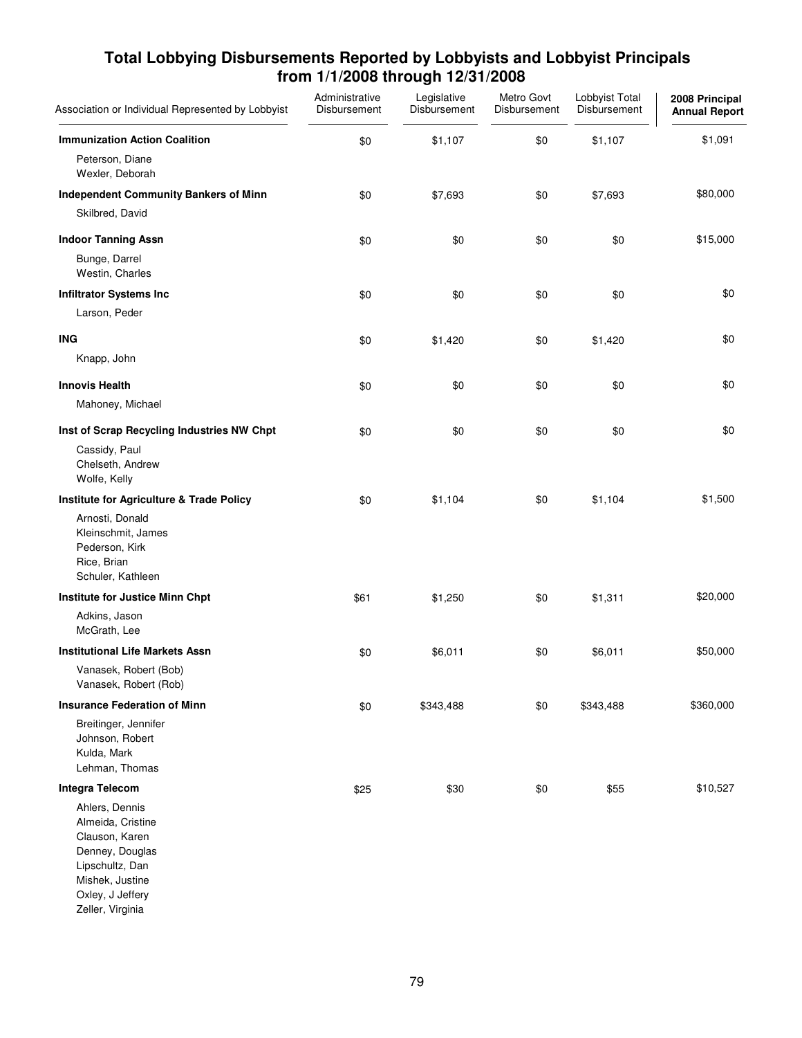## Total Lobbying Disbursements Reported by Lobbyists and Lobbyist Principals from 1/1/2008 through 12/31/2008

| Association or Individual Represented by Lobbyist | Administrative Disbursement | Legislative Disbursement | Metro Govt Disbursement | Lobbyist Total Disbursement | 2008 Principal Annual Report |
|---|---|---|---|---|---|
| **Immunization Action Coalition** | $0 | $1,107 | $0 | $1,107 | $1,091 |
| Peterson, Diane<br>Wexler, Deborah | | | | | |
| **Independent Community Bankers of Minn** | $0 | $7,693 | $0 | $7,693 | $80,000 |
| Skilbred, David | | | | | |
| **Indoor Tanning Assn** | $0 | $0 | $0 | $0 | $15,000 |
| Bunge, Darrel<br>Westin, Charles | | | | | |
| **Infiltrator Systems Inc** | $0 | $0 | $0 | $0 | $0 |
| Larson, Peder | | | | | |
| **ING** | $0 | $1,420 | $0 | $1,420 | $0 |
| Knapp, John | | | | | |
| **Innovis Health** | $0 | $0 | $0 | $0 | $0 |
| Mahoney, Michael | | | | | |
| **Inst of Scrap Recycling Industries NW Chpt** | $0 | $0 | $0 | $0 | $0 |
| Cassidy, Paul<br>Chelseth, Andrew<br>Wolfe, Kelly | | | | | |
| **Institute for Agriculture & Trade Policy** | $0 | $1,104 | $0 | $1,104 | $1,500 |
| Arnosti, Donald<br>Kleinschmit, James<br>Pederson, Kirk<br>Rice, Brian<br>Schuler, Kathleen | | | | | |
| **Institute for Justice Minn Chpt** | $61 | $1,250 | $0 | $1,311 | $20,000 |
| Adkins, Jason<br>McGrath, Lee | | | | | |
| **Institutional Life Markets Assn** | $0 | $6,011 | $0 | $6,011 | $50,000 |
| Vanasek, Robert (Bob)<br>Vanasek, Robert (Rob) | | | | | |
| **Insurance Federation of Minn** | $0 | $343,488 | $0 | $343,488 | $360,000 |
| Breitinger, Jennifer<br>Johnson, Robert<br>Kulda, Mark<br>Lehman, Thomas | | | | | |
| **Integra Telecom** | $25 | $30 | $0 | $55 | $10,527 |
| Ahlers, Dennis<br>Almeida, Cristine<br>Clauson, Karen<br>Denney, Douglas<br>Lipschultz, Dan<br>Mishek, Justine<br>Oxley, J Jeffery<br>Zeller, Virginia | | | | | |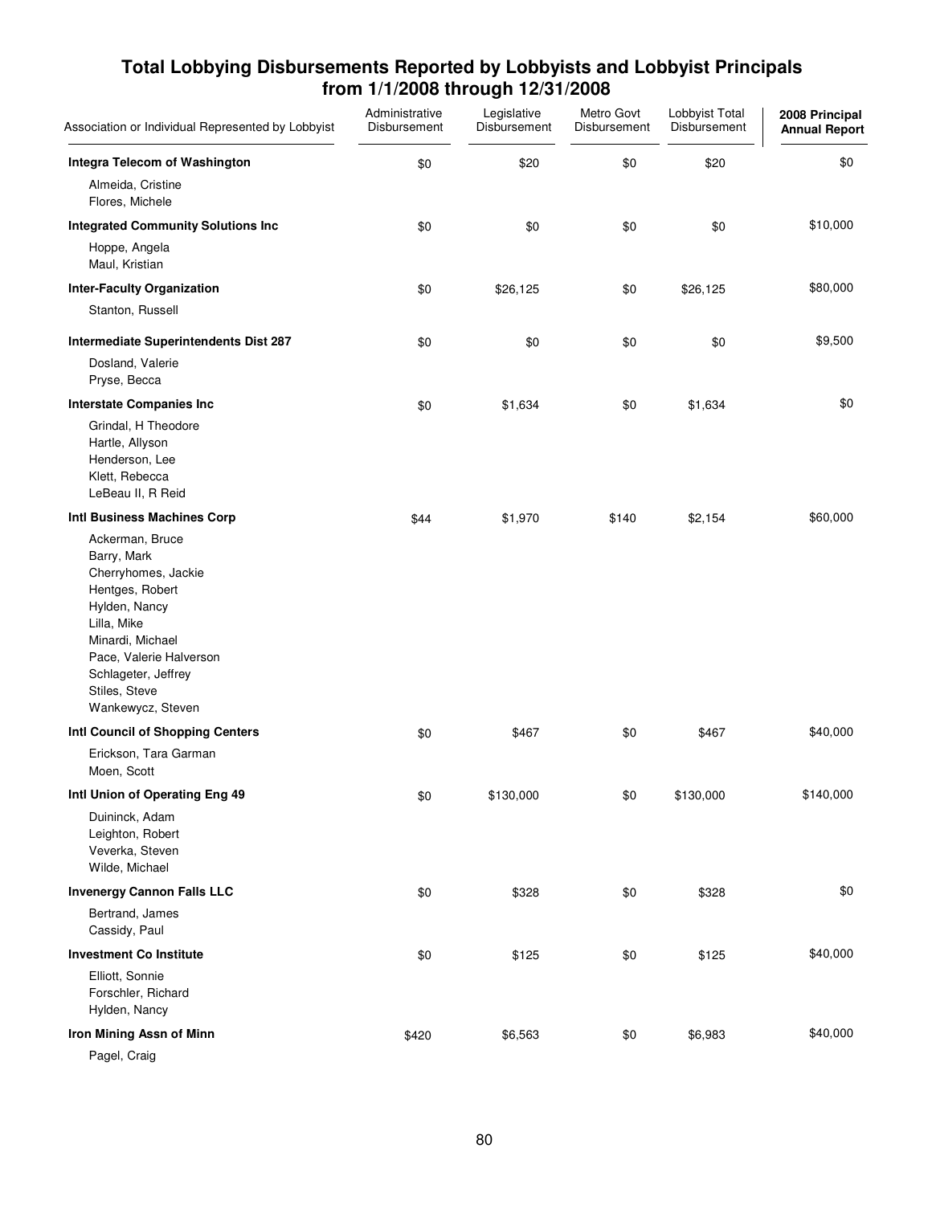## Total Lobbying Disbursements Reported by Lobbyists and Lobbyist Principals from 1/1/2008 through 12/31/2008

| Association or Individual Represented by Lobbyist | Administrative Disbursement | Legislative Disbursement | Metro Govt Disbursement | Lobbyist Total Disbursement | 2008 Principal Annual Report |
|---|---|---|---|---|---|
| **Integra Telecom of Washington** | $0 | $20 | $0 | $20 | $0 |
| Almeida, Cristine<br>Flores, Michele | | | | | |
| **Integrated Community Solutions Inc** | $0 | $0 | $0 | $0 | $10,000 |
| Hoppe, Angela<br>Maul, Kristian | | | | | |
| **Inter-Faculty Organization** | $0 | $26,125 | $0 | $26,125 | $80,000 |
| Stanton, Russell | | | | | |
| **Intermediate Superintendents Dist 287** | $0 | $0 | $0 | $0 | $9,500 |
| Dosland, Valerie<br>Pryse, Becca | | | | | |
| **Interstate Companies Inc** | $0 | $1,634 | $0 | $1,634 | $0 |
| Grindal, H Theodore<br>Hartle, Allyson<br>Henderson, Lee<br>Klett, Rebecca<br>LeBeau II, R Reid | | | | | |
| **Intl Business Machines Corp** | $44 | $1,970 | $140 | $2,154 | $60,000 |
| Ackerman, Bruce<br>Barry, Mark<br>Cherryhomes, Jackie<br>Hentges, Robert<br>Hylden, Nancy<br>Lilla, Mike<br>Minardi, Michael<br>Pace, Valerie Halverson<br>Schlageter, Jeffrey<br>Stiles, Steve<br>Wankewycz, Steven | | | | | |
| **Intl Council of Shopping Centers** | $0 | $467 | $0 | $467 | $40,000 |
| Erickson, Tara Garman<br>Moen, Scott | | | | | |
| **Intl Union of Operating Eng 49** | $0 | $130,000 | $0 | $130,000 | $140,000 |
| Duininck, Adam<br>Leighton, Robert<br>Veverka, Steven<br>Wilde, Michael | | | | | |
| **Invenergy Cannon Falls LLC** | $0 | $328 | $0 | $328 | $0 |
| Bertrand, James<br>Cassidy, Paul | | | | | |
| **Investment Co Institute** | $0 | $125 | $0 | $125 | $40,000 |
| Elliott, Sonnie<br>Forschler, Richard<br>Hylden, Nancy | | | | | |
| **Iron Mining Assn of Minn** | $420 | $6,563 | $0 | $6,983 | $40,000 |
| Pagel, Craig | | | | | |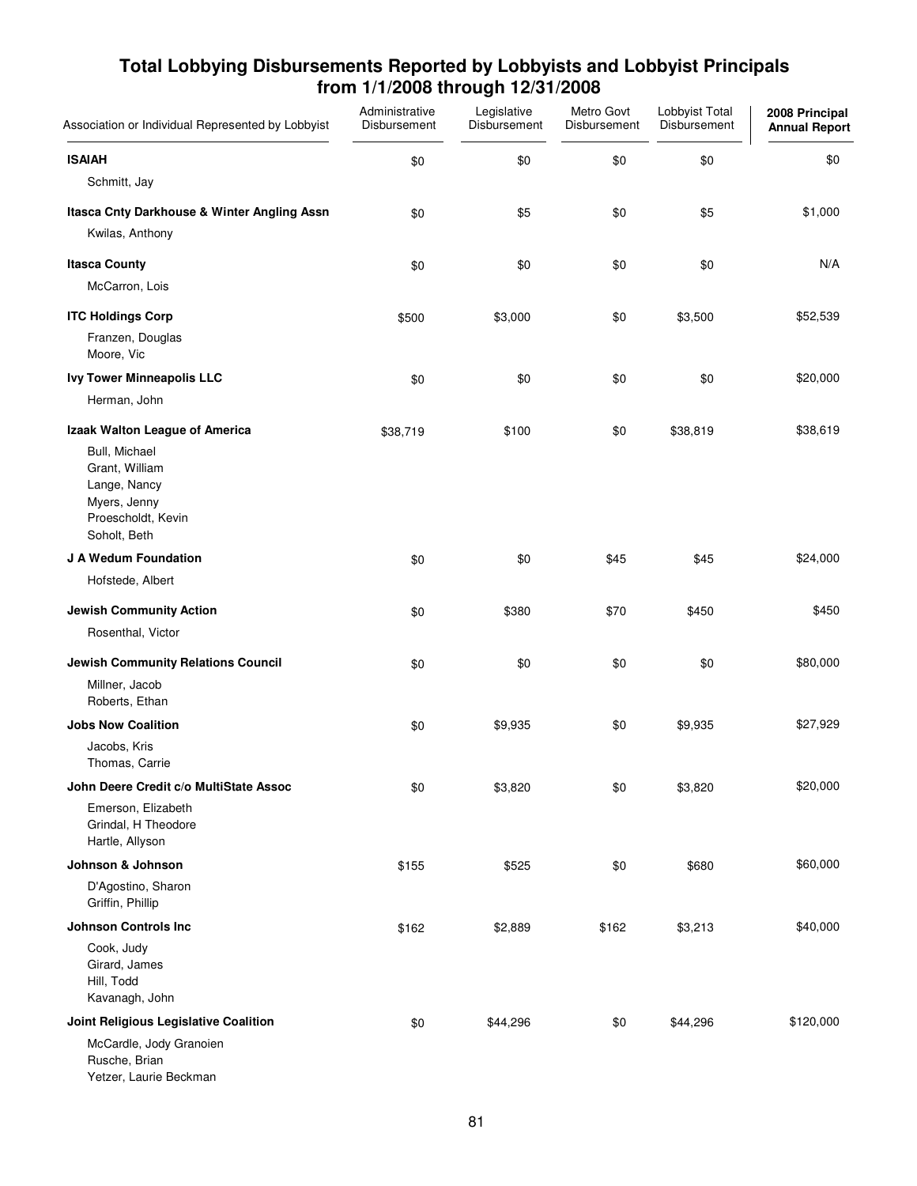## Total Lobbying Disbursements Reported by Lobbyists and Lobbyist Principals from 1/1/2008 through 12/31/2008

| Association or Individual Represented by Lobbyist | Administrative Disbursement | Legislative Disbursement | Metro Govt Disbursement | Lobbyist Total Disbursement | 2008 Principal Annual Report |
|---|---|---|---|---|---|
| **ISAIAH** | $0 | $0 | $0 | $0 | $0 |
| Schmitt, Jay | | | | | |
| **Itasca Cnty Darkhouse & Winter Angling Assn** | $0 | $5 | $0 | $5 | $1,000 |
| Kwilas, Anthony | | | | | |
| **Itasca County** | $0 | $0 | $0 | $0 | N/A |
| McCarron, Lois | | | | | |
| **ITC Holdings Corp** | $500 | $3,000 | $0 | $3,500 | $52,539 |
| Franzen, Douglas<br>Moore, Vic | | | | | |
| **Ivy Tower Minneapolis LLC** | $0 | $0 | $0 | $0 | $20,000 |
| Herman, John | | | | | |
| **Izaak Walton League of America** | $38,719 | $100 | $0 | $38,819 | $38,619 |
| Bull, Michael<br>Grant, William<br>Lange, Nancy<br>Myers, Jenny<br>Proescholdt, Kevin<br>Soholt, Beth | | | | | |
| **J A Wedum Foundation** | $0 | $0 | $45 | $45 | $24,000 |
| Hofstede, Albert | | | | | |
| **Jewish Community Action** | $0 | $380 | $70 | $450 | $450 |
| Rosenthal, Victor | | | | | |
| **Jewish Community Relations Council** | $0 | $0 | $0 | $0 | $80,000 |
| Millner, Jacob<br>Roberts, Ethan | | | | | |
| **Jobs Now Coalition** | $0 | $9,935 | $0 | $9,935 | $27,929 |
| Jacobs, Kris<br>Thomas, Carrie | | | | | |
| **John Deere Credit c/o MultiState Assoc** | $0 | $3,820 | $0 | $3,820 | $20,000 |
| Emerson, Elizabeth<br>Grindal, H Theodore<br>Hartle, Allyson | | | | | |
| **Johnson & Johnson** | $155 | $525 | $0 | $680 | $60,000 |
| D'Agostino, Sharon<br>Griffin, Phillip | | | | | |
| **Johnson Controls Inc** | $162 | $2,889 | $162 | $3,213 | $40,000 |
| Cook, Judy<br>Girard, James<br>Hill, Todd<br>Kavanagh, John | | | | | |
| **Joint Religious Legislative Coalition** | $0 | $44,296 | $0 | $44,296 | $120,000 |
| McCardle, Jody Granoien<br>Rusche, Brian<br>Yetzer, Laurie Beckman | | | | | |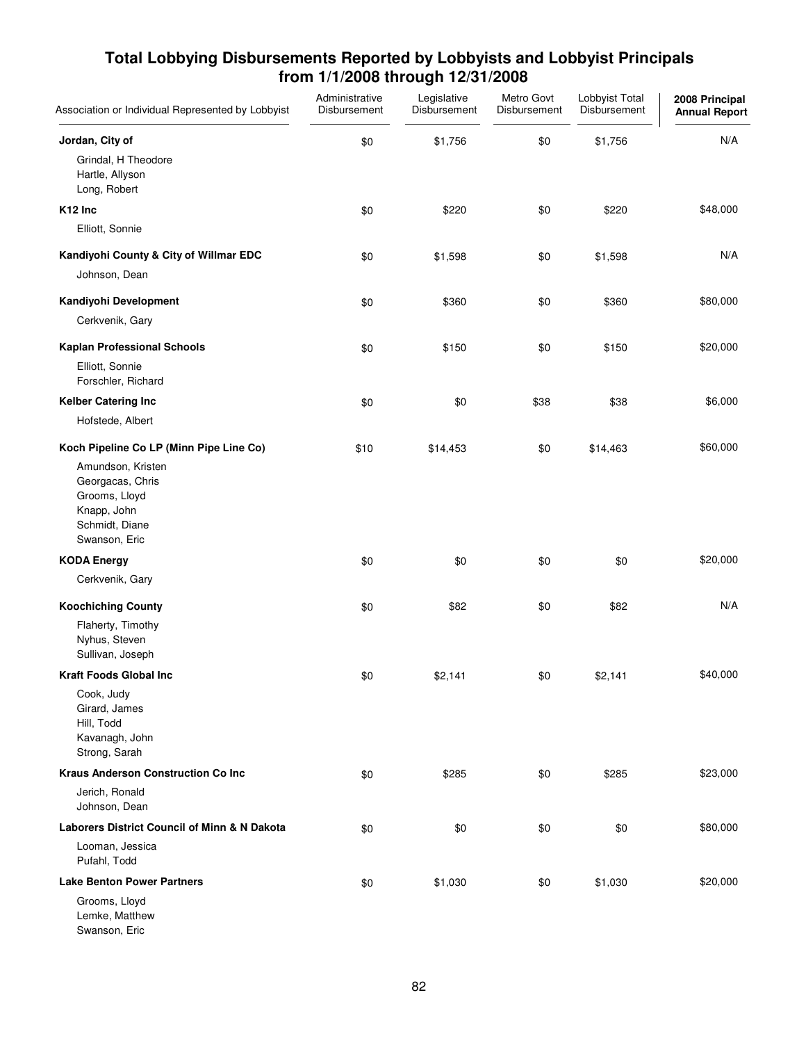## Total Lobbying Disbursements Reported by Lobbyists and Lobbyist Principals from 1/1/2008 through 12/31/2008

| Association or Individual Represented by Lobbyist | Administrative Disbursement | Legislative Disbursement | Metro Govt Disbursement | Lobbyist Total Disbursement | 2008 Principal Annual Report |
|---|---|---|---|---|---|
| **Jordan, City of** | $0 | $1,756 | $0 | $1,756 | N/A |
| Grindal, H Theodore<br>Hartle, Allyson<br>Long, Robert | | | | | |
| **K12 Inc** | $0 | $220 | $0 | $220 | $48,000 |
| Elliott, Sonnie | | | | | |
| **Kandiyohi County & City of Willmar EDC** | $0 | $1,598 | $0 | $1,598 | N/A |
| Johnson, Dean | | | | | |
| **Kandiyohi Development** | $0 | $360 | $0 | $360 | $80,000 |
| Cerkvenik, Gary | | | | | |
| **Kaplan Professional Schools** | $0 | $150 | $0 | $150 | $20,000 |
| Elliott, Sonnie<br>Forschler, Richard | | | | | |
| **Kelber Catering Inc** | $0 | $0 | $38 | $38 | $6,000 |
| Hofstede, Albert | | | | | |
| **Koch Pipeline Co LP (Minn Pipe Line Co)** | $10 | $14,453 | $0 | $14,463 | $60,000 |
| Amundson, Kristen<br>Georgacas, Chris<br>Grooms, Lloyd<br>Knapp, John<br>Schmidt, Diane<br>Swanson, Eric | | | | | |
| **KODA Energy** | $0 | $0 | $0 | $0 | $20,000 |
| Cerkvenik, Gary | | | | | |
| **Koochiching County** | $0 | $82 | $0 | $82 | N/A |
| Flaherty, Timothy<br>Nyhus, Steven<br>Sullivan, Joseph | | | | | |
| **Kraft Foods Global Inc** | $0 | $2,141 | $0 | $2,141 | $40,000 |
| Cook, Judy<br>Girard, James<br>Hill, Todd<br>Kavanagh, John<br>Strong, Sarah | | | | | |
| **Kraus Anderson Construction Co Inc** | $0 | $285 | $0 | $285 | $23,000 |
| Jerich, Ronald<br>Johnson, Dean | | | | | |
| **Laborers District Council of Minn & N Dakota** | $0 | $0 | $0 | $0 | $80,000 |
| Looman, Jessica<br>Pufahl, Todd | | | | | |
| **Lake Benton Power Partners** | $0 | $1,030 | $0 | $1,030 | $20,000 |
| Grooms, Lloyd<br>Lemke, Matthew<br>Swanson, Eric | | | | | |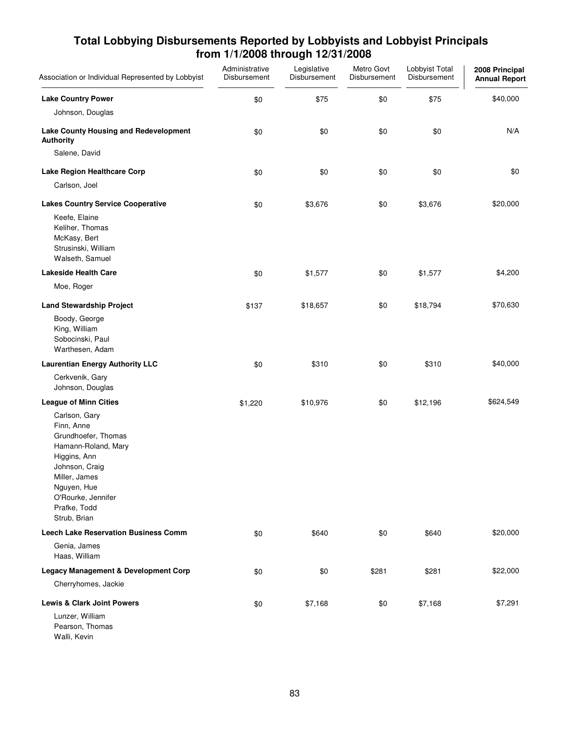# Total Lobbying Disbursements Reported by Lobbyists and Lobbyist Principals from 1/1/2008 through 12/31/2008

| Association or Individual Represented by Lobbyist | Administrative Disbursement | Legislative Disbursement | Metro Govt Disbursement | Lobbyist Total Disbursement | 2008 Principal Annual Report |
|---|---|---|---|---|---|
| **Lake Country Power** | $0 | $75 | $0 | $75 | $40,000 |
| Johnson, Douglas | | | | | |
| **Lake County Housing and Redevelopment Authority** | $0 | $0 | $0 | $0 | N/A |
| Salene, David | | | | | |
| **Lake Region Healthcare Corp** | $0 | $0 | $0 | $0 | $0 |
| Carlson, Joel | | | | | |
| **Lakes Country Service Cooperative** | $0 | $3,676 | $0 | $3,676 | $20,000 |
| Keefe, Elaine | | | | | |
| Keliher, Thomas | | | | | |
| McKasy, Bert | | | | | |
| Strusinski, William | | | | | |
| Walseth, Samuel | | | | | |
| **Lakeside Health Care** | $0 | $1,577 | $0 | $1,577 | $4,200 |
| Moe, Roger | | | | | |
| **Land Stewardship Project** | $137 | $18,657 | $0 | $18,794 | $70,630 |
| Boody, George | | | | | |
| King, William | | | | | |
| Sobocinski, Paul | | | | | |
| Warthesen, Adam | | | | | |
| **Laurentian Energy Authority LLC** | $0 | $310 | $0 | $310 | $40,000 |
| Cerkvenik, Gary | | | | | |
| Johnson, Douglas | | | | | |
| **League of Minn Cities** | $1,220 | $10,976 | $0 | $12,196 | $624,549 |
| Carlson, Gary | | | | | |
| Finn, Anne | | | | | |
| Grundhoefer, Thomas | | | | | |
| Hamann-Roland, Mary | | | | | |
| Higgins, Ann | | | | | |
| Johnson, Craig | | | | | |
| Miller, James | | | | | |
| Nguyen, Hue | | | | | |
| O'Rourke, Jennifer | | | | | |
| Prafke, Todd | | | | | |
| Strub, Brian | | | | | |
| **Leech Lake Reservation Business Comm** | $0 | $640 | $0 | $640 | $20,000 |
| Genia, James | | | | | |
| Haas, William | | | | | |
| **Legacy Management & Development Corp** | $0 | $0 | $281 | $281 | $22,000 |
| Cherryhomes, Jackie | | | | | |
| **Lewis & Clark Joint Powers** | $0 | $7,168 | $0 | $7,168 | $7,291 |
| Lunzer, William | | | | | |
| Pearson, Thomas | | | | | |
| Walli, Kevin | | | | | |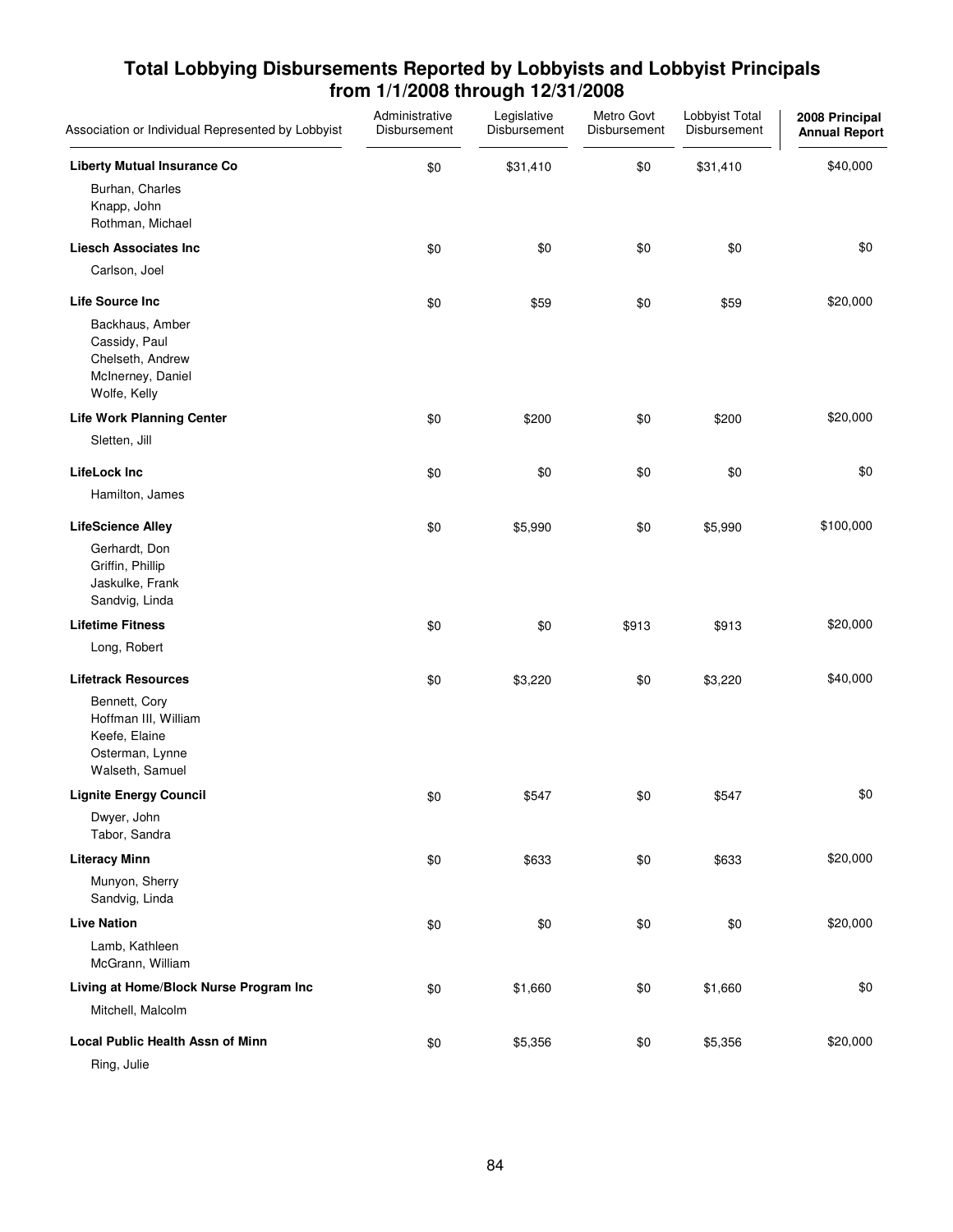## Total Lobbying Disbursements Reported by Lobbyists and Lobbyist Principals from 1/1/2008 through 12/31/2008

| Association or Individual Represented by Lobbyist | Administrative Disbursement | Legislative Disbursement | Metro Govt Disbursement | Lobbyist Total Disbursement | 2008 Principal Annual Report |
|---|---|---|---|---|---|
| **Liberty Mutual Insurance Co** | $0 | $31,410 | $0 | $31,410 | $40,000 |
| Burhan, Charles<br>Knapp, John<br>Rothman, Michael | | | | | |
| **Liesch Associates Inc** | $0 | $0 | $0 | $0 | $0 |
| Carlson, Joel | | | | | |
| **Life Source Inc** | $0 | $59 | $0 | $59 | $20,000 |
| Backhaus, Amber<br>Cassidy, Paul<br>Chelseth, Andrew<br>McInerney, Daniel<br>Wolfe, Kelly | | | | | |
| **Life Work Planning Center** | $0 | $200 | $0 | $200 | $20,000 |
| Sletten, Jill | | | | | |
| **LifeLock Inc** | $0 | $0 | $0 | $0 | $0 |
| Hamilton, James | | | | | |
| **LifeScience Alley** | $0 | $5,990 | $0 | $5,990 | $100,000 |
| Gerhardt, Don<br>Griffin, Phillip<br>Jaskulke, Frank<br>Sandvig, Linda | | | | | |
| **Lifetime Fitness** | $0 | $0 | $913 | $913 | $20,000 |
| Long, Robert | | | | | |
| **Lifetrack Resources** | $0 | $3,220 | $0 | $3,220 | $40,000 |
| Bennett, Cory<br>Hoffman III, William<br>Keefe, Elaine<br>Osterman, Lynne<br>Walseth, Samuel | | | | | |
| **Lignite Energy Council** | $0 | $547 | $0 | $547 | $0 |
| Dwyer, John<br>Tabor, Sandra | | | | | |
| **Literacy Minn** | $0 | $633 | $0 | $633 | $20,000 |
| Munyon, Sherry<br>Sandvig, Linda | | | | | |
| **Live Nation** | $0 | $0 | $0 | $0 | $20,000 |
| Lamb, Kathleen<br>McGrann, William | | | | | |
| **Living at Home/Block Nurse Program Inc** | $0 | $1,660 | $0 | $1,660 | $0 |
| Mitchell, Malcolm | | | | | |
| **Local Public Health Assn of Minn** | $0 | $5,356 | $0 | $5,356 | $20,000 |
| Ring, Julie | | | | | |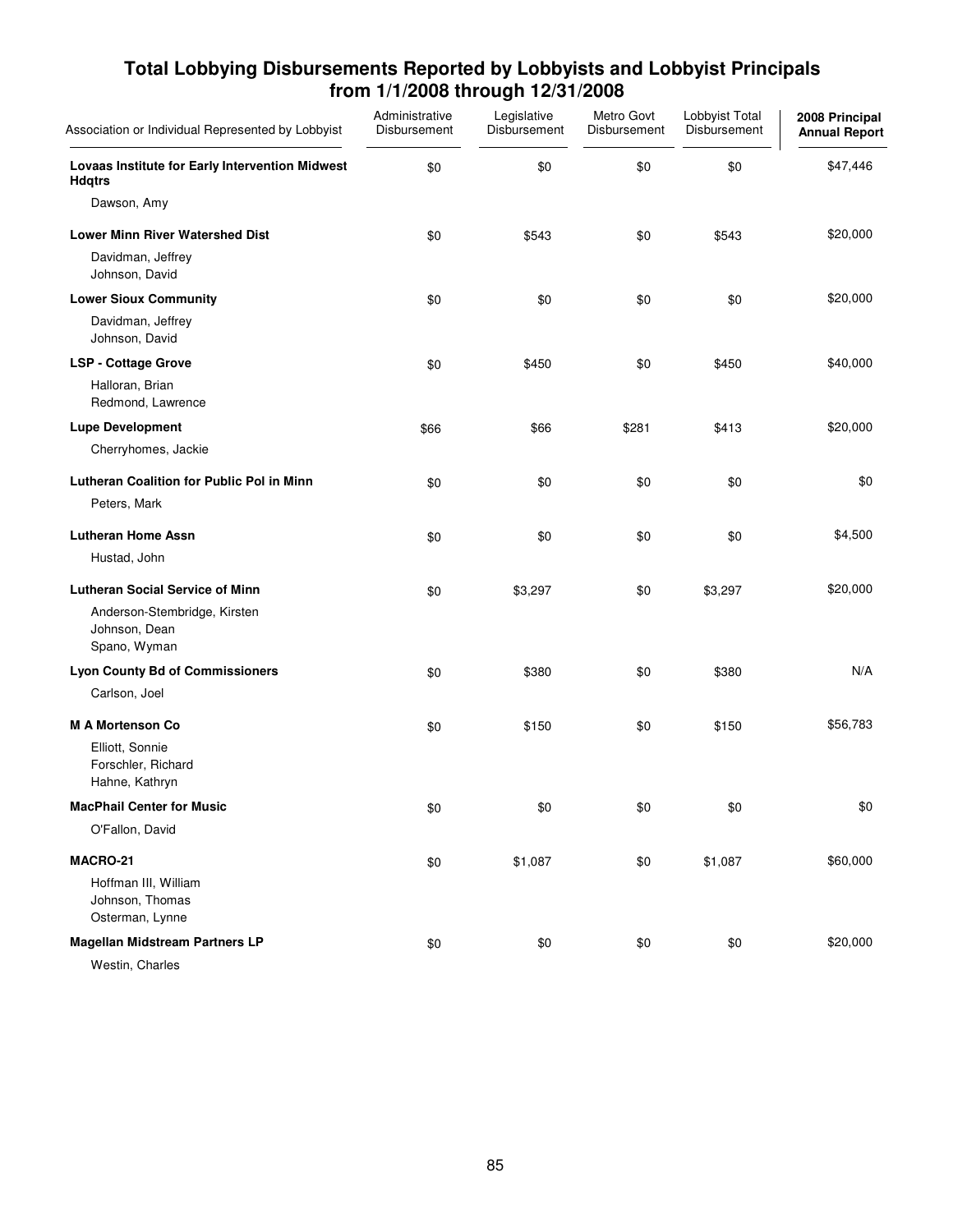# Total Lobbying Disbursements Reported by Lobbyists and Lobbyist Principals from 1/1/2008 through 12/31/2008

| Association or Individual Represented by Lobbyist | Administrative Disbursement | Legislative Disbursement | Metro Govt Disbursement | Lobbyist Total Disbursement | 2008 Principal Annual Report |
|---|---|---|---|---|---|
| **Lovaas Institute for Early Intervention Midwest Hdqtrs** | $0 | $0 | $0 | $0 | $47,446 |
| Dawson, Amy | | | | | |
| **Lower Minn River Watershed Dist** | $0 | $543 | $0 | $543 | $20,000 |
| Davidman, Jeffrey<br>Johnson, David | | | | | |
| **Lower Sioux Community** | $0 | $0 | $0 | $0 | $20,000 |
| Davidman, Jeffrey<br>Johnson, David | | | | | |
| **LSP - Cottage Grove** | $0 | $450 | $0 | $450 | $40,000 |
| Halloran, Brian<br>Redmond, Lawrence | | | | | |
| **Lupe Development** | $66 | $66 | $281 | $413 | $20,000 |
| Cherryhomes, Jackie | | | | | |
| **Lutheran Coalition for Public Pol in Minn** | $0 | $0 | $0 | $0 | $0 |
| Peters, Mark | | | | | |
| **Lutheran Home Assn** | $0 | $0 | $0 | $0 | $4,500 |
| Hustad, John | | | | | |
| **Lutheran Social Service of Minn** | $0 | $3,297 | $0 | $3,297 | $20,000 |
| Anderson-Stembridge, Kirsten<br>Johnson, Dean<br>Spano, Wyman | | | | | |
| **Lyon County Bd of Commissioners** | $0 | $380 | $0 | $380 | N/A |
| Carlson, Joel | | | | | |
| **M A Mortenson Co** | $0 | $150 | $0 | $150 | $56,783 |
| Elliott, Sonnie<br>Forschler, Richard<br>Hahne, Kathryn | | | | | |
| **MacPhail Center for Music** | $0 | $0 | $0 | $0 | $0 |
| O'Fallon, David | | | | | |
| **MACRO-21** | $0 | $1,087 | $0 | $1,087 | $60,000 |
| Hoffman III, William<br>Johnson, Thomas<br>Osterman, Lynne | | | | | |
| **Magellan Midstream Partners LP** | $0 | $0 | $0 | $0 | $20,000 |
| Westin, Charles | | | | | |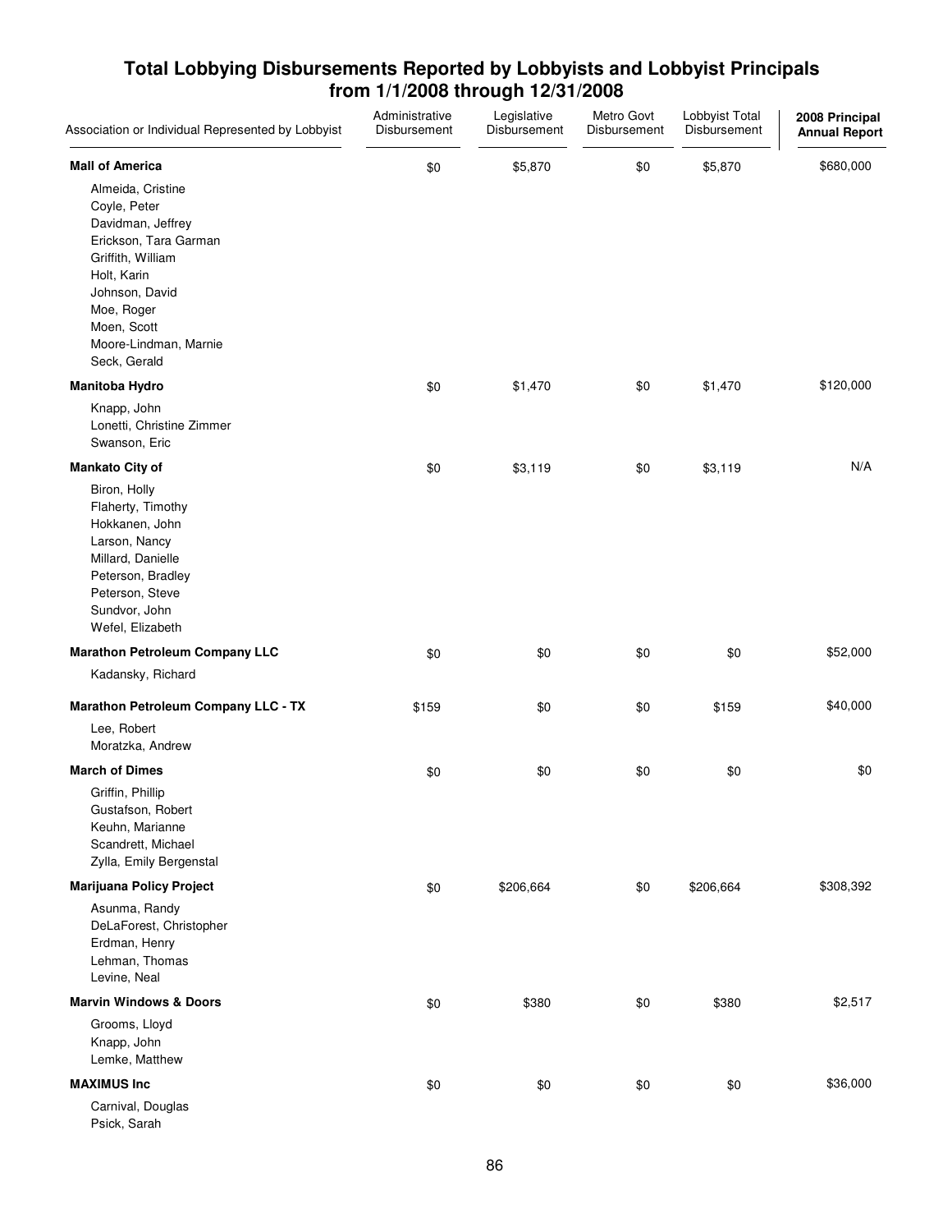# Total Lobbying Disbursements Reported by Lobbyists and Lobbyist Principals from 1/1/2008 through 12/31/2008

| Association or Individual Represented by Lobbyist | Administrative Disbursement | Legislative Disbursement | Metro Govt Disbursement | Lobbyist Total Disbursement | 2008 Principal Annual Report |
|---|---|---|---|---|---|
| **Mall of America** | $0 | $5,870 | $0 | $5,870 | $680,000 |
| Almeida, Cristine<br>Coyle, Peter<br>Davidman, Jeffrey<br>Erickson, Tara Garman<br>Griffith, William<br>Holt, Karin<br>Johnson, David<br>Moe, Roger<br>Moen, Scott<br>Moore-Lindman, Marnie<br>Seck, Gerald | | | | | |
| **Manitoba Hydro** | $0 | $1,470 | $0 | $1,470 | $120,000 |
| Knapp, John<br>Lonetti, Christine Zimmer<br>Swanson, Eric | | | | | |
| **Mankato City of** | $0 | $3,119 | $0 | $3,119 | N/A |
| Biron, Holly<br>Flaherty, Timothy<br>Hokkanen, John<br>Larson, Nancy<br>Millard, Danielle<br>Peterson, Bradley<br>Peterson, Steve<br>Sundvor, John<br>Wefel, Elizabeth | | | | | |
| **Marathon Petroleum Company LLC** | $0 | $0 | $0 | $0 | $52,000 |
| Kadansky, Richard | | | | | |
| **Marathon Petroleum Company LLC - TX** | $159 | $0 | $0 | $159 | $40,000 |
| Lee, Robert<br>Moratzka, Andrew | | | | | |
| **March of Dimes** | $0 | $0 | $0 | $0 | $0 |
| Griffin, Phillip<br>Gustafson, Robert<br>Keuhn, Marianne<br>Scandrett, Michael<br>Zylla, Emily Bergenstal | | | | | |
| **Marijuana Policy Project** | $0 | $206,664 | $0 | $206,664 | $308,392 |
| Asunma, Randy<br>DeLaForest, Christopher<br>Erdman, Henry<br>Lehman, Thomas<br>Levine, Neal | | | | | |
| **Marvin Windows & Doors** | $0 | $380 | $0 | $380 | $2,517 |
| Grooms, Lloyd<br>Knapp, John<br>Lemke, Matthew | | | | | |
| **MAXIMUS Inc** | $0 | $0 | $0 | $0 | $36,000 |
| Carnival, Douglas<br>Psick, Sarah | | | | | |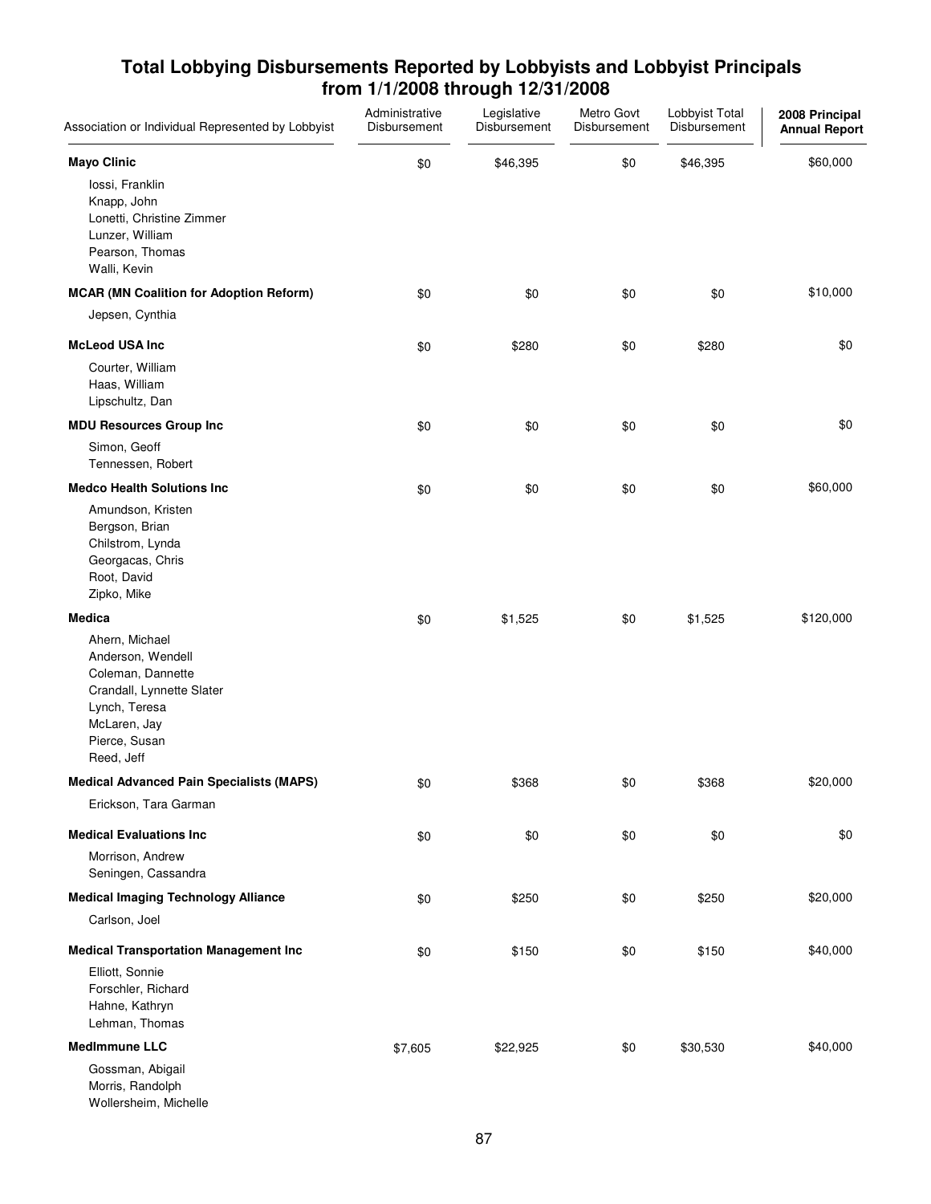## Total Lobbying Disbursements Reported by Lobbyists and Lobbyist Principals from 1/1/2008 through 12/31/2008

| Association or Individual Represented by Lobbyist | Administrative Disbursement | Legislative Disbursement | Metro Govt Disbursement | Lobbyist Total Disbursement | 2008 Principal Annual Report |
|---|---|---|---|---|---|
| **Mayo Clinic** | $0 | $46,395 | $0 | $46,395 | $60,000 |
| Iossi, Franklin<br>Knapp, John<br>Lonetti, Christine Zimmer<br>Lunzer, William<br>Pearson, Thomas<br>Walli, Kevin | | | | | |
| **MCAR (MN Coalition for Adoption Reform)** | $0 | $0 | $0 | $0 | $10,000 |
| Jepsen, Cynthia | | | | | |
| **McLeod USA Inc** | $0 | $280 | $0 | $280 | $0 |
| Courter, William<br>Haas, William<br>Lipschultz, Dan | | | | | |
| **MDU Resources Group Inc** | $0 | $0 | $0 | $0 | $0 |
| Simon, Geoff<br>Tennessen, Robert | | | | | |
| **Medco Health Solutions Inc** | $0 | $0 | $0 | $0 | $60,000 |
| Amundson, Kristen<br>Bergson, Brian<br>Chilstrom, Lynda<br>Georgacas, Chris<br>Root, David<br>Zipko, Mike | | | | | |
| **Medica** | $0 | $1,525 | $0 | $1,525 | $120,000 |
| Ahern, Michael<br>Anderson, Wendell<br>Coleman, Dannette<br>Crandall, Lynnette Slater<br>Lynch, Teresa<br>McLaren, Jay<br>Pierce, Susan<br>Reed, Jeff | | | | | |
| **Medical Advanced Pain Specialists (MAPS)** | $0 | $368 | $0 | $368 | $20,000 |
| Erickson, Tara Garman | | | | | |
| **Medical Evaluations Inc** | $0 | $0 | $0 | $0 | $0 |
| Morrison, Andrew<br>Seningen, Cassandra | | | | | |
| **Medical Imaging Technology Alliance** | $0 | $250 | $0 | $250 | $20,000 |
| Carlson, Joel | | | | | |
| **Medical Transportation Management Inc** | $0 | $150 | $0 | $150 | $40,000 |
| Elliott, Sonnie<br>Forschler, Richard<br>Hahne, Kathryn<br>Lehman, Thomas | | | | | |
| **MedImmune LLC** | $7,605 | $22,925 | $0 | $30,530 | $40,000 |
| Gossman, Abigail<br>Morris, Randolph<br>Wollersheim, Michelle | | | | | |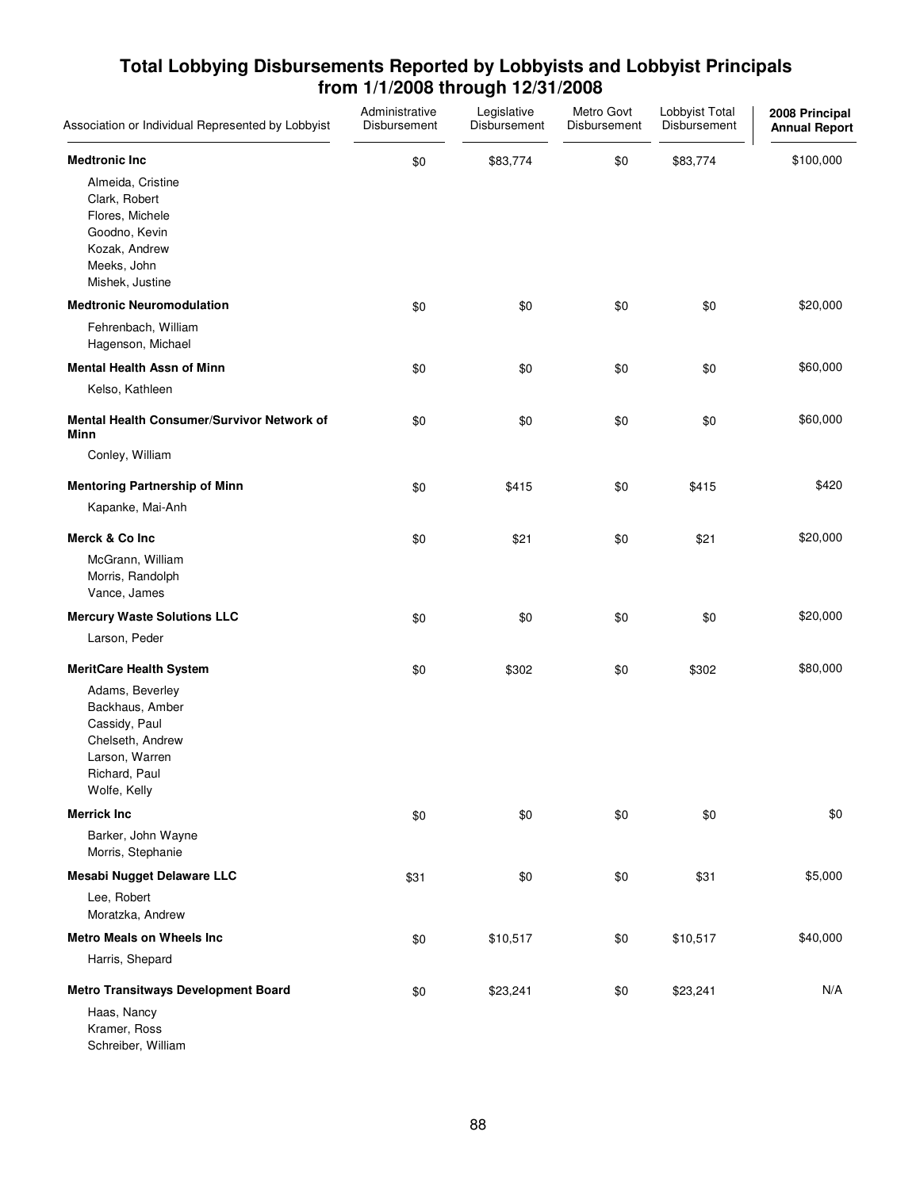# Total Lobbying Disbursements Reported by Lobbyists and Lobbyist Principals from 1/1/2008 through 12/31/2008

| Association or Individual Represented by Lobbyist | Administrative Disbursement | Legislative Disbursement | Metro Govt Disbursement | Lobbyist Total Disbursement | 2008 Principal Annual Report |
|---|---|---|---|---|---|
| **Medtronic Inc** | $0 | $83,774 | $0 | $83,774 | $100,000 |
| Almeida, Cristine<br>Clark, Robert<br>Flores, Michele<br>Goodno, Kevin<br>Kozak, Andrew<br>Meeks, John<br>Mishek, Justine | | | | | |
| **Medtronic Neuromodulation** | $0 | $0 | $0 | $0 | $20,000 |
| Fehrenbach, William<br>Hagenson, Michael | | | | | |
| **Mental Health Assn of Minn** | $0 | $0 | $0 | $0 | $60,000 |
| Kelso, Kathleen | | | | | |
| **Mental Health Consumer/Survivor Network of Minn** | $0 | $0 | $0 | $0 | $60,000 |
| Conley, William | | | | | |
| **Mentoring Partnership of Minn** | $0 | $415 | $0 | $415 | $420 |
| Kapanke, Mai-Anh | | | | | |
| **Merck & Co Inc** | $0 | $21 | $0 | $21 | $20,000 |
| McGrann, William<br>Morris, Randolph<br>Vance, James | | | | | |
| **Mercury Waste Solutions LLC** | $0 | $0 | $0 | $0 | $20,000 |
| Larson, Peder | | | | | |
| **MeritCare Health System** | $0 | $302 | $0 | $302 | $80,000 |
| Adams, Beverley<br>Backhaus, Amber<br>Cassidy, Paul<br>Chelseth, Andrew<br>Larson, Warren<br>Richard, Paul<br>Wolfe, Kelly | | | | | |
| **Merrick Inc** | $0 | $0 | $0 | $0 | $0 |
| Barker, John Wayne<br>Morris, Stephanie | | | | | |
| **Mesabi Nugget Delaware LLC** | $31 | $0 | $0 | $31 | $5,000 |
| Lee, Robert<br>Moratzka, Andrew | | | | | |
| **Metro Meals on Wheels Inc** | $0 | $10,517 | $0 | $10,517 | $40,000 |
| Harris, Shepard | | | | | |
| **Metro Transitways Development Board** | $0 | $23,241 | $0 | $23,241 | N/A |
| Haas, Nancy<br>Kramer, Ross<br>Schreiber, William | | | | | |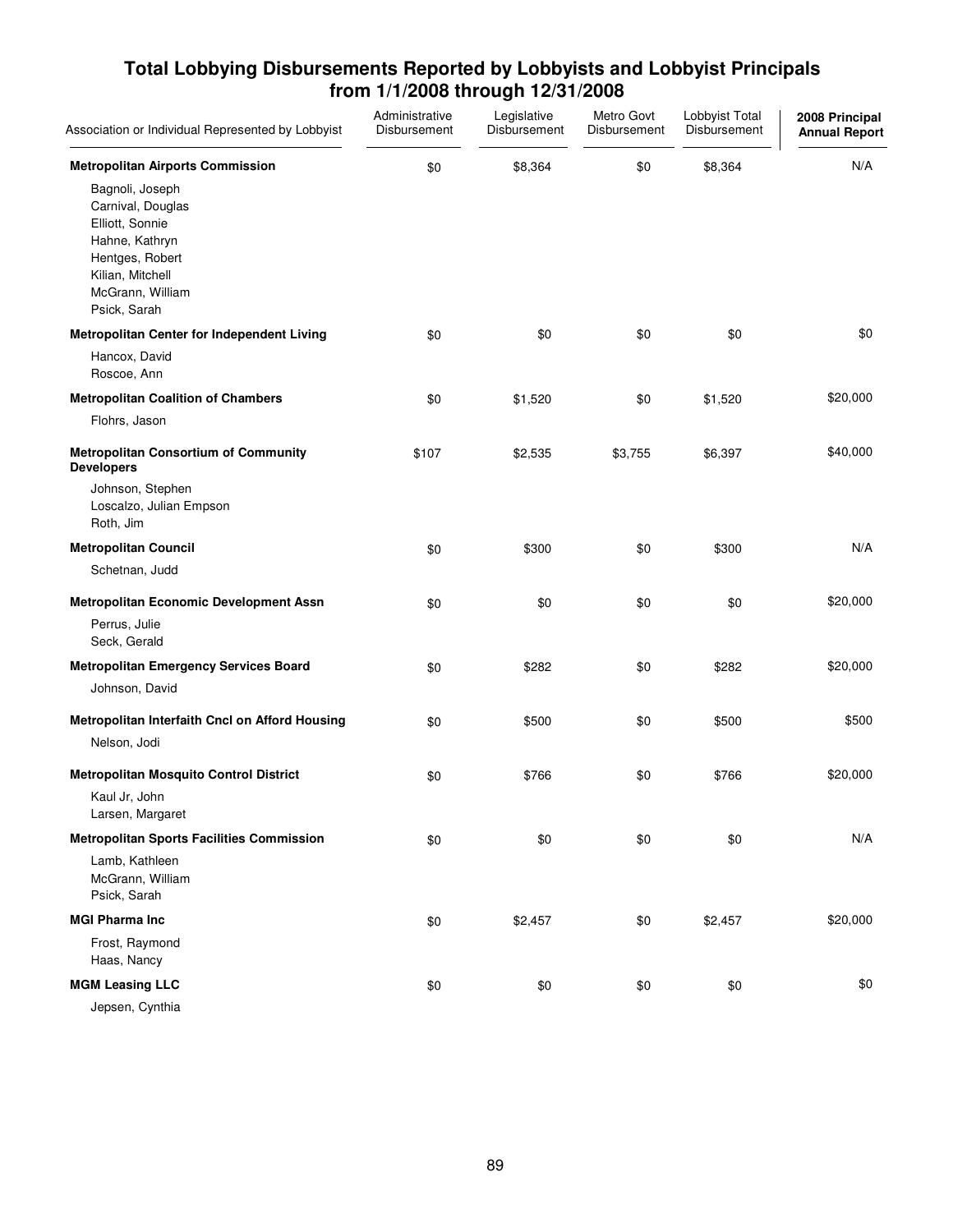# Total Lobbying Disbursements Reported by Lobbyists and Lobbyist Principals from 1/1/2008 through 12/31/2008

| Association or Individual Represented by Lobbyist | Administrative Disbursement | Legislative Disbursement | Metro Govt Disbursement | Lobbyist Total Disbursement | 2008 Principal Annual Report |
|---|---|---|---|---|---|
| **Metropolitan Airports Commission** | $0 | $8,364 | $0 | $8,364 | N/A |
| Bagnoli, Joseph | | | | | |
| Carnival, Douglas | | | | | |
| Elliott, Sonnie | | | | | |
| Hahne, Kathryn | | | | | |
| Hentges, Robert | | | | | |
| Kilian, Mitchell | | | | | |
| McGrann, William | | | | | |
| Psick, Sarah | | | | | |
| **Metropolitan Center for Independent Living** | $0 | $0 | $0 | $0 | $0 |
| Hancox, David | | | | | |
| Roscoe, Ann | | | | | |
| **Metropolitan Coalition of Chambers** | $0 | $1,520 | $0 | $1,520 | $20,000 |
| Flohrs, Jason | | | | | |
| **Metropolitan Consortium of Community Developers** | $107 | $2,535 | $3,755 | $6,397 | $40,000 |
| Johnson, Stephen | | | | | |
| Loscalzo, Julian Empson | | | | | |
| Roth, Jim | | | | | |
| **Metropolitan Council** | $0 | $300 | $0 | $300 | N/A |
| Schetnan, Judd | | | | | |
| **Metropolitan Economic Development Assn** | $0 | $0 | $0 | $0 | $20,000 |
| Perrus, Julie | | | | | |
| Seck, Gerald | | | | | |
| **Metropolitan Emergency Services Board** | $0 | $282 | $0 | $282 | $20,000 |
| Johnson, David | | | | | |
| **Metropolitan Interfaith Cncl on Afford Housing** | $0 | $500 | $0 | $500 | $500 |
| Nelson, Jodi | | | | | |
| **Metropolitan Mosquito Control District** | $0 | $766 | $0 | $766 | $20,000 |
| Kaul Jr, John | | | | | |
| Larsen, Margaret | | | | | |
| **Metropolitan Sports Facilities Commission** | $0 | $0 | $0 | $0 | N/A |
| Lamb, Kathleen | | | | | |
| McGrann, William | | | | | |
| Psick, Sarah | | | | | |
| **MGI Pharma Inc** | $0 | $2,457 | $0 | $2,457 | $20,000 |
| Frost, Raymond | | | | | |
| Haas, Nancy | | | | | |
| **MGM Leasing LLC** | $0 | $0 | $0 | $0 | $0 |
| Jepsen, Cynthia | | | | | |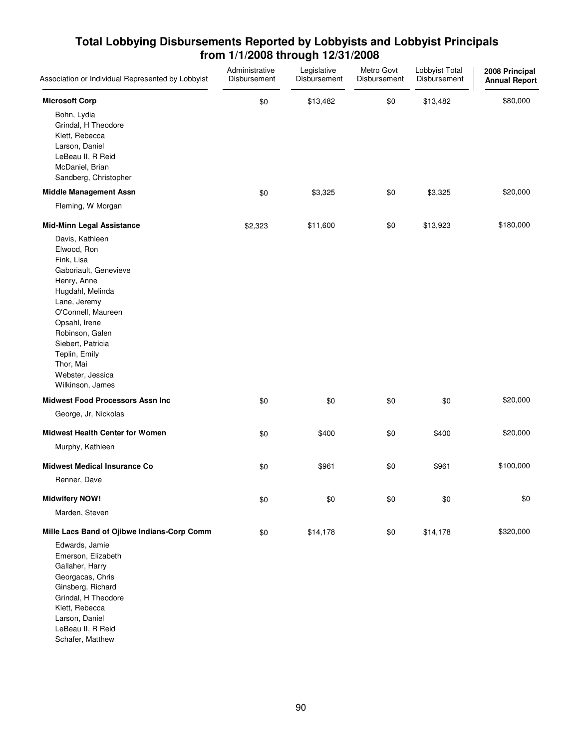# Total Lobbying Disbursements Reported by Lobbyists and Lobbyist Principals from 1/1/2008 through 12/31/2008

| Association or Individual Represented by Lobbyist | Administrative Disbursement | Legislative Disbursement | Metro Govt Disbursement | Lobbyist Total Disbursement | 2008 Principal Annual Report |
|---|---|---|---|---|---|
| **Microsoft Corp** | $0 | $13,482 | $0 | $13,482 | $80,000 |
| Bohn, Lydia<br>Grindal, H Theodore<br>Klett, Rebecca<br>Larson, Daniel<br>LeBeau II, R Reid<br>McDaniel, Brian<br>Sandberg, Christopher | | | | | |
| **Middle Management Assn** | $0 | $3,325 | $0 | $3,325 | $20,000 |
| Fleming, W Morgan | | | | | |
| **Mid-Minn Legal Assistance** | $2,323 | $11,600 | $0 | $13,923 | $180,000 |
| Davis, Kathleen<br>Elwood, Ron<br>Fink, Lisa<br>Gaboriault, Genevieve<br>Henry, Anne<br>Hugdahl, Melinda<br>Lane, Jeremy<br>O'Connell, Maureen<br>Opsahl, Irene<br>Robinson, Galen<br>Siebert, Patricia<br>Teplin, Emily<br>Thor, Mai<br>Webster, Jessica<br>Wilkinson, James | | | | | |
| **Midwest Food Processors Assn Inc** | $0 | $0 | $0 | $0 | $20,000 |
| George, Jr, Nickolas | | | | | |
| **Midwest Health Center for Women** | $0 | $400 | $0 | $400 | $20,000 |
| Murphy, Kathleen | | | | | |
| **Midwest Medical Insurance Co** | $0 | $961 | $0 | $961 | $100,000 |
| Renner, Dave | | | | | |
| **Midwifery NOW!** | $0 | $0 | $0 | $0 | $0 |
| Marden, Steven | | | | | |
| **Mille Lacs Band of Ojibwe Indians-Corp Comm** | $0 | $14,178 | $0 | $14,178 | $320,000 |
| Edwards, Jamie<br>Emerson, Elizabeth<br>Gallaher, Harry<br>Georgacas, Chris<br>Ginsberg, Richard<br>Grindal, H Theodore<br>Klett, Rebecca<br>Larson, Daniel<br>LeBeau II, R Reid<br>Schafer, Matthew | | | | | |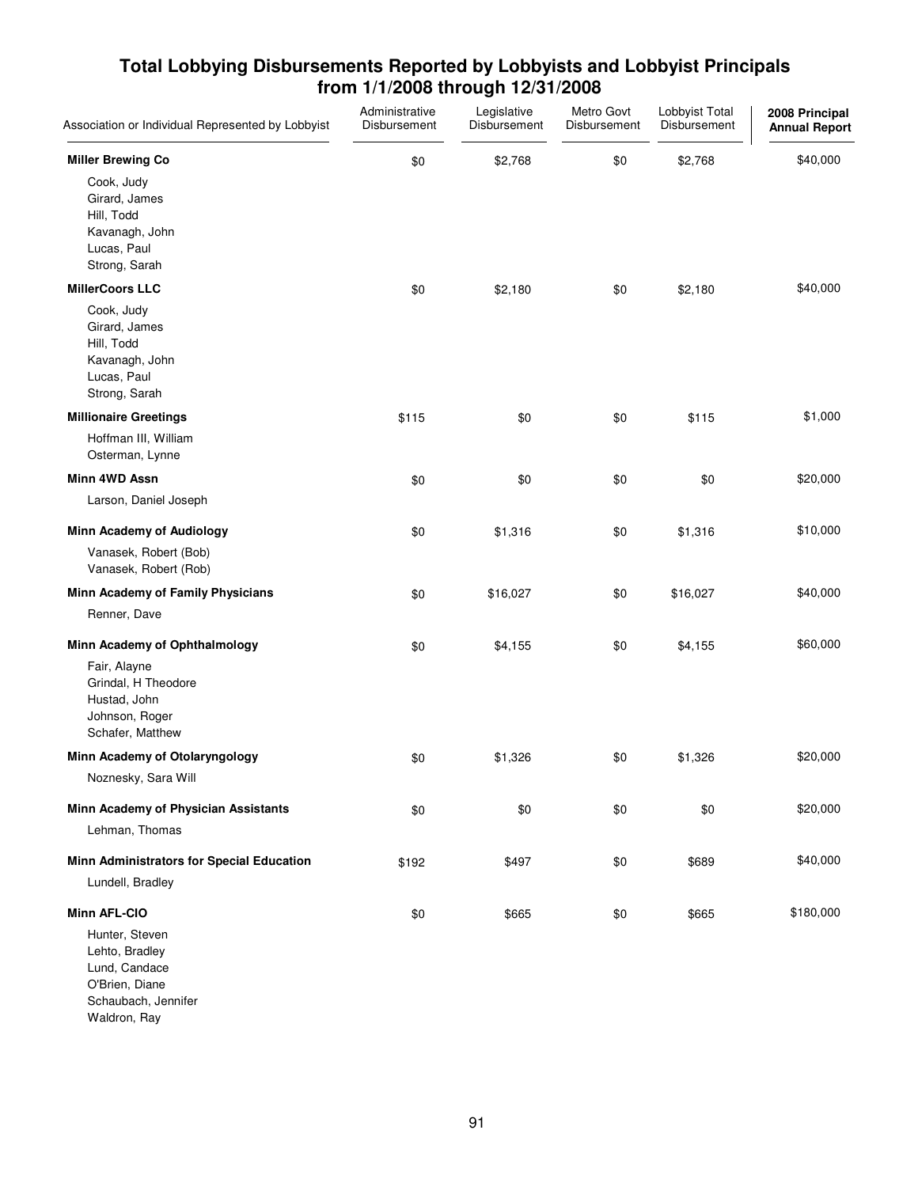## Total Lobbying Disbursements Reported by Lobbyists and Lobbyist Principals from 1/1/2008 through 12/31/2008

| Association or Individual Represented by Lobbyist | Administrative Disbursement | Legislative Disbursement | Metro Govt Disbursement | Lobbyist Total Disbursement | 2008 Principal Annual Report |
|---|---|---|---|---|---|
| **Miller Brewing Co** | $0 | $2,768 | $0 | $2,768 | $40,000 |
| Cook, Judy<br>Girard, James<br>Hill, Todd<br>Kavanagh, John<br>Lucas, Paul<br>Strong, Sarah | | | | | |
| **MillerCoors LLC** | $0 | $2,180 | $0 | $2,180 | $40,000 |
| Cook, Judy<br>Girard, James<br>Hill, Todd<br>Kavanagh, John<br>Lucas, Paul<br>Strong, Sarah | | | | | |
| **Millionaire Greetings** | $115 | $0 | $0 | $115 | $1,000 |
| Hoffman III, William<br>Osterman, Lynne | | | | | |
| **Minn 4WD Assn** | $0 | $0 | $0 | $0 | $20,000 |
| Larson, Daniel Joseph | | | | | |
| **Minn Academy of Audiology** | $0 | $1,316 | $0 | $1,316 | $10,000 |
| Vanasek, Robert (Bob)<br>Vanasek, Robert (Rob) | | | | | |
| **Minn Academy of Family Physicians** | $0 | $16,027 | $0 | $16,027 | $40,000 |
| Renner, Dave | | | | | |
| **Minn Academy of Ophthalmology** | $0 | $4,155 | $0 | $4,155 | $60,000 |
| Fair, Alayne<br>Grindal, H Theodore<br>Hustad, John<br>Johnson, Roger<br>Schafer, Matthew | | | | | |
| **Minn Academy of Otolaryngology** | $0 | $1,326 | $0 | $1,326 | $20,000 |
| Noznesky, Sara Will | | | | | |
| **Minn Academy of Physician Assistants** | $0 | $0 | $0 | $0 | $20,000 |
| Lehman, Thomas | | | | | |
| **Minn Administrators for Special Education** | $192 | $497 | $0 | $689 | $40,000 |
| Lundell, Bradley | | | | | |
| **Minn AFL-CIO** | $0 | $665 | $0 | $665 | $180,000 |
| Hunter, Steven<br>Lehto, Bradley<br>Lund, Candace<br>O'Brien, Diane<br>Schaubach, Jennifer<br>Waldron, Ray | | | | | |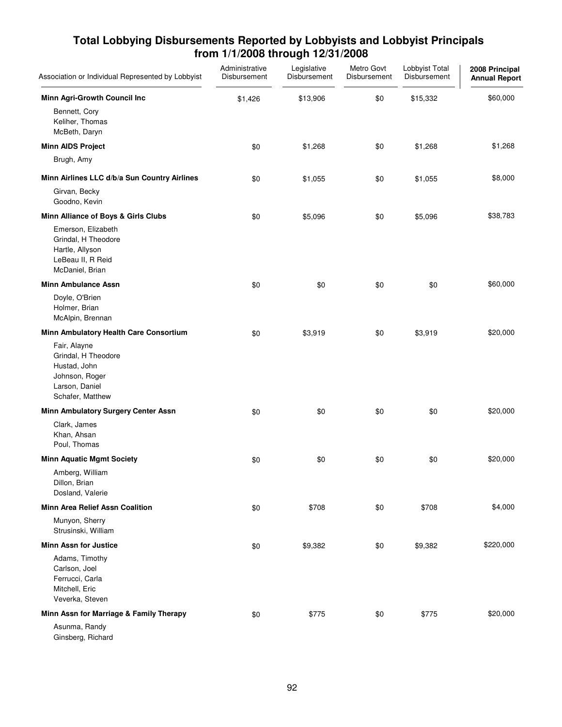## Total Lobbying Disbursements Reported by Lobbyists and Lobbyist Principals from 1/1/2008 through 12/31/2008

| Association or Individual Represented by Lobbyist | Administrative Disbursement | Legislative Disbursement | Metro Govt Disbursement | Lobbyist Total Disbursement | 2008 Principal Annual Report |
|---|---|---|---|---|---|
| **Minn Agri-Growth Council Inc** | $1,426 | $13,906 | $0 | $15,332 | $60,000 |
| Bennett, Cory<br>Keliher, Thomas<br>McBeth, Daryn | | | | | |
| **Minn AIDS Project** | $0 | $1,268 | $0 | $1,268 | $1,268 |
| Brugh, Amy | | | | | |
| **Minn Airlines LLC d/b/a Sun Country Airlines** | $0 | $1,055 | $0 | $1,055 | $8,000 |
| Girvan, Becky<br>Goodno, Kevin | | | | | |
| **Minn Alliance of Boys & Girls Clubs** | $0 | $5,096 | $0 | $5,096 | $38,783 |
| Emerson, Elizabeth<br>Grindal, H Theodore<br>Hartle, Allyson<br>LeBeau II, R Reid<br>McDaniel, Brian | | | | | |
| **Minn Ambulance Assn** | $0 | $0 | $0 | $0 | $60,000 |
| Doyle, O'Brien<br>Holmer, Brian<br>McAlpin, Brennan | | | | | |
| **Minn Ambulatory Health Care Consortium** | $0 | $3,919 | $0 | $3,919 | $20,000 |
| Fair, Alayne<br>Grindal, H Theodore<br>Hustad, John<br>Johnson, Roger<br>Larson, Daniel<br>Schafer, Matthew | | | | | |
| **Minn Ambulatory Surgery Center Assn** | $0 | $0 | $0 | $0 | $20,000 |
| Clark, James<br>Khan, Ahsan<br>Poul, Thomas | | | | | |
| **Minn Aquatic Mgmt Society** | $0 | $0 | $0 | $0 | $20,000 |
| Amberg, William<br>Dillon, Brian<br>Dosland, Valerie | | | | | |
| **Minn Area Relief Assn Coalition** | $0 | $708 | $0 | $708 | $4,000 |
| Munyon, Sherry<br>Strusinski, William | | | | | |
| **Minn Assn for Justice** | $0 | $9,382 | $0 | $9,382 | $220,000 |
| Adams, Timothy<br>Carlson, Joel<br>Ferrucci, Carla<br>Mitchell, Eric<br>Veverka, Steven | | | | | |
| **Minn Assn for Marriage & Family Therapy** | $0 | $775 | $0 | $775 | $20,000 |
| Asunma, Randy<br>Ginsberg, Richard | | | | | |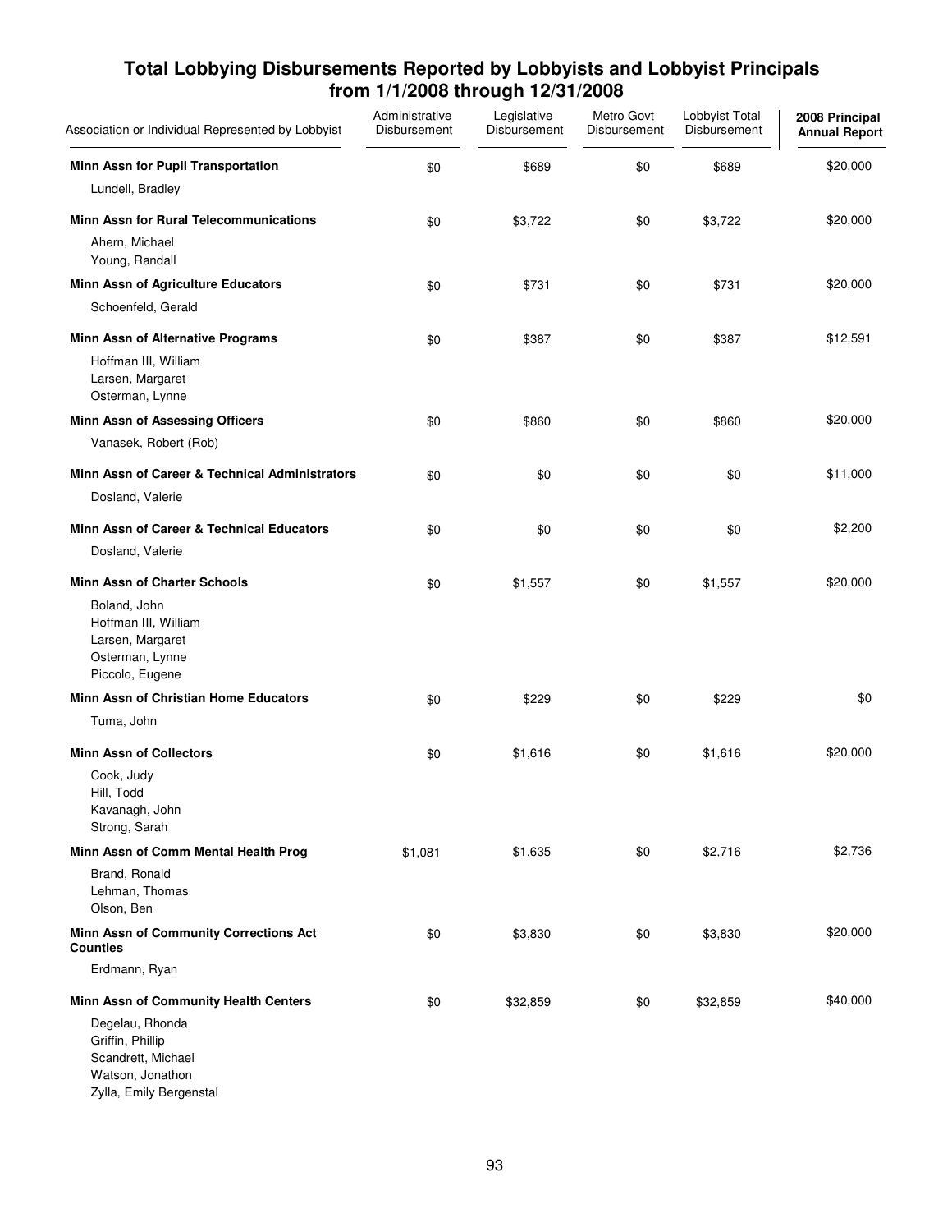## Total Lobbying Disbursements Reported by Lobbyists and Lobbyist Principals from 1/1/2008 through 12/31/2008

| Association or Individual Represented by Lobbyist | Administrative Disbursement | Legislative Disbursement | Metro Govt Disbursement | Lobbyist Total Disbursement | 2008 Principal Annual Report |
|---|---|---|---|---|---|
| **Minn Assn for Pupil Transportation** | $0 | $689 | $0 | $689 | $20,000 |
| Lundell, Bradley | | | | | |
| **Minn Assn for Rural Telecommunications** | $0 | $3,722 | $0 | $3,722 | $20,000 |
| Ahern, Michael | | | | | |
| Young, Randall | | | | | |
| **Minn Assn of Agriculture Educators** | $0 | $731 | $0 | $731 | $20,000 |
| Schoenfeld, Gerald | | | | | |
| **Minn Assn of Alternative Programs** | $0 | $387 | $0 | $387 | $12,591 |
| Hoffman III, William | | | | | |
| Larsen, Margaret | | | | | |
| Osterman, Lynne | | | | | |
| **Minn Assn of Assessing Officers** | $0 | $860 | $0 | $860 | $20,000 |
| Vanasek, Robert (Rob) | | | | | |
| **Minn Assn of Career & Technical Administrators** | $0 | $0 | $0 | $0 | $11,000 |
| Dosland, Valerie | | | | | |
| **Minn Assn of Career & Technical Educators** | $0 | $0 | $0 | $0 | $2,200 |
| Dosland, Valerie | | | | | |
| **Minn Assn of Charter Schools** | $0 | $1,557 | $0 | $1,557 | $20,000 |
| Boland, John | | | | | |
| Hoffman III, William | | | | | |
| Larsen, Margaret | | | | | |
| Osterman, Lynne | | | | | |
| Piccolo, Eugene | | | | | |
| **Minn Assn of Christian Home Educators** | $0 | $229 | $0 | $229 | $0 |
| Tuma, John | | | | | |
| **Minn Assn of Collectors** | $0 | $1,616 | $0 | $1,616 | $20,000 |
| Cook, Judy | | | | | |
| Hill, Todd | | | | | |
| Kavanagh, John | | | | | |
| Strong, Sarah | | | | | |
| **Minn Assn of Comm Mental Health Prog** | $1,081 | $1,635 | $0 | $2,716 | $2,736 |
| Brand, Ronald | | | | | |
| Lehman, Thomas | | | | | |
| Olson, Ben | | | | | |
| **Minn Assn of Community Corrections Act Counties** | $0 | $3,830 | $0 | $3,830 | $20,000 |
| Erdmann, Ryan | | | | | |
| **Minn Assn of Community Health Centers** | $0 | $32,859 | $0 | $32,859 | $40,000 |
| Degelau, Rhonda | | | | | |
| Griffin, Phillip | | | | | |
| Scandrett, Michael | | | | | |
| Watson, Jonathon | | | | | |
| Zylla, Emily Bergenstal | | | | | |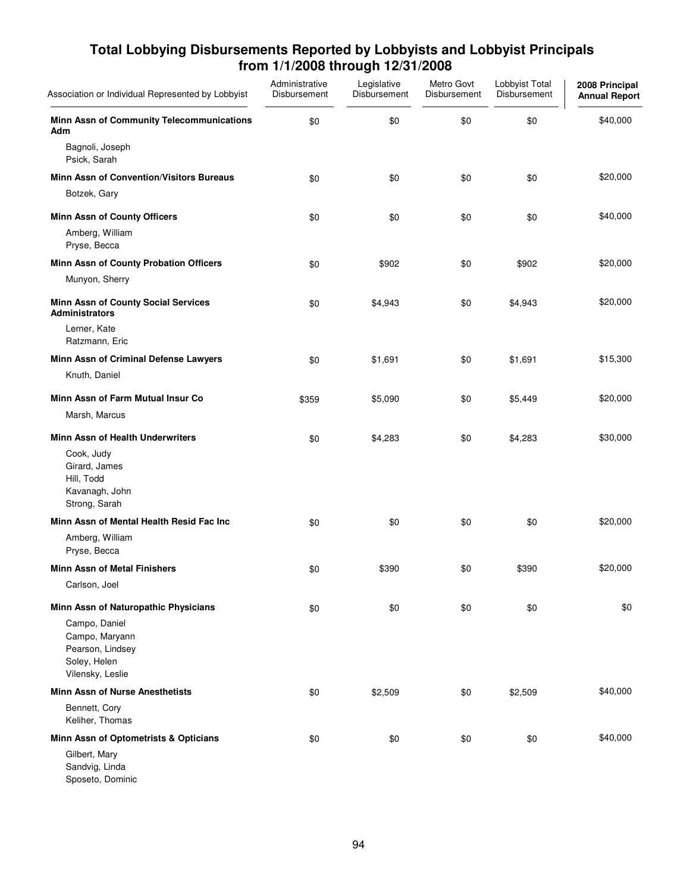## Total Lobbying Disbursements Reported by Lobbyists and Lobbyist Principals from 1/1/2008 through 12/31/2008

| Association or Individual Represented by Lobbyist | Administrative Disbursement | Legislative Disbursement | Metro Govt Disbursement | Lobbyist Total Disbursement | 2008 Principal Annual Report |
|---|---|---|---|---|---|
| **Minn Assn of Community Telecommunications Adm** | $0 | $0 | $0 | $0 | $40,000 |
| Bagnoli, Joseph<br>Psick, Sarah | | | | | |
| **Minn Assn of Convention/Visitors Bureaus** | $0 | $0 | $0 | $0 | $20,000 |
| Botzek, Gary | | | | | |
| **Minn Assn of County Officers** | $0 | $0 | $0 | $0 | $40,000 |
| Amberg, William<br>Pryse, Becca | | | | | |
| **Minn Assn of County Probation Officers** | $0 | $902 | $0 | $902 | $20,000 |
| Munyon, Sherry | | | | | |
| **Minn Assn of County Social Services Administrators** | $0 | $4,943 | $0 | $4,943 | $20,000 |
| Lerner, Kate<br>Ratzmann, Eric | | | | | |
| **Minn Assn of Criminal Defense Lawyers** | $0 | $1,691 | $0 | $1,691 | $15,300 |
| Knuth, Daniel | | | | | |
| **Minn Assn of Farm Mutual Insur Co** | $359 | $5,090 | $0 | $5,449 | $20,000 |
| Marsh, Marcus | | | | | |
| **Minn Assn of Health Underwriters** | $0 | $4,283 | $0 | $4,283 | $30,000 |
| Cook, Judy<br>Girard, James<br>Hill, Todd<br>Kavanagh, John<br>Strong, Sarah | | | | | |
| **Minn Assn of Mental Health Resid Fac Inc** | $0 | $0 | $0 | $0 | $20,000 |
| Amberg, William<br>Pryse, Becca | | | | | |
| **Minn Assn of Metal Finishers** | $0 | $390 | $0 | $390 | $20,000 |
| Carlson, Joel | | | | | |
| **Minn Assn of Naturopathic Physicians** | $0 | $0 | $0 | $0 | $0 |
| Campo, Daniel<br>Campo, Maryann<br>Pearson, Lindsey<br>Soley, Helen<br>Vilensky, Leslie | | | | | |
| **Minn Assn of Nurse Anesthetists** | $0 | $2,509 | $0 | $2,509 | $40,000 |
| Bennett, Cory<br>Keliher, Thomas | | | | | |
| **Minn Assn of Optometrists & Opticians** | $0 | $0 | $0 | $0 | $40,000 |
| Gilbert, Mary<br>Sandvig, Linda<br>Sposeto, Dominic | | | | | |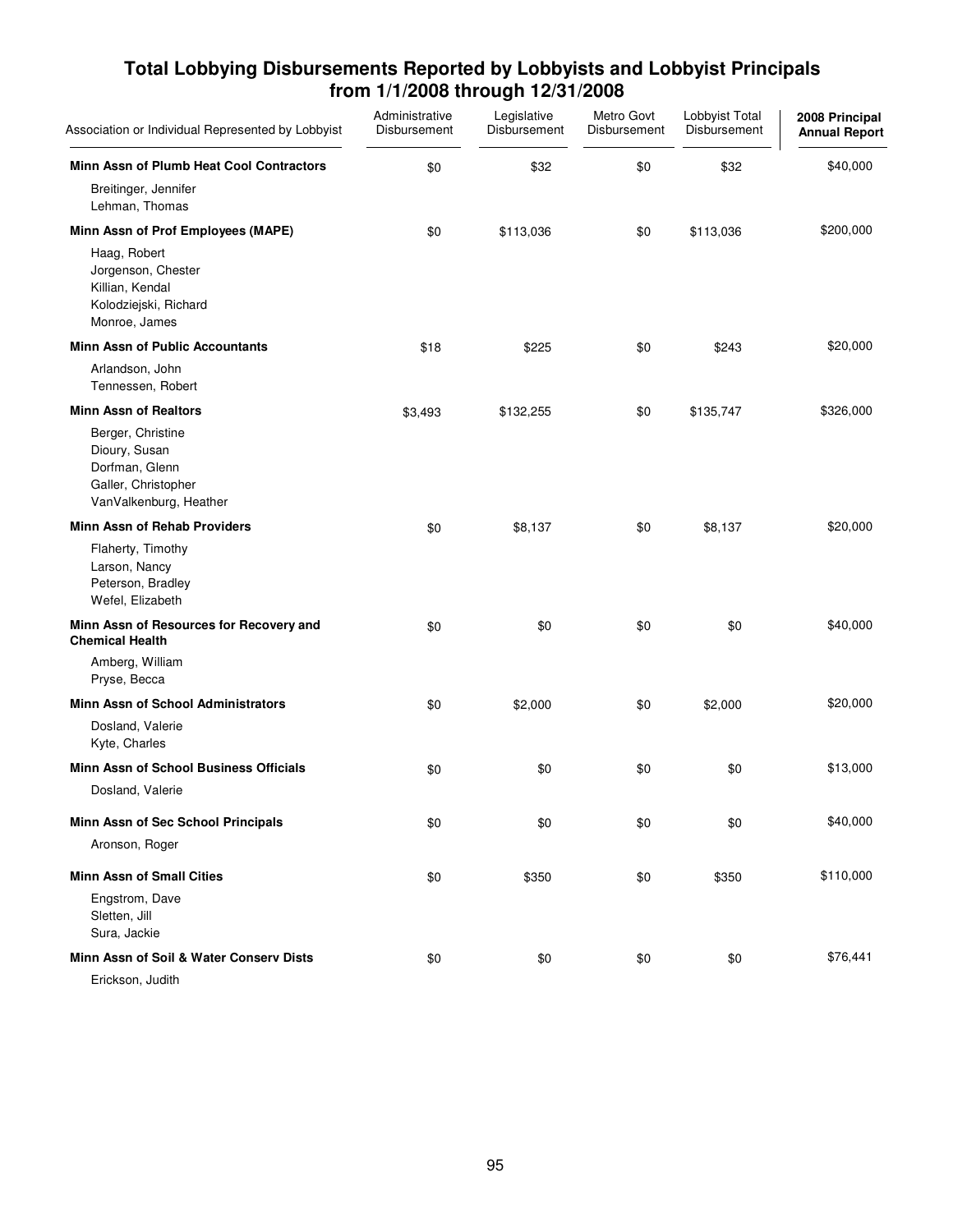# Total Lobbying Disbursements Reported by Lobbyists and Lobbyist Principals from 1/1/2008 through 12/31/2008

| Association or Individual Represented by Lobbyist | Administrative Disbursement | Legislative Disbursement | Metro Govt Disbursement | Lobbyist Total Disbursement | 2008 Principal Annual Report |
|---|---|---|---|---|---|
| **Minn Assn of Plumb Heat Cool Contractors** | $0 | $32 | $0 | $32 | $40,000 |
| Breitinger, Jennifer<br>Lehman, Thomas | | | | | |
| **Minn Assn of Prof Employees (MAPE)** | $0 | $113,036 | $0 | $113,036 | $200,000 |
| Haag, Robert<br>Jorgenson, Chester<br>Killian, Kendal<br>Kolodziejski, Richard<br>Monroe, James | | | | | |
| **Minn Assn of Public Accountants** | $18 | $225 | $0 | $243 | $20,000 |
| Arlandson, John<br>Tennessen, Robert | | | | | |
| **Minn Assn of Realtors** | $3,493 | $132,255 | $0 | $135,747 | $326,000 |
| Berger, Christine<br>Dioury, Susan<br>Dorfman, Glenn<br>Galler, Christopher<br>VanValkenburg, Heather | | | | | |
| **Minn Assn of Rehab Providers** | $0 | $8,137 | $0 | $8,137 | $20,000 |
| Flaherty, Timothy<br>Larson, Nancy<br>Peterson, Bradley<br>Wefel, Elizabeth | | | | | |
| **Minn Assn of Resources for Recovery and Chemical Health** | $0 | $0 | $0 | $0 | $40,000 |
| Amberg, William<br>Pryse, Becca | | | | | |
| **Minn Assn of School Administrators** | $0 | $2,000 | $0 | $2,000 | $20,000 |
| Dosland, Valerie<br>Kyte, Charles | | | | | |
| **Minn Assn of School Business Officials** | $0 | $0 | $0 | $0 | $13,000 |
| Dosland, Valerie | | | | | |
| **Minn Assn of Sec School Principals** | $0 | $0 | $0 | $0 | $40,000 |
| Aronson, Roger | | | | | |
| **Minn Assn of Small Cities** | $0 | $350 | $0 | $350 | $110,000 |
| Engstrom, Dave<br>Sletten, Jill<br>Sura, Jackie | | | | | |
| **Minn Assn of Soil & Water Conserv Dists** | $0 | $0 | $0 | $0 | $76,441 |
| Erickson, Judith | | | | | |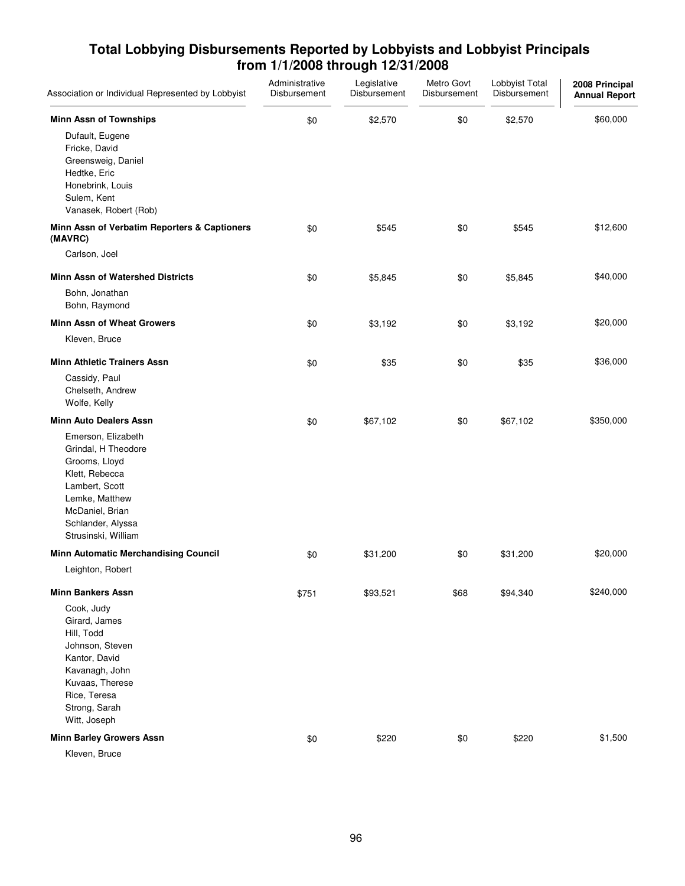## Total Lobbying Disbursements Reported by Lobbyists and Lobbyist Principals from 1/1/2008 through 12/31/2008

| Association or Individual Represented by Lobbyist | Administrative Disbursement | Legislative Disbursement | Metro Govt Disbursement | Lobbyist Total Disbursement | 2008 Principal Annual Report |
|---|---|---|---|---|---|
| **Minn Assn of Townships** | $0 | $2,570 | $0 | $2,570 | $60,000 |
| Dufault, Eugene | | | | | |
| Fricke, David | | | | | |
| Greensweig, Daniel | | | | | |
| Hedtke, Eric | | | | | |
| Honebrink, Louis | | | | | |
| Sulem, Kent | | | | | |
| Vanasek, Robert (Rob) | | | | | |
| **Minn Assn of Verbatim Reporters & Captioners (MAVRC)** | $0 | $545 | $0 | $545 | $12,600 |
| Carlson, Joel | | | | | |
| **Minn Assn of Watershed Districts** | $0 | $5,845 | $0 | $5,845 | $40,000 |
| Bohn, Jonathan | | | | | |
| Bohn, Raymond | | | | | |
| **Minn Assn of Wheat Growers** | $0 | $3,192 | $0 | $3,192 | $20,000 |
| Kleven, Bruce | | | | | |
| **Minn Athletic Trainers Assn** | $0 | $35 | $0 | $35 | $36,000 |
| Cassidy, Paul | | | | | |
| Chelseth, Andrew | | | | | |
| Wolfe, Kelly | | | | | |
| **Minn Auto Dealers Assn** | $0 | $67,102 | $0 | $67,102 | $350,000 |
| Emerson, Elizabeth | | | | | |
| Grindal, H Theodore | | | | | |
| Grooms, Lloyd | | | | | |
| Klett, Rebecca | | | | | |
| Lambert, Scott | | | | | |
| Lemke, Matthew | | | | | |
| McDaniel, Brian | | | | | |
| Schlander, Alyssa | | | | | |
| Strusinski, William | | | | | |
| **Minn Automatic Merchandising Council** | $0 | $31,200 | $0 | $31,200 | $20,000 |
| Leighton, Robert | | | | | |
| **Minn Bankers Assn** | $751 | $93,521 | $68 | $94,340 | $240,000 |
| Cook, Judy | | | | | |
| Girard, James | | | | | |
| Hill, Todd | | | | | |
| Johnson, Steven | | | | | |
| Kantor, David | | | | | |
| Kavanagh, John | | | | | |
| Kuvaas, Therese | | | | | |
| Rice, Teresa | | | | | |
| Strong, Sarah | | | | | |
| Witt, Joseph | | | | | |
| **Minn Barley Growers Assn** | $0 | $220 | $0 | $220 | $1,500 |
| Kleven, Bruce | | | | | |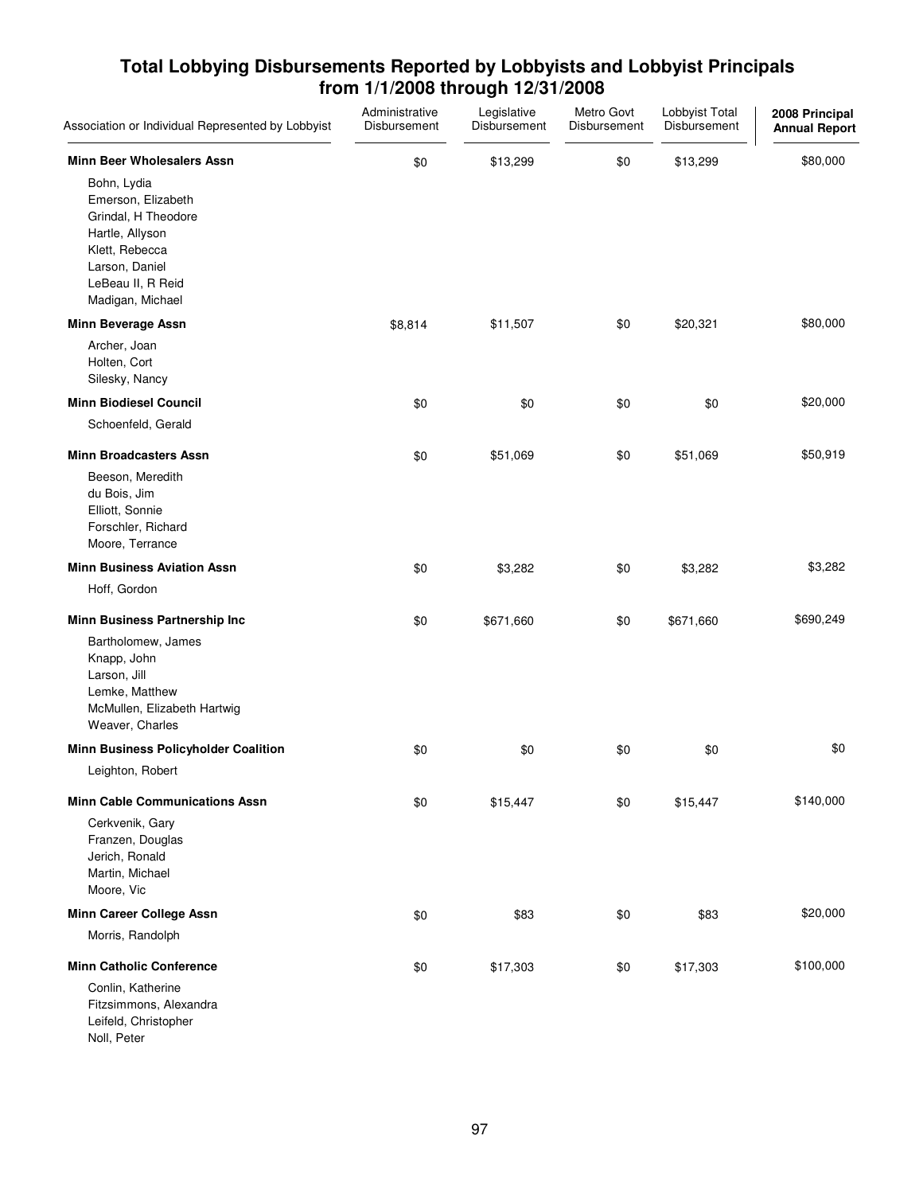# Total Lobbying Disbursements Reported by Lobbyists and Lobbyist Principals from 1/1/2008 through 12/31/2008

| Association or Individual Represented by Lobbyist | Administrative Disbursement | Legislative Disbursement | Metro Govt Disbursement | Lobbyist Total Disbursement | 2008 Principal Annual Report |
|---|---|---|---|---|---|
| **Minn Beer Wholesalers Assn** | $0 | $13,299 | $0 | $13,299 | $80,000 |
| Bohn, Lydia<br>Emerson, Elizabeth<br>Grindal, H Theodore<br>Hartle, Allyson<br>Klett, Rebecca<br>Larson, Daniel<br>LeBeau II, R Reid<br>Madigan, Michael | | | | | |
| **Minn Beverage Assn** | $8,814 | $11,507 | $0 | $20,321 | $80,000 |
| Archer, Joan<br>Holten, Cort<br>Silesky, Nancy | | | | | |
| **Minn Biodiesel Council** | $0 | $0 | $0 | $0 | $20,000 |
| Schoenfeld, Gerald | | | | | |
| **Minn Broadcasters Assn** | $0 | $51,069 | $0 | $51,069 | $50,919 |
| Beeson, Meredith<br>du Bois, Jim<br>Elliott, Sonnie<br>Forschler, Richard<br>Moore, Terrance | | | | | |
| **Minn Business Aviation Assn** | $0 | $3,282 | $0 | $3,282 | $3,282 |
| Hoff, Gordon | | | | | |
| **Minn Business Partnership Inc** | $0 | $671,660 | $0 | $671,660 | $690,249 |
| Bartholomew, James<br>Knapp, John<br>Larson, Jill<br>Lemke, Matthew<br>McMullen, Elizabeth Hartwig<br>Weaver, Charles | | | | | |
| **Minn Business Policyholder Coalition** | $0 | $0 | $0 | $0 | $0 |
| Leighton, Robert | | | | | |
| **Minn Cable Communications Assn** | $0 | $15,447 | $0 | $15,447 | $140,000 |
| Cerkvenik, Gary<br>Franzen, Douglas<br>Jerich, Ronald<br>Martin, Michael<br>Moore, Vic | | | | | |
| **Minn Career College Assn** | $0 | $83 | $0 | $83 | $20,000 |
| Morris, Randolph | | | | | |
| **Minn Catholic Conference** | $0 | $17,303 | $0 | $17,303 | $100,000 |
| Conlin, Katherine<br>Fitzsimmons, Alexandra<br>Leifeld, Christopher<br>Noll, Peter | | | | | |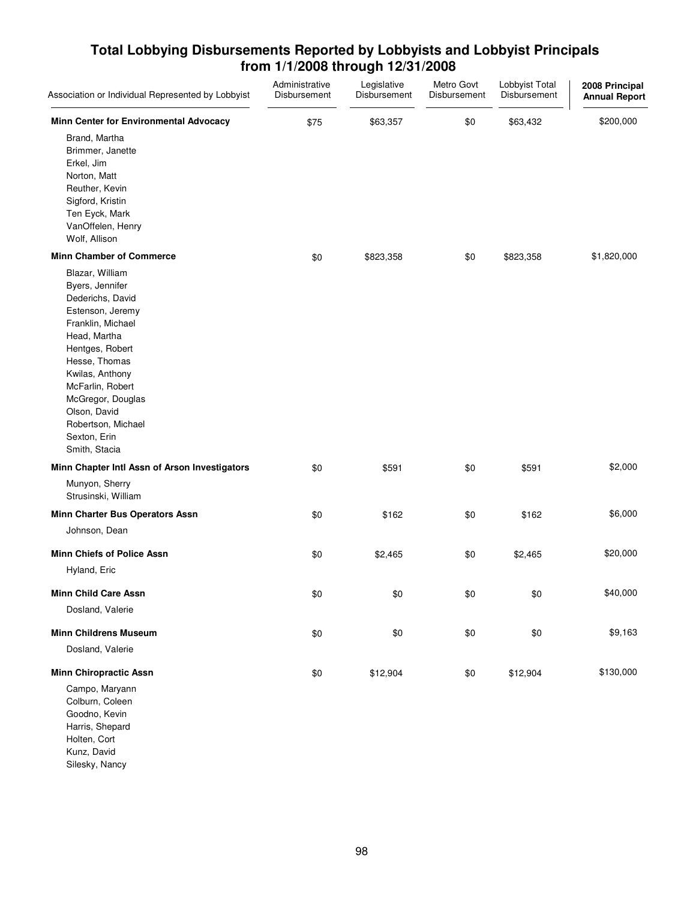## Total Lobbying Disbursements Reported by Lobbyists and Lobbyist Principals from 1/1/2008 through 12/31/2008

| Association or Individual Represented by Lobbyist | Administrative Disbursement | Legislative Disbursement | Metro Govt Disbursement | Lobbyist Total Disbursement | 2008 Principal Annual Report |
|---|---|---|---|---|---|
| **Minn Center for Environmental Advocacy** | $75 | $63,357 | $0 | $63,432 | $200,000 |
| Brand, Martha | | | | | |
| Brimmer, Janette | | | | | |
| Erkel, Jim | | | | | |
| Norton, Matt | | | | | |
| Reuther, Kevin | | | | | |
| Sigford, Kristin | | | | | |
| Ten Eyck, Mark | | | | | |
| VanOffelen, Henry | | | | | |
| Wolf, Allison | | | | | |
| **Minn Chamber of Commerce** | $0 | $823,358 | $0 | $823,358 | $1,820,000 |
| Blazar, William | | | | | |
| Byers, Jennifer | | | | | |
| Dederichs, David | | | | | |
| Estenson, Jeremy | | | | | |
| Franklin, Michael | | | | | |
| Head, Martha | | | | | |
| Hentges, Robert | | | | | |
| Hesse, Thomas | | | | | |
| Kwilas, Anthony | | | | | |
| McFarlin, Robert | | | | | |
| McGregor, Douglas | | | | | |
| Olson, David | | | | | |
| Robertson, Michael | | | | | |
| Sexton, Erin | | | | | |
| Smith, Stacia | | | | | |
| **Minn Chapter Intl Assn of Arson Investigators** | $0 | $591 | $0 | $591 | $2,000 |
| Munyon, Sherry | | | | | |
| Strusinski, William | | | | | |
| **Minn Charter Bus Operators Assn** | $0 | $162 | $0 | $162 | $6,000 |
| Johnson, Dean | | | | | |
| **Minn Chiefs of Police Assn** | $0 | $2,465 | $0 | $2,465 | $20,000 |
| Hyland, Eric | | | | | |
| **Minn Child Care Assn** | $0 | $0 | $0 | $0 | $40,000 |
| Dosland, Valerie | | | | | |
| **Minn Childrens Museum** | $0 | $0 | $0 | $0 | $9,163 |
| Dosland, Valerie | | | | | |
| **Minn Chiropractic Assn** | $0 | $12,904 | $0 | $12,904 | $130,000 |
| Campo, Maryann | | | | | |
| Colburn, Coleen | | | | | |
| Goodno, Kevin | | | | | |
| Harris, Shepard | | | | | |
| Holten, Cort | | | | | |
| Kunz, David | | | | | |
| Silesky, Nancy | | | | | |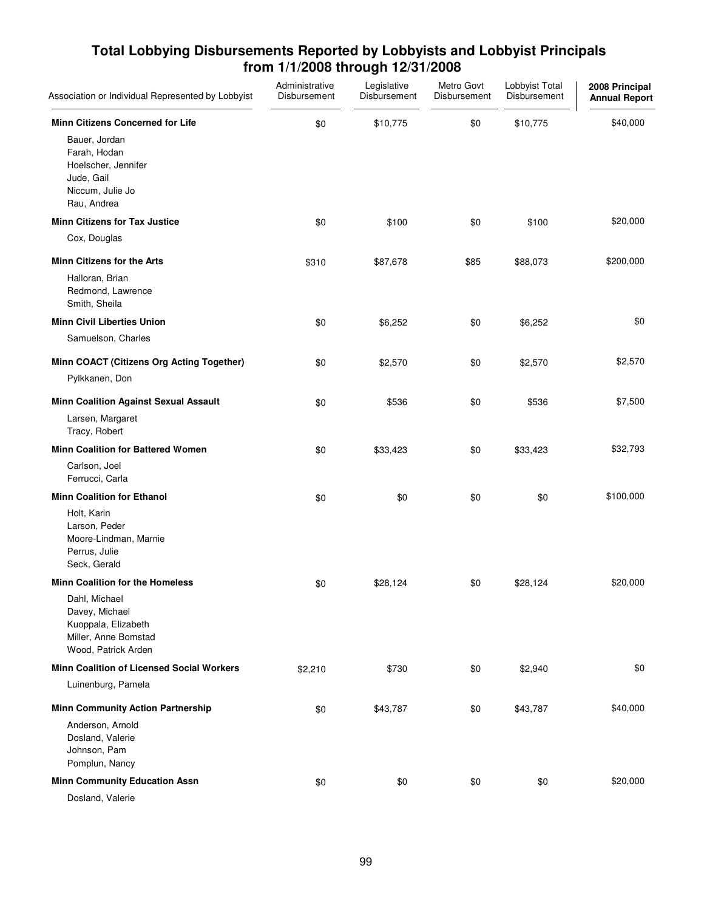## Total Lobbying Disbursements Reported by Lobbyists and Lobbyist Principals from 1/1/2008 through 12/31/2008

| Association or Individual Represented by Lobbyist | Administrative Disbursement | Legislative Disbursement | Metro Govt Disbursement | Lobbyist Total Disbursement | 2008 Principal Annual Report |
|---|---|---|---|---|---|
| **Minn Citizens Concerned for Life** | $0 | $10,775 | $0 | $10,775 | $40,000 |
| Bauer, Jordan | | | | | |
| Farah, Hodan | | | | | |
| Hoelscher, Jennifer | | | | | |
| Jude, Gail | | | | | |
| Niccum, Julie Jo | | | | | |
| Rau, Andrea | | | | | |
| **Minn Citizens for Tax Justice** | $0 | $100 | $0 | $100 | $20,000 |
| Cox, Douglas | | | | | |
| **Minn Citizens for the Arts** | $310 | $87,678 | $85 | $88,073 | $200,000 |
| Halloran, Brian | | | | | |
| Redmond, Lawrence | | | | | |
| Smith, Sheila | | | | | |
| **Minn Civil Liberties Union** | $0 | $6,252 | $0 | $6,252 | $0 |
| Samuelson, Charles | | | | | |
| **Minn COACT (Citizens Org Acting Together)** | $0 | $2,570 | $0 | $2,570 | $2,570 |
| Pylkkanen, Don | | | | | |
| **Minn Coalition Against Sexual Assault** | $0 | $536 | $0 | $536 | $7,500 |
| Larsen, Margaret | | | | | |
| Tracy, Robert | | | | | |
| **Minn Coalition for Battered Women** | $0 | $33,423 | $0 | $33,423 | $32,793 |
| Carlson, Joel | | | | | |
| Ferrucci, Carla | | | | | |
| **Minn Coalition for Ethanol** | $0 | $0 | $0 | $0 | $100,000 |
| Holt, Karin | | | | | |
| Larson, Peder | | | | | |
| Moore-Lindman, Marnie | | | | | |
| Perrus, Julie | | | | | |
| Seck, Gerald | | | | | |
| **Minn Coalition for the Homeless** | $0 | $28,124 | $0 | $28,124 | $20,000 |
| Dahl, Michael | | | | | |
| Davey, Michael | | | | | |
| Kuoppala, Elizabeth | | | | | |
| Miller, Anne Bomstad | | | | | |
| Wood, Patrick Arden | | | | | |
| **Minn Coalition of Licensed Social Workers** | $2,210 | $730 | $0 | $2,940 | $0 |
| Luinenburg, Pamela | | | | | |
| **Minn Community Action Partnership** | $0 | $43,787 | $0 | $43,787 | $40,000 |
| Anderson, Arnold | | | | | |
| Dosland, Valerie | | | | | |
| Johnson, Pam | | | | | |
| Pomplun, Nancy | | | | | |
| **Minn Community Education Assn** | $0 | $0 | $0 | $0 | $20,000 |
| Dosland, Valerie | | | | | |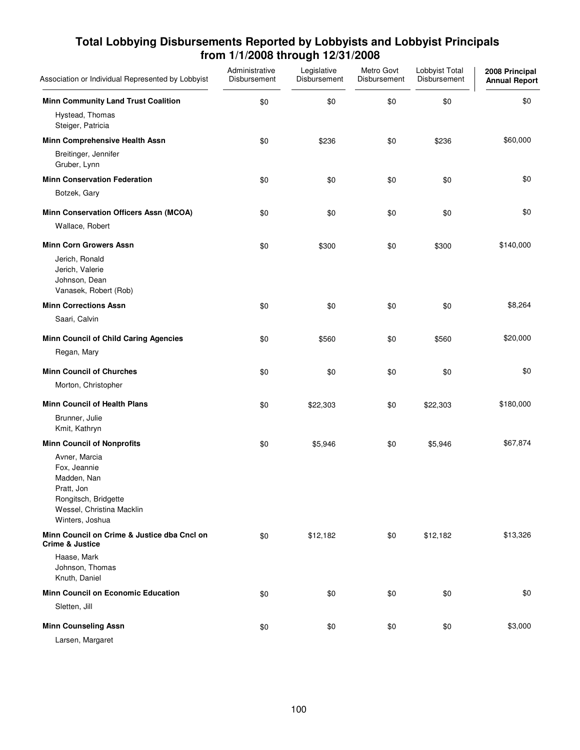# Total Lobbying Disbursements Reported by Lobbyists and Lobbyist Principals from 1/1/2008 through 12/31/2008

| Association or Individual Represented by Lobbyist | Administrative Disbursement | Legislative Disbursement | Metro Govt Disbursement | Lobbyist Total Disbursement | 2008 Principal Annual Report |
|---|---|---|---|---|---|
| **Minn Community Land Trust Coalition** | $0 | $0 | $0 | $0 | $0 |
| Hystead, Thomas<br>Steiger, Patricia | | | | | |
| **Minn Comprehensive Health Assn** | $0 | $236 | $0 | $236 | $60,000 |
| Breitinger, Jennifer<br>Gruber, Lynn | | | | | |
| **Minn Conservation Federation** | $0 | $0 | $0 | $0 | $0 |
| Botzek, Gary | | | | | |
| **Minn Conservation Officers Assn (MCOA)** | $0 | $0 | $0 | $0 | $0 |
| Wallace, Robert | | | | | |
| **Minn Corn Growers Assn** | $0 | $300 | $0 | $300 | $140,000 |
| Jerich, Ronald<br>Jerich, Valerie<br>Johnson, Dean<br>Vanasek, Robert (Rob) | | | | | |
| **Minn Corrections Assn** | $0 | $0 | $0 | $0 | $8,264 |
| Saari, Calvin | | | | | |
| **Minn Council of Child Caring Agencies** | $0 | $560 | $0 | $560 | $20,000 |
| Regan, Mary | | | | | |
| **Minn Council of Churches** | $0 | $0 | $0 | $0 | $0 |
| Morton, Christopher | | | | | |
| **Minn Council of Health Plans** | $0 | $22,303 | $0 | $22,303 | $180,000 |
| Brunner, Julie<br>Kmit, Kathryn | | | | | |
| **Minn Council of Nonprofits** | $0 | $5,946 | $0 | $5,946 | $67,874 |
| Avner, Marcia<br>Fox, Jeannie<br>Madden, Nan<br>Pratt, Jon<br>Rongitsch, Bridgette<br>Wessel, Christina Macklin<br>Winters, Joshua | | | | | |
| **Minn Council on Crime & Justice dba Cncl on Crime & Justice** | $0 | $12,182 | $0 | $12,182 | $13,326 |
| Haase, Mark<br>Johnson, Thomas<br>Knuth, Daniel | | | | | |
| **Minn Council on Economic Education** | $0 | $0 | $0 | $0 | $0 |
| Sletten, Jill | | | | | |
| **Minn Counseling Assn** | $0 | $0 | $0 | $0 | $3,000 |
| Larsen, Margaret | | | | | |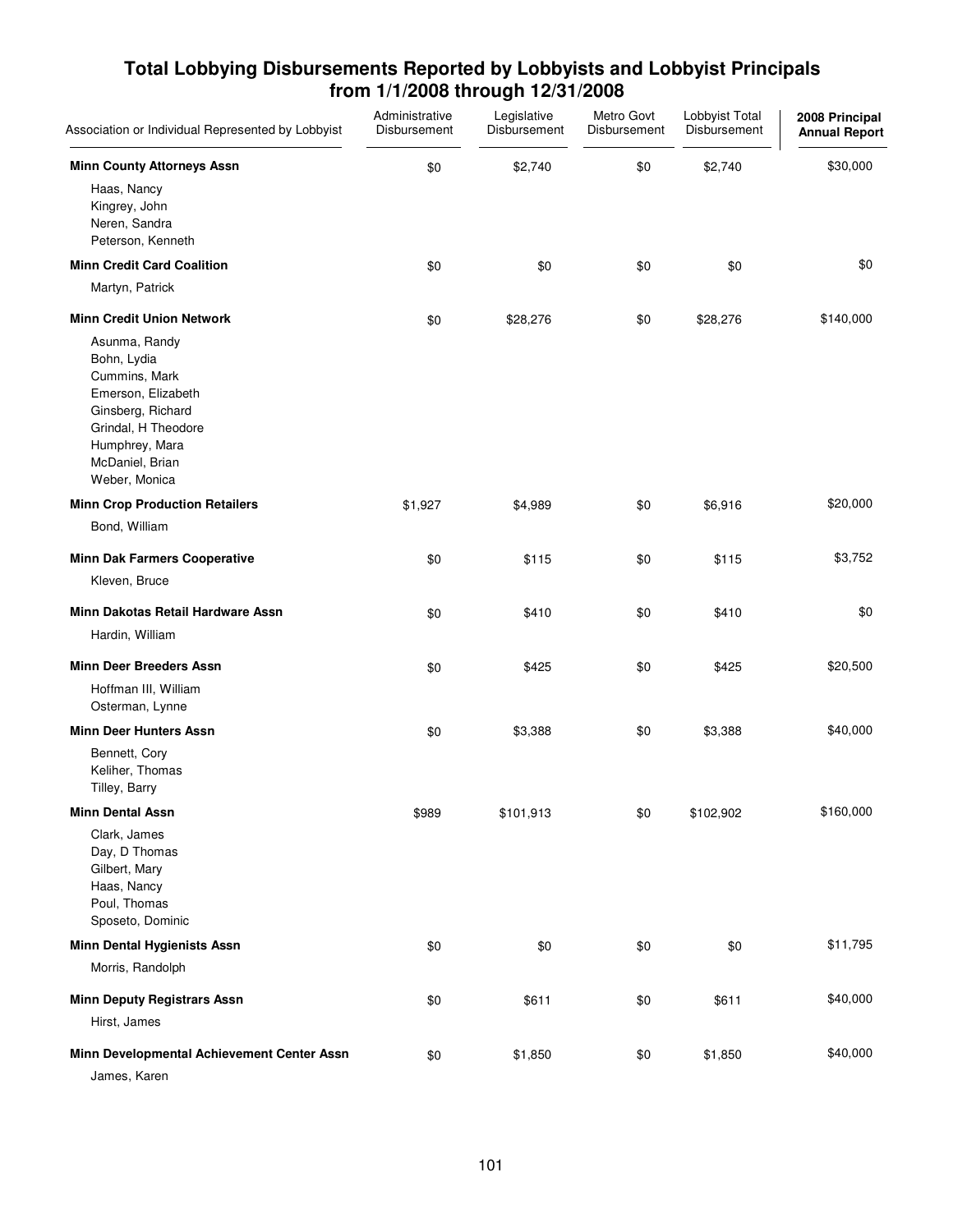## Total Lobbying Disbursements Reported by Lobbyists and Lobbyist Principals from 1/1/2008 through 12/31/2008

| Association or Individual Represented by Lobbyist | Administrative Disbursement | Legislative Disbursement | Metro Govt Disbursement | Lobbyist Total Disbursement | 2008 Principal Annual Report |
|---|---|---|---|---|---|
| **Minn County Attorneys Assn** | $0 | $2,740 | $0 | $2,740 | $30,000 |
| Haas, Nancy<br>Kingrey, John<br>Neren, Sandra<br>Peterson, Kenneth | | | | | |
| **Minn Credit Card Coalition** | $0 | $0 | $0 | $0 | $0 |
| Martyn, Patrick | | | | | |
| **Minn Credit Union Network** | $0 | $28,276 | $0 | $28,276 | $140,000 |
| Asunma, Randy<br>Bohn, Lydia<br>Cummins, Mark<br>Emerson, Elizabeth<br>Ginsberg, Richard<br>Grindal, H Theodore<br>Humphrey, Mara<br>McDaniel, Brian<br>Weber, Monica | | | | | |
| **Minn Crop Production Retailers** | $1,927 | $4,989 | $0 | $6,916 | $20,000 |
| Bond, William | | | | | |
| **Minn Dak Farmers Cooperative** | $0 | $115 | $0 | $115 | $3,752 |
| Kleven, Bruce | | | | | |
| **Minn Dakotas Retail Hardware Assn** | $0 | $410 | $0 | $410 | $0 |
| Hardin, William | | | | | |
| **Minn Deer Breeders Assn** | $0 | $425 | $0 | $425 | $20,500 |
| Hoffman III, William<br>Osterman, Lynne | | | | | |
| **Minn Deer Hunters Assn** | $0 | $3,388 | $0 | $3,388 | $40,000 |
| Bennett, Cory<br>Keliher, Thomas<br>Tilley, Barry | | | | | |
| **Minn Dental Assn** | $989 | $101,913 | $0 | $102,902 | $160,000 |
| Clark, James<br>Day, D Thomas<br>Gilbert, Mary<br>Haas, Nancy<br>Poul, Thomas<br>Sposeto, Dominic | | | | | |
| **Minn Dental Hygienists Assn** | $0 | $0 | $0 | $0 | $11,795 |
| Morris, Randolph | | | | | |
| **Minn Deputy Registrars Assn** | $0 | $611 | $0 | $611 | $40,000 |
| Hirst, James | | | | | |
| **Minn Developmental Achievement Center Assn** | $0 | $1,850 | $0 | $1,850 | $40,000 |
| James, Karen | | | | | |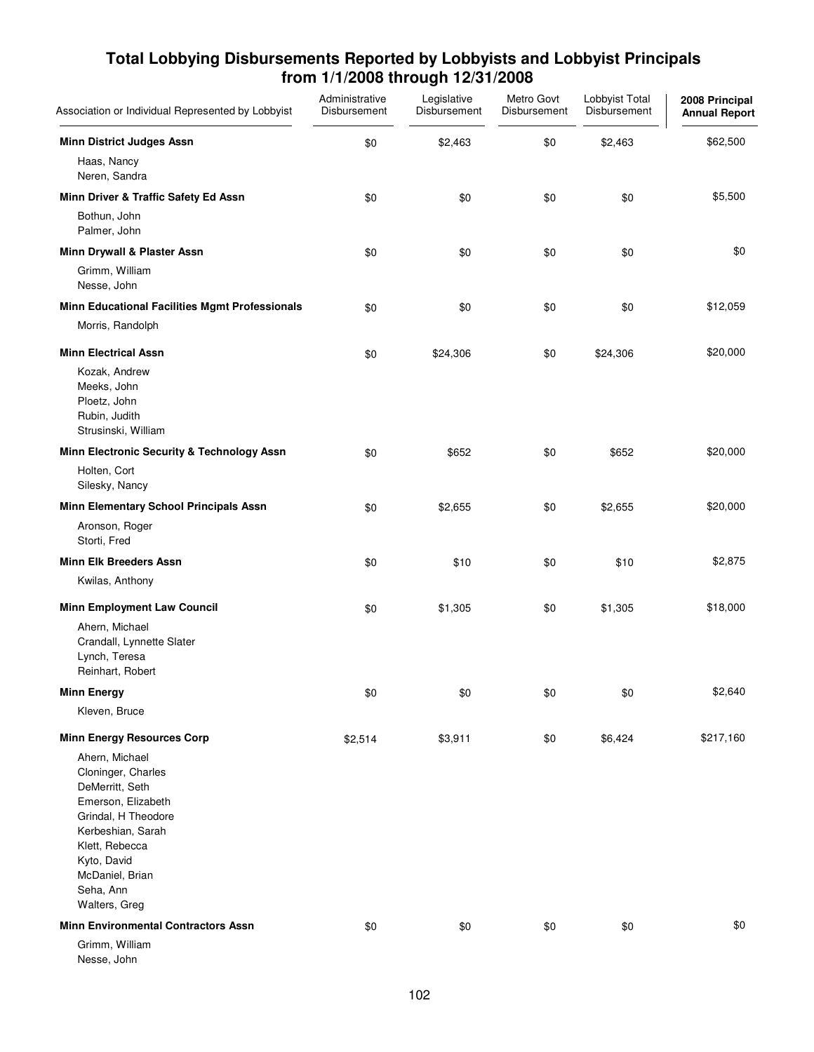# Total Lobbying Disbursements Reported by Lobbyists and Lobbyist Principals from 1/1/2008 through 12/31/2008

| Association or Individual Represented by Lobbyist | Administrative Disbursement | Legislative Disbursement | Metro Govt Disbursement | Lobbyist Total Disbursement | 2008 Principal Annual Report |
|---|---|---|---|---|---|
| **Minn District Judges Assn** | $0 | $2,463 | $0 | $2,463 | $62,500 |
| Haas, Nancy<br>Neren, Sandra | | | | | |
| **Minn Driver & Traffic Safety Ed Assn** | $0 | $0 | $0 | $0 | $5,500 |
| Bothun, John<br>Palmer, John | | | | | |
| **Minn Drywall & Plaster Assn** | $0 | $0 | $0 | $0 | $0 |
| Grimm, William<br>Nesse, John | | | | | |
| **Minn Educational Facilities Mgmt Professionals** | $0 | $0 | $0 | $0 | $12,059 |
| Morris, Randolph | | | | | |
| **Minn Electrical Assn** | $0 | $24,306 | $0 | $24,306 | $20,000 |
| Kozak, Andrew<br>Meeks, John<br>Ploetz, John<br>Rubin, Judith<br>Strusinski, William | | | | | |
| **Minn Electronic Security & Technology Assn** | $0 | $652 | $0 | $652 | $20,000 |
| Holten, Cort<br>Silesky, Nancy | | | | | |
| **Minn Elementary School Principals Assn** | $0 | $2,655 | $0 | $2,655 | $20,000 |
| Aronson, Roger<br>Storti, Fred | | | | | |
| **Minn Elk Breeders Assn** | $0 | $10 | $0 | $10 | $2,875 |
| Kwilas, Anthony | | | | | |
| **Minn Employment Law Council** | $0 | $1,305 | $0 | $1,305 | $18,000 |
| Ahern, Michael<br>Crandall, Lynnette Slater<br>Lynch, Teresa<br>Reinhart, Robert | | | | | |
| **Minn Energy** | $0 | $0 | $0 | $0 | $2,640 |
| Kleven, Bruce | | | | | |
| **Minn Energy Resources Corp** | $2,514 | $3,911 | $0 | $6,424 | $217,160 |
| Ahern, Michael<br>Cloninger, Charles<br>DeMerritt, Seth<br>Emerson, Elizabeth<br>Grindal, H Theodore<br>Kerbeshian, Sarah<br>Klett, Rebecca<br>Kyto, David<br>McDaniel, Brian<br>Seha, Ann<br>Walters, Greg | | | | | |
| **Minn Environmental Contractors Assn** | $0 | $0 | $0 | $0 | $0 |
| Grimm, William<br>Nesse, John | | | | | |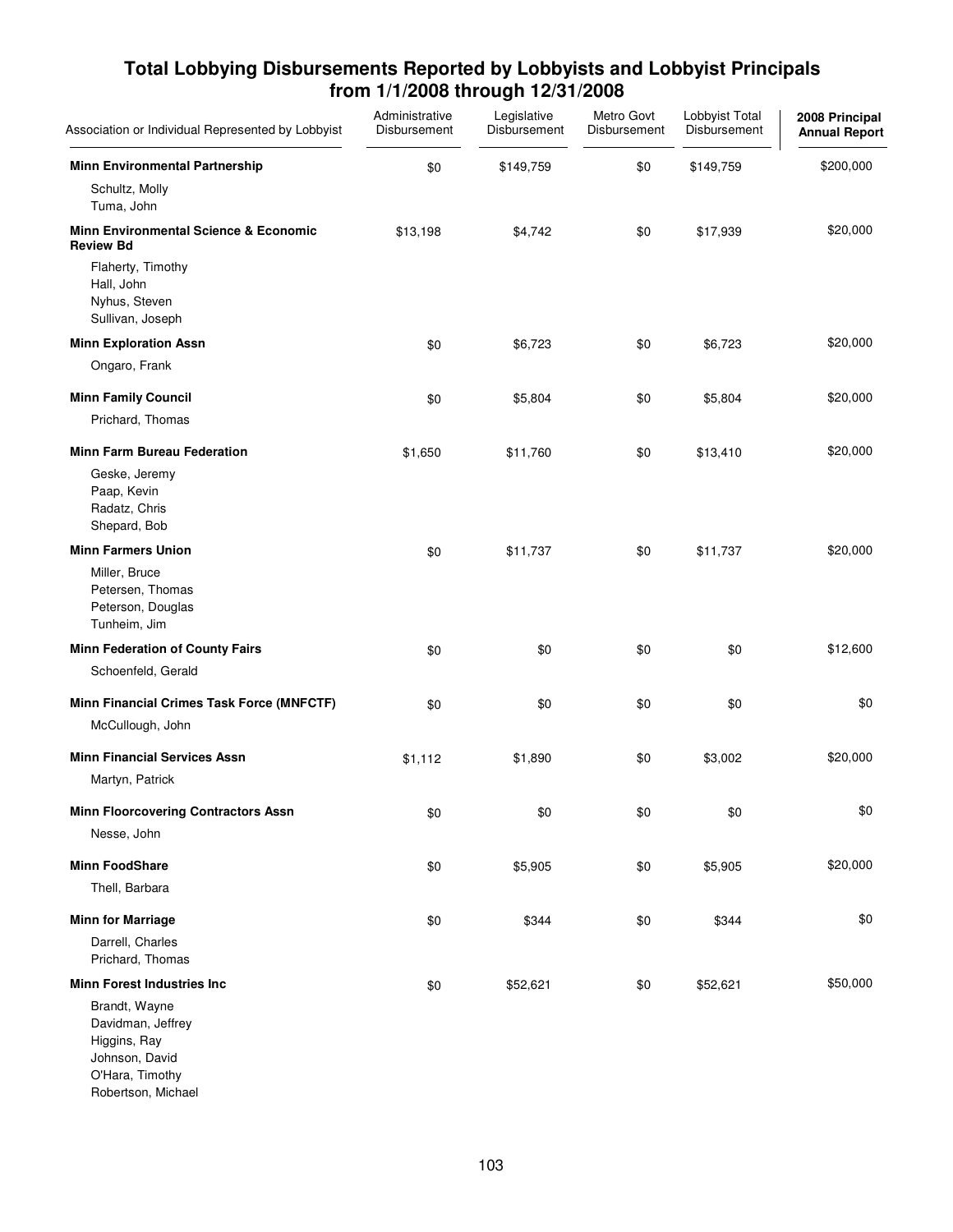## Total Lobbying Disbursements Reported by Lobbyists and Lobbyist Principals from 1/1/2008 through 12/31/2008

| Association or Individual Represented by Lobbyist | Administrative Disbursement | Legislative Disbursement | Metro Govt Disbursement | Lobbyist Total Disbursement | 2008 Principal Annual Report |
|---|---|---|---|---|---|
| **Minn Environmental Partnership** | $0 | $149,759 | $0 | $149,759 | $200,000 |
| Schultz, Molly<br>Tuma, John | | | | | |
| **Minn Environmental Science & Economic Review Bd** | $13,198 | $4,742 | $0 | $17,939 | $20,000 |
| Flaherty, Timothy<br>Hall, John<br>Nyhus, Steven<br>Sullivan, Joseph | | | | | |
| **Minn Exploration Assn** | $0 | $6,723 | $0 | $6,723 | $20,000 |
| Ongaro, Frank | | | | | |
| **Minn Family Council** | $0 | $5,804 | $0 | $5,804 | $20,000 |
| Prichard, Thomas | | | | | |
| **Minn Farm Bureau Federation** | $1,650 | $11,760 | $0 | $13,410 | $20,000 |
| Geske, Jeremy<br>Paap, Kevin<br>Radatz, Chris<br>Shepard, Bob | | | | | |
| **Minn Farmers Union** | $0 | $11,737 | $0 | $11,737 | $20,000 |
| Miller, Bruce<br>Petersen, Thomas<br>Peterson, Douglas<br>Tunheim, Jim | | | | | |
| **Minn Federation of County Fairs** | $0 | $0 | $0 | $0 | $12,600 |
| Schoenfeld, Gerald | | | | | |
| **Minn Financial Crimes Task Force (MNFCTF)** | $0 | $0 | $0 | $0 | $0 |
| McCullough, John | | | | | |
| **Minn Financial Services Assn** | $1,112 | $1,890 | $0 | $3,002 | $20,000 |
| Martyn, Patrick | | | | | |
| **Minn Floorcovering Contractors Assn** | $0 | $0 | $0 | $0 | $0 |
| Nesse, John | | | | | |
| **Minn FoodShare** | $0 | $5,905 | $0 | $5,905 | $20,000 |
| Thell, Barbara | | | | | |
| **Minn for Marriage** | $0 | $344 | $0 | $344 | $0 |
| Darrell, Charles<br>Prichard, Thomas | | | | | |
| **Minn Forest Industries Inc** | $0 | $52,621 | $0 | $52,621 | $50,000 |
| Brandt, Wayne<br>Davidman, Jeffrey<br>Higgins, Ray<br>Johnson, David<br>O'Hara, Timothy<br>Robertson, Michael | | | | | |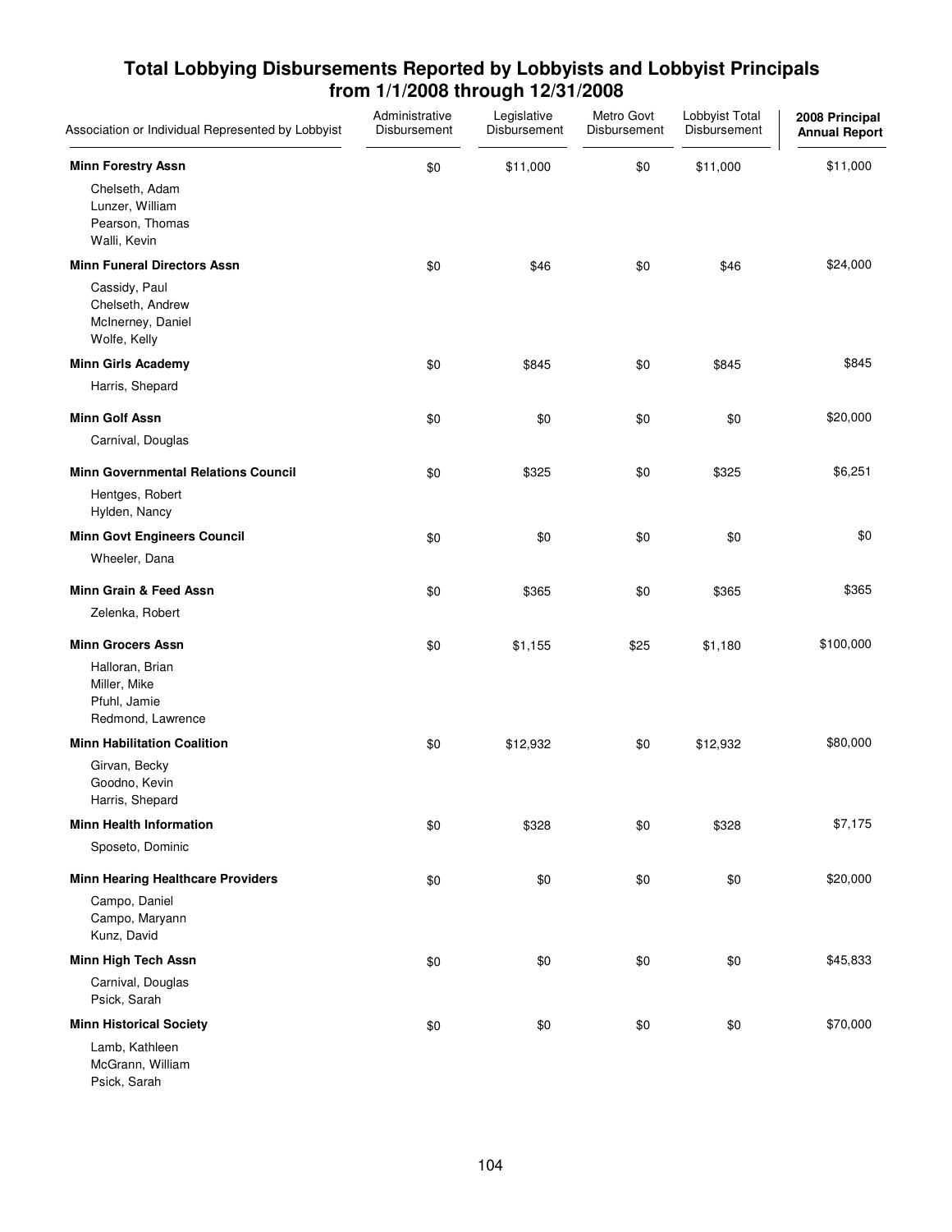# Total Lobbying Disbursements Reported by Lobbyists and Lobbyist Principals from 1/1/2008 through 12/31/2008

| Association or Individual Represented by Lobbyist | Administrative Disbursement | Legislative Disbursement | Metro Govt Disbursement | Lobbyist Total Disbursement | 2008 Principal Annual Report |
|---|---|---|---|---|---|
| **Minn Forestry Assn** | $0 | $11,000 | $0 | $11,000 | $11,000 |
| Chelseth, Adam<br>Lunzer, William<br>Pearson, Thomas<br>Walli, Kevin | | | | | |
| **Minn Funeral Directors Assn** | $0 | $46 | $0 | $46 | $24,000 |
| Cassidy, Paul<br>Chelseth, Andrew<br>McInerney, Daniel<br>Wolfe, Kelly | | | | | |
| **Minn Girls Academy** | $0 | $845 | $0 | $845 | $845 |
| Harris, Shepard | | | | | |
| **Minn Golf Assn** | $0 | $0 | $0 | $0 | $20,000 |
| Carnival, Douglas | | | | | |
| **Minn Governmental Relations Council** | $0 | $325 | $0 | $325 | $6,251 |
| Hentges, Robert<br>Hylden, Nancy | | | | | |
| **Minn Govt Engineers Council** | $0 | $0 | $0 | $0 | $0 |
| Wheeler, Dana | | | | | |
| **Minn Grain & Feed Assn** | $0 | $365 | $0 | $365 | $365 |
| Zelenka, Robert | | | | | |
| **Minn Grocers Assn** | $0 | $1,155 | $25 | $1,180 | $100,000 |
| Halloran, Brian<br>Miller, Mike<br>Pfuhl, Jamie<br>Redmond, Lawrence | | | | | |
| **Minn Habilitation Coalition** | $0 | $12,932 | $0 | $12,932 | $80,000 |
| Girvan, Becky<br>Goodno, Kevin<br>Harris, Shepard | | | | | |
| **Minn Health Information** | $0 | $328 | $0 | $328 | $7,175 |
| Sposeto, Dominic | | | | | |
| **Minn Hearing Healthcare Providers** | $0 | $0 | $0 | $0 | $20,000 |
| Campo, Daniel<br>Campo, Maryann<br>Kunz, David | | | | | |
| **Minn High Tech Assn** | $0 | $0 | $0 | $0 | $45,833 |
| Carnival, Douglas<br>Psick, Sarah | | | | | |
| **Minn Historical Society** | $0 | $0 | $0 | $0 | $70,000 |
| Lamb, Kathleen<br>McGrann, William<br>Psick, Sarah | | | | | |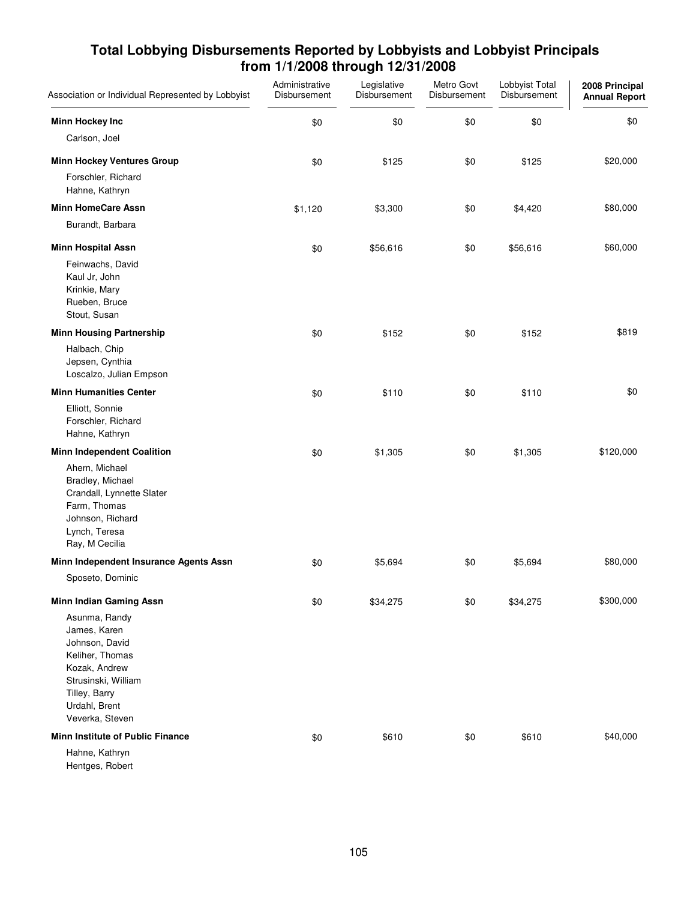# Total Lobbying Disbursements Reported by Lobbyists and Lobbyist Principals from 1/1/2008 through 12/31/2008

| Association or Individual Represented by Lobbyist | Administrative Disbursement | Legislative Disbursement | Metro Govt Disbursement | Lobbyist Total Disbursement | 2008 Principal Annual Report |
|---|---|---|---|---|---|
| **Minn Hockey Inc** | $0 | $0 | $0 | $0 | $0 |
| Carlson, Joel | | | | | |
| **Minn Hockey Ventures Group** | $0 | $125 | $0 | $125 | $20,000 |
| Forschler, Richard | | | | | |
| Hahne, Kathryn | | | | | |
| **Minn HomeCare Assn** | $1,120 | $3,300 | $0 | $4,420 | $80,000 |
| Burandt, Barbara | | | | | |
| **Minn Hospital Assn** | $0 | $56,616 | $0 | $56,616 | $60,000 |
| Feinwachs, David | | | | | |
| Kaul Jr, John | | | | | |
| Krinkie, Mary | | | | | |
| Rueben, Bruce | | | | | |
| Stout, Susan | | | | | |
| **Minn Housing Partnership** | $0 | $152 | $0 | $152 | $819 |
| Halbach, Chip | | | | | |
| Jepsen, Cynthia | | | | | |
| Loscalzo, Julian Empson | | | | | |
| **Minn Humanities Center** | $0 | $110 | $0 | $110 | $0 |
| Elliott, Sonnie | | | | | |
| Forschler, Richard | | | | | |
| Hahne, Kathryn | | | | | |
| **Minn Independent Coalition** | $0 | $1,305 | $0 | $1,305 | $120,000 |
| Ahern, Michael | | | | | |
| Bradley, Michael | | | | | |
| Crandall, Lynnette Slater | | | | | |
| Farm, Thomas | | | | | |
| Johnson, Richard | | | | | |
| Lynch, Teresa | | | | | |
| Ray, M Cecilia | | | | | |
| **Minn Independent Insurance Agents Assn** | $0 | $5,694 | $0 | $5,694 | $80,000 |
| Sposeto, Dominic | | | | | |
| **Minn Indian Gaming Assn** | $0 | $34,275 | $0 | $34,275 | $300,000 |
| Asunma, Randy | | | | | |
| James, Karen | | | | | |
| Johnson, David | | | | | |
| Keliher, Thomas | | | | | |
| Kozak, Andrew | | | | | |
| Strusinski, William | | | | | |
| Tilley, Barry | | | | | |
| Urdahl, Brent | | | | | |
| Veverka, Steven | | | | | |
| **Minn Institute of Public Finance** | $0 | $610 | $0 | $610 | $40,000 |
| Hahne, Kathryn | | | | | |
| Hentges, Robert | | | | | |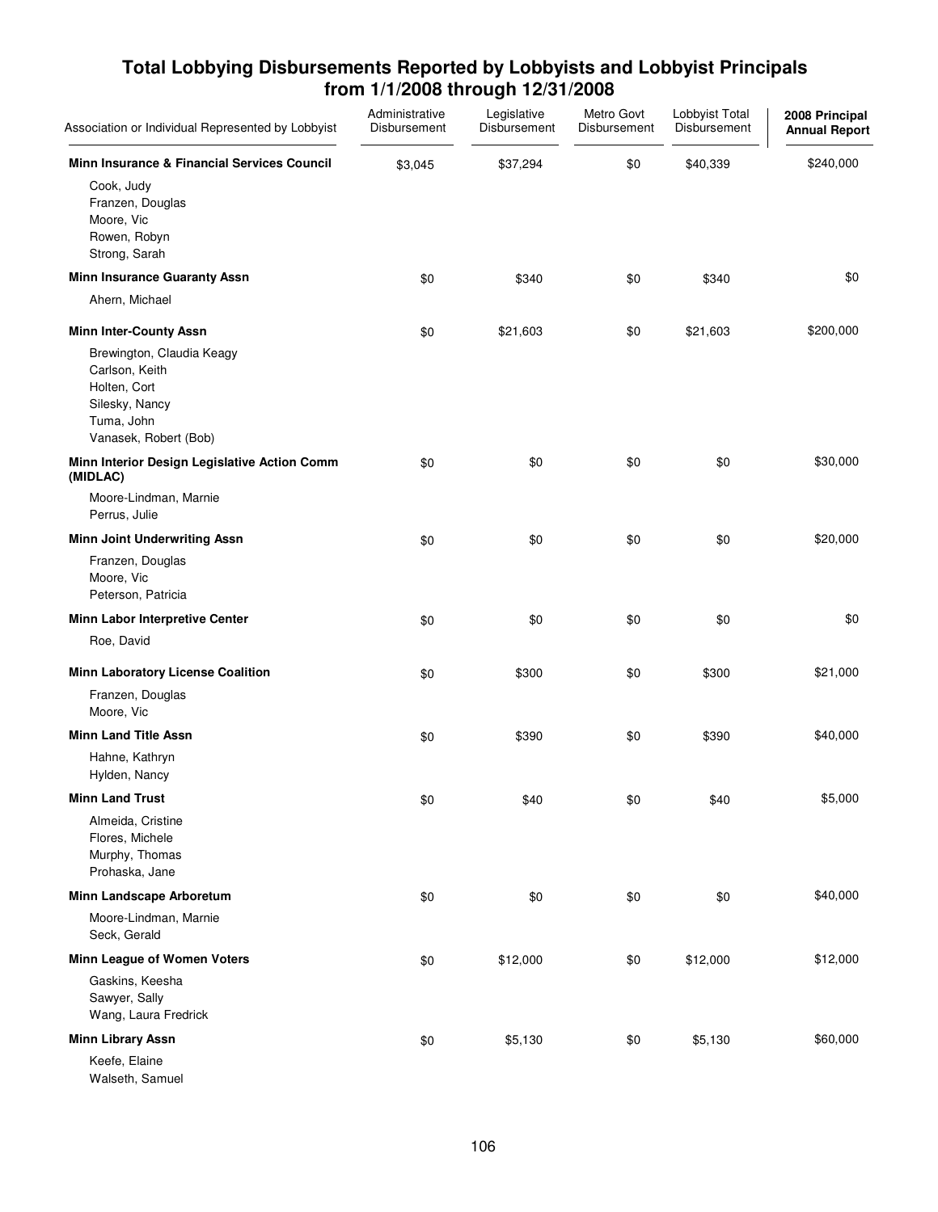## Total Lobbying Disbursements Reported by Lobbyists and Lobbyist Principals from 1/1/2008 through 12/31/2008

| Association or Individual Represented by Lobbyist | Administrative Disbursement | Legislative Disbursement | Metro Govt Disbursement | Lobbyist Total Disbursement | 2008 Principal Annual Report |
|---|---|---|---|---|---|
| **Minn Insurance & Financial Services Council** | $3,045 | $37,294 | $0 | $40,339 | $240,000 |
| Cook, Judy | | | | | |
| Franzen, Douglas | | | | | |
| Moore, Vic | | | | | |
| Rowen, Robyn | | | | | |
| Strong, Sarah | | | | | |
| **Minn Insurance Guaranty Assn** | $0 | $340 | $0 | $340 | $0 |
| Ahern, Michael | | | | | |
| **Minn Inter-County Assn** | $0 | $21,603 | $0 | $21,603 | $200,000 |
| Brewington, Claudia Keagy | | | | | |
| Carlson, Keith | | | | | |
| Holten, Cort | | | | | |
| Silesky, Nancy | | | | | |
| Tuma, John | | | | | |
| Vanasek, Robert (Bob) | | | | | |
| **Minn Interior Design Legislative Action Comm (MIDLAC)** | $0 | $0 | $0 | $0 | $30,000 |
| Moore-Lindman, Marnie | | | | | |
| Perrus, Julie | | | | | |
| **Minn Joint Underwriting Assn** | $0 | $0 | $0 | $0 | $20,000 |
| Franzen, Douglas | | | | | |
| Moore, Vic | | | | | |
| Peterson, Patricia | | | | | |
| **Minn Labor Interpretive Center** | $0 | $0 | $0 | $0 | $0 |
| Roe, David | | | | | |
| **Minn Laboratory License Coalition** | $0 | $300 | $0 | $300 | $21,000 |
| Franzen, Douglas | | | | | |
| Moore, Vic | | | | | |
| **Minn Land Title Assn** | $0 | $390 | $0 | $390 | $40,000 |
| Hahne, Kathryn | | | | | |
| Hylden, Nancy | | | | | |
| **Minn Land Trust** | $0 | $40 | $0 | $40 | $5,000 |
| Almeida, Cristine | | | | | |
| Flores, Michele | | | | | |
| Murphy, Thomas | | | | | |
| Prohaska, Jane | | | | | |
| **Minn Landscape Arboretum** | $0 | $0 | $0 | $0 | $40,000 |
| Moore-Lindman, Marnie | | | | | |
| Seck, Gerald | | | | | |
| **Minn League of Women Voters** | $0 | $12,000 | $0 | $12,000 | $12,000 |
| Gaskins, Keesha | | | | | |
| Sawyer, Sally | | | | | |
| Wang, Laura Fredrick | | | | | |
| **Minn Library Assn** | $0 | $5,130 | $0 | $5,130 | $60,000 |
| Keefe, Elaine | | | | | |
| Walseth, Samuel | | | | | |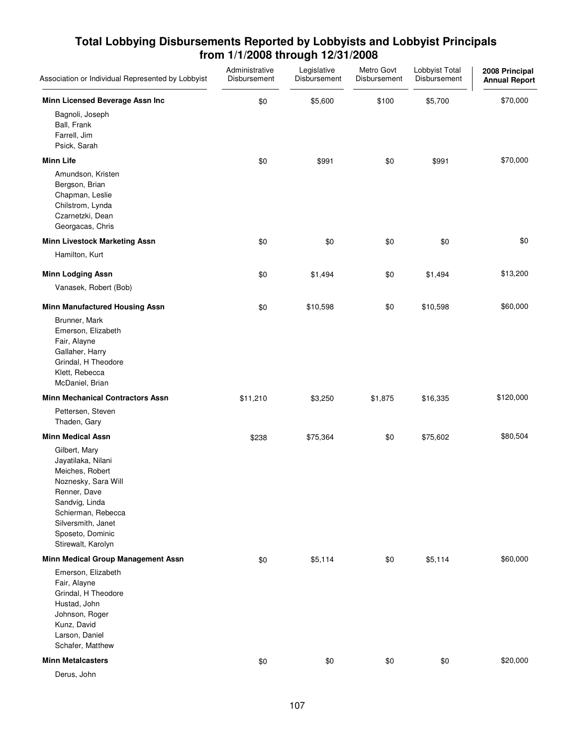# Total Lobbying Disbursements Reported by Lobbyists and Lobbyist Principals from 1/1/2008 through 12/31/2008

| Association or Individual Represented by Lobbyist | Administrative Disbursement | Legislative Disbursement | Metro Govt Disbursement | Lobbyist Total Disbursement | 2008 Principal Annual Report |
|---|---|---|---|---|---|
| **Minn Licensed Beverage Assn Inc** | $0 | $5,600 | $100 | $5,700 | $70,000 |
| Bagnoli, Joseph | | | | | |
| Ball, Frank | | | | | |
| Farrell, Jim | | | | | |
| Psick, Sarah | | | | | |
| **Minn Life** | $0 | $991 | $0 | $991 | $70,000 |
| Amundson, Kristen | | | | | |
| Bergson, Brian | | | | | |
| Chapman, Leslie | | | | | |
| Chilstrom, Lynda | | | | | |
| Czarnetzki, Dean | | | | | |
| Georgacas, Chris | | | | | |
| **Minn Livestock Marketing Assn** | $0 | $0 | $0 | $0 | $0 |
| Hamilton, Kurt | | | | | |
| **Minn Lodging Assn** | $0 | $1,494 | $0 | $1,494 | $13,200 |
| Vanasek, Robert (Bob) | | | | | |
| **Minn Manufactured Housing Assn** | $0 | $10,598 | $0 | $10,598 | $60,000 |
| Brunner, Mark | | | | | |
| Emerson, Elizabeth | | | | | |
| Fair, Alayne | | | | | |
| Gallaher, Harry | | | | | |
| Grindal, H Theodore | | | | | |
| Klett, Rebecca | | | | | |
| McDaniel, Brian | | | | | |
| **Minn Mechanical Contractors Assn** | $11,210 | $3,250 | $1,875 | $16,335 | $120,000 |
| Pettersen, Steven | | | | | |
| Thaden, Gary | | | | | |
| **Minn Medical Assn** | $238 | $75,364 | $0 | $75,602 | $80,504 |
| Gilbert, Mary | | | | | |
| Jayatilaka, Nilani | | | | | |
| Meiches, Robert | | | | | |
| Noznesky, Sara Will | | | | | |
| Renner, Dave | | | | | |
| Sandvig, Linda | | | | | |
| Schierman, Rebecca | | | | | |
| Silversmith, Janet | | | | | |
| Sposeto, Dominic | | | | | |
| Stirewalt, Karolyn | | | | | |
| **Minn Medical Group Management Assn** | $0 | $5,114 | $0 | $5,114 | $60,000 |
| Emerson, Elizabeth | | | | | |
| Fair, Alayne | | | | | |
| Grindal, H Theodore | | | | | |
| Hustad, John | | | | | |
| Johnson, Roger | | | | | |
| Kunz, David | | | | | |
| Larson, Daniel | | | | | |
| Schafer, Matthew | | | | | |
| **Minn Metalcasters** | $0 | $0 | $0 | $0 | $20,000 |
| Derus, John | | | | | |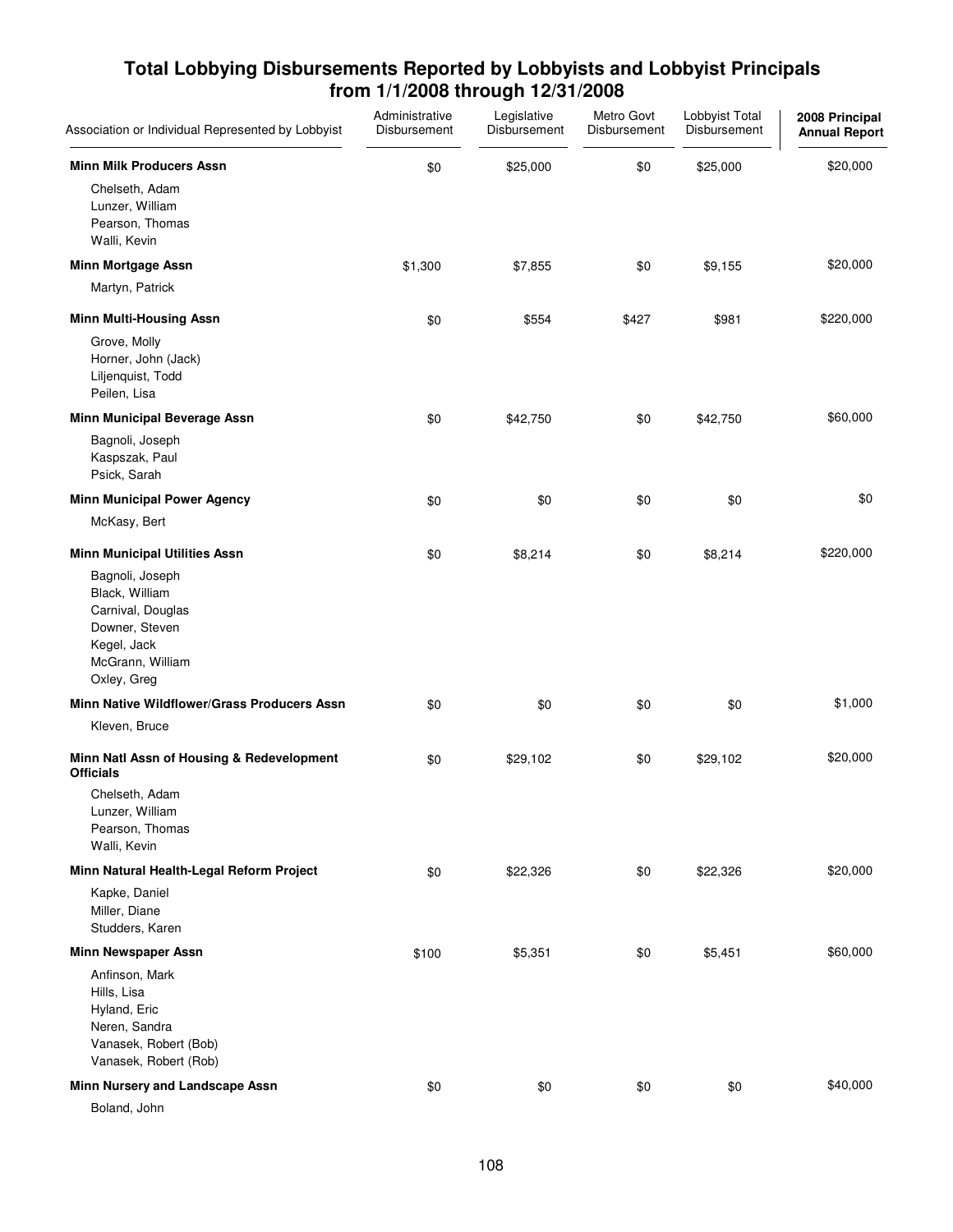## Total Lobbying Disbursements Reported by Lobbyists and Lobbyist Principals from 1/1/2008 through 12/31/2008

| Association or Individual Represented by Lobbyist | Administrative Disbursement | Legislative Disbursement | Metro Govt Disbursement | Lobbyist Total Disbursement | 2008 Principal Annual Report |
|---|---|---|---|---|---|
| **Minn Milk Producers Assn** | $0 | $25,000 | $0 | $25,000 | $20,000 |
| Chelseth, Adam | | | | | |
| Lunzer, William | | | | | |
| Pearson, Thomas | | | | | |
| Walli, Kevin | | | | | |
| **Minn Mortgage Assn** | $1,300 | $7,855 | $0 | $9,155 | $20,000 |
| Martyn, Patrick | | | | | |
| **Minn Multi-Housing Assn** | $0 | $554 | $427 | $981 | $220,000 |
| Grove, Molly | | | | | |
| Horner, John (Jack) | | | | | |
| Liljenquist, Todd | | | | | |
| Peilen, Lisa | | | | | |
| **Minn Municipal Beverage Assn** | $0 | $42,750 | $0 | $42,750 | $60,000 |
| Bagnoli, Joseph | | | | | |
| Kaspszak, Paul | | | | | |
| Psick, Sarah | | | | | |
| **Minn Municipal Power Agency** | $0 | $0 | $0 | $0 | $0 |
| McKasy, Bert | | | | | |
| **Minn Municipal Utilities Assn** | $0 | $8,214 | $0 | $8,214 | $220,000 |
| Bagnoli, Joseph | | | | | |
| Black, William | | | | | |
| Carnival, Douglas | | | | | |
| Downer, Steven | | | | | |
| Kegel, Jack | | | | | |
| McGrann, William | | | | | |
| Oxley, Greg | | | | | |
| **Minn Native Wildflower/Grass Producers Assn** | $0 | $0 | $0 | $0 | $1,000 |
| Kleven, Bruce | | | | | |
| **Minn Natl Assn of Housing & Redevelopment Officials** | $0 | $29,102 | $0 | $29,102 | $20,000 |
| Chelseth, Adam | | | | | |
| Lunzer, William | | | | | |
| Pearson, Thomas | | | | | |
| Walli, Kevin | | | | | |
| **Minn Natural Health-Legal Reform Project** | $0 | $22,326 | $0 | $22,326 | $20,000 |
| Kapke, Daniel | | | | | |
| Miller, Diane | | | | | |
| Studders, Karen | | | | | |
| **Minn Newspaper Assn** | $100 | $5,351 | $0 | $5,451 | $60,000 |
| Anfinson, Mark | | | | | |
| Hills, Lisa | | | | | |
| Hyland, Eric | | | | | |
| Neren, Sandra | | | | | |
| Vanasek, Robert (Bob) | | | | | |
| Vanasek, Robert (Rob) | | | | | |
| **Minn Nursery and Landscape Assn** | $0 | $0 | $0 | $0 | $40,000 |
| Boland, John | | | | | |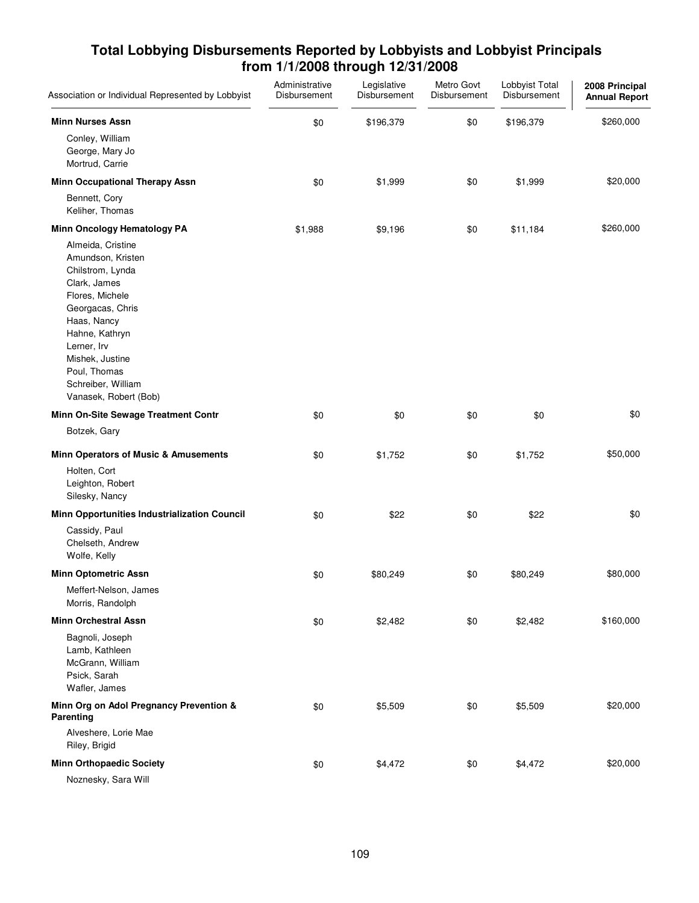# Total Lobbying Disbursements Reported by Lobbyists and Lobbyist Principals from 1/1/2008 through 12/31/2008

| Association or Individual Represented by Lobbyist | Administrative Disbursement | Legislative Disbursement | Metro Govt Disbursement | Lobbyist Total Disbursement | 2008 Principal Annual Report |
|---|---|---|---|---|---|
| **Minn Nurses Assn** | $0 | $196,379 | $0 | $196,379 | $260,000 |
| Conley, William<br>George, Mary Jo<br>Mortrud, Carrie | | | | | |
| **Minn Occupational Therapy Assn** | $0 | $1,999 | $0 | $1,999 | $20,000 |
| Bennett, Cory<br>Keliher, Thomas | | | | | |
| **Minn Oncology Hematology PA** | $1,988 | $9,196 | $0 | $11,184 | $260,000 |
| Almeida, Cristine<br>Amundson, Kristen<br>Chilstrom, Lynda<br>Clark, James<br>Flores, Michele<br>Georgacas, Chris<br>Haas, Nancy<br>Hahne, Kathryn<br>Lerner, Irv<br>Mishek, Justine<br>Poul, Thomas<br>Schreiber, William<br>Vanasek, Robert (Bob) | | | | | |
| **Minn On-Site Sewage Treatment Contr** | $0 | $0 | $0 | $0 | $0 |
| Botzek, Gary | | | | | |
| **Minn Operators of Music & Amusements** | $0 | $1,752 | $0 | $1,752 | $50,000 |
| Holten, Cort<br>Leighton, Robert<br>Silesky, Nancy | | | | | |
| **Minn Opportunities Industrialization Council** | $0 | $22 | $0 | $22 | $0 |
| Cassidy, Paul<br>Chelseth, Andrew<br>Wolfe, Kelly | | | | | |
| **Minn Optometric Assn** | $0 | $80,249 | $0 | $80,249 | $80,000 |
| Meffert-Nelson, James<br>Morris, Randolph | | | | | |
| **Minn Orchestral Assn** | $0 | $2,482 | $0 | $2,482 | $160,000 |
| Bagnoli, Joseph<br>Lamb, Kathleen<br>McGrann, William<br>Psick, Sarah<br>Wafler, James | | | | | |
| **Minn Org on Adol Pregnancy Prevention & Parenting** | $0 | $5,509 | $0 | $5,509 | $20,000 |
| Alveshere, Lorie Mae<br>Riley, Brigid | | | | | |
| **Minn Orthopaedic Society** | $0 | $4,472 | $0 | $4,472 | $20,000 |
| Noznesky, Sara Will | | | | | |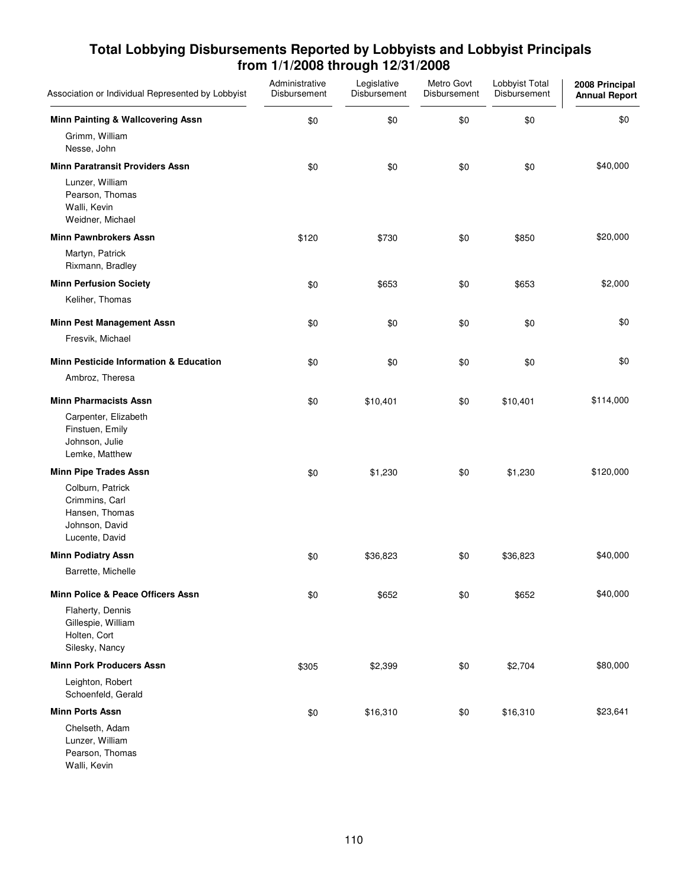# Total Lobbying Disbursements Reported by Lobbyists and Lobbyist Principals from 1/1/2008 through 12/31/2008

| Association or Individual Represented by Lobbyist | Administrative Disbursement | Legislative Disbursement | Metro Govt Disbursement | Lobbyist Total Disbursement | 2008 Principal Annual Report |
|---|---|---|---|---|---|
| **Minn Painting & Wallcovering Assn** | $0 | $0 | $0 | $0 | $0 |
| Grimm, William | | | | | |
| Nesse, John | | | | | |
| **Minn Paratransit Providers Assn** | $0 | $0 | $0 | $0 | $40,000 |
| Lunzer, William | | | | | |
| Pearson, Thomas | | | | | |
| Walli, Kevin | | | | | |
| Weidner, Michael | | | | | |
| **Minn Pawnbrokers Assn** | $120 | $730 | $0 | $850 | $20,000 |
| Martyn, Patrick | | | | | |
| Rixmann, Bradley | | | | | |
| **Minn Perfusion Society** | $0 | $653 | $0 | $653 | $2,000 |
| Keliher, Thomas | | | | | |
| **Minn Pest Management Assn** | $0 | $0 | $0 | $0 | $0 |
| Fresvik, Michael | | | | | |
| **Minn Pesticide Information & Education** | $0 | $0 | $0 | $0 | $0 |
| Ambroz, Theresa | | | | | |
| **Minn Pharmacists Assn** | $0 | $10,401 | $0 | $10,401 | $114,000 |
| Carpenter, Elizabeth | | | | | |
| Finstuen, Emily | | | | | |
| Johnson, Julie | | | | | |
| Lemke, Matthew | | | | | |
| **Minn Pipe Trades Assn** | $0 | $1,230 | $0 | $1,230 | $120,000 |
| Colburn, Patrick | | | | | |
| Crimmins, Carl | | | | | |
| Hansen, Thomas | | | | | |
| Johnson, David | | | | | |
| Lucente, David | | | | | |
| **Minn Podiatry Assn** | $0 | $36,823 | $0 | $36,823 | $40,000 |
| Barrette, Michelle | | | | | |
| **Minn Police & Peace Officers Assn** | $0 | $652 | $0 | $652 | $40,000 |
| Flaherty, Dennis | | | | | |
| Gillespie, William | | | | | |
| Holten, Cort | | | | | |
| Silesky, Nancy | | | | | |
| **Minn Pork Producers Assn** | $305 | $2,399 | $0 | $2,704 | $80,000 |
| Leighton, Robert | | | | | |
| Schoenfeld, Gerald | | | | | |
| **Minn Ports Assn** | $0 | $16,310 | $0 | $16,310 | $23,641 |
| Chelseth, Adam | | | | | |
| Lunzer, William | | | | | |
| Pearson, Thomas | | | | | |
| Walli, Kevin | | | | | |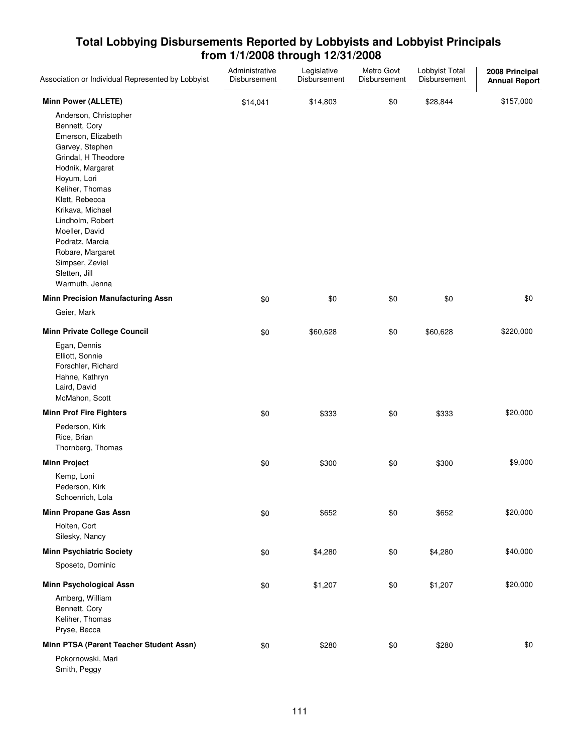# Total Lobbying Disbursements Reported by Lobbyists and Lobbyist Principals from 1/1/2008 through 12/31/2008

| Association or Individual Represented by Lobbyist | Administrative Disbursement | Legislative Disbursement | Metro Govt Disbursement | Lobbyist Total Disbursement | 2008 Principal Annual Report |
|---|---|---|---|---|---|
| **Minn Power (ALLETE)** | $14,041 | $14,803 | $0 | $28,844 | $157,000 |
| Anderson, Christopher | | | | | |
| Bennett, Cory | | | | | |
| Emerson, Elizabeth | | | | | |
| Garvey, Stephen | | | | | |
| Grindal, H Theodore | | | | | |
| Hodnik, Margaret | | | | | |
| Hoyum, Lori | | | | | |
| Keliher, Thomas | | | | | |
| Klett, Rebecca | | | | | |
| Krikava, Michael | | | | | |
| Lindholm, Robert | | | | | |
| Moeller, David | | | | | |
| Podratz, Marcia | | | | | |
| Robare, Margaret | | | | | |
| Simpser, Zeviel | | | | | |
| Sletten, Jill | | | | | |
| Warmuth, Jenna | | | | | |
| **Minn Precision Manufacturing Assn** | $0 | $0 | $0 | $0 | $0 |
| Geier, Mark | | | | | |
| **Minn Private College Council** | $0 | $60,628 | $0 | $60,628 | $220,000 |
| Egan, Dennis | | | | | |
| Elliott, Sonnie | | | | | |
| Forschler, Richard | | | | | |
| Hahne, Kathryn | | | | | |
| Laird, David | | | | | |
| McMahon, Scott | | | | | |
| **Minn Prof Fire Fighters** | $0 | $333 | $0 | $333 | $20,000 |
| Pederson, Kirk | | | | | |
| Rice, Brian | | | | | |
| Thornberg, Thomas | | | | | |
| **Minn Project** | $0 | $300 | $0 | $300 | $9,000 |
| Kemp, Loni | | | | | |
| Pederson, Kirk | | | | | |
| Schoenrich, Lola | | | | | |
| **Minn Propane Gas Assn** | $0 | $652 | $0 | $652 | $20,000 |
| Holten, Cort | | | | | |
| Silesky, Nancy | | | | | |
| **Minn Psychiatric Society** | $0 | $4,280 | $0 | $4,280 | $40,000 |
| Sposeto, Dominic | | | | | |
| **Minn Psychological Assn** | $0 | $1,207 | $0 | $1,207 | $20,000 |
| Amberg, William | | | | | |
| Bennett, Cory | | | | | |
| Keliher, Thomas | | | | | |
| Pryse, Becca | | | | | |
| **Minn PTSA (Parent Teacher Student Assn)** | $0 | $280 | $0 | $280 | $0 |
| Pokornowski, Mari | | | | | |
| Smith, Peggy | | | | | |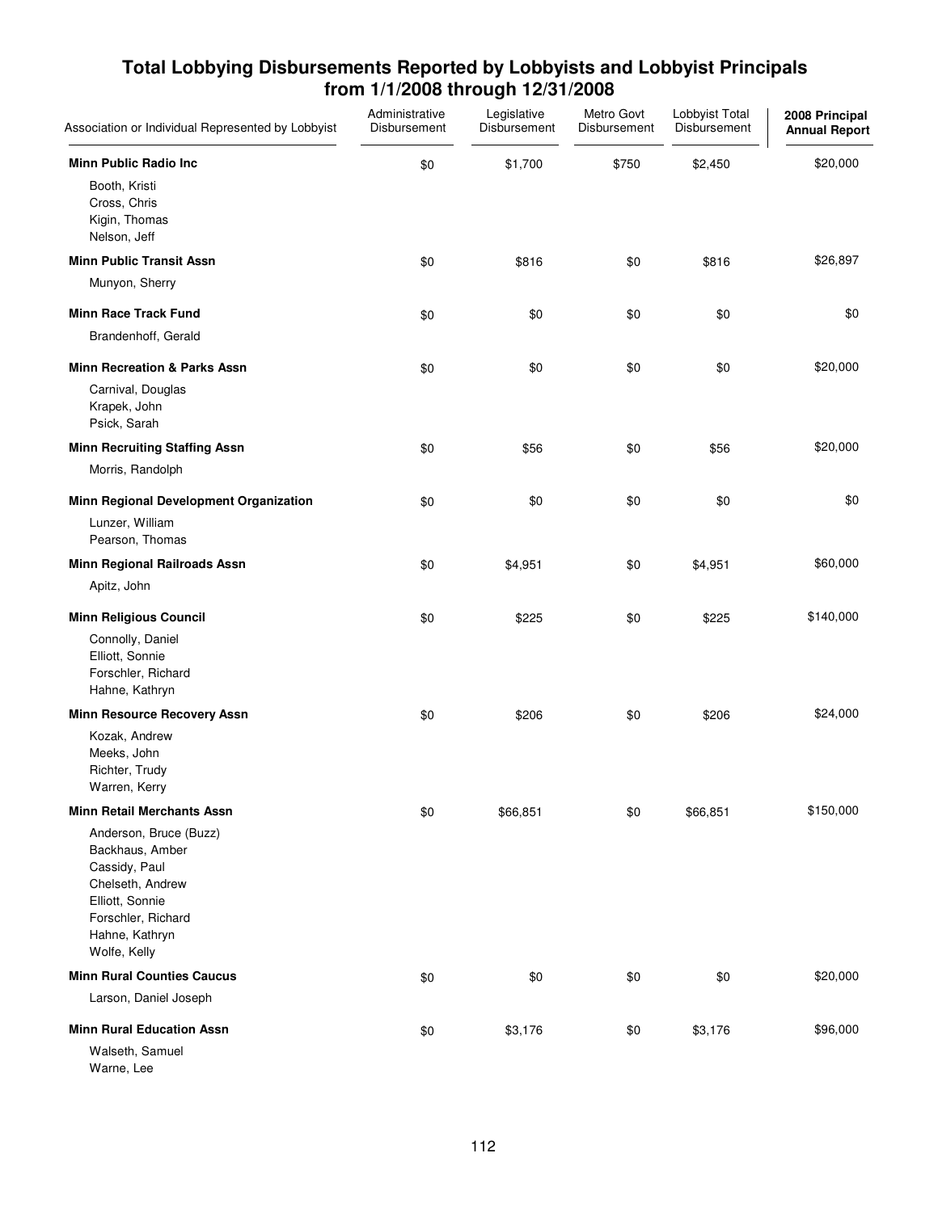## Total Lobbying Disbursements Reported by Lobbyists and Lobbyist Principals from 1/1/2008 through 12/31/2008

| Association or Individual Represented by Lobbyist | Administrative Disbursement | Legislative Disbursement | Metro Govt Disbursement | Lobbyist Total Disbursement | 2008 Principal Annual Report |
|---|---|---|---|---|---|
| **Minn Public Radio Inc** | $0 | $1,700 | $750 | $2,450 | $20,000 |
| Booth, Kristi | | | | | |
| Cross, Chris | | | | | |
| Kigin, Thomas | | | | | |
| Nelson, Jeff | | | | | |
| **Minn Public Transit Assn** | $0 | $816 | $0 | $816 | $26,897 |
| Munyon, Sherry | | | | | |
| **Minn Race Track Fund** | $0 | $0 | $0 | $0 | $0 |
| Brandenhoff, Gerald | | | | | |
| **Minn Recreation & Parks Assn** | $0 | $0 | $0 | $0 | $20,000 |
| Carnival, Douglas | | | | | |
| Krapek, John | | | | | |
| Psick, Sarah | | | | | |
| **Minn Recruiting Staffing Assn** | $0 | $56 | $0 | $56 | $20,000 |
| Morris, Randolph | | | | | |
| **Minn Regional Development Organization** | $0 | $0 | $0 | $0 | $0 |
| Lunzer, William | | | | | |
| Pearson, Thomas | | | | | |
| **Minn Regional Railroads Assn** | $0 | $4,951 | $0 | $4,951 | $60,000 |
| Apitz, John | | | | | |
| **Minn Religious Council** | $0 | $225 | $0 | $225 | $140,000 |
| Connolly, Daniel | | | | | |
| Elliott, Sonnie | | | | | |
| Forschler, Richard | | | | | |
| Hahne, Kathryn | | | | | |
| **Minn Resource Recovery Assn** | $0 | $206 | $0 | $206 | $24,000 |
| Kozak, Andrew | | | | | |
| Meeks, John | | | | | |
| Richter, Trudy | | | | | |
| Warren, Kerry | | | | | |
| **Minn Retail Merchants Assn** | $0 | $66,851 | $0 | $66,851 | $150,000 |
| Anderson, Bruce (Buzz) | | | | | |
| Backhaus, Amber | | | | | |
| Cassidy, Paul | | | | | |
| Chelseth, Andrew | | | | | |
| Elliott, Sonnie | | | | | |
| Forschler, Richard | | | | | |
| Hahne, Kathryn | | | | | |
| Wolfe, Kelly | | | | | |
| **Minn Rural Counties Caucus** | $0 | $0 | $0 | $0 | $20,000 |
| Larson, Daniel Joseph | | | | | |
| **Minn Rural Education Assn** | $0 | $3,176 | $0 | $3,176 | $96,000 |
| Walseth, Samuel | | | | | |
| Warne, Lee | | | | | |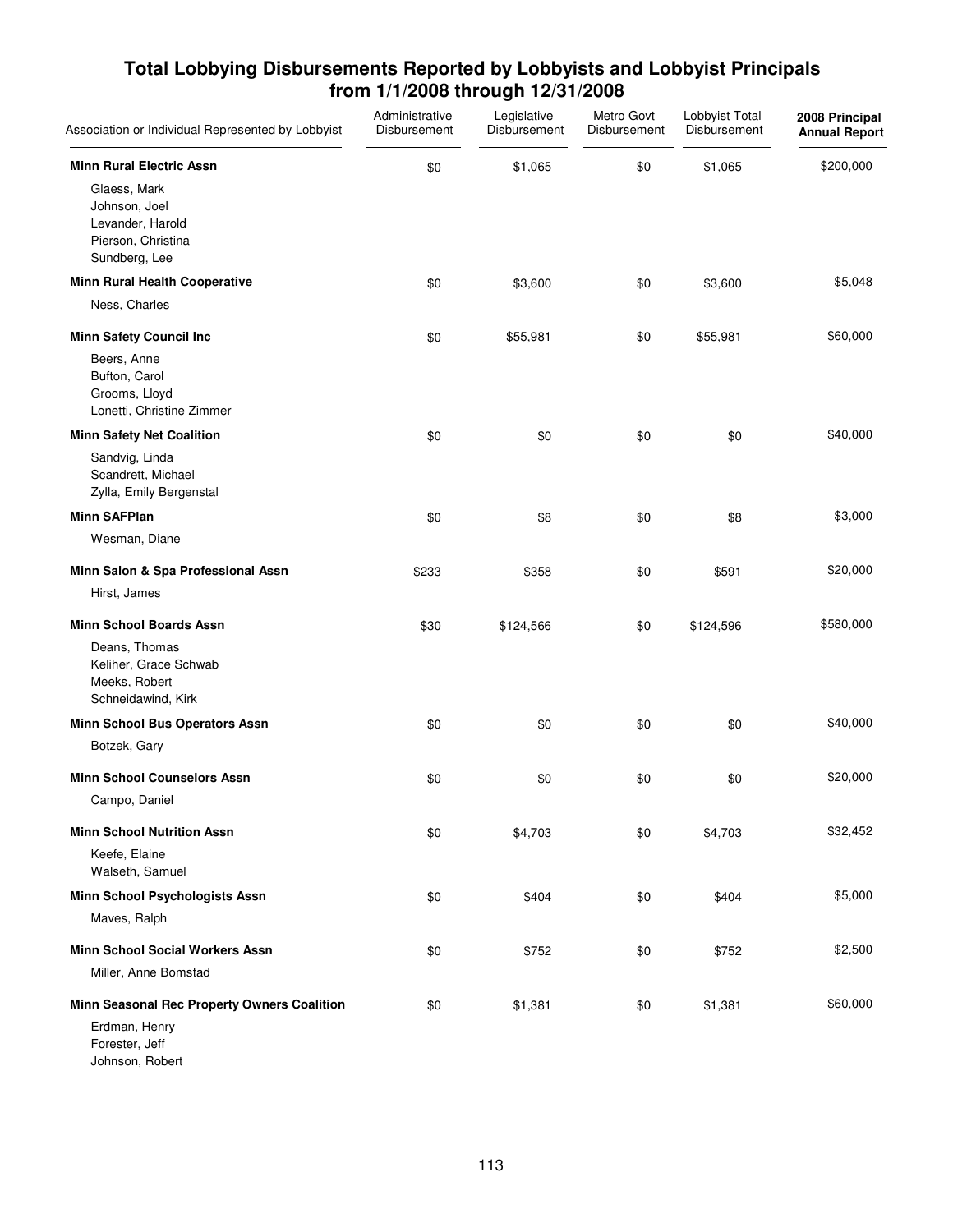# Total Lobbying Disbursements Reported by Lobbyists and Lobbyist Principals from 1/1/2008 through 12/31/2008

| Association or Individual Represented by Lobbyist | Administrative Disbursement | Legislative Disbursement | Metro Govt Disbursement | Lobbyist Total Disbursement | 2008 Principal Annual Report |
|---|---|---|---|---|---|
| **Minn Rural Electric Assn** | $0 | $1,065 | $0 | $1,065 | $200,000 |
| Glaess, Mark<br>Johnson, Joel<br>Levander, Harold<br>Pierson, Christina<br>Sundberg, Lee | | | | | |
| **Minn Rural Health Cooperative** | $0 | $3,600 | $0 | $3,600 | $5,048 |
| Ness, Charles | | | | | |
| **Minn Safety Council Inc** | $0 | $55,981 | $0 | $55,981 | $60,000 |
| Beers, Anne<br>Bufton, Carol<br>Grooms, Lloyd<br>Lonetti, Christine Zimmer | | | | | |
| **Minn Safety Net Coalition** | $0 | $0 | $0 | $0 | $40,000 |
| Sandvig, Linda<br>Scandrett, Michael<br>Zylla, Emily Bergenstal | | | | | |
| **Minn SAFPlan** | $0 | $8 | $0 | $8 | $3,000 |
| Wesman, Diane | | | | | |
| **Minn Salon & Spa Professional Assn** | $233 | $358 | $0 | $591 | $20,000 |
| Hirst, James | | | | | |
| **Minn School Boards Assn** | $30 | $124,566 | $0 | $124,596 | $580,000 |
| Deans, Thomas<br>Keliher, Grace Schwab<br>Meeks, Robert<br>Schneidawind, Kirk | | | | | |
| **Minn School Bus Operators Assn** | $0 | $0 | $0 | $0 | $40,000 |
| Botzek, Gary | | | | | |
| **Minn School Counselors Assn** | $0 | $0 | $0 | $0 | $20,000 |
| Campo, Daniel | | | | | |
| **Minn School Nutrition Assn** | $0 | $4,703 | $0 | $4,703 | $32,452 |
| Keefe, Elaine<br>Walseth, Samuel | | | | | |
| **Minn School Psychologists Assn** | $0 | $404 | $0 | $404 | $5,000 |
| Maves, Ralph | | | | | |
| **Minn School Social Workers Assn** | $0 | $752 | $0 | $752 | $2,500 |
| Miller, Anne Bomstad | | | | | |
| **Minn Seasonal Rec Property Owners Coalition** | $0 | $1,381 | $0 | $1,381 | $60,000 |
| Erdman, Henry<br>Forester, Jeff<br>Johnson, Robert | | | | | |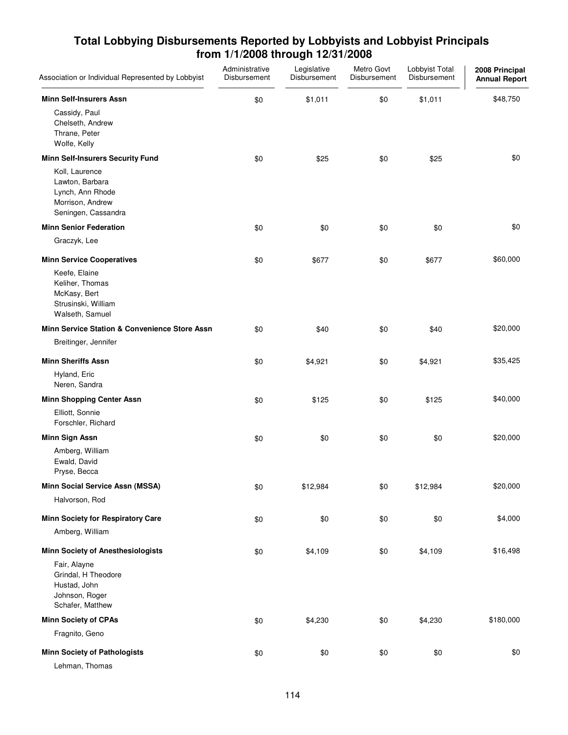## Total Lobbying Disbursements Reported by Lobbyists and Lobbyist Principals from 1/1/2008 through 12/31/2008

| Association or Individual Represented by Lobbyist | Administrative Disbursement | Legislative Disbursement | Metro Govt Disbursement | Lobbyist Total Disbursement | 2008 Principal Annual Report |
|---|---|---|---|---|---|
| **Minn Self-Insurers Assn** | $0 | $1,011 | $0 | $1,011 | $48,750 |
| Cassidy, Paul<br>Chelseth, Andrew<br>Thrane, Peter<br>Wolfe, Kelly | | | | | |
| **Minn Self-Insurers Security Fund** | $0 | $25 | $0 | $25 | $0 |
| Koll, Laurence<br>Lawton, Barbara<br>Lynch, Ann Rhode<br>Morrison, Andrew<br>Seningen, Cassandra | | | | | |
| **Minn Senior Federation** | $0 | $0 | $0 | $0 | $0 |
| Graczyk, Lee | | | | | |
| **Minn Service Cooperatives** | $0 | $677 | $0 | $677 | $60,000 |
| Keefe, Elaine<br>Keliher, Thomas<br>McKasy, Bert<br>Strusinski, William<br>Walseth, Samuel | | | | | |
| **Minn Service Station & Convenience Store Assn** | $0 | $40 | $0 | $40 | $20,000 |
| Breitinger, Jennifer | | | | | |
| **Minn Sheriffs Assn** | $0 | $4,921 | $0 | $4,921 | $35,425 |
| Hyland, Eric<br>Neren, Sandra | | | | | |
| **Minn Shopping Center Assn** | $0 | $125 | $0 | $125 | $40,000 |
| Elliott, Sonnie<br>Forschler, Richard | | | | | |
| **Minn Sign Assn** | $0 | $0 | $0 | $0 | $20,000 |
| Amberg, William<br>Ewald, David<br>Pryse, Becca | | | | | |
| **Minn Social Service Assn (MSSA)** | $0 | $12,984 | $0 | $12,984 | $20,000 |
| Halvorson, Rod | | | | | |
| **Minn Society for Respiratory Care** | $0 | $0 | $0 | $0 | $4,000 |
| Amberg, William | | | | | |
| **Minn Society of Anesthesiologists** | $0 | $4,109 | $0 | $4,109 | $16,498 |
| Fair, Alayne<br>Grindal, H Theodore<br>Hustad, John<br>Johnson, Roger<br>Schafer, Matthew | | | | | |
| **Minn Society of CPAs** | $0 | $4,230 | $0 | $4,230 | $180,000 |
| Fragnito, Geno | | | | | |
| **Minn Society of Pathologists** | $0 | $0 | $0 | $0 | $0 |
| Lehman, Thomas | | | | | |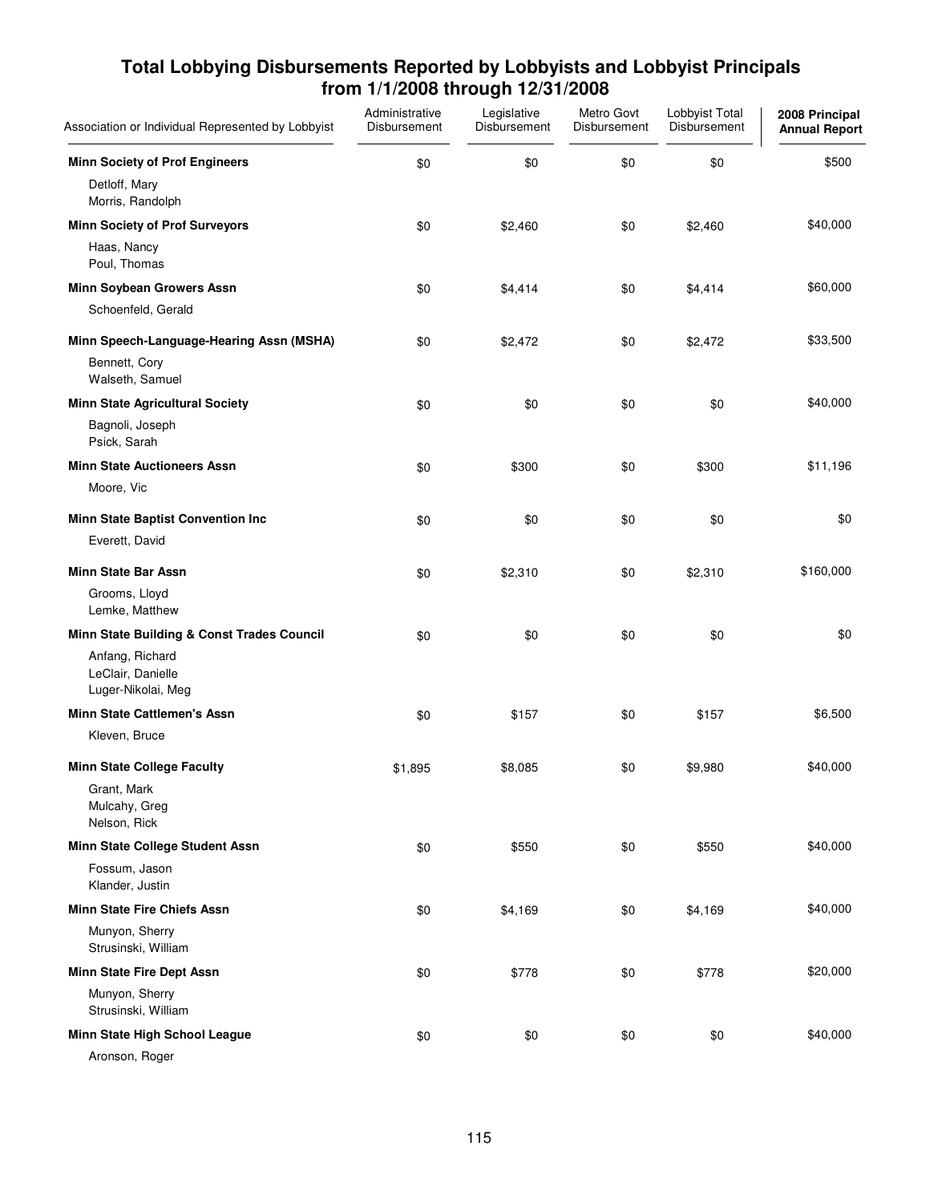## Total Lobbying Disbursements Reported by Lobbyists and Lobbyist Principals from 1/1/2008 through 12/31/2008

| Association or Individual Represented by Lobbyist | Administrative Disbursement | Legislative Disbursement | Metro Govt Disbursement | Lobbyist Total Disbursement | 2008 Principal Annual Report |
|---|---|---|---|---|---|
| **Minn Society of Prof Engineers** | $0 | $0 | $0 | $0 | $500 |
| Detloff, Mary<br>Morris, Randolph | | | | | |
| **Minn Society of Prof Surveyors** | $0 | $2,460 | $0 | $2,460 | $40,000 |
| Haas, Nancy<br>Poul, Thomas | | | | | |
| **Minn Soybean Growers Assn** | $0 | $4,414 | $0 | $4,414 | $60,000 |
| Schoenfeld, Gerald | | | | | |
| **Minn Speech-Language-Hearing Assn (MSHA)** | $0 | $2,472 | $0 | $2,472 | $33,500 |
| Bennett, Cory<br>Walseth, Samuel | | | | | |
| **Minn State Agricultural Society** | $0 | $0 | $0 | $0 | $40,000 |
| Bagnoli, Joseph<br>Psick, Sarah | | | | | |
| **Minn State Auctioneers Assn** | $0 | $300 | $0 | $300 | $11,196 |
| Moore, Vic | | | | | |
| **Minn State Baptist Convention Inc** | $0 | $0 | $0 | $0 | $0 |
| Everett, David | | | | | |
| **Minn State Bar Assn** | $0 | $2,310 | $0 | $2,310 | $160,000 |
| Grooms, Lloyd<br>Lemke, Matthew | | | | | |
| **Minn State Building & Const Trades Council** | $0 | $0 | $0 | $0 | $0 |
| Anfang, Richard<br>LeClair, Danielle<br>Luger-Nikolai, Meg | | | | | |
| **Minn State Cattlemen's Assn** | $0 | $157 | $0 | $157 | $6,500 |
| Kleven, Bruce | | | | | |
| **Minn State College Faculty** | $1,895 | $8,085 | $0 | $9,980 | $40,000 |
| Grant, Mark<br>Mulcahy, Greg<br>Nelson, Rick | | | | | |
| **Minn State College Student Assn** | $0 | $550 | $0 | $550 | $40,000 |
| Fossum, Jason<br>Klander, Justin | | | | | |
| **Minn State Fire Chiefs Assn** | $0 | $4,169 | $0 | $4,169 | $40,000 |
| Munyon, Sherry<br>Strusinski, William | | | | | |
| **Minn State Fire Dept Assn** | $0 | $778 | $0 | $778 | $20,000 |
| Munyon, Sherry<br>Strusinski, William | | | | | |
| **Minn State High School League** | $0 | $0 | $0 | $0 | $40,000 |
| Aronson, Roger | | | | | |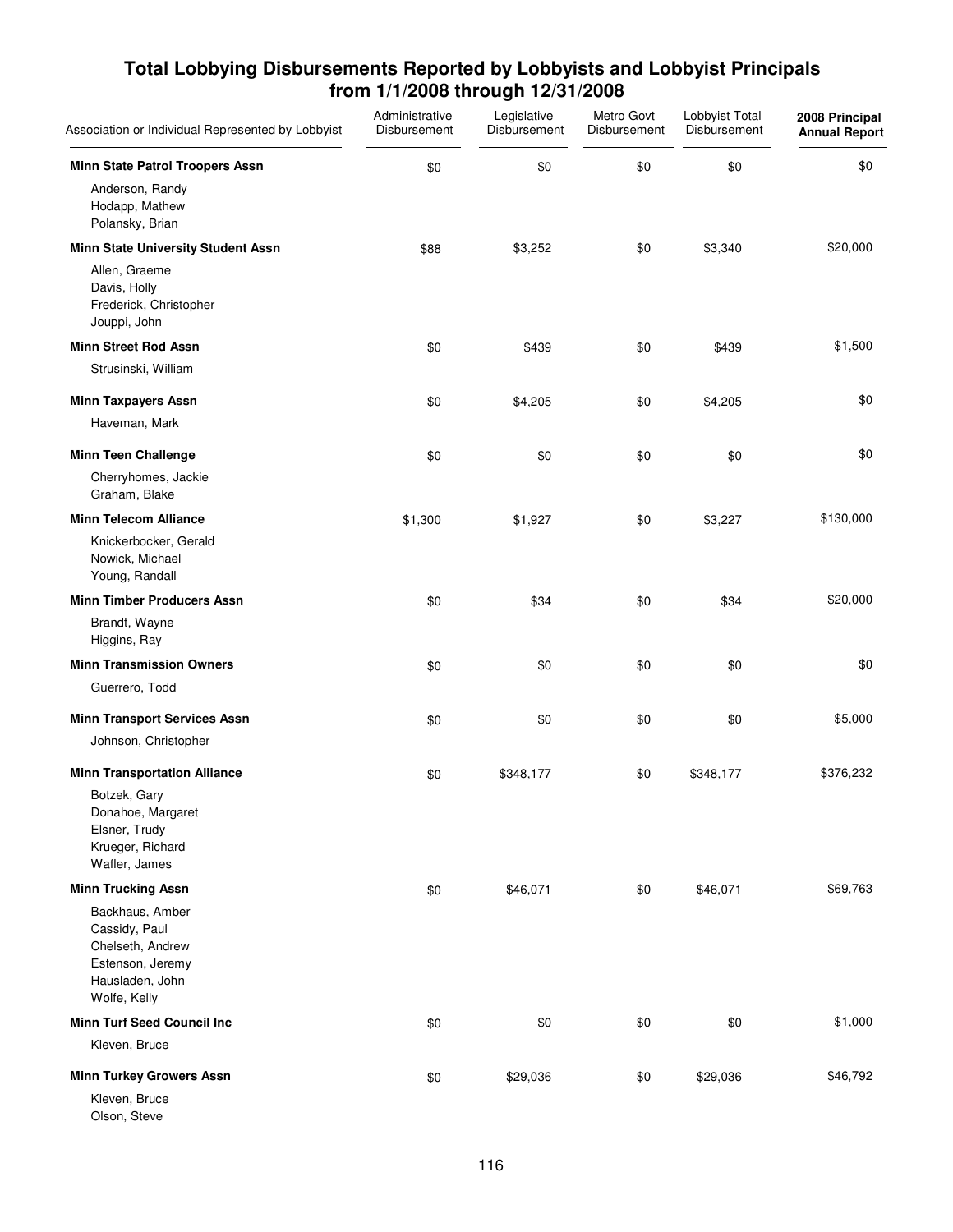## Total Lobbying Disbursements Reported by Lobbyists and Lobbyist Principals from 1/1/2008 through 12/31/2008

| Association or Individual Represented by Lobbyist | Administrative Disbursement | Legislative Disbursement | Metro Govt Disbursement | Lobbyist Total Disbursement | 2008 Principal Annual Report |
|---|---|---|---|---|---|
| **Minn State Patrol Troopers Assn** | $0 | $0 | $0 | $0 | $0 |
| Anderson, Randy | | | | | |
| Hodapp, Mathew | | | | | |
| Polansky, Brian | | | | | |
| **Minn State University Student Assn** | $88 | $3,252 | $0 | $3,340 | $20,000 |
| Allen, Graeme | | | | | |
| Davis, Holly | | | | | |
| Frederick, Christopher | | | | | |
| Jouppi, John | | | | | |
| **Minn Street Rod Assn** | $0 | $439 | $0 | $439 | $1,500 |
| Strusinski, William | | | | | |
| **Minn Taxpayers Assn** | $0 | $4,205 | $0 | $4,205 | $0 |
| Haveman, Mark | | | | | |
| **Minn Teen Challenge** | $0 | $0 | $0 | $0 | $0 |
| Cherryhomes, Jackie | | | | | |
| Graham, Blake | | | | | |
| **Minn Telecom Alliance** | $1,300 | $1,927 | $0 | $3,227 | $130,000 |
| Knickerbocker, Gerald | | | | | |
| Nowick, Michael | | | | | |
| Young, Randall | | | | | |
| **Minn Timber Producers Assn** | $0 | $34 | $0 | $34 | $20,000 |
| Brandt, Wayne | | | | | |
| Higgins, Ray | | | | | |
| **Minn Transmission Owners** | $0 | $0 | $0 | $0 | $0 |
| Guerrero, Todd | | | | | |
| **Minn Transport Services Assn** | $0 | $0 | $0 | $0 | $5,000 |
| Johnson, Christopher | | | | | |
| **Minn Transportation Alliance** | $0 | $348,177 | $0 | $348,177 | $376,232 |
| Botzek, Gary | | | | | |
| Donahoe, Margaret | | | | | |
| Elsner, Trudy | | | | | |
| Krueger, Richard | | | | | |
| Wafler, James | | | | | |
| **Minn Trucking Assn** | $0 | $46,071 | $0 | $46,071 | $69,763 |
| Backhaus, Amber | | | | | |
| Cassidy, Paul | | | | | |
| Chelseth, Andrew | | | | | |
| Estenson, Jeremy | | | | | |
| Hausladen, John | | | | | |
| Wolfe, Kelly | | | | | |
| **Minn Turf Seed Council Inc** | $0 | $0 | $0 | $0 | $1,000 |
| Kleven, Bruce | | | | | |
| **Minn Turkey Growers Assn** | $0 | $29,036 | $0 | $29,036 | $46,792 |
| Kleven, Bruce | | | | | |
| Olson, Steve | | | | | |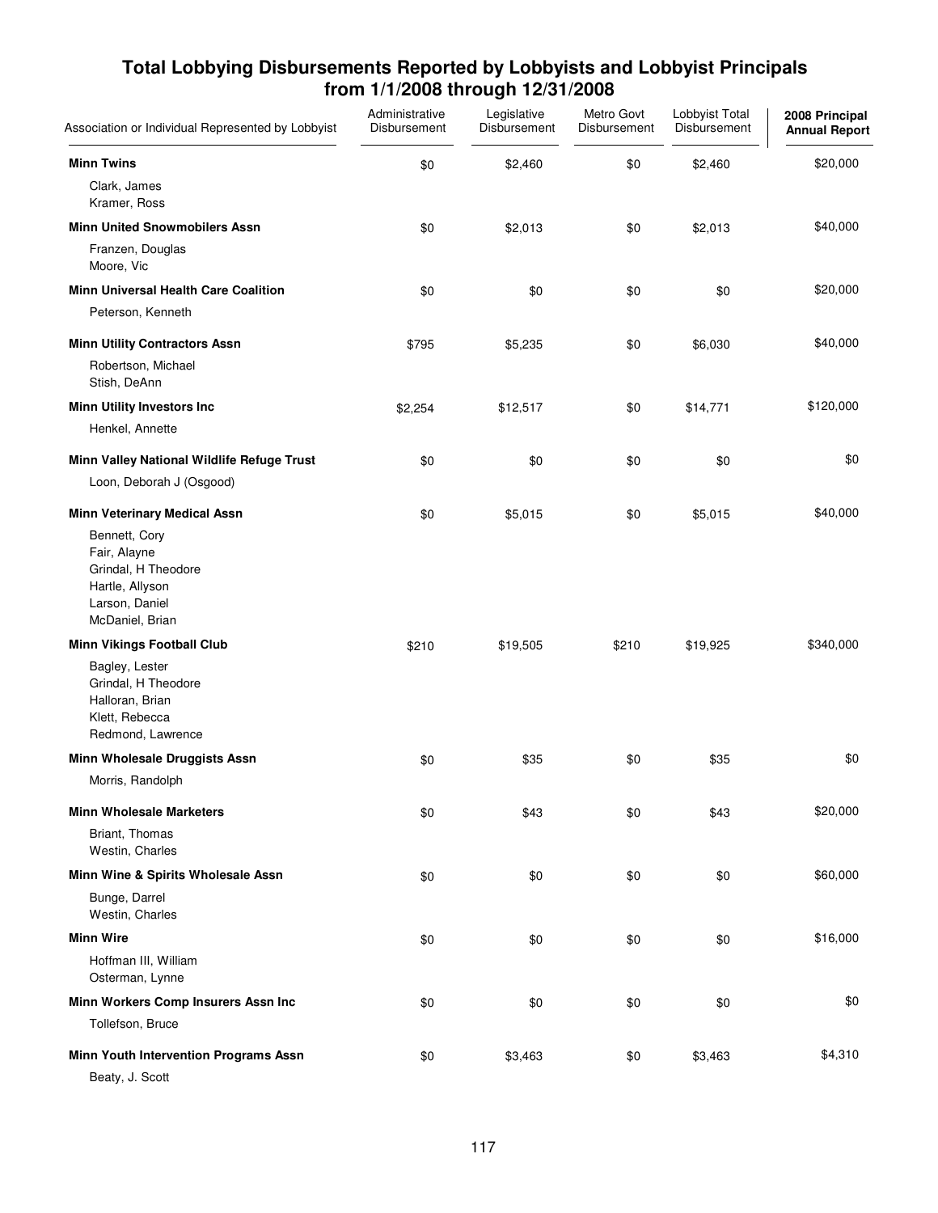## Total Lobbying Disbursements Reported by Lobbyists and Lobbyist Principals from 1/1/2008 through 12/31/2008

| Association or Individual Represented by Lobbyist | Administrative Disbursement | Legislative Disbursement | Metro Govt Disbursement | Lobbyist Total Disbursement | 2008 Principal Annual Report |
|---|---|---|---|---|---|
| **Minn Twins** | $0 | $2,460 | $0 | $2,460 | $20,000 |
| Clark, James<br>Kramer, Ross | | | | | |
| **Minn United Snowmobilers Assn** | $0 | $2,013 | $0 | $2,013 | $40,000 |
| Franzen, Douglas<br>Moore, Vic | | | | | |
| **Minn Universal Health Care Coalition** | $0 | $0 | $0 | $0 | $20,000 |
| Peterson, Kenneth | | | | | |
| **Minn Utility Contractors Assn** | $795 | $5,235 | $0 | $6,030 | $40,000 |
| Robertson, Michael<br>Stish, DeAnn | | | | | |
| **Minn Utility Investors Inc** | $2,254 | $12,517 | $0 | $14,771 | $120,000 |
| Henkel, Annette | | | | | |
| **Minn Valley National Wildlife Refuge Trust** | $0 | $0 | $0 | $0 | $0 |
| Loon, Deborah J (Osgood) | | | | | |
| **Minn Veterinary Medical Assn** | $0 | $5,015 | $0 | $5,015 | $40,000 |
| Bennett, Cory<br>Fair, Alayne<br>Grindal, H Theodore<br>Hartle, Allyson<br>Larson, Daniel<br>McDaniel, Brian | | | | | |
| **Minn Vikings Football Club** | $210 | $19,505 | $210 | $19,925 | $340,000 |
| Bagley, Lester<br>Grindal, H Theodore<br>Halloran, Brian<br>Klett, Rebecca<br>Redmond, Lawrence | | | | | |
| **Minn Wholesale Druggists Assn** | $0 | $35 | $0 | $35 | $0 |
| Morris, Randolph | | | | | |
| **Minn Wholesale Marketers** | $0 | $43 | $0 | $43 | $20,000 |
| Briant, Thomas<br>Westin, Charles | | | | | |
| **Minn Wine & Spirits Wholesale Assn** | $0 | $0 | $0 | $0 | $60,000 |
| Bunge, Darrel<br>Westin, Charles | | | | | |
| **Minn Wire** | $0 | $0 | $0 | $0 | $16,000 |
| Hoffman III, William<br>Osterman, Lynne | | | | | |
| **Minn Workers Comp Insurers Assn Inc** | $0 | $0 | $0 | $0 | $0 |
| Tollefson, Bruce | | | | | |
| **Minn Youth Intervention Programs Assn** | $0 | $3,463 | $0 | $3,463 | $4,310 |
| Beaty, J. Scott | | | | | |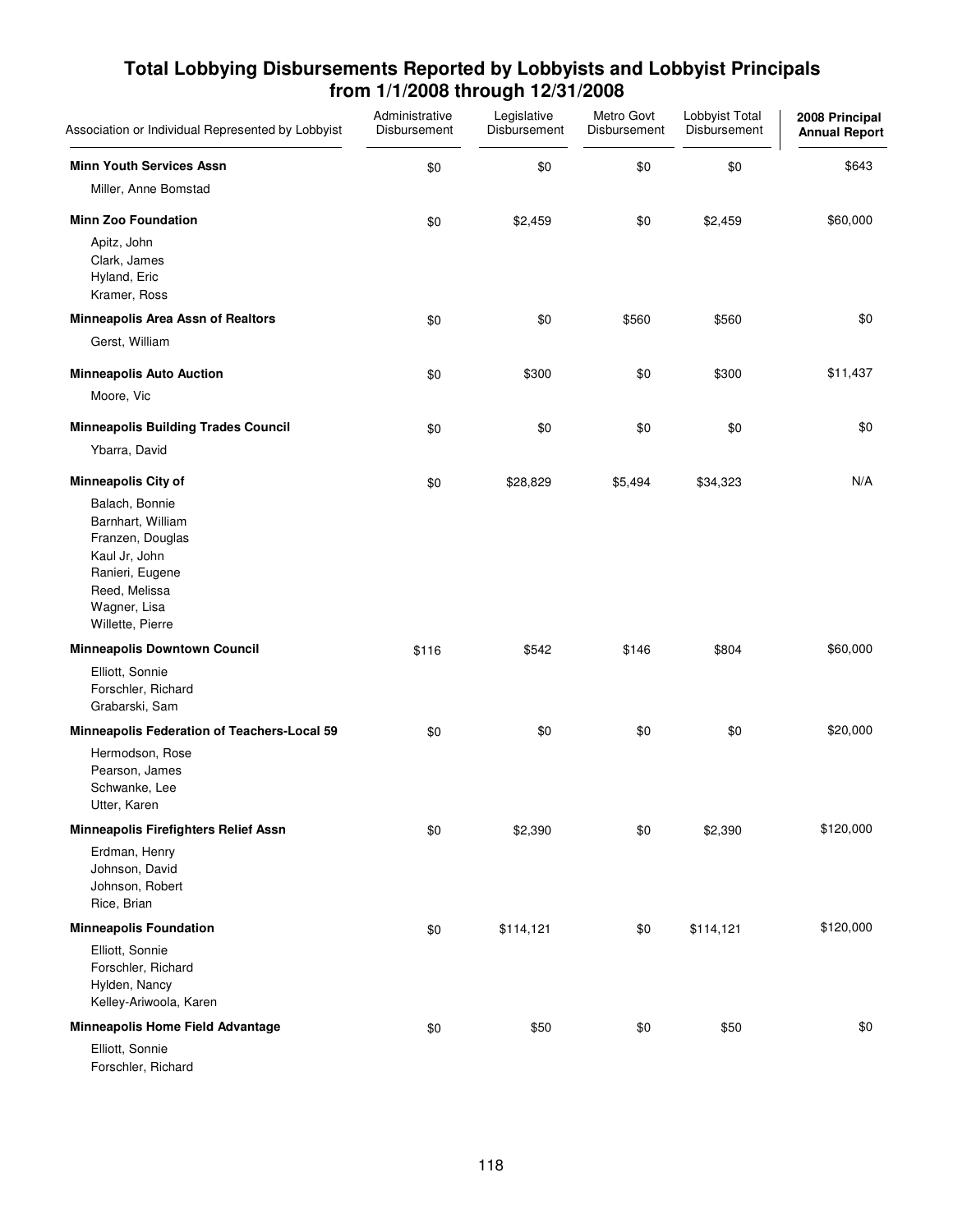# Total Lobbying Disbursements Reported by Lobbyists and Lobbyist Principals from 1/1/2008 through 12/31/2008

| Association or Individual Represented by Lobbyist | Administrative Disbursement | Legislative Disbursement | Metro Govt Disbursement | Lobbyist Total Disbursement | 2008 Principal Annual Report |
|---|---|---|---|---|---|
| **Minn Youth Services Assn** | $0 | $0 | $0 | $0 | $643 |
| Miller, Anne Bomstad | | | | | |
| **Minn Zoo Foundation** | $0 | $2,459 | $0 | $2,459 | $60,000 |
| Apitz, John<br>Clark, James<br>Hyland, Eric<br>Kramer, Ross | | | | | |
| **Minneapolis Area Assn of Realtors** | $0 | $0 | $560 | $560 | $0 |
| Gerst, William | | | | | |
| **Minneapolis Auto Auction** | $0 | $300 | $0 | $300 | $11,437 |
| Moore, Vic | | | | | |
| **Minneapolis Building Trades Council** | $0 | $0 | $0 | $0 | $0 |
| Ybarra, David | | | | | |
| **Minneapolis City of** | $0 | $28,829 | $5,494 | $34,323 | N/A |
| Balach, Bonnie<br>Barnhart, William<br>Franzen, Douglas<br>Kaul Jr, John<br>Ranieri, Eugene<br>Reed, Melissa<br>Wagner, Lisa<br>Willette, Pierre | | | | | |
| **Minneapolis Downtown Council** | $116 | $542 | $146 | $804 | $60,000 |
| Elliott, Sonnie<br>Forschler, Richard<br>Grabarski, Sam | | | | | |
| **Minneapolis Federation of Teachers-Local 59** | $0 | $0 | $0 | $0 | $20,000 |
| Hermodson, Rose<br>Pearson, James<br>Schwanke, Lee<br>Utter, Karen | | | | | |
| **Minneapolis Firefighters Relief Assn** | $0 | $2,390 | $0 | $2,390 | $120,000 |
| Erdman, Henry<br>Johnson, David<br>Johnson, Robert<br>Rice, Brian | | | | | |
| **Minneapolis Foundation** | $0 | $114,121 | $0 | $114,121 | $120,000 |
| Elliott, Sonnie<br>Forschler, Richard<br>Hylden, Nancy<br>Kelley-Ariwoola, Karen | | | | | |
| **Minneapolis Home Field Advantage** | $0 | $50 | $0 | $50 | $0 |
| Elliott, Sonnie<br>Forschler, Richard | | | | | |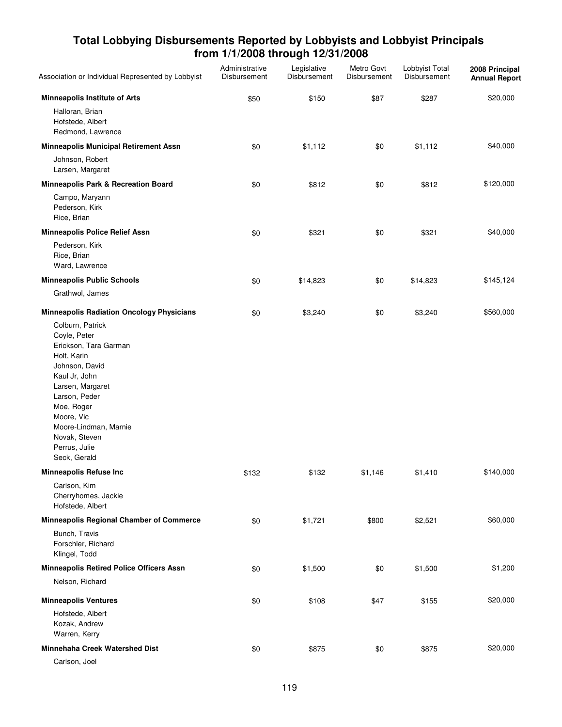## Total Lobbying Disbursements Reported by Lobbyists and Lobbyist Principals from 1/1/2008 through 12/31/2008

| Association or Individual Represented by Lobbyist | Administrative Disbursement | Legislative Disbursement | Metro Govt Disbursement | Lobbyist Total Disbursement | 2008 Principal Annual Report |
|---|---|---|---|---|---|
| **Minneapolis Institute of Arts** | $50 | $150 | $87 | $287 | $20,000 |
| Halloran, Brian<br>Hofstede, Albert<br>Redmond, Lawrence | | | | | |
| **Minneapolis Municipal Retirement Assn** | $0 | $1,112 | $0 | $1,112 | $40,000 |
| Johnson, Robert<br>Larsen, Margaret | | | | | |
| **Minneapolis Park & Recreation Board** | $0 | $812 | $0 | $812 | $120,000 |
| Campo, Maryann<br>Pederson, Kirk<br>Rice, Brian | | | | | |
| **Minneapolis Police Relief Assn** | $0 | $321 | $0 | $321 | $40,000 |
| Pederson, Kirk<br>Rice, Brian<br>Ward, Lawrence | | | | | |
| **Minneapolis Public Schools** | $0 | $14,823 | $0 | $14,823 | $145,124 |
| Grathwol, James | | | | | |
| **Minneapolis Radiation Oncology Physicians** | $0 | $3,240 | $0 | $3,240 | $560,000 |
| Colburn, Patrick<br>Coyle, Peter<br>Erickson, Tara Garman<br>Holt, Karin<br>Johnson, David<br>Kaul Jr, John<br>Larsen, Margaret<br>Larson, Peder<br>Moe, Roger<br>Moore, Vic<br>Moore-Lindman, Marnie<br>Novak, Steven<br>Perrus, Julie<br>Seck, Gerald | | | | | |
| **Minneapolis Refuse Inc** | $132 | $132 | $1,146 | $1,410 | $140,000 |
| Carlson, Kim<br>Cherryhomes, Jackie<br>Hofstede, Albert | | | | | |
| **Minneapolis Regional Chamber of Commerce** | $0 | $1,721 | $800 | $2,521 | $60,000 |
| Bunch, Travis<br>Forschler, Richard<br>Klingel, Todd | | | | | |
| **Minneapolis Retired Police Officers Assn** | $0 | $1,500 | $0 | $1,500 | $1,200 |
| Nelson, Richard | | | | | |
| **Minneapolis Ventures** | $0 | $108 | $47 | $155 | $20,000 |
| Hofstede, Albert<br>Kozak, Andrew<br>Warren, Kerry | | | | | |
| **Minnehaha Creek Watershed Dist** | $0 | $875 | $0 | $875 | $20,000 |
| Carlson, Joel | | | | | |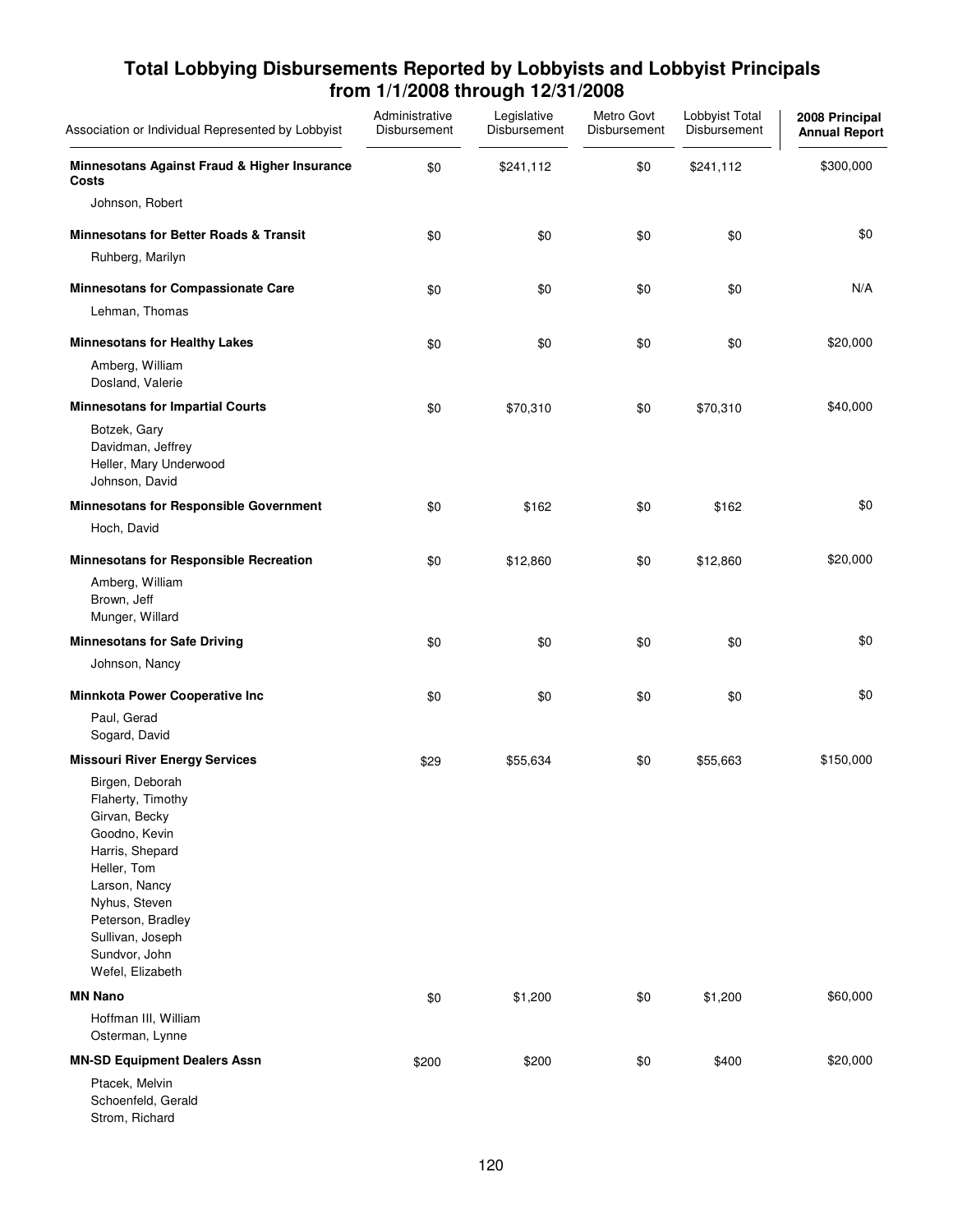# Total Lobbying Disbursements Reported by Lobbyists and Lobbyist Principals from 1/1/2008 through 12/31/2008

| Association or Individual Represented by Lobbyist | Administrative Disbursement | Legislative Disbursement | Metro Govt Disbursement | Lobbyist Total Disbursement | 2008 Principal Annual Report |
|---|---|---|---|---|---|
| **Minnesotans Against Fraud & Higher Insurance Costs** | $0 | $241,112 | $0 | $241,112 | $300,000 |
| Johnson, Robert | | | | | |
| **Minnesotans for Better Roads & Transit** | $0 | $0 | $0 | $0 | $0 |
| Ruhberg, Marilyn | | | | | |
| **Minnesotans for Compassionate Care** | $0 | $0 | $0 | $0 | N/A |
| Lehman, Thomas | | | | | |
| **Minnesotans for Healthy Lakes** | $0 | $0 | $0 | $0 | $20,000 |
| Amberg, William | | | | | |
| Dosland, Valerie | | | | | |
| **Minnesotans for Impartial Courts** | $0 | $70,310 | $0 | $70,310 | $40,000 |
| Botzek, Gary | | | | | |
| Davidman, Jeffrey | | | | | |
| Heller, Mary Underwood | | | | | |
| Johnson, David | | | | | |
| **Minnesotans for Responsible Government** | $0 | $162 | $0 | $162 | $0 |
| Hoch, David | | | | | |
| **Minnesotans for Responsible Recreation** | $0 | $12,860 | $0 | $12,860 | $20,000 |
| Amberg, William | | | | | |
| Brown, Jeff | | | | | |
| Munger, Willard | | | | | |
| **Minnesotans for Safe Driving** | $0 | $0 | $0 | $0 | $0 |
| Johnson, Nancy | | | | | |
| **Minnkota Power Cooperative Inc** | $0 | $0 | $0 | $0 | $0 |
| Paul, Gerad | | | | | |
| Sogard, David | | | | | |
| **Missouri River Energy Services** | $29 | $55,634 | $0 | $55,663 | $150,000 |
| Birgen, Deborah | | | | | |
| Flaherty, Timothy | | | | | |
| Girvan, Becky | | | | | |
| Goodno, Kevin | | | | | |
| Harris, Shepard | | | | | |
| Heller, Tom | | | | | |
| Larson, Nancy | | | | | |
| Nyhus, Steven | | | | | |
| Peterson, Bradley | | | | | |
| Sullivan, Joseph | | | | | |
| Sundvor, John | | | | | |
| Wefel, Elizabeth | | | | | |
| **MN Nano** | $0 | $1,200 | $0 | $1,200 | $60,000 |
| Hoffman III, William | | | | | |
| Osterman, Lynne | | | | | |
| **MN-SD Equipment Dealers Assn** | $200 | $200 | $0 | $400 | $20,000 |
| Ptacek, Melvin | | | | | |
| Schoenfeld, Gerald | | | | | |
| Strom, Richard | | | | | |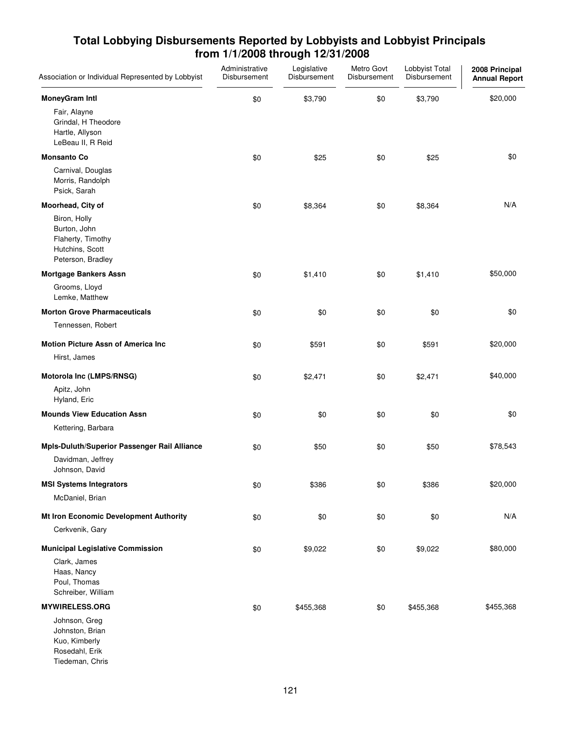## Total Lobbying Disbursements Reported by Lobbyists and Lobbyist Principals from 1/1/2008 through 12/31/2008

| Association or Individual Represented by Lobbyist | Administrative Disbursement | Legislative Disbursement | Metro Govt Disbursement | Lobbyist Total Disbursement | 2008 Principal Annual Report |
|---|---|---|---|---|---|
| **MoneyGram Intl** | $0 | $3,790 | $0 | $3,790 | $20,000 |
| Fair, Alayne<br>Grindal, H Theodore<br>Hartle, Allyson<br>LeBeau II, R Reid | | | | | |
| **Monsanto Co** | $0 | $25 | $0 | $25 | $0 |
| Carnival, Douglas<br>Morris, Randolph<br>Psick, Sarah | | | | | |
| **Moorhead, City of** | $0 | $8,364 | $0 | $8,364 | N/A |
| Biron, Holly<br>Burton, John<br>Flaherty, Timothy<br>Hutchins, Scott<br>Peterson, Bradley | | | | | |
| **Mortgage Bankers Assn** | $0 | $1,410 | $0 | $1,410 | $50,000 |
| Grooms, Lloyd<br>Lemke, Matthew | | | | | |
| **Morton Grove Pharmaceuticals** | $0 | $0 | $0 | $0 | $0 |
| Tennessen, Robert | | | | | |
| **Motion Picture Assn of America Inc** | $0 | $591 | $0 | $591 | $20,000 |
| Hirst, James | | | | | |
| **Motorola Inc (LMPS/RNSG)** | $0 | $2,471 | $0 | $2,471 | $40,000 |
| Apitz, John<br>Hyland, Eric | | | | | |
| **Mounds View Education Assn** | $0 | $0 | $0 | $0 | $0 |
| Kettering, Barbara | | | | | |
| **Mpls-Duluth/Superior Passenger Rail Alliance** | $0 | $50 | $0 | $50 | $78,543 |
| Davidman, Jeffrey<br>Johnson, David | | | | | |
| **MSI Systems Integrators** | $0 | $386 | $0 | $386 | $20,000 |
| McDaniel, Brian | | | | | |
| **Mt Iron Economic Development Authority** | $0 | $0 | $0 | $0 | N/A |
| Cerkvenik, Gary | | | | | |
| **Municipal Legislative Commission** | $0 | $9,022 | $0 | $9,022 | $80,000 |
| Clark, James<br>Haas, Nancy<br>Poul, Thomas<br>Schreiber, William | | | | | |
| **MYWIRELESS.ORG** | $0 | $455,368 | $0 | $455,368 | $455,368 |
| Johnson, Greg<br>Johnston, Brian<br>Kuo, Kimberly<br>Rosedahl, Erik<br>Tiedeman, Chris | | | | | |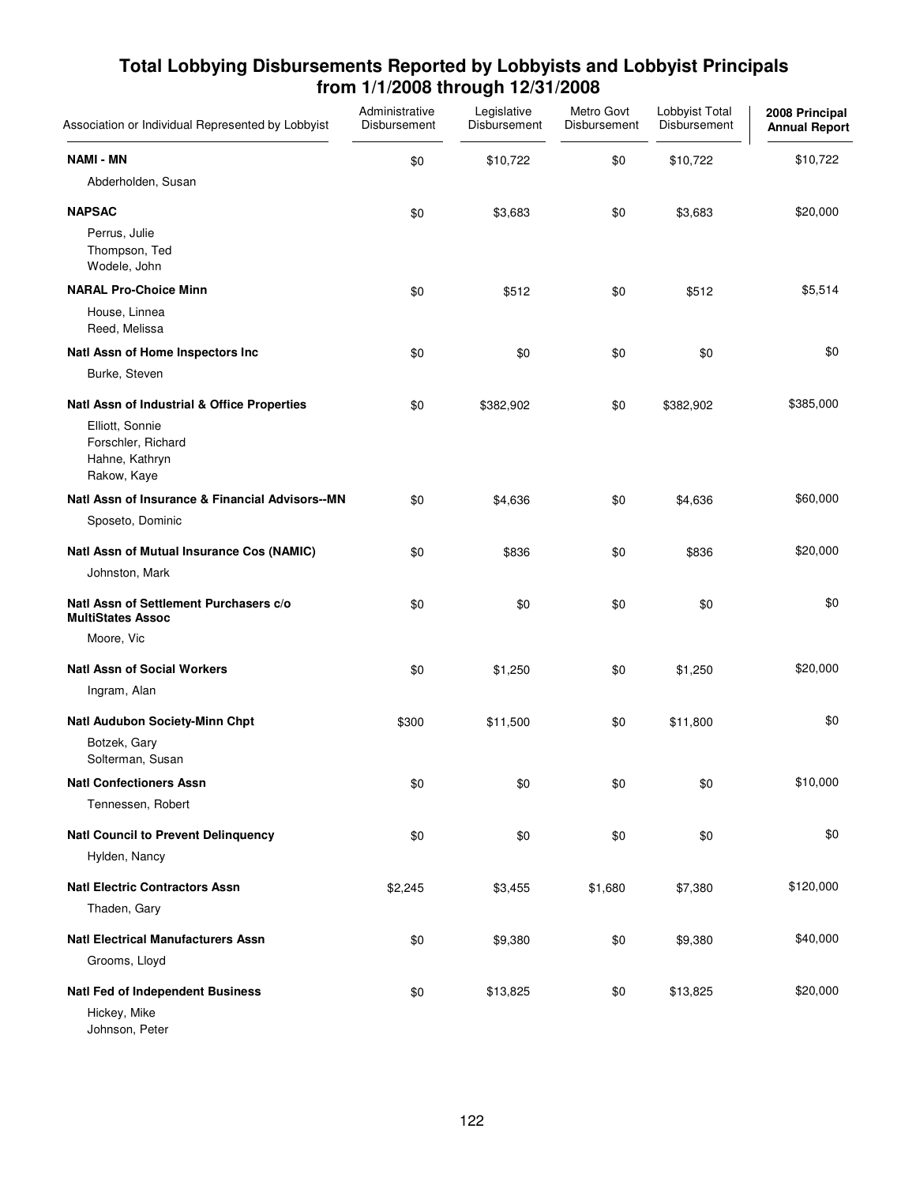# Total Lobbying Disbursements Reported by Lobbyists and Lobbyist Principals from 1/1/2008 through 12/31/2008

| Association or Individual Represented by Lobbyist | Administrative Disbursement | Legislative Disbursement | Metro Govt Disbursement | Lobbyist Total Disbursement | 2008 Principal Annual Report |
|---|---|---|---|---|---|
| **NAMI - MN** | $0 | $10,722 | $0 | $10,722 | $10,722 |
| Abderholden, Susan | | | | | |
| **NAPSAC** | $0 | $3,683 | $0 | $3,683 | $20,000 |
| Perrus, Julie<br>Thompson, Ted<br>Wodele, John | | | | | |
| **NARAL Pro-Choice Minn** | $0 | $512 | $0 | $512 | $5,514 |
| House, Linnea<br>Reed, Melissa | | | | | |
| **Natl Assn of Home Inspectors Inc** | $0 | $0 | $0 | $0 | $0 |
| Burke, Steven | | | | | |
| **Natl Assn of Industrial & Office Properties** | $0 | $382,902 | $0 | $382,902 | $385,000 |
| Elliott, Sonnie<br>Forschler, Richard<br>Hahne, Kathryn<br>Rakow, Kaye | | | | | |
| **Natl Assn of Insurance & Financial Advisors--MN** | $0 | $4,636 | $0 | $4,636 | $60,000 |
| Sposeto, Dominic | | | | | |
| **Natl Assn of Mutual Insurance Cos (NAMIC)** | $0 | $836 | $0 | $836 | $20,000 |
| Johnston, Mark | | | | | |
| **Natl Assn of Settlement Purchasers c/o MultiStates Assoc** | $0 | $0 | $0 | $0 | $0 |
| Moore, Vic | | | | | |
| **Natl Assn of Social Workers** | $0 | $1,250 | $0 | $1,250 | $20,000 |
| Ingram, Alan | | | | | |
| **Natl Audubon Society-Minn Chpt** | $300 | $11,500 | $0 | $11,800 | $0 |
| Botzek, Gary<br>Solterman, Susan | | | | | |
| **Natl Confectioners Assn** | $0 | $0 | $0 | $0 | $10,000 |
| Tennessen, Robert | | | | | |
| **Natl Council to Prevent Delinquency** | $0 | $0 | $0 | $0 | $0 |
| Hylden, Nancy | | | | | |
| **Natl Electric Contractors Assn** | $2,245 | $3,455 | $1,680 | $7,380 | $120,000 |
| Thaden, Gary | | | | | |
| **Natl Electrical Manufacturers Assn** | $0 | $9,380 | $0 | $9,380 | $40,000 |
| Grooms, Lloyd | | | | | |
| **Natl Fed of Independent Business** | $0 | $13,825 | $0 | $13,825 | $20,000 |
| Hickey, Mike<br>Johnson, Peter | | | | | |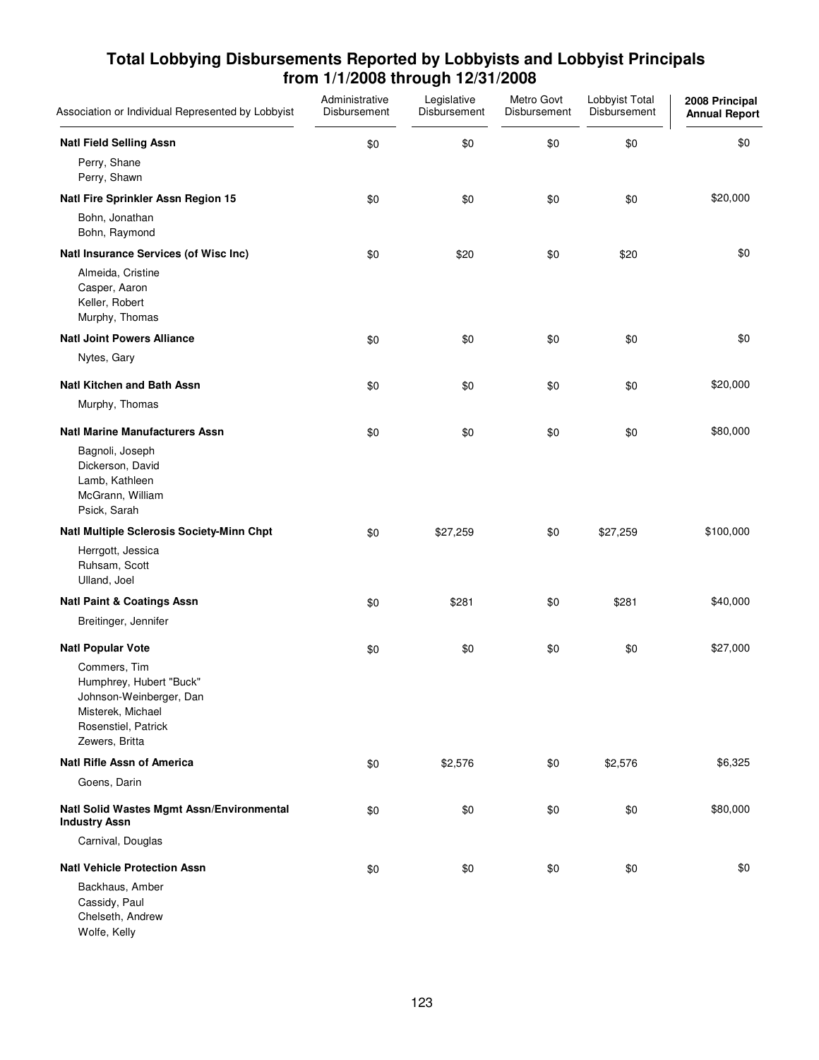# Total Lobbying Disbursements Reported by Lobbyists and Lobbyist Principals from 1/1/2008 through 12/31/2008

| Association or Individual Represented by Lobbyist | Administrative Disbursement | Legislative Disbursement | Metro Govt Disbursement | Lobbyist Total Disbursement | 2008 Principal Annual Report |
|---|---|---|---|---|---|
| **Natl Field Selling Assn** | $0 | $0 | $0 | $0 | $0 |
| Perry, Shane | | | | | |
| Perry, Shawn | | | | | |
| **Natl Fire Sprinkler Assn Region 15** | $0 | $0 | $0 | $0 | $20,000 |
| Bohn, Jonathan | | | | | |
| Bohn, Raymond | | | | | |
| **Natl Insurance Services (of Wisc Inc)** | $0 | $20 | $0 | $20 | $0 |
| Almeida, Cristine | | | | | |
| Casper, Aaron | | | | | |
| Keller, Robert | | | | | |
| Murphy, Thomas | | | | | |
| **Natl Joint Powers Alliance** | $0 | $0 | $0 | $0 | $0 |
| Nytes, Gary | | | | | |
| **Natl Kitchen and Bath Assn** | $0 | $0 | $0 | $0 | $20,000 |
| Murphy, Thomas | | | | | |
| **Natl Marine Manufacturers Assn** | $0 | $0 | $0 | $0 | $80,000 |
| Bagnoli, Joseph | | | | | |
| Dickerson, David | | | | | |
| Lamb, Kathleen | | | | | |
| McGrann, William | | | | | |
| Psick, Sarah | | | | | |
| **Natl Multiple Sclerosis Society-Minn Chpt** | $0 | $27,259 | $0 | $27,259 | $100,000 |
| Herrgott, Jessica | | | | | |
| Ruhsam, Scott | | | | | |
| Ulland, Joel | | | | | |
| **Natl Paint & Coatings Assn** | $0 | $281 | $0 | $281 | $40,000 |
| Breitinger, Jennifer | | | | | |
| **Natl Popular Vote** | $0 | $0 | $0 | $0 | $27,000 |
| Commers, Tim | | | | | |
| Humphrey, Hubert "Buck" | | | | | |
| Johnson-Weinberger, Dan | | | | | |
| Misterek, Michael | | | | | |
| Rosenstiel, Patrick | | | | | |
| Zewers, Britta | | | | | |
| **Natl Rifle Assn of America** | $0 | $2,576 | $0 | $2,576 | $6,325 |
| Goens, Darin | | | | | |
| **Natl Solid Wastes Mgmt Assn/Environmental Industry Assn** | $0 | $0 | $0 | $0 | $80,000 |
| Carnival, Douglas | | | | | |
| **Natl Vehicle Protection Assn** | $0 | $0 | $0 | $0 | $0 |
| Backhaus, Amber | | | | | |
| Cassidy, Paul | | | | | |
| Chelseth, Andrew | | | | | |
| Wolfe, Kelly | | | | | |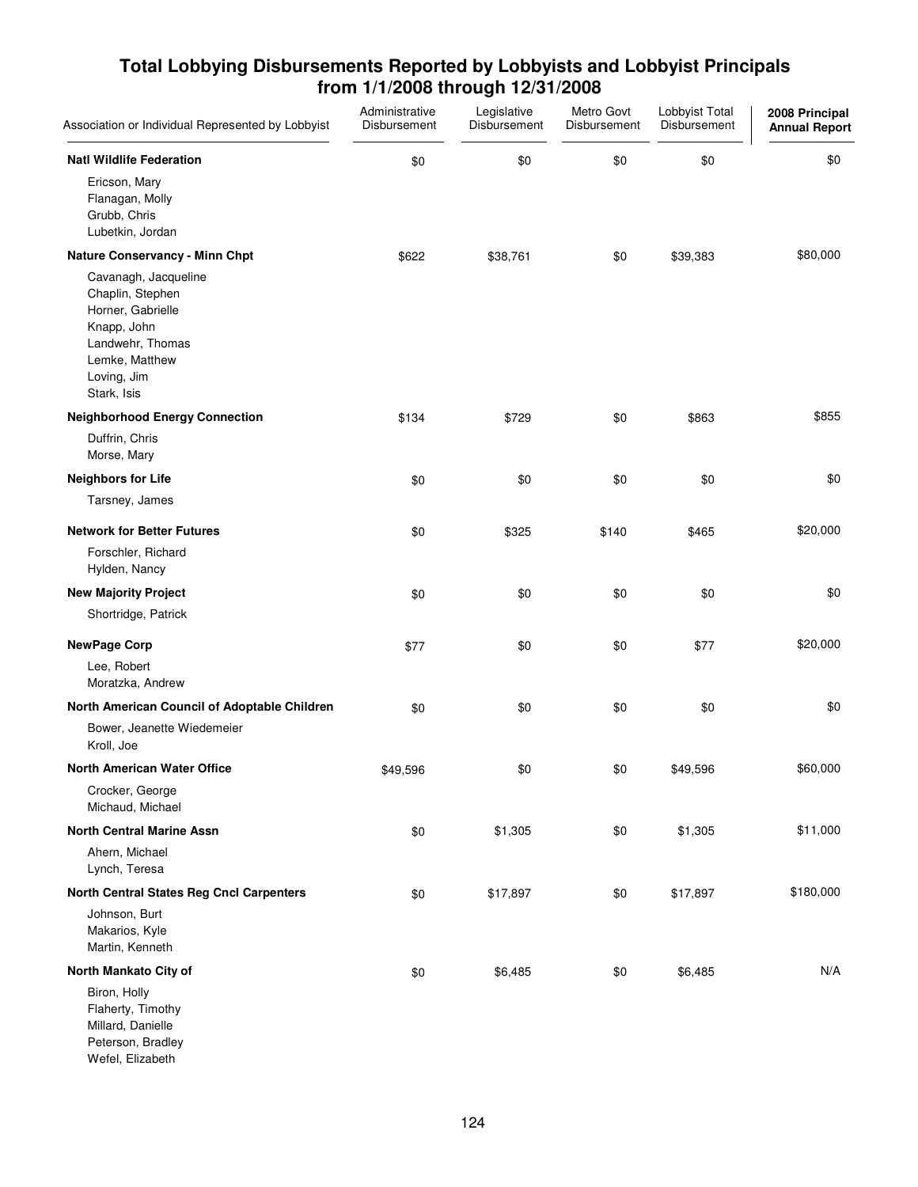## Total Lobbying Disbursements Reported by Lobbyists and Lobbyist Principals from 1/1/2008 through 12/31/2008

| Association or Individual Represented by Lobbyist | Administrative Disbursement | Legislative Disbursement | Metro Govt Disbursement | Lobbyist Total Disbursement | 2008 Principal Annual Report |
|---|---|---|---|---|---|
| **Natl Wildlife Federation** | $0 | $0 | $0 | $0 | $0 |
| Ericson, Mary<br>Flanagan, Molly<br>Grubb, Chris<br>Lubetkin, Jordan | | | | | |
| **Nature Conservancy - Minn Chpt** | $622 | $38,761 | $0 | $39,383 | $80,000 |
| Cavanagh, Jacqueline<br>Chaplin, Stephen<br>Horner, Gabrielle<br>Knapp, John<br>Landwehr, Thomas<br>Lemke, Matthew<br>Loving, Jim<br>Stark, Isis | | | | | |
| **Neighborhood Energy Connection** | $134 | $729 | $0 | $863 | $855 |
| Duffrin, Chris<br>Morse, Mary | | | | | |
| **Neighbors for Life** | $0 | $0 | $0 | $0 | $0 |
| Tarsney, James | | | | | |
| **Network for Better Futures** | $0 | $325 | $140 | $465 | $20,000 |
| Forschler, Richard<br>Hylden, Nancy | | | | | |
| **New Majority Project** | $0 | $0 | $0 | $0 | $0 |
| Shortridge, Patrick | | | | | |
| **NewPage Corp** | $77 | $0 | $0 | $77 | $20,000 |
| Lee, Robert<br>Moratzka, Andrew | | | | | |
| **North American Council of Adoptable Children** | $0 | $0 | $0 | $0 | $0 |
| Bower, Jeanette Wiedemeier<br>Kroll, Joe | | | | | |
| **North American Water Office** | $49,596 | $0 | $0 | $49,596 | $60,000 |
| Crocker, George<br>Michaud, Michael | | | | | |
| **North Central Marine Assn** | $0 | $1,305 | $0 | $1,305 | $11,000 |
| Ahern, Michael<br>Lynch, Teresa | | | | | |
| **North Central States Reg Cncl Carpenters** | $0 | $17,897 | $0 | $17,897 | $180,000 |
| Johnson, Burt<br>Makarios, Kyle<br>Martin, Kenneth | | | | | |
| **North Mankato City of** | $0 | $6,485 | $0 | $6,485 | N/A |
| Biron, Holly<br>Flaherty, Timothy<br>Millard, Danielle<br>Peterson, Bradley<br>Wefel, Elizabeth | | | | | |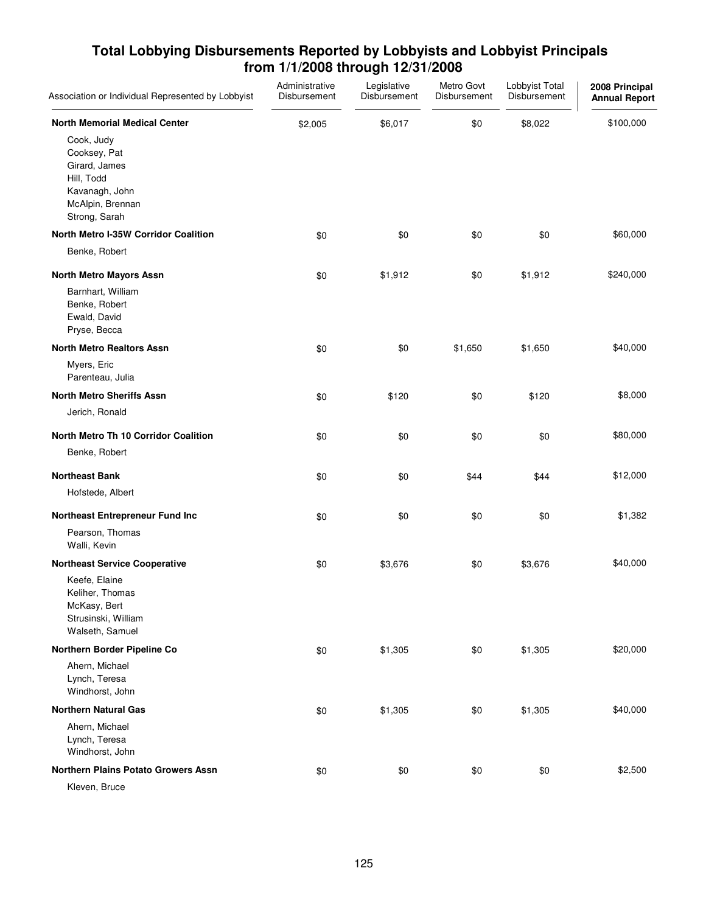## Total Lobbying Disbursements Reported by Lobbyists and Lobbyist Principals from 1/1/2008 through 12/31/2008

| Association or Individual Represented by Lobbyist | Administrative Disbursement | Legislative Disbursement | Metro Govt Disbursement | Lobbyist Total Disbursement | 2008 Principal Annual Report |
|---|---|---|---|---|---|
| **North Memorial Medical Center** | $2,005 | $6,017 | $0 | $8,022 | $100,000 |
| Cook, Judy<br>Cooksey, Pat<br>Girard, James<br>Hill, Todd<br>Kavanagh, John<br>McAlpin, Brennan<br>Strong, Sarah | | | | | |
| **North Metro I-35W Corridor Coalition** | $0 | $0 | $0 | $0 | $60,000 |
| Benke, Robert | | | | | |
| **North Metro Mayors Assn** | $0 | $1,912 | $0 | $1,912 | $240,000 |
| Barnhart, William<br>Benke, Robert<br>Ewald, David<br>Pryse, Becca | | | | | |
| **North Metro Realtors Assn** | $0 | $0 | $1,650 | $1,650 | $40,000 |
| Myers, Eric<br>Parenteau, Julia | | | | | |
| **North Metro Sheriffs Assn** | $0 | $120 | $0 | $120 | $8,000 |
| Jerich, Ronald | | | | | |
| **North Metro Th 10 Corridor Coalition** | $0 | $0 | $0 | $0 | $80,000 |
| Benke, Robert | | | | | |
| **Northeast Bank** | $0 | $0 | $44 | $44 | $12,000 |
| Hofstede, Albert | | | | | |
| **Northeast Entrepreneur Fund Inc** | $0 | $0 | $0 | $0 | $1,382 |
| Pearson, Thomas<br>Walli, Kevin | | | | | |
| **Northeast Service Cooperative** | $0 | $3,676 | $0 | $3,676 | $40,000 |
| Keefe, Elaine<br>Keliher, Thomas<br>McKasy, Bert<br>Strusinski, William<br>Walseth, Samuel | | | | | |
| **Northern Border Pipeline Co** | $0 | $1,305 | $0 | $1,305 | $20,000 |
| Ahern, Michael<br>Lynch, Teresa<br>Windhorst, John | | | | | |
| **Northern Natural Gas** | $0 | $1,305 | $0 | $1,305 | $40,000 |
| Ahern, Michael<br>Lynch, Teresa<br>Windhorst, John | | | | | |
| **Northern Plains Potato Growers Assn** | $0 | $0 | $0 | $0 | $2,500 |
| Kleven, Bruce | | | | | |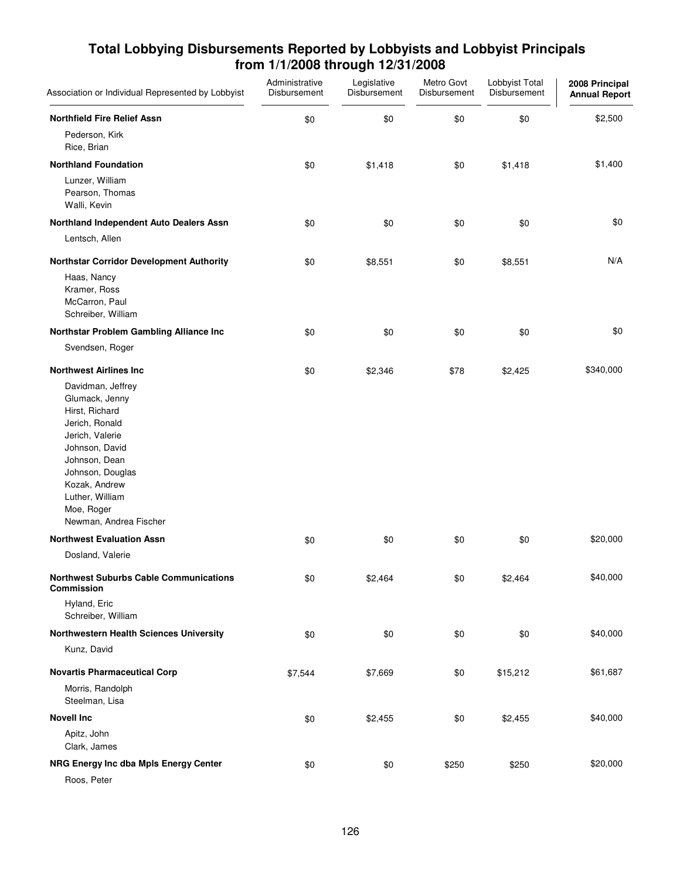# Total Lobbying Disbursements Reported by Lobbyists and Lobbyist Principals from 1/1/2008 through 12/31/2008

| Association or Individual Represented by Lobbyist | Administrative Disbursement | Legislative Disbursement | Metro Govt Disbursement | Lobbyist Total Disbursement | 2008 Principal Annual Report |
|---|---|---|---|---|---|
| **Northfield Fire Relief Assn** | $0 | $0 | $0 | $0 | $2,500 |
| Pederson, Kirk<br>Rice, Brian | | | | | |
| **Northland Foundation** | $0 | $1,418 | $0 | $1,418 | $1,400 |
| Lunzer, William<br>Pearson, Thomas<br>Walli, Kevin | | | | | |
| **Northland Independent Auto Dealers Assn** | $0 | $0 | $0 | $0 | $0 |
| Lentsch, Allen | | | | | |
| **Northstar Corridor Development Authority** | $0 | $8,551 | $0 | $8,551 | N/A |
| Haas, Nancy<br>Kramer, Ross<br>McCarron, Paul<br>Schreiber, William | | | | | |
| **Northstar Problem Gambling Alliance Inc** | $0 | $0 | $0 | $0 | $0 |
| Svendsen, Roger | | | | | |
| **Northwest Airlines Inc** | $0 | $2,346 | $78 | $2,425 | $340,000 |
| Davidman, Jeffrey<br>Glumack, Jenny<br>Hirst, Richard<br>Jerich, Ronald<br>Jerich, Valerie<br>Johnson, David<br>Johnson, Dean<br>Johnson, Douglas<br>Kozak, Andrew<br>Luther, William<br>Moe, Roger<br>Newman, Andrea Fischer | | | | | |
| **Northwest Evaluation Assn** | $0 | $0 | $0 | $0 | $20,000 |
| Dosland, Valerie | | | | | |
| **Northwest Suburbs Cable Communications Commission** | $0 | $2,464 | $0 | $2,464 | $40,000 |
| Hyland, Eric<br>Schreiber, William | | | | | |
| **Northwestern Health Sciences University** | $0 | $0 | $0 | $0 | $40,000 |
| Kunz, David | | | | | |
| **Novartis Pharmaceutical Corp** | $7,544 | $7,669 | $0 | $15,212 | $61,687 |
| Morris, Randolph<br>Steelman, Lisa | | | | | |
| **Novell Inc** | $0 | $2,455 | $0 | $2,455 | $40,000 |
| Apitz, John<br>Clark, James | | | | | |
| **NRG Energy Inc dba Mpls Energy Center** | $0 | $0 | $250 | $250 | $20,000 |
| Roos, Peter | | | | | |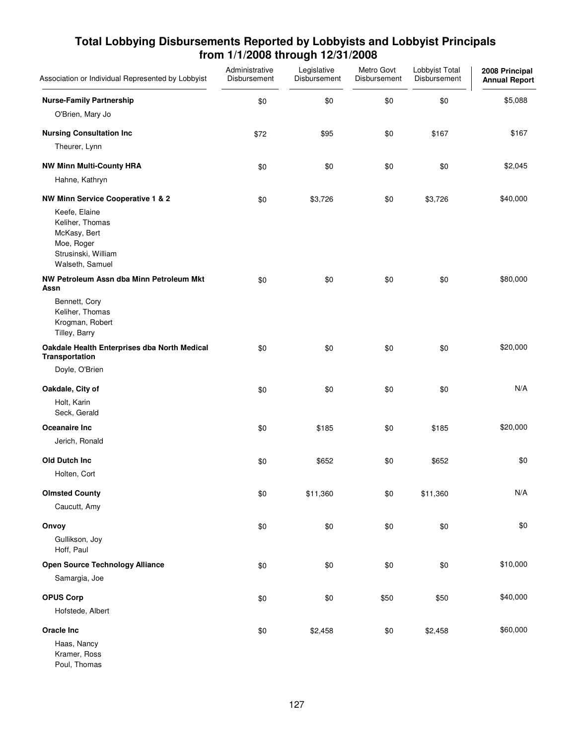# Total Lobbying Disbursements Reported by Lobbyists and Lobbyist Principals from 1/1/2008 through 12/31/2008

| Association or Individual Represented by Lobbyist | Administrative Disbursement | Legislative Disbursement | Metro Govt Disbursement | Lobbyist Total Disbursement | 2008 Principal Annual Report |
|---|---|---|---|---|---|
| **Nurse-Family Partnership** | $0 | $0 | $0 | $0 | $5,088 |
| O'Brien, Mary Jo | | | | | |
| **Nursing Consultation Inc** | $72 | $95 | $0 | $167 | $167 |
| Theurer, Lynn | | | | | |
| **NW Minn Multi-County HRA** | $0 | $0 | $0 | $0 | $2,045 |
| Hahne, Kathryn | | | | | |
| **NW Minn Service Cooperative 1 & 2** | $0 | $3,726 | $0 | $3,726 | $40,000 |
| Keefe, Elaine<br>Keliher, Thomas<br>McKasy, Bert<br>Moe, Roger<br>Strusinski, William<br>Walseth, Samuel | | | | | |
| **NW Petroleum Assn dba Minn Petroleum Mkt Assn** | $0 | $0 | $0 | $0 | $80,000 |
| Bennett, Cory<br>Keliher, Thomas<br>Krogman, Robert<br>Tilley, Barry | | | | | |
| **Oakdale Health Enterprises dba North Medical Transportation** | $0 | $0 | $0 | $0 | $20,000 |
| Doyle, O'Brien | | | | | |
| **Oakdale, City of** | $0 | $0 | $0 | $0 | N/A |
| Holt, Karin<br>Seck, Gerald | | | | | |
| **Oceanaire Inc** | $0 | $185 | $0 | $185 | $20,000 |
| Jerich, Ronald | | | | | |
| **Old Dutch Inc** | $0 | $652 | $0 | $652 | $0 |
| Holten, Cort | | | | | |
| **Olmsted County** | $0 | $11,360 | $0 | $11,360 | N/A |
| Caucutt, Amy | | | | | |
| **Onvoy** | $0 | $0 | $0 | $0 | $0 |
| Gullikson, Joy<br>Hoff, Paul | | | | | |
| **Open Source Technology Alliance** | $0 | $0 | $0 | $0 | $10,000 |
| Samargia, Joe | | | | | |
| **OPUS Corp** | $0 | $0 | $50 | $50 | $40,000 |
| Hofstede, Albert | | | | | |
| **Oracle Inc** | $0 | $2,458 | $0 | $2,458 | $60,000 |
| Haas, Nancy<br>Kramer, Ross<br>Poul, Thomas | | | | | |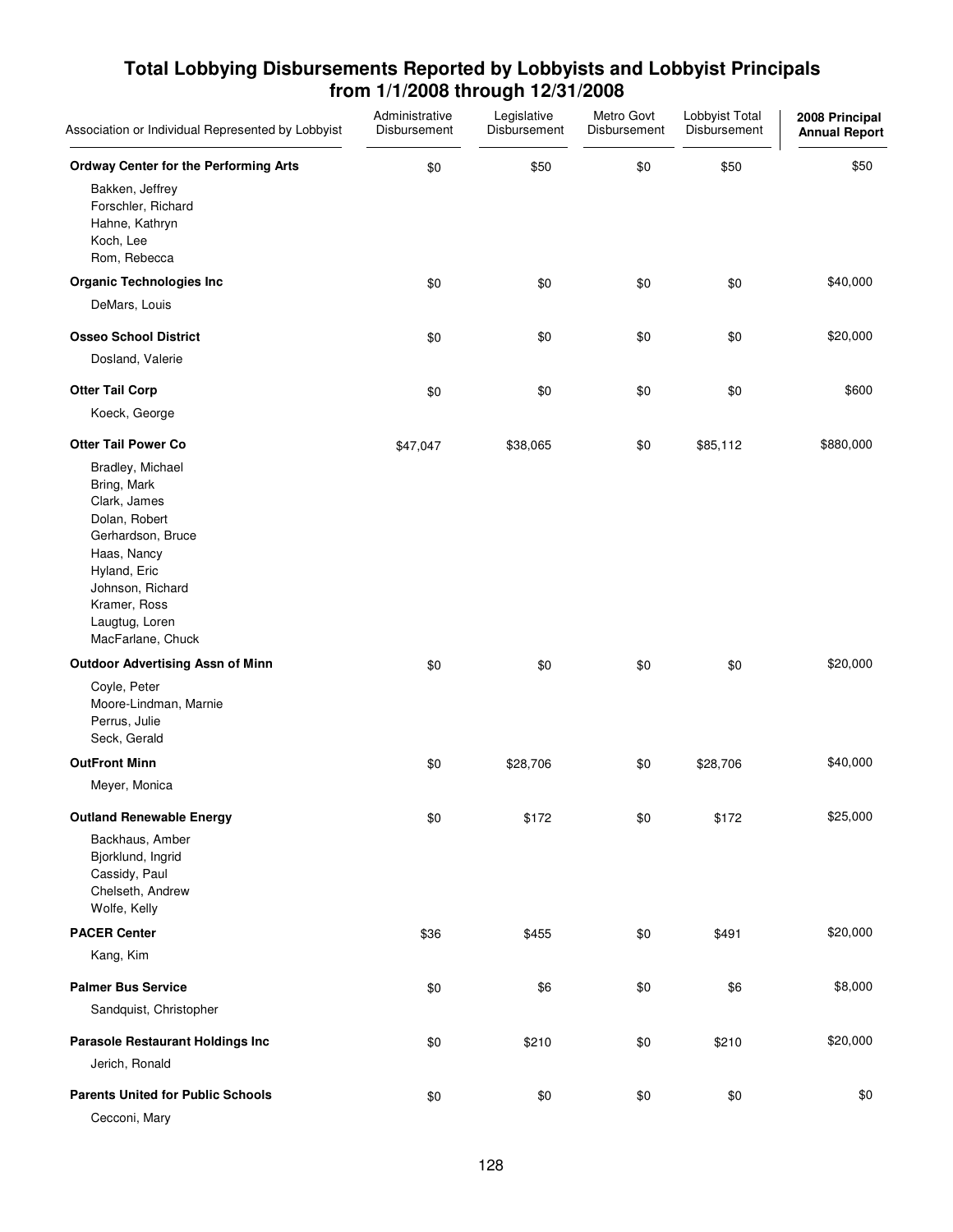## Total Lobbying Disbursements Reported by Lobbyists and Lobbyist Principals from 1/1/2008 through 12/31/2008

| Association or Individual Represented by Lobbyist | Administrative Disbursement | Legislative Disbursement | Metro Govt Disbursement | Lobbyist Total Disbursement | 2008 Principal Annual Report |
|---|---|---|---|---|---|
| **Ordway Center for the Performing Arts** | $0 | $50 | $0 | $50 | $50 |
| Bakken, Jeffrey<br>Forschler, Richard<br>Hahne, Kathryn<br>Koch, Lee<br>Rom, Rebecca | | | | | |
| **Organic Technologies Inc** | $0 | $0 | $0 | $0 | $40,000 |
| DeMars, Louis | | | | | |
| **Osseo School District** | $0 | $0 | $0 | $0 | $20,000 |
| Dosland, Valerie | | | | | |
| **Otter Tail Corp** | $0 | $0 | $0 | $0 | $600 |
| Koeck, George | | | | | |
| **Otter Tail Power Co** | $47,047 | $38,065 | $0 | $85,112 | $880,000 |
| Bradley, Michael<br>Bring, Mark<br>Clark, James<br>Dolan, Robert<br>Gerhardson, Bruce<br>Haas, Nancy<br>Hyland, Eric<br>Johnson, Richard<br>Kramer, Ross<br>Laugtug, Loren<br>MacFarlane, Chuck | | | | | |
| **Outdoor Advertising Assn of Minn** | $0 | $0 | $0 | $0 | $20,000 |
| Coyle, Peter<br>Moore-Lindman, Marnie<br>Perrus, Julie<br>Seck, Gerald | | | | | |
| **OutFront Minn** | $0 | $28,706 | $0 | $28,706 | $40,000 |
| Meyer, Monica | | | | | |
| **Outland Renewable Energy** | $0 | $172 | $0 | $172 | $25,000 |
| Backhaus, Amber<br>Bjorklund, Ingrid<br>Cassidy, Paul<br>Chelseth, Andrew<br>Wolfe, Kelly | | | | | |
| **PACER Center** | $36 | $455 | $0 | $491 | $20,000 |
| Kang, Kim | | | | | |
| **Palmer Bus Service** | $0 | $6 | $0 | $6 | $8,000 |
| Sandquist, Christopher | | | | | |
| **Parasole Restaurant Holdings Inc** | $0 | $210 | $0 | $210 | $20,000 |
| Jerich, Ronald | | | | | |
| **Parents United for Public Schools** | $0 | $0 | $0 | $0 | $0 |
| Cecconi, Mary | | | | | |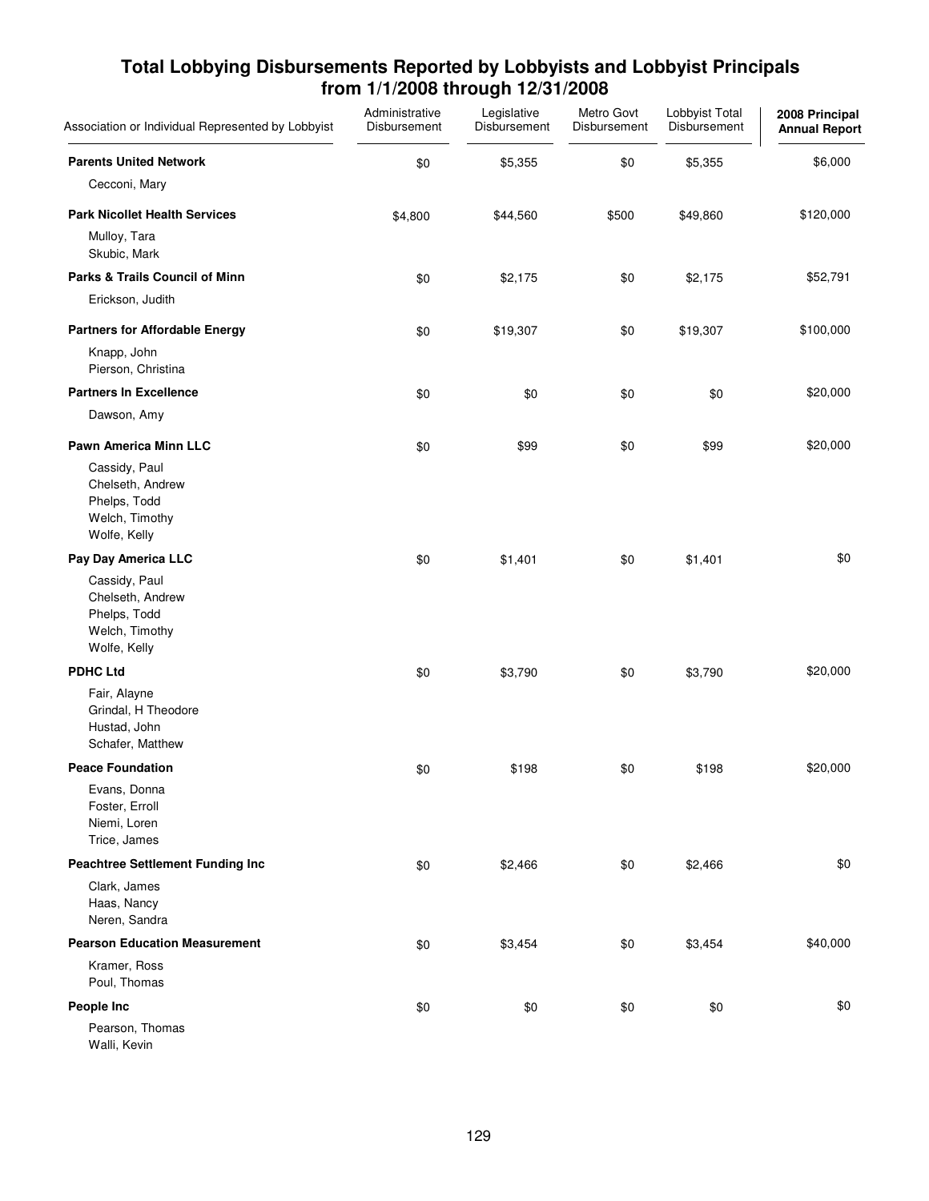## Total Lobbying Disbursements Reported by Lobbyists and Lobbyist Principals from 1/1/2008 through 12/31/2008

| Association or Individual Represented by Lobbyist | Administrative Disbursement | Legislative Disbursement | Metro Govt Disbursement | Lobbyist Total Disbursement | 2008 Principal Annual Report |
|---|---|---|---|---|---|
| **Parents United Network** | $0 | $5,355 | $0 | $5,355 | $6,000 |
| Cecconi, Mary | | | | | |
| **Park Nicollet Health Services** | $4,800 | $44,560 | $500 | $49,860 | $120,000 |
| Mulloy, Tara | | | | | |
| Skubic, Mark | | | | | |
| **Parks & Trails Council of Minn** | $0 | $2,175 | $0 | $2,175 | $52,791 |
| Erickson, Judith | | | | | |
| **Partners for Affordable Energy** | $0 | $19,307 | $0 | $19,307 | $100,000 |
| Knapp, John | | | | | |
| Pierson, Christina | | | | | |
| **Partners In Excellence** | $0 | $0 | $0 | $0 | $20,000 |
| Dawson, Amy | | | | | |
| **Pawn America Minn LLC** | $0 | $99 | $0 | $99 | $20,000 |
| Cassidy, Paul | | | | | |
| Chelseth, Andrew | | | | | |
| Phelps, Todd | | | | | |
| Welch, Timothy | | | | | |
| Wolfe, Kelly | | | | | |
| **Pay Day America LLC** | $0 | $1,401 | $0 | $1,401 | $0 |
| Cassidy, Paul | | | | | |
| Chelseth, Andrew | | | | | |
| Phelps, Todd | | | | | |
| Welch, Timothy | | | | | |
| Wolfe, Kelly | | | | | |
| **PDHC Ltd** | $0 | $3,790 | $0 | $3,790 | $20,000 |
| Fair, Alayne | | | | | |
| Grindal, H Theodore | | | | | |
| Hustad, John | | | | | |
| Schafer, Matthew | | | | | |
| **Peace Foundation** | $0 | $198 | $0 | $198 | $20,000 |
| Evans, Donna | | | | | |
| Foster, Erroll | | | | | |
| Niemi, Loren | | | | | |
| Trice, James | | | | | |
| **Peachtree Settlement Funding Inc** | $0 | $2,466 | $0 | $2,466 | $0 |
| Clark, James | | | | | |
| Haas, Nancy | | | | | |
| Neren, Sandra | | | | | |
| **Pearson Education Measurement** | $0 | $3,454 | $0 | $3,454 | $40,000 |
| Kramer, Ross | | | | | |
| Poul, Thomas | | | | | |
| **People Inc** | $0 | $0 | $0 | $0 | $0 |
| Pearson, Thomas | | | | | |
| Walli, Kevin | | | | | |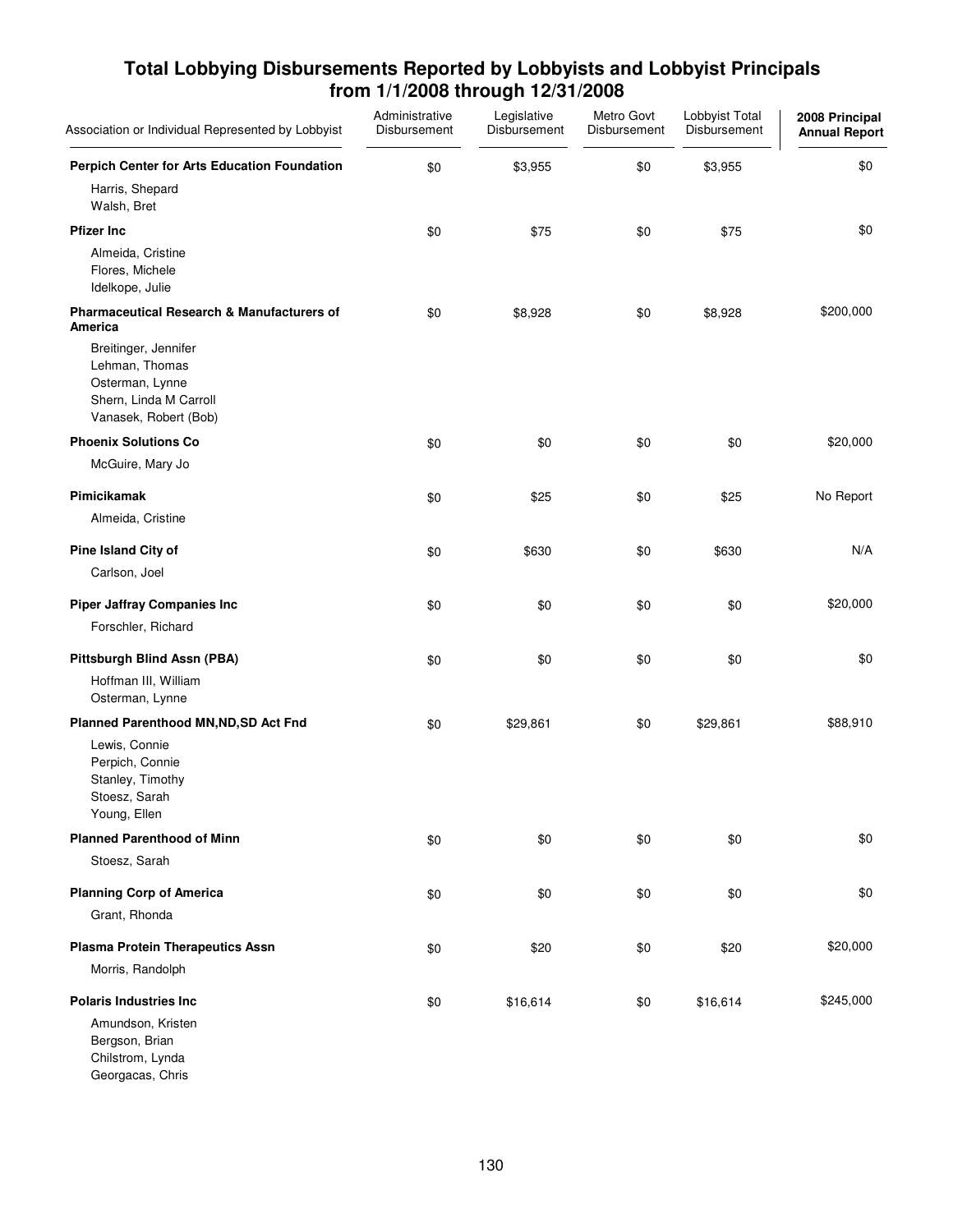# Total Lobbying Disbursements Reported by Lobbyists and Lobbyist Principals from 1/1/2008 through 12/31/2008

| Association or Individual Represented by Lobbyist | Administrative Disbursement | Legislative Disbursement | Metro Govt Disbursement | Lobbyist Total Disbursement | 2008 Principal Annual Report |
|---|---|---|---|---|---|
| **Perpich Center for Arts Education Foundation** | $0 | $3,955 | $0 | $3,955 | $0 |
| Harris, Shepard<br>Walsh, Bret | | | | | |
| **Pfizer Inc** | $0 | $75 | $0 | $75 | $0 |
| Almeida, Cristine<br>Flores, Michele<br>Idelkope, Julie | | | | | |
| **Pharmaceutical Research & Manufacturers of America** | $0 | $8,928 | $0 | $8,928 | $200,000 |
| Breitinger, Jennifer<br>Lehman, Thomas<br>Osterman, Lynne<br>Shern, Linda M Carroll<br>Vanasek, Robert (Bob) | | | | | |
| **Phoenix Solutions Co** | $0 | $0 | $0 | $0 | $20,000 |
| McGuire, Mary Jo | | | | | |
| **Pimicikamak** | $0 | $25 | $0 | $25 | No Report |
| Almeida, Cristine | | | | | |
| **Pine Island City of** | $0 | $630 | $0 | $630 | N/A |
| Carlson, Joel | | | | | |
| **Piper Jaffray Companies Inc** | $0 | $0 | $0 | $0 | $20,000 |
| Forschler, Richard | | | | | |
| **Pittsburgh Blind Assn (PBA)** | $0 | $0 | $0 | $0 | $0 |
| Hoffman III, William<br>Osterman, Lynne | | | | | |
| **Planned Parenthood MN,ND,SD Act Fnd** | $0 | $29,861 | $0 | $29,861 | $88,910 |
| Lewis, Connie<br>Perpich, Connie<br>Stanley, Timothy<br>Stoesz, Sarah<br>Young, Ellen | | | | | |
| **Planned Parenthood of Minn** | $0 | $0 | $0 | $0 | $0 |
| Stoesz, Sarah | | | | | |
| **Planning Corp of America** | $0 | $0 | $0 | $0 | $0 |
| Grant, Rhonda | | | | | |
| **Plasma Protein Therapeutics Assn** | $0 | $20 | $0 | $20 | $20,000 |
| Morris, Randolph | | | | | |
| **Polaris Industries Inc** | $0 | $16,614 | $0 | $16,614 | $245,000 |
| Amundson, Kristen<br>Bergson, Brian<br>Chilstrom, Lynda<br>Georgacas, Chris | | | | | |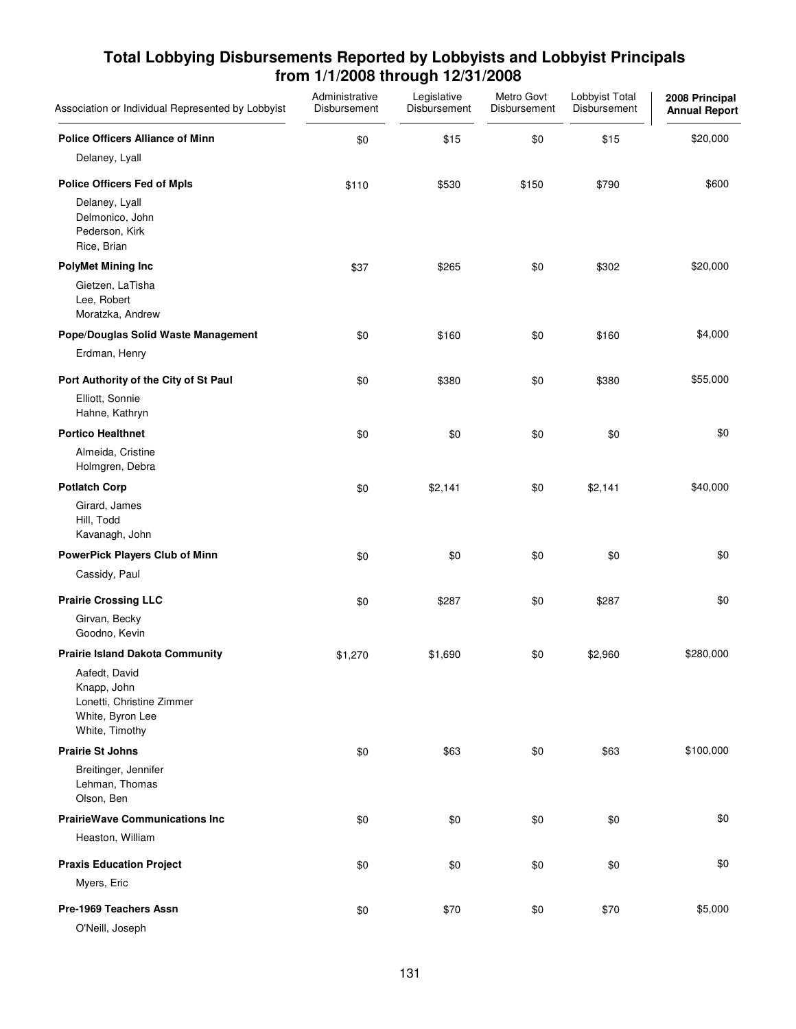## Total Lobbying Disbursements Reported by Lobbyists and Lobbyist Principals from 1/1/2008 through 12/31/2008

| Association or Individual Represented by Lobbyist | Administrative Disbursement | Legislative Disbursement | Metro Govt Disbursement | Lobbyist Total Disbursement | 2008 Principal Annual Report |
|---|---|---|---|---|---|
| **Police Officers Alliance of Minn** | $0 | $15 | $0 | $15 | $20,000 |
| Delaney, Lyall | | | | | |
| **Police Officers Fed of Mpls** | $110 | $530 | $150 | $790 | $600 |
| Delaney, Lyall<br>Delmonico, John<br>Pederson, Kirk<br>Rice, Brian | | | | | |
| **PolyMet Mining Inc** | $37 | $265 | $0 | $302 | $20,000 |
| Gietzen, LaTisha<br>Lee, Robert<br>Moratzka, Andrew | | | | | |
| **Pope/Douglas Solid Waste Management** | $0 | $160 | $0 | $160 | $4,000 |
| Erdman, Henry | | | | | |
| **Port Authority of the City of St Paul** | $0 | $380 | $0 | $380 | $55,000 |
| Elliott, Sonnie<br>Hahne, Kathryn | | | | | |
| **Portico Healthnet** | $0 | $0 | $0 | $0 | $0 |
| Almeida, Cristine<br>Holmgren, Debra | | | | | |
| **Potlatch Corp** | $0 | $2,141 | $0 | $2,141 | $40,000 |
| Girard, James<br>Hill, Todd<br>Kavanagh, John | | | | | |
| **PowerPick Players Club of Minn** | $0 | $0 | $0 | $0 | $0 |
| Cassidy, Paul | | | | | |
| **Prairie Crossing LLC** | $0 | $287 | $0 | $287 | $0 |
| Girvan, Becky<br>Goodno, Kevin | | | | | |
| **Prairie Island Dakota Community** | $1,270 | $1,690 | $0 | $2,960 | $280,000 |
| Aafedt, David<br>Knapp, John<br>Lonetti, Christine Zimmer<br>White, Byron Lee<br>White, Timothy | | | | | |
| **Prairie St Johns** | $0 | $63 | $0 | $63 | $100,000 |
| Breitinger, Jennifer<br>Lehman, Thomas<br>Olson, Ben | | | | | |
| **PrairieWave Communications Inc** | $0 | $0 | $0 | $0 | $0 |
| Heaston, William | | | | | |
| **Praxis Education Project** | $0 | $0 | $0 | $0 | $0 |
| Myers, Eric | | | | | |
| **Pre-1969 Teachers Assn** | $0 | $70 | $0 | $70 | $5,000 |
| O'Neill, Joseph | | | | | |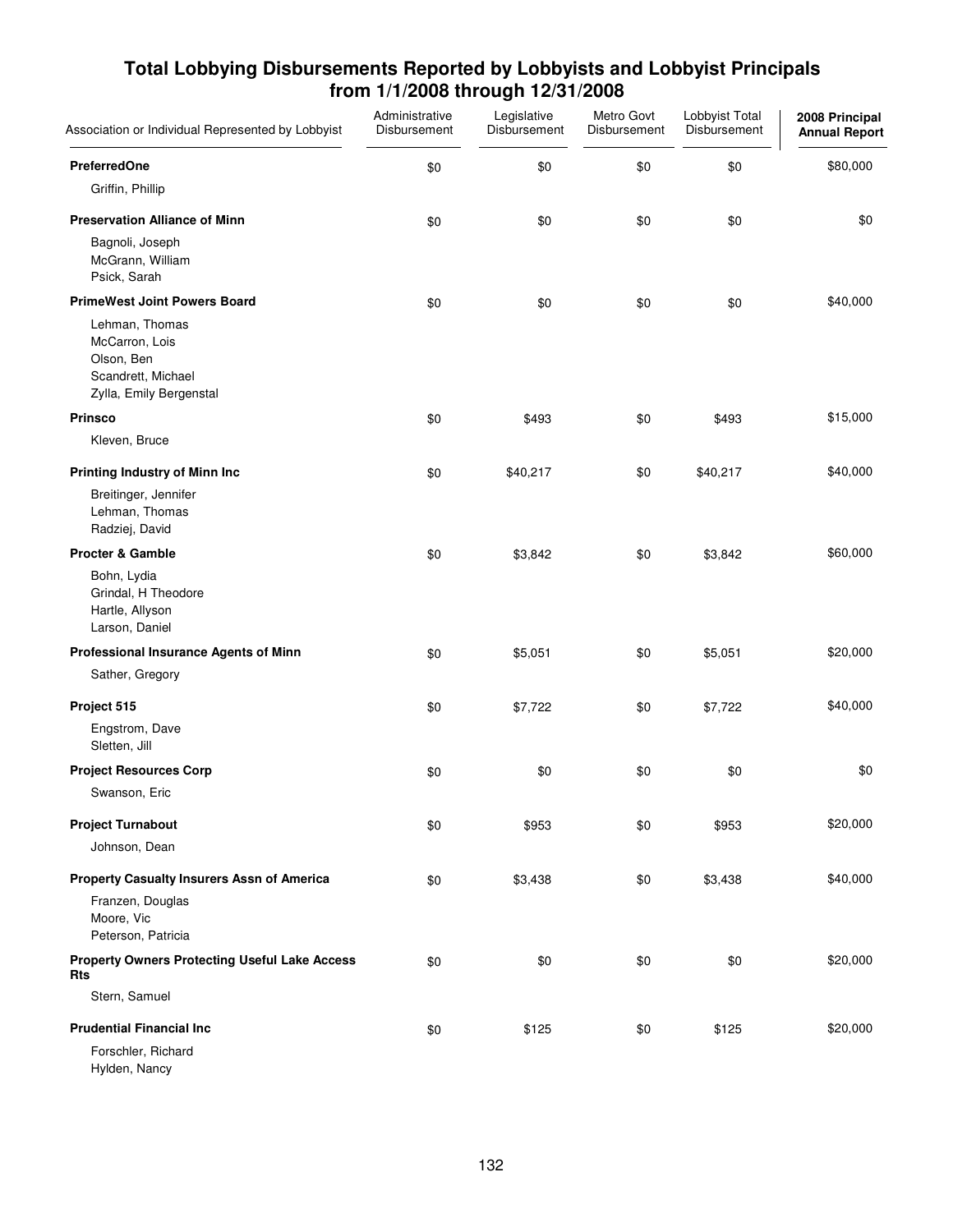# Total Lobbying Disbursements Reported by Lobbyists and Lobbyist Principals from 1/1/2008 through 12/31/2008

| Association or Individual Represented by Lobbyist | Administrative Disbursement | Legislative Disbursement | Metro Govt Disbursement | Lobbyist Total Disbursement | 2008 Principal Annual Report |
|---|---|---|---|---|---|
| **PreferredOne** | $0 | $0 | $0 | $0 | $80,000 |
| Griffin, Phillip | | | | | |
| **Preservation Alliance of Minn** | $0 | $0 | $0 | $0 | $0 |
| Bagnoli, Joseph<br>McGrann, William<br>Psick, Sarah | | | | | |
| **PrimeWest Joint Powers Board** | $0 | $0 | $0 | $0 | $40,000 |
| Lehman, Thomas<br>McCarron, Lois<br>Olson, Ben<br>Scandrett, Michael<br>Zylla, Emily Bergenstal | | | | | |
| **Prinsco** | $0 | $493 | $0 | $493 | $15,000 |
| Kleven, Bruce | | | | | |
| **Printing Industry of Minn Inc** | $0 | $40,217 | $0 | $40,217 | $40,000 |
| Breitinger, Jennifer<br>Lehman, Thomas<br>Radziej, David | | | | | |
| **Procter & Gamble** | $0 | $3,842 | $0 | $3,842 | $60,000 |
| Bohn, Lydia<br>Grindal, H Theodore<br>Hartle, Allyson<br>Larson, Daniel | | | | | |
| **Professional Insurance Agents of Minn** | $0 | $5,051 | $0 | $5,051 | $20,000 |
| Sather, Gregory | | | | | |
| **Project 515** | $0 | $7,722 | $0 | $7,722 | $40,000 |
| Engstrom, Dave<br>Sletten, Jill | | | | | |
| **Project Resources Corp** | $0 | $0 | $0 | $0 | $0 |
| Swanson, Eric | | | | | |
| **Project Turnabout** | $0 | $953 | $0 | $953 | $20,000 |
| Johnson, Dean | | | | | |
| **Property Casualty Insurers Assn of America** | $0 | $3,438 | $0 | $3,438 | $40,000 |
| Franzen, Douglas<br>Moore, Vic<br>Peterson, Patricia | | | | | |
| **Property Owners Protecting Useful Lake Access Rts** | $0 | $0 | $0 | $0 | $20,000 |
| Stern, Samuel | | | | | |
| **Prudential Financial Inc** | $0 | $125 | $0 | $125 | $20,000 |
| Forschler, Richard<br>Hylden, Nancy | | | | | |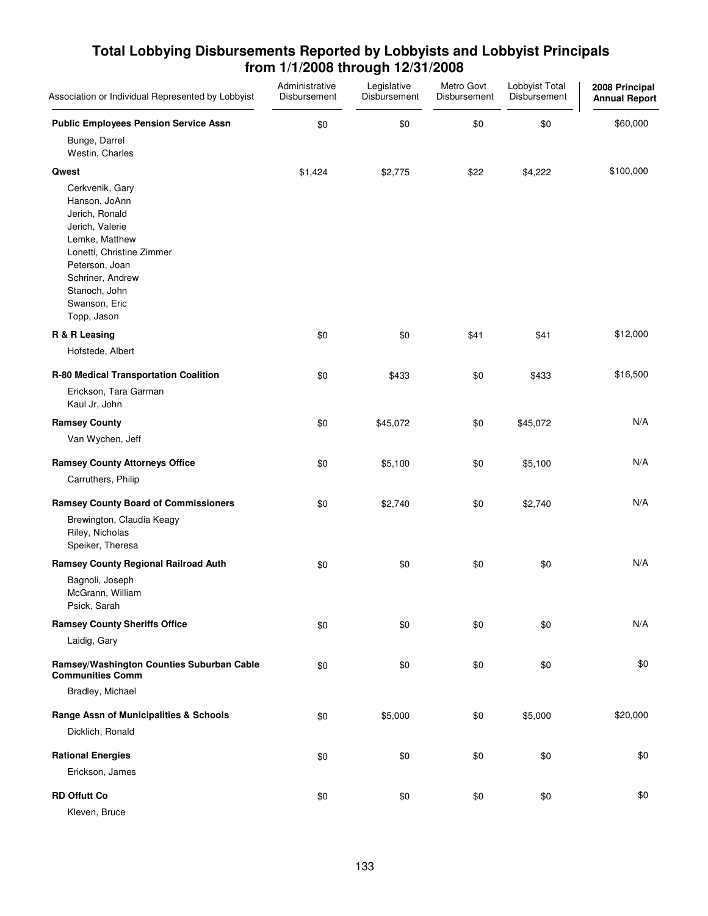## Total Lobbying Disbursements Reported by Lobbyists and Lobbyist Principals from 1/1/2008 through 12/31/2008

| Association or Individual Represented by Lobbyist | Administrative Disbursement | Legislative Disbursement | Metro Govt Disbursement | Lobbyist Total Disbursement | 2008 Principal Annual Report |
|---|---|---|---|---|---|
| **Public Employees Pension Service Assn** | $0 | $0 | $0 | $0 | $60,000 |
| Bunge, Darrel<br>Westin, Charles | | | | | |
| **Qwest** | $1,424 | $2,775 | $22 | $4,222 | $100,000 |
| Cerkvenik, Gary<br>Hanson, JoAnn<br>Jerich, Ronald<br>Jerich, Valerie<br>Lemke, Matthew<br>Lonetti, Christine Zimmer<br>Peterson, Joan<br>Schriner, Andrew<br>Stanoch, John<br>Swanson, Eric<br>Topp, Jason | | | | | |
| **R & R Leasing** | $0 | $0 | $41 | $41 | $12,000 |
| Hofstede, Albert | | | | | |
| **R-80 Medical Transportation Coalition** | $0 | $433 | $0 | $433 | $16,500 |
| Erickson, Tara Garman<br>Kaul Jr, John | | | | | |
| **Ramsey County** | $0 | $45,072 | $0 | $45,072 | N/A |
| Van Wychen, Jeff | | | | | |
| **Ramsey County Attorneys Office** | $0 | $5,100 | $0 | $5,100 | N/A |
| Carruthers, Philip | | | | | |
| **Ramsey County Board of Commissioners** | $0 | $2,740 | $0 | $2,740 | N/A |
| Brewington, Claudia Keagy<br>Riley, Nicholas<br>Speiker, Theresa | | | | | |
| **Ramsey County Regional Railroad Auth** | $0 | $0 | $0 | $0 | N/A |
| Bagnoli, Joseph<br>McGrann, William<br>Psick, Sarah | | | | | |
| **Ramsey County Sheriffs Office** | $0 | $0 | $0 | $0 | N/A |
| Laidig, Gary | | | | | |
| **Ramsey/Washington Counties Suburban Cable Communities Comm** | $0 | $0 | $0 | $0 | $0 |
| Bradley, Michael | | | | | |
| **Range Assn of Municipalities & Schools** | $0 | $5,000 | $0 | $5,000 | $20,000 |
| Dicklich, Ronald | | | | | |
| **Rational Energies** | $0 | $0 | $0 | $0 | $0 |
| Erickson, James | | | | | |
| **RD Offutt Co** | $0 | $0 | $0 | $0 | $0 |
| Kleven, Bruce | | | | | |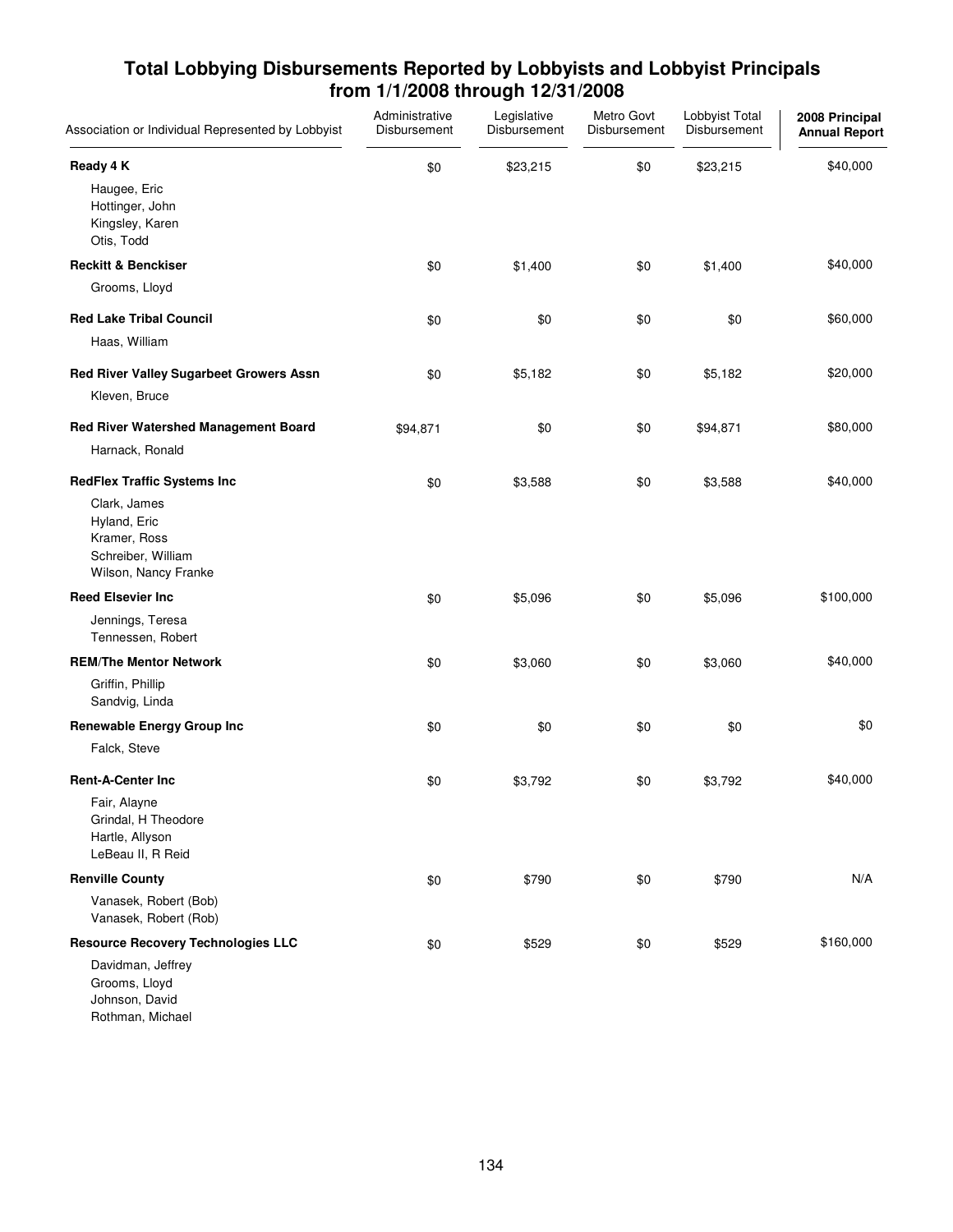# Total Lobbying Disbursements Reported by Lobbyists and Lobbyist Principals from 1/1/2008 through 12/31/2008

| Association or Individual Represented by Lobbyist | Administrative Disbursement | Legislative Disbursement | Metro Govt Disbursement | Lobbyist Total Disbursement | 2008 Principal Annual Report |
|---|---|---|---|---|---|
| **Ready 4 K** | $0 | $23,215 | $0 | $23,215 | $40,000 |
| Haugee, Eric<br>Hottinger, John<br>Kingsley, Karen<br>Otis, Todd | | | | | |
| **Reckitt & Benckiser** | $0 | $1,400 | $0 | $1,400 | $40,000 |
| Grooms, Lloyd | | | | | |
| **Red Lake Tribal Council** | $0 | $0 | $0 | $0 | $60,000 |
| Haas, William | | | | | |
| **Red River Valley Sugarbeet Growers Assn** | $0 | $5,182 | $0 | $5,182 | $20,000 |
| Kleven, Bruce | | | | | |
| **Red River Watershed Management Board** | $94,871 | $0 | $0 | $94,871 | $80,000 |
| Harnack, Ronald | | | | | |
| **RedFlex Traffic Systems Inc** | $0 | $3,588 | $0 | $3,588 | $40,000 |
| Clark, James<br>Hyland, Eric<br>Kramer, Ross<br>Schreiber, William<br>Wilson, Nancy Franke | | | | | |
| **Reed Elsevier Inc** | $0 | $5,096 | $0 | $5,096 | $100,000 |
| Jennings, Teresa<br>Tennessen, Robert | | | | | |
| **REM/The Mentor Network** | $0 | $3,060 | $0 | $3,060 | $40,000 |
| Griffin, Phillip<br>Sandvig, Linda | | | | | |
| **Renewable Energy Group Inc** | $0 | $0 | $0 | $0 | $0 |
| Falck, Steve | | | | | |
| **Rent-A-Center Inc** | $0 | $3,792 | $0 | $3,792 | $40,000 |
| Fair, Alayne<br>Grindal, H Theodore<br>Hartle, Allyson<br>LeBeau II, R Reid | | | | | |
| **Renville County** | $0 | $790 | $0 | $790 | N/A |
| Vanasek, Robert (Bob)<br>Vanasek, Robert (Rob) | | | | | |
| **Resource Recovery Technologies LLC** | $0 | $529 | $0 | $529 | $160,000 |
| Davidman, Jeffrey<br>Grooms, Lloyd<br>Johnson, David<br>Rothman, Michael | | | | | |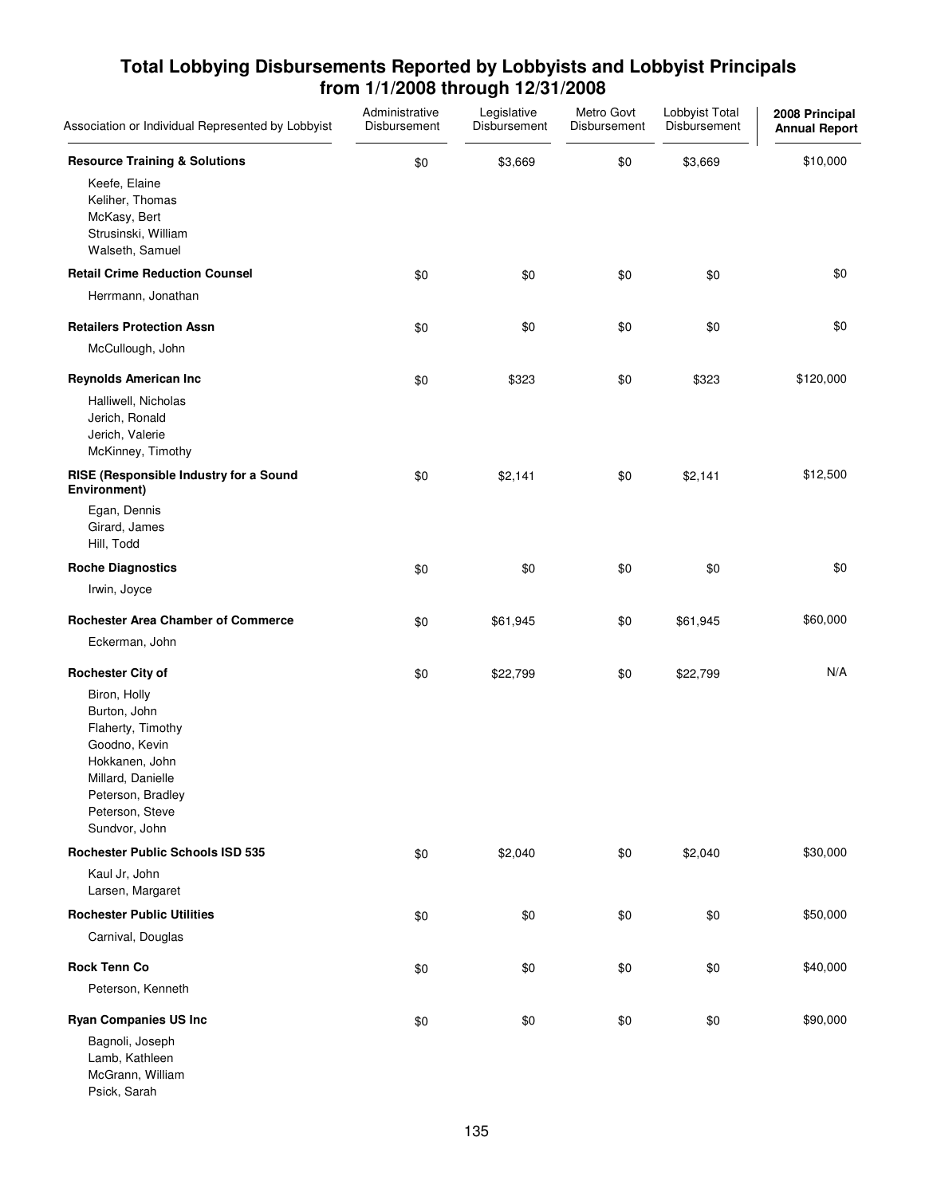## Total Lobbying Disbursements Reported by Lobbyists and Lobbyist Principals from 1/1/2008 through 12/31/2008

| Association or Individual Represented by Lobbyist | Administrative Disbursement | Legislative Disbursement | Metro Govt Disbursement | Lobbyist Total Disbursement | 2008 Principal Annual Report |
|---|---|---|---|---|---|
| **Resource Training & Solutions** | $0 | $3,669 | $0 | $3,669 | $10,000 |
| Keefe, Elaine<br>Keliher, Thomas<br>McKasy, Bert<br>Strusinski, William<br>Walseth, Samuel | | | | | |
| **Retail Crime Reduction Counsel** | $0 | $0 | $0 | $0 | $0 |
| Herrmann, Jonathan | | | | | |
| **Retailers Protection Assn** | $0 | $0 | $0 | $0 | $0 |
| McCullough, John | | | | | |
| **Reynolds American Inc** | $0 | $323 | $0 | $323 | $120,000 |
| Halliwell, Nicholas<br>Jerich, Ronald<br>Jerich, Valerie<br>McKinney, Timothy | | | | | |
| **RISE (Responsible Industry for a Sound Environment)** | $0 | $2,141 | $0 | $2,141 | $12,500 |
| Egan, Dennis<br>Girard, James<br>Hill, Todd | | | | | |
| **Roche Diagnostics** | $0 | $0 | $0 | $0 | $0 |
| Irwin, Joyce | | | | | |
| **Rochester Area Chamber of Commerce** | $0 | $61,945 | $0 | $61,945 | $60,000 |
| Eckerman, John | | | | | |
| **Rochester City of** | $0 | $22,799 | $0 | $22,799 | N/A |
| Biron, Holly<br>Burton, John<br>Flaherty, Timothy<br>Goodno, Kevin<br>Hokkanen, John<br>Millard, Danielle<br>Peterson, Bradley<br>Peterson, Steve<br>Sundvor, John | | | | | |
| **Rochester Public Schools ISD 535** | $0 | $2,040 | $0 | $2,040 | $30,000 |
| Kaul Jr, John<br>Larsen, Margaret | | | | | |
| **Rochester Public Utilities** | $0 | $0 | $0 | $0 | $50,000 |
| Carnival, Douglas | | | | | |
| **Rock Tenn Co** | $0 | $0 | $0 | $0 | $40,000 |
| Peterson, Kenneth | | | | | |
| **Ryan Companies US Inc** | $0 | $0 | $0 | $0 | $90,000 |
| Bagnoli, Joseph<br>Lamb, Kathleen<br>McGrann, William<br>Psick, Sarah | | | | | |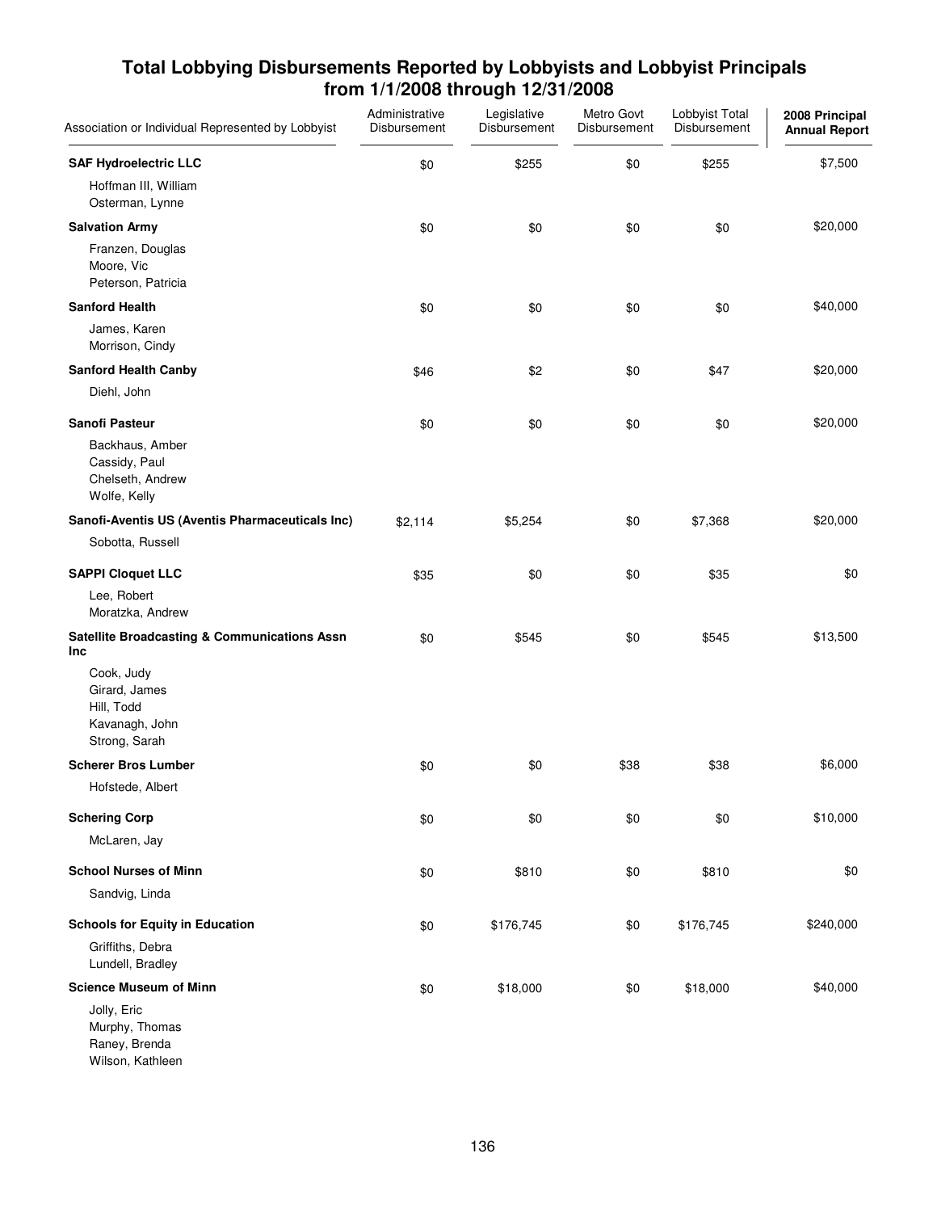## Total Lobbying Disbursements Reported by Lobbyists and Lobbyist Principals from 1/1/2008 through 12/31/2008

| Association or Individual Represented by Lobbyist | Administrative Disbursement | Legislative Disbursement | Metro Govt Disbursement | Lobbyist Total Disbursement | 2008 Principal Annual Report |
|---|---|---|---|---|---|
| **SAF Hydroelectric LLC** | $0 | $255 | $0 | $255 | $7,500 |
| Hoffman III, William<br>Osterman, Lynne | | | | | |
| **Salvation Army** | $0 | $0 | $0 | $0 | $20,000 |
| Franzen, Douglas<br>Moore, Vic<br>Peterson, Patricia | | | | | |
| **Sanford Health** | $0 | $0 | $0 | $0 | $40,000 |
| James, Karen<br>Morrison, Cindy | | | | | |
| **Sanford Health Canby** | $46 | $2 | $0 | $47 | $20,000 |
| Diehl, John | | | | | |
| **Sanofi Pasteur** | $0 | $0 | $0 | $0 | $20,000 |
| Backhaus, Amber<br>Cassidy, Paul<br>Chelseth, Andrew<br>Wolfe, Kelly | | | | | |
| **Sanofi-Aventis US (Aventis Pharmaceuticals Inc)** | $2,114 | $5,254 | $0 | $7,368 | $20,000 |
| Sobotta, Russell | | | | | |
| **SAPPI Cloquet LLC** | $35 | $0 | $0 | $35 | $0 |
| Lee, Robert<br>Moratzka, Andrew | | | | | |
| **Satellite Broadcasting & Communications Assn Inc** | $0 | $545 | $0 | $545 | $13,500 |
| Cook, Judy<br>Girard, James<br>Hill, Todd<br>Kavanagh, John<br>Strong, Sarah | | | | | |
| **Scherer Bros Lumber** | $0 | $0 | $38 | $38 | $6,000 |
| Hofstede, Albert | | | | | |
| **Schering Corp** | $0 | $0 | $0 | $0 | $10,000 |
| McLaren, Jay | | | | | |
| **School Nurses of Minn** | $0 | $810 | $0 | $810 | $0 |
| Sandvig, Linda | | | | | |
| **Schools for Equity in Education** | $0 | $176,745 | $0 | $176,745 | $240,000 |
| Griffiths, Debra<br>Lundell, Bradley | | | | | |
| **Science Museum of Minn** | $0 | $18,000 | $0 | $18,000 | $40,000 |
| Jolly, Eric<br>Murphy, Thomas<br>Raney, Brenda<br>Wilson, Kathleen | | | | | |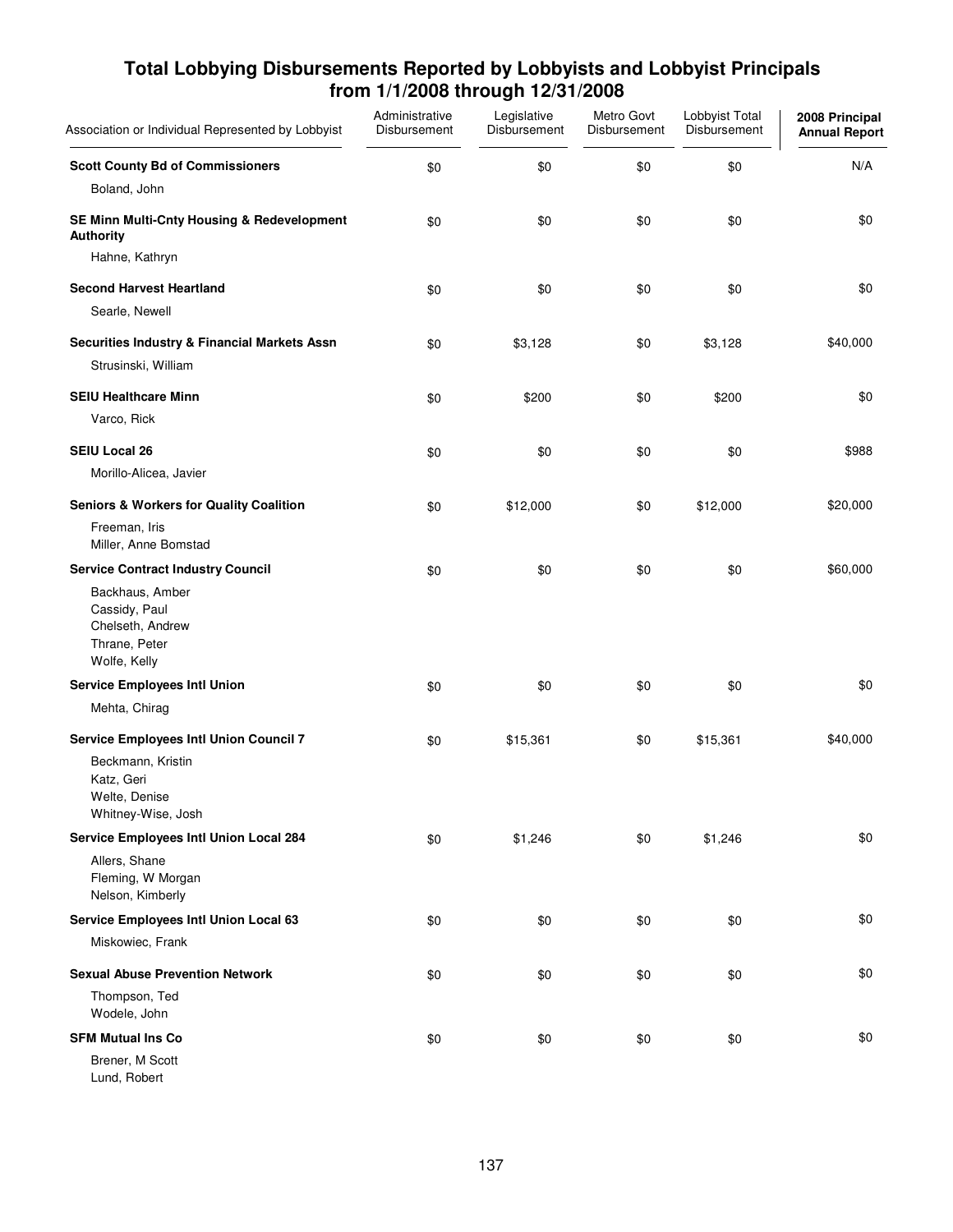## Total Lobbying Disbursements Reported by Lobbyists and Lobbyist Principals from 1/1/2008 through 12/31/2008

| Association or Individual Represented by Lobbyist | Administrative Disbursement | Legislative Disbursement | Metro Govt Disbursement | Lobbyist Total Disbursement | 2008 Principal Annual Report |
|---|---|---|---|---|---|
| **Scott County Bd of Commissioners** | $0 | $0 | $0 | $0 | N/A |
| Boland, John | | | | | |
| **SE Minn Multi-Cnty Housing & Redevelopment Authority** | $0 | $0 | $0 | $0 | $0 |
| Hahne, Kathryn | | | | | |
| **Second Harvest Heartland** | $0 | $0 | $0 | $0 | $0 |
| Searle, Newell | | | | | |
| **Securities Industry & Financial Markets Assn** | $0 | $3,128 | $0 | $3,128 | $40,000 |
| Strusinski, William | | | | | |
| **SEIU Healthcare Minn** | $0 | $200 | $0 | $200 | $0 |
| Varco, Rick | | | | | |
| **SEIU Local 26** | $0 | $0 | $0 | $0 | $988 |
| Morillo-Alicea, Javier | | | | | |
| **Seniors & Workers for Quality Coalition** | $0 | $12,000 | $0 | $12,000 | $20,000 |
| Freeman, Iris<br>Miller, Anne Bomstad | | | | | |
| **Service Contract Industry Council** | $0 | $0 | $0 | $0 | $60,000 |
| Backhaus, Amber<br>Cassidy, Paul<br>Chelseth, Andrew<br>Thrane, Peter<br>Wolfe, Kelly | | | | | |
| **Service Employees Intl Union** | $0 | $0 | $0 | $0 | $0 |
| Mehta, Chirag | | | | | |
| **Service Employees Intl Union Council 7** | $0 | $15,361 | $0 | $15,361 | $40,000 |
| Beckmann, Kristin<br>Katz, Geri<br>Welte, Denise<br>Whitney-Wise, Josh | | | | | |
| **Service Employees Intl Union Local 284** | $0 | $1,246 | $0 | $1,246 | $0 |
| Allers, Shane<br>Fleming, W Morgan<br>Nelson, Kimberly | | | | | |
| **Service Employees Intl Union Local 63** | $0 | $0 | $0 | $0 | $0 |
| Miskowiec, Frank | | | | | |
| **Sexual Abuse Prevention Network** | $0 | $0 | $0 | $0 | $0 |
| Thompson, Ted<br>Wodele, John | | | | | |
| **SFM Mutual Ins Co** | $0 | $0 | $0 | $0 | $0 |
| Brener, M Scott<br>Lund, Robert | | | | | |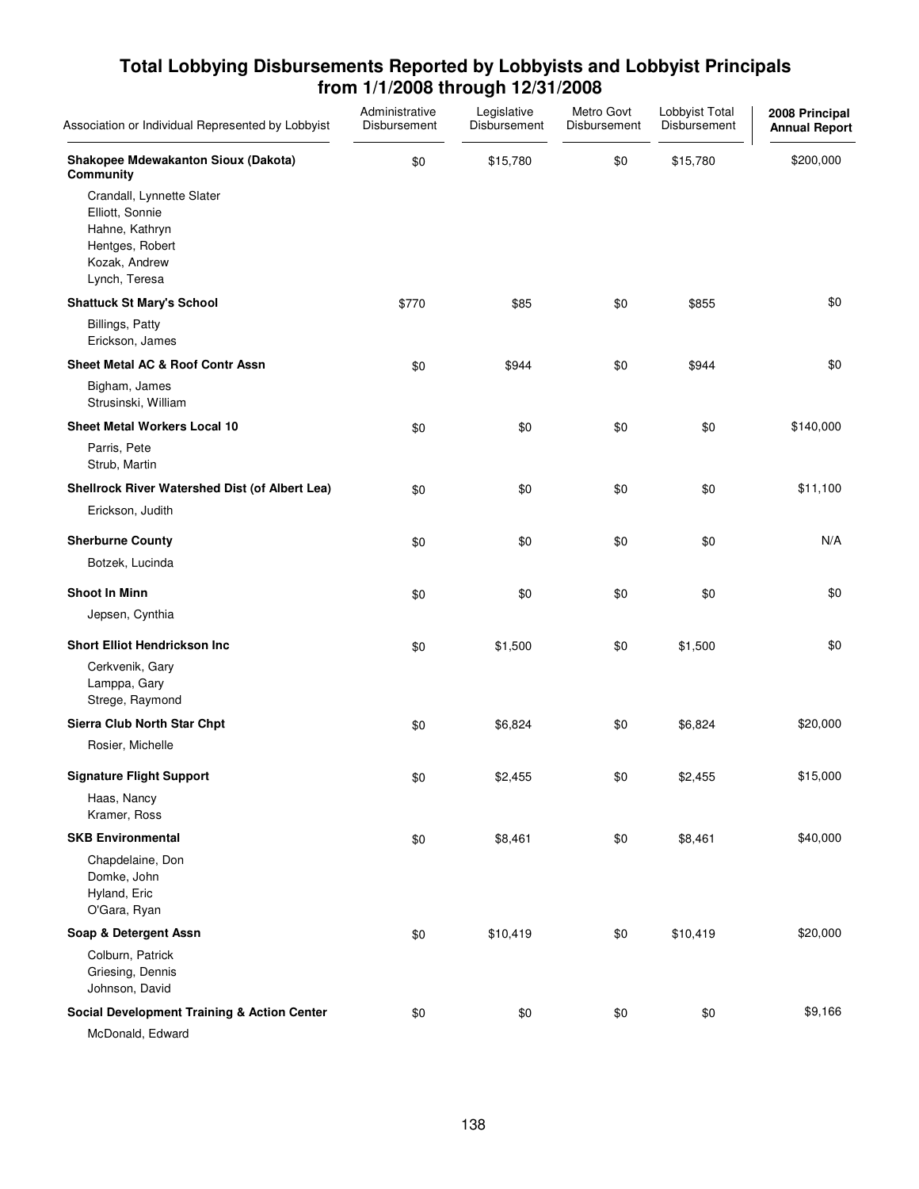## Total Lobbying Disbursements Reported by Lobbyists and Lobbyist Principals from 1/1/2008 through 12/31/2008

| Association or Individual Represented by Lobbyist | Administrative Disbursement | Legislative Disbursement | Metro Govt Disbursement | Lobbyist Total Disbursement | 2008 Principal Annual Report |
|---|---|---|---|---|---|
| **Shakopee Mdewakanton Sioux (Dakota) Community** | $0 | $15,780 | $0 | $15,780 | $200,000 |
| Crandall, Lynnette Slater<br>Elliott, Sonnie<br>Hahne, Kathryn<br>Hentges, Robert<br>Kozak, Andrew<br>Lynch, Teresa | | | | | |
| **Shattuck St Mary's School** | $770 | $85 | $0 | $855 | $0 |
| Billings, Patty<br>Erickson, James | | | | | |
| **Sheet Metal AC & Roof Contr Assn** | $0 | $944 | $0 | $944 | $0 |
| Bigham, James<br>Strusinski, William | | | | | |
| **Sheet Metal Workers Local 10** | $0 | $0 | $0 | $0 | $140,000 |
| Parris, Pete<br>Strub, Martin | | | | | |
| **Shellrock River Watershed Dist (of Albert Lea)** | $0 | $0 | $0 | $0 | $11,100 |
| Erickson, Judith | | | | | |
| **Sherburne County** | $0 | $0 | $0 | $0 | N/A |
| Botzek, Lucinda | | | | | |
| **Shoot In Minn** | $0 | $0 | $0 | $0 | $0 |
| Jepsen, Cynthia | | | | | |
| **Short Elliot Hendrickson Inc** | $0 | $1,500 | $0 | $1,500 | $0 |
| Cerkvenik, Gary<br>Lamppa, Gary<br>Strege, Raymond | | | | | |
| **Sierra Club North Star Chpt** | $0 | $6,824 | $0 | $6,824 | $20,000 |
| Rosier, Michelle | | | | | |
| **Signature Flight Support** | $0 | $2,455 | $0 | $2,455 | $15,000 |
| Haas, Nancy<br>Kramer, Ross | | | | | |
| **SKB Environmental** | $0 | $8,461 | $0 | $8,461 | $40,000 |
| Chapdelaine, Don<br>Domke, John<br>Hyland, Eric<br>O'Gara, Ryan | | | | | |
| **Soap & Detergent Assn** | $0 | $10,419 | $0 | $10,419 | $20,000 |
| Colburn, Patrick<br>Griesing, Dennis<br>Johnson, David | | | | | |
| **Social Development Training & Action Center** | $0 | $0 | $0 | $0 | $9,166 |
| McDonald, Edward | | | | | |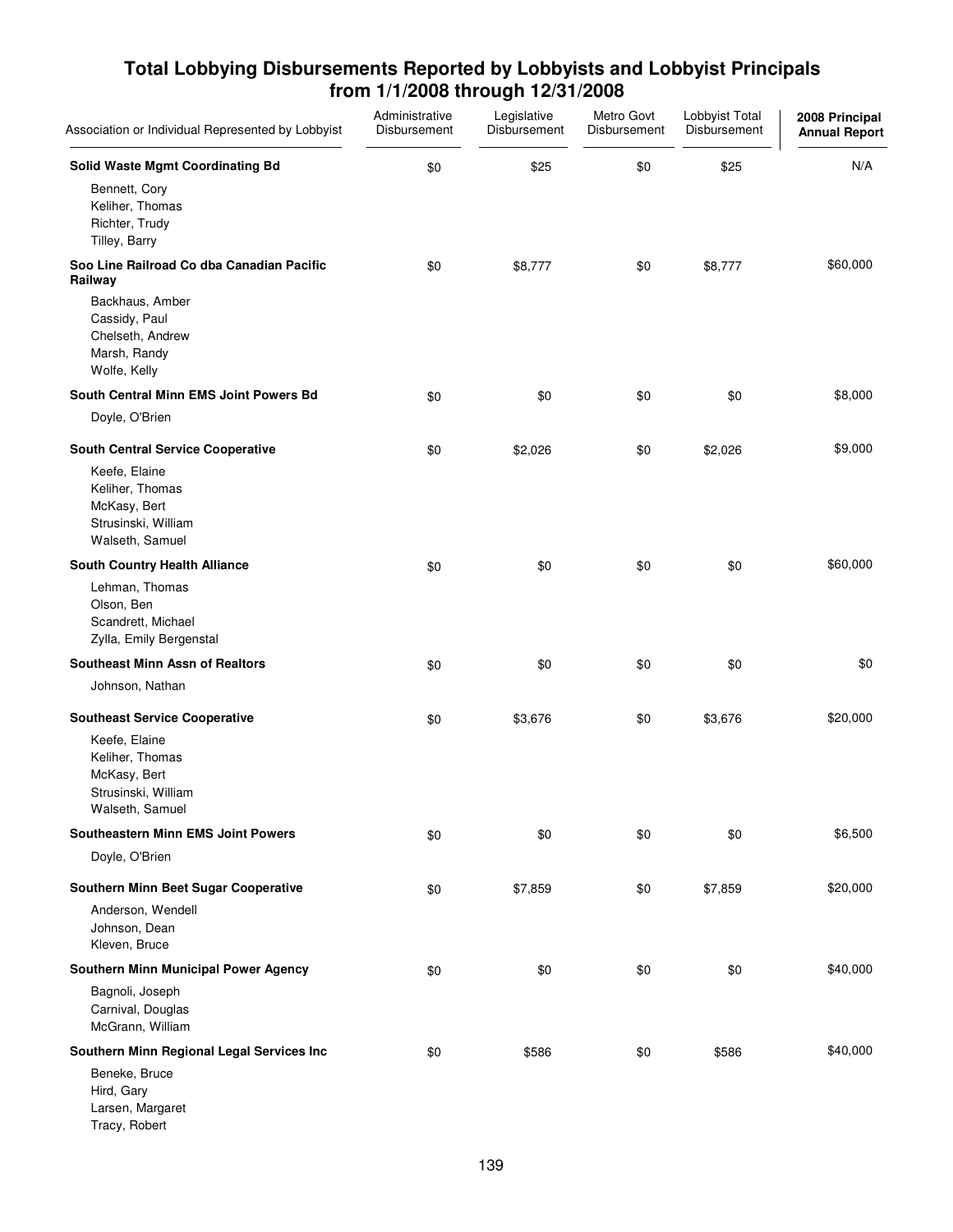# Total Lobbying Disbursements Reported by Lobbyists and Lobbyist Principals from 1/1/2008 through 12/31/2008

| Association or Individual Represented by Lobbyist | Administrative Disbursement | Legislative Disbursement | Metro Govt Disbursement | Lobbyist Total Disbursement | 2008 Principal Annual Report |
|---|---|---|---|---|---|
| **Solid Waste Mgmt Coordinating Bd** | $0 | $25 | $0 | $25 | N/A |
| Bennett, Cory<br>Keliher, Thomas<br>Richter, Trudy<br>Tilley, Barry | | | | | |
| **Soo Line Railroad Co dba Canadian Pacific Railway** | $0 | $8,777 | $0 | $8,777 | $60,000 |
| Backhaus, Amber<br>Cassidy, Paul<br>Chelseth, Andrew<br>Marsh, Randy<br>Wolfe, Kelly | | | | | |
| **South Central Minn EMS Joint Powers Bd** | $0 | $0 | $0 | $0 | $8,000 |
| Doyle, O'Brien | | | | | |
| **South Central Service Cooperative** | $0 | $2,026 | $0 | $2,026 | $9,000 |
| Keefe, Elaine<br>Keliher, Thomas<br>McKasy, Bert<br>Strusinski, William<br>Walseth, Samuel | | | | | |
| **South Country Health Alliance** | $0 | $0 | $0 | $0 | $60,000 |
| Lehman, Thomas<br>Olson, Ben<br>Scandrett, Michael<br>Zylla, Emily Bergenstal | | | | | |
| **Southeast Minn Assn of Realtors** | $0 | $0 | $0 | $0 | $0 |
| Johnson, Nathan | | | | | |
| **Southeast Service Cooperative** | $0 | $3,676 | $0 | $3,676 | $20,000 |
| Keefe, Elaine<br>Keliher, Thomas<br>McKasy, Bert<br>Strusinski, William<br>Walseth, Samuel | | | | | |
| **Southeastern Minn EMS Joint Powers** | $0 | $0 | $0 | $0 | $6,500 |
| Doyle, O'Brien | | | | | |
| **Southern Minn Beet Sugar Cooperative** | $0 | $7,859 | $0 | $7,859 | $20,000 |
| Anderson, Wendell<br>Johnson, Dean<br>Kleven, Bruce | | | | | |
| **Southern Minn Municipal Power Agency** | $0 | $0 | $0 | $0 | $40,000 |
| Bagnoli, Joseph<br>Carnival, Douglas<br>McGrann, William | | | | | |
| **Southern Minn Regional Legal Services Inc** | $0 | $586 | $0 | $586 | $40,000 |
| Beneke, Bruce<br>Hird, Gary<br>Larsen, Margaret<br>Tracy, Robert | | | | | |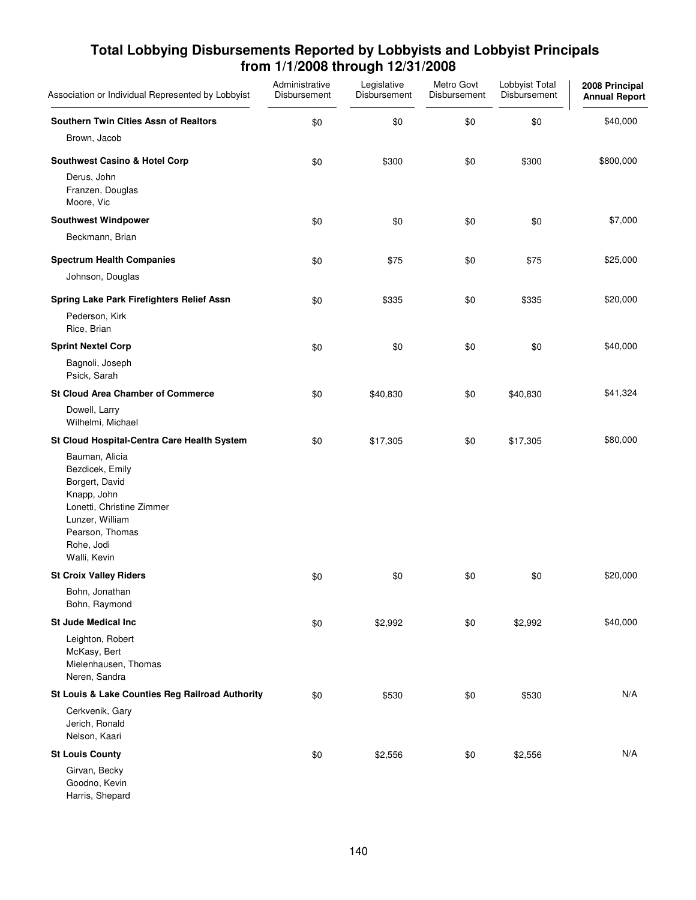# Total Lobbying Disbursements Reported by Lobbyists and Lobbyist Principals from 1/1/2008 through 12/31/2008

| Association or Individual Represented by Lobbyist | Administrative Disbursement | Legislative Disbursement | Metro Govt Disbursement | Lobbyist Total Disbursement | 2008 Principal Annual Report |
|---|---|---|---|---|---|
| **Southern Twin Cities Assn of Realtors** | $0 | $0 | $0 | $0 | $40,000 |
| Brown, Jacob | | | | | |
| **Southwest Casino & Hotel Corp** | $0 | $300 | $0 | $300 | $800,000 |
| Derus, John | | | | | |
| Franzen, Douglas | | | | | |
| Moore, Vic | | | | | |
| **Southwest Windpower** | $0 | $0 | $0 | $0 | $7,000 |
| Beckmann, Brian | | | | | |
| **Spectrum Health Companies** | $0 | $75 | $0 | $75 | $25,000 |
| Johnson, Douglas | | | | | |
| **Spring Lake Park Firefighters Relief Assn** | $0 | $335 | $0 | $335 | $20,000 |
| Pederson, Kirk | | | | | |
| Rice, Brian | | | | | |
| **Sprint Nextel Corp** | $0 | $0 | $0 | $0 | $40,000 |
| Bagnoli, Joseph | | | | | |
| Psick, Sarah | | | | | |
| **St Cloud Area Chamber of Commerce** | $0 | $40,830 | $0 | $40,830 | $41,324 |
| Dowell, Larry | | | | | |
| Wilhelmi, Michael | | | | | |
| **St Cloud Hospital-Centra Care Health System** | $0 | $17,305 | $0 | $17,305 | $80,000 |
| Bauman, Alicia | | | | | |
| Bezdicek, Emily | | | | | |
| Borgert, David | | | | | |
| Knapp, John | | | | | |
| Lonetti, Christine Zimmer | | | | | |
| Lunzer, William | | | | | |
| Pearson, Thomas | | | | | |
| Rohe, Jodi | | | | | |
| Walli, Kevin | | | | | |
| **St Croix Valley Riders** | $0 | $0 | $0 | $0 | $20,000 |
| Bohn, Jonathan | | | | | |
| Bohn, Raymond | | | | | |
| **St Jude Medical Inc** | $0 | $2,992 | $0 | $2,992 | $40,000 |
| Leighton, Robert | | | | | |
| McKasy, Bert | | | | | |
| Mielenhausen, Thomas | | | | | |
| Neren, Sandra | | | | | |
| **St Louis & Lake Counties Reg Railroad Authority** | $0 | $530 | $0 | $530 | N/A |
| Cerkvenik, Gary | | | | | |
| Jerich, Ronald | | | | | |
| Nelson, Kaari | | | | | |
| **St Louis County** | $0 | $2,556 | $0 | $2,556 | N/A |
| Girvan, Becky | | | | | |
| Goodno, Kevin | | | | | |
| Harris, Shepard | | | | | |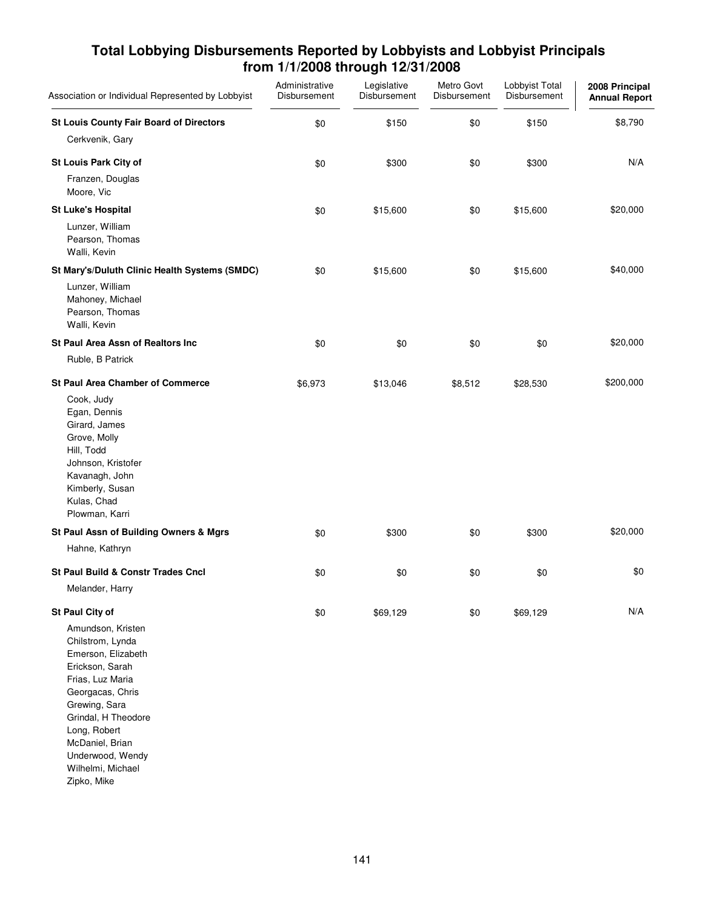## Total Lobbying Disbursements Reported by Lobbyists and Lobbyist Principals from 1/1/2008 through 12/31/2008

| Association or Individual Represented by Lobbyist | Administrative Disbursement | Legislative Disbursement | Metro Govt Disbursement | Lobbyist Total Disbursement | 2008 Principal Annual Report |
|---|---|---|---|---|---|
| **St Louis County Fair Board of Directors** | $0 | $150 | $0 | $150 | $8,790 |
| Cerkvenik, Gary | | | | | |
| **St Louis Park City of** | $0 | $300 | $0 | $300 | N/A |
| Franzen, Douglas | | | | | |
| Moore, Vic | | | | | |
| **St Luke's Hospital** | $0 | $15,600 | $0 | $15,600 | $20,000 |
| Lunzer, William | | | | | |
| Pearson, Thomas | | | | | |
| Walli, Kevin | | | | | |
| **St Mary's/Duluth Clinic Health Systems (SMDC)** | $0 | $15,600 | $0 | $15,600 | $40,000 |
| Lunzer, William | | | | | |
| Mahoney, Michael | | | | | |
| Pearson, Thomas | | | | | |
| Walli, Kevin | | | | | |
| **St Paul Area Assn of Realtors Inc** | $0 | $0 | $0 | $0 | $20,000 |
| Ruble, B Patrick | | | | | |
| **St Paul Area Chamber of Commerce** | $6,973 | $13,046 | $8,512 | $28,530 | $200,000 |
| Cook, Judy | | | | | |
| Egan, Dennis | | | | | |
| Girard, James | | | | | |
| Grove, Molly | | | | | |
| Hill, Todd | | | | | |
| Johnson, Kristofer | | | | | |
| Kavanagh, John | | | | | |
| Kimberly, Susan | | | | | |
| Kulas, Chad | | | | | |
| Plowman, Karri | | | | | |
| **St Paul Assn of Building Owners & Mgrs** | $0 | $300 | $0 | $300 | $20,000 |
| Hahne, Kathryn | | | | | |
| **St Paul Build & Constr Trades Cncl** | $0 | $0 | $0 | $0 | $0 |
| Melander, Harry | | | | | |
| **St Paul City of** | $0 | $69,129 | $0 | $69,129 | N/A |
| Amundson, Kristen | | | | | |
| Chilstrom, Lynda | | | | | |
| Emerson, Elizabeth | | | | | |
| Erickson, Sarah | | | | | |
| Frias, Luz Maria | | | | | |
| Georgacas, Chris | | | | | |
| Grewing, Sara | | | | | |
| Grindal, H Theodore | | | | | |
| Long, Robert | | | | | |
| McDaniel, Brian | | | | | |
| Underwood, Wendy | | | | | |
| Wilhelmi, Michael | | | | | |
| Zipko, Mike | | | | | |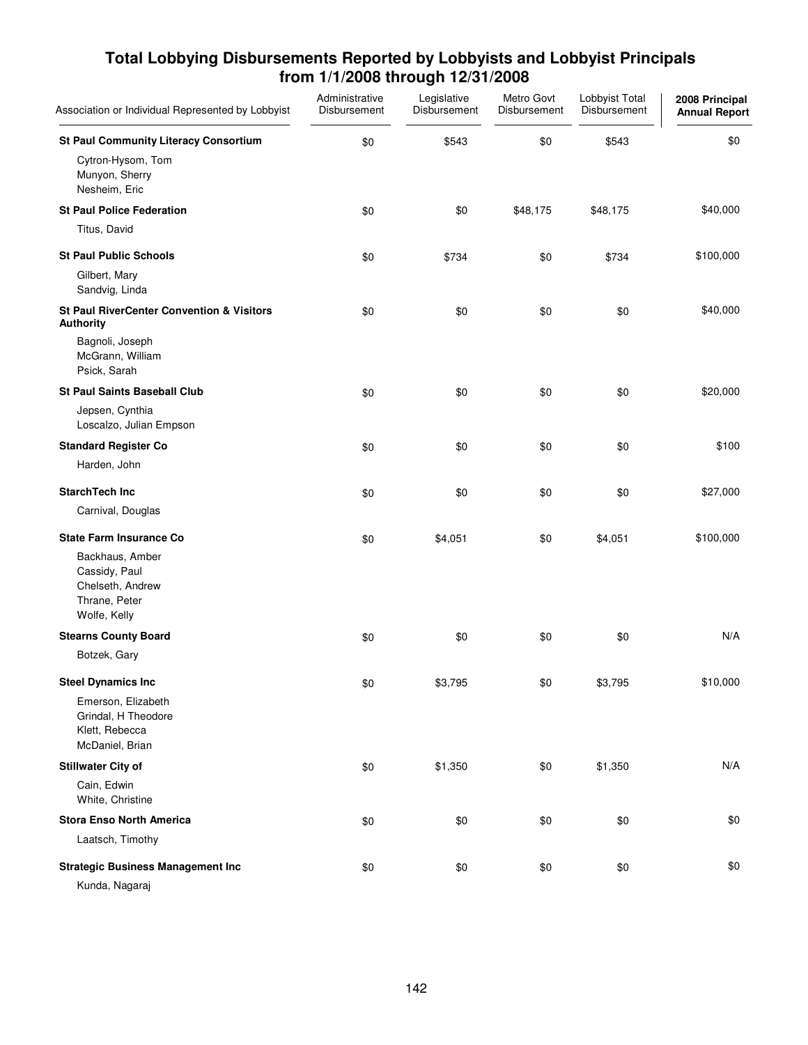## Total Lobbying Disbursements Reported by Lobbyists and Lobbyist Principals from 1/1/2008 through 12/31/2008

| Association or Individual Represented by Lobbyist | Administrative Disbursement | Legislative Disbursement | Metro Govt Disbursement | Lobbyist Total Disbursement | 2008 Principal Annual Report |
|---|---|---|---|---|---|
| **St Paul Community Literacy Consortium** | $0 | $543 | $0 | $543 | $0 |
| Cytron-Hysom, Tom<br>Munyon, Sherry<br>Nesheim, Eric | | | | | |
| **St Paul Police Federation** | $0 | $0 | $48,175 | $48,175 | $40,000 |
| Titus, David | | | | | |
| **St Paul Public Schools** | $0 | $734 | $0 | $734 | $100,000 |
| Gilbert, Mary<br>Sandvig, Linda | | | | | |
| **St Paul RiverCenter Convention & Visitors Authority** | $0 | $0 | $0 | $0 | $40,000 |
| Bagnoli, Joseph<br>McGrann, William<br>Psick, Sarah | | | | | |
| **St Paul Saints Baseball Club** | $0 | $0 | $0 | $0 | $20,000 |
| Jepsen, Cynthia<br>Loscalzo, Julian Empson | | | | | |
| **Standard Register Co** | $0 | $0 | $0 | $0 | $100 |
| Harden, John | | | | | |
| **StarchTech Inc** | $0 | $0 | $0 | $0 | $27,000 |
| Carnival, Douglas | | | | | |
| **State Farm Insurance Co** | $0 | $4,051 | $0 | $4,051 | $100,000 |
| Backhaus, Amber<br>Cassidy, Paul<br>Chelseth, Andrew<br>Thrane, Peter<br>Wolfe, Kelly | | | | | |
| **Stearns County Board** | $0 | $0 | $0 | $0 | N/A |
| Botzek, Gary | | | | | |
| **Steel Dynamics Inc** | $0 | $3,795 | $0 | $3,795 | $10,000 |
| Emerson, Elizabeth<br>Grindal, H Theodore<br>Klett, Rebecca<br>McDaniel, Brian | | | | | |
| **Stillwater City of** | $0 | $1,350 | $0 | $1,350 | N/A |
| Cain, Edwin<br>White, Christine | | | | | |
| **Stora Enso North America** | $0 | $0 | $0 | $0 | $0 |
| Laatsch, Timothy | | | | | |
| **Strategic Business Management Inc** | $0 | $0 | $0 | $0 | $0 |
| Kunda, Nagaraj | | | | | |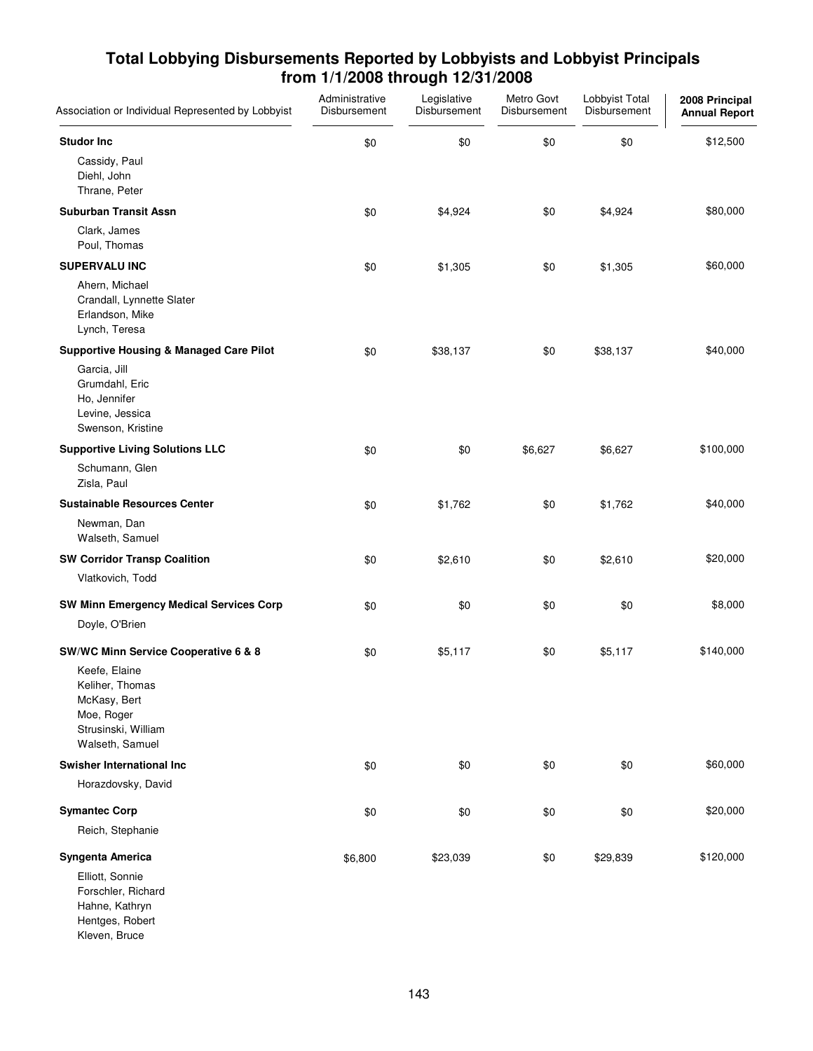# Total Lobbying Disbursements Reported by Lobbyists and Lobbyist Principals from 1/1/2008 through 12/31/2008

| Association or Individual Represented by Lobbyist | Administrative Disbursement | Legislative Disbursement | Metro Govt Disbursement | Lobbyist Total Disbursement | 2008 Principal Annual Report |
|---|---|---|---|---|---|
| **Studor Inc** | $0 | $0 | $0 | $0 | $12,500 |
| Cassidy, Paul<br>Diehl, John<br>Thrane, Peter | | | | | |
| **Suburban Transit Assn** | $0 | $4,924 | $0 | $4,924 | $80,000 |
| Clark, James<br>Poul, Thomas | | | | | |
| **SUPERVALU INC** | $0 | $1,305 | $0 | $1,305 | $60,000 |
| Ahern, Michael<br>Crandall, Lynnette Slater<br>Erlandson, Mike<br>Lynch, Teresa | | | | | |
| **Supportive Housing & Managed Care Pilot** | $0 | $38,137 | $0 | $38,137 | $40,000 |
| Garcia, Jill<br>Grumdahl, Eric<br>Ho, Jennifer<br>Levine, Jessica<br>Swenson, Kristine | | | | | |
| **Supportive Living Solutions LLC** | $0 | $0 | $6,627 | $6,627 | $100,000 |
| Schumann, Glen<br>Zisla, Paul | | | | | |
| **Sustainable Resources Center** | $0 | $1,762 | $0 | $1,762 | $40,000 |
| Newman, Dan<br>Walseth, Samuel | | | | | |
| **SW Corridor Transp Coalition** | $0 | $2,610 | $0 | $2,610 | $20,000 |
| Vlatkovich, Todd | | | | | |
| **SW Minn Emergency Medical Services Corp** | $0 | $0 | $0 | $0 | $8,000 |
| Doyle, O'Brien | | | | | |
| **SW/WC Minn Service Cooperative 6 & 8** | $0 | $5,117 | $0 | $5,117 | $140,000 |
| Keefe, Elaine<br>Keliher, Thomas<br>McKasy, Bert<br>Moe, Roger<br>Strusinski, William<br>Walseth, Samuel | | | | | |
| **Swisher International Inc** | $0 | $0 | $0 | $0 | $60,000 |
| Horazdovsky, David | | | | | |
| **Symantec Corp** | $0 | $0 | $0 | $0 | $20,000 |
| Reich, Stephanie | | | | | |
| **Syngenta America** | $6,800 | $23,039 | $0 | $29,839 | $120,000 |
| Elliott, Sonnie<br>Forschler, Richard<br>Hahne, Kathryn<br>Hentges, Robert<br>Kleven, Bruce | | | | | |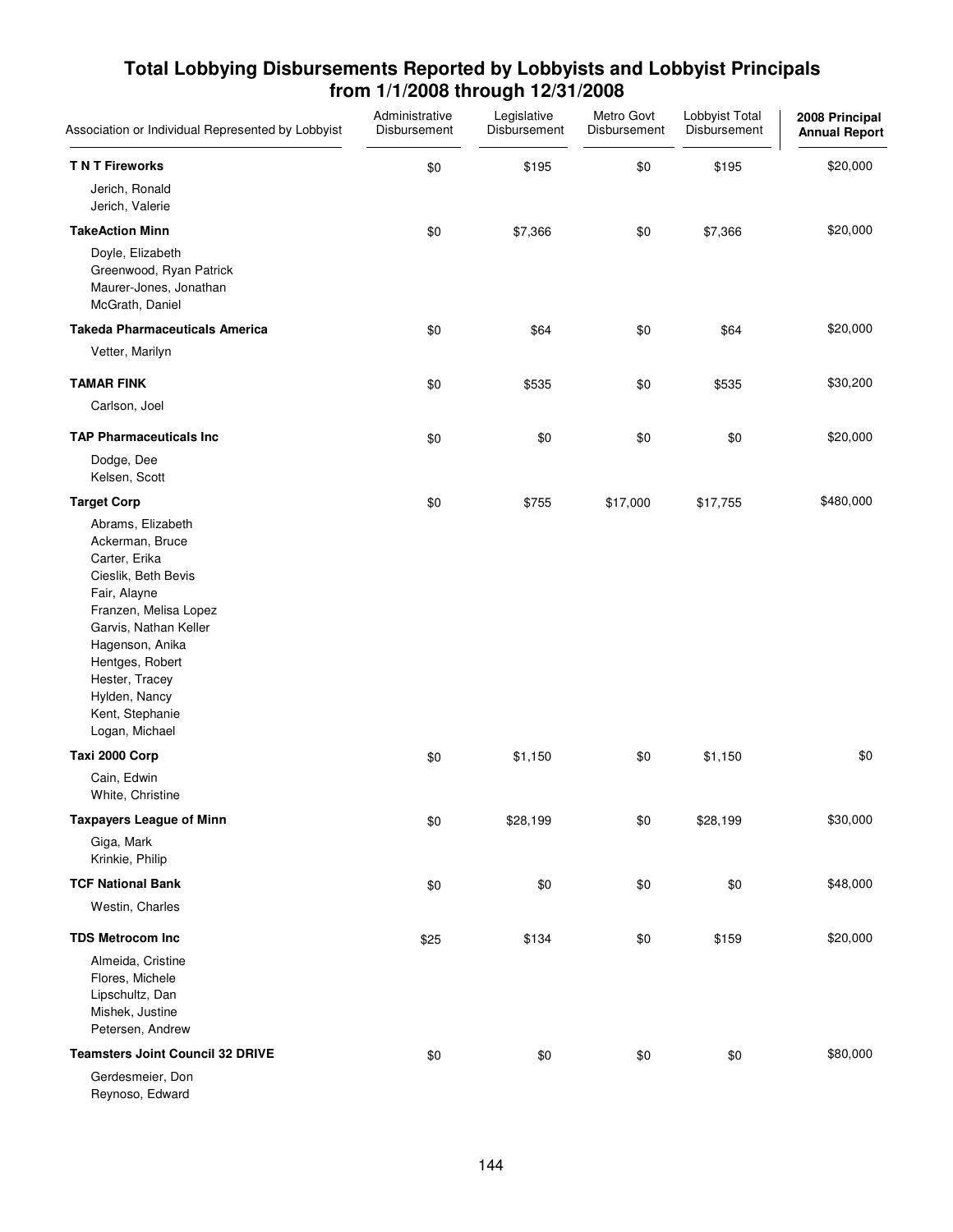# Total Lobbying Disbursements Reported by Lobbyists and Lobbyist Principals from 1/1/2008 through 12/31/2008

| Association or Individual Represented by Lobbyist | Administrative Disbursement | Legislative Disbursement | Metro Govt Disbursement | Lobbyist Total Disbursement | 2008 Principal Annual Report |
|---|---|---|---|---|---|
| **T N T Fireworks** | $0 | $195 | $0 | $195 | $20,000 |
| Jerich, Ronald<br>Jerich, Valerie | | | | | |
| **TakeAction Minn** | $0 | $7,366 | $0 | $7,366 | $20,000 |
| Doyle, Elizabeth<br>Greenwood, Ryan Patrick<br>Maurer-Jones, Jonathan<br>McGrath, Daniel | | | | | |
| **Takeda Pharmaceuticals America** | $0 | $64 | $0 | $64 | $20,000 |
| Vetter, Marilyn | | | | | |
| **TAMAR FINK** | $0 | $535 | $0 | $535 | $30,200 |
| Carlson, Joel | | | | | |
| **TAP Pharmaceuticals Inc** | $0 | $0 | $0 | $0 | $20,000 |
| Dodge, Dee<br>Kelsen, Scott | | | | | |
| **Target Corp** | $0 | $755 | $17,000 | $17,755 | $480,000 |
| Abrams, Elizabeth<br>Ackerman, Bruce<br>Carter, Erika<br>Cieslik, Beth Bevis<br>Fair, Alayne<br>Franzen, Melisa Lopez<br>Garvis, Nathan Keller<br>Hagenson, Anika<br>Hentges, Robert<br>Hester, Tracey<br>Hylden, Nancy<br>Kent, Stephanie<br>Logan, Michael | | | | | |
| **Taxi 2000 Corp** | $0 | $1,150 | $0 | $1,150 | $0 |
| Cain, Edwin<br>White, Christine | | | | | |
| **Taxpayers League of Minn** | $0 | $28,199 | $0 | $28,199 | $30,000 |
| Giga, Mark<br>Krinkie, Philip | | | | | |
| **TCF National Bank** | $0 | $0 | $0 | $0 | $48,000 |
| Westin, Charles | | | | | |
| **TDS Metrocom Inc** | $25 | $134 | $0 | $159 | $20,000 |
| Almeida, Cristine<br>Flores, Michele<br>Lipschultz, Dan<br>Mishek, Justine<br>Petersen, Andrew | | | | | |
| **Teamsters Joint Council 32 DRIVE** | $0 | $0 | $0 | $0 | $80,000 |
| Gerdesmeier, Don<br>Reynoso, Edward | | | | | |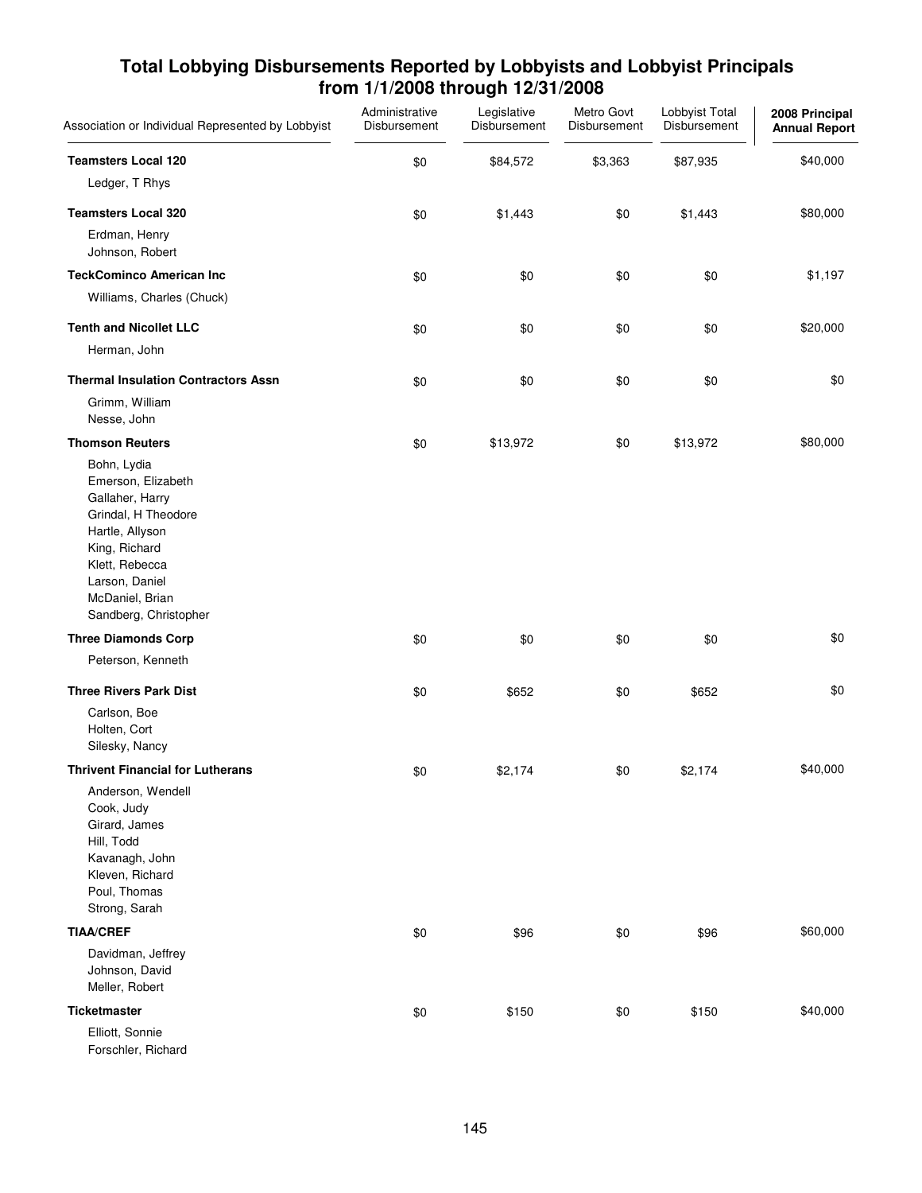# Total Lobbying Disbursements Reported by Lobbyists and Lobbyist Principals from 1/1/2008 through 12/31/2008

| Association or Individual Represented by Lobbyist | Administrative Disbursement | Legislative Disbursement | Metro Govt Disbursement | Lobbyist Total Disbursement | 2008 Principal Annual Report |
|---|---|---|---|---|---|
| **Teamsters Local 120** | $0 | $84,572 | $3,363 | $87,935 | $40,000 |
| Ledger, T Rhys | | | | | |
| **Teamsters Local 320** | $0 | $1,443 | $0 | $1,443 | $80,000 |
| Erdman, Henry | | | | | |
| Johnson, Robert | | | | | |
| **TeckCominco American Inc** | $0 | $0 | $0 | $0 | $1,197 |
| Williams, Charles (Chuck) | | | | | |
| **Tenth and Nicollet LLC** | $0 | $0 | $0 | $0 | $20,000 |
| Herman, John | | | | | |
| **Thermal Insulation Contractors Assn** | $0 | $0 | $0 | $0 | $0 |
| Grimm, William | | | | | |
| Nesse, John | | | | | |
| **Thomson Reuters** | $0 | $13,972 | $0 | $13,972 | $80,000 |
| Bohn, Lydia | | | | | |
| Emerson, Elizabeth | | | | | |
| Gallaher, Harry | | | | | |
| Grindal, H Theodore | | | | | |
| Hartle, Allyson | | | | | |
| King, Richard | | | | | |
| Klett, Rebecca | | | | | |
| Larson, Daniel | | | | | |
| McDaniel, Brian | | | | | |
| Sandberg, Christopher | | | | | |
| **Three Diamonds Corp** | $0 | $0 | $0 | $0 | $0 |
| Peterson, Kenneth | | | | | |
| **Three Rivers Park Dist** | $0 | $652 | $0 | $652 | $0 |
| Carlson, Boe | | | | | |
| Holten, Cort | | | | | |
| Silesky, Nancy | | | | | |
| **Thrivent Financial for Lutherans** | $0 | $2,174 | $0 | $2,174 | $40,000 |
| Anderson, Wendell | | | | | |
| Cook, Judy | | | | | |
| Girard, James | | | | | |
| Hill, Todd | | | | | |
| Kavanagh, John | | | | | |
| Kleven, Richard | | | | | |
| Poul, Thomas | | | | | |
| Strong, Sarah | | | | | |
| **TIAA/CREF** | $0 | $96 | $0 | $96 | $60,000 |
| Davidman, Jeffrey | | | | | |
| Johnson, David | | | | | |
| Meller, Robert | | | | | |
| **Ticketmaster** | $0 | $150 | $0 | $150 | $40,000 |
| Elliott, Sonnie | | | | | |
| Forschler, Richard | | | | | |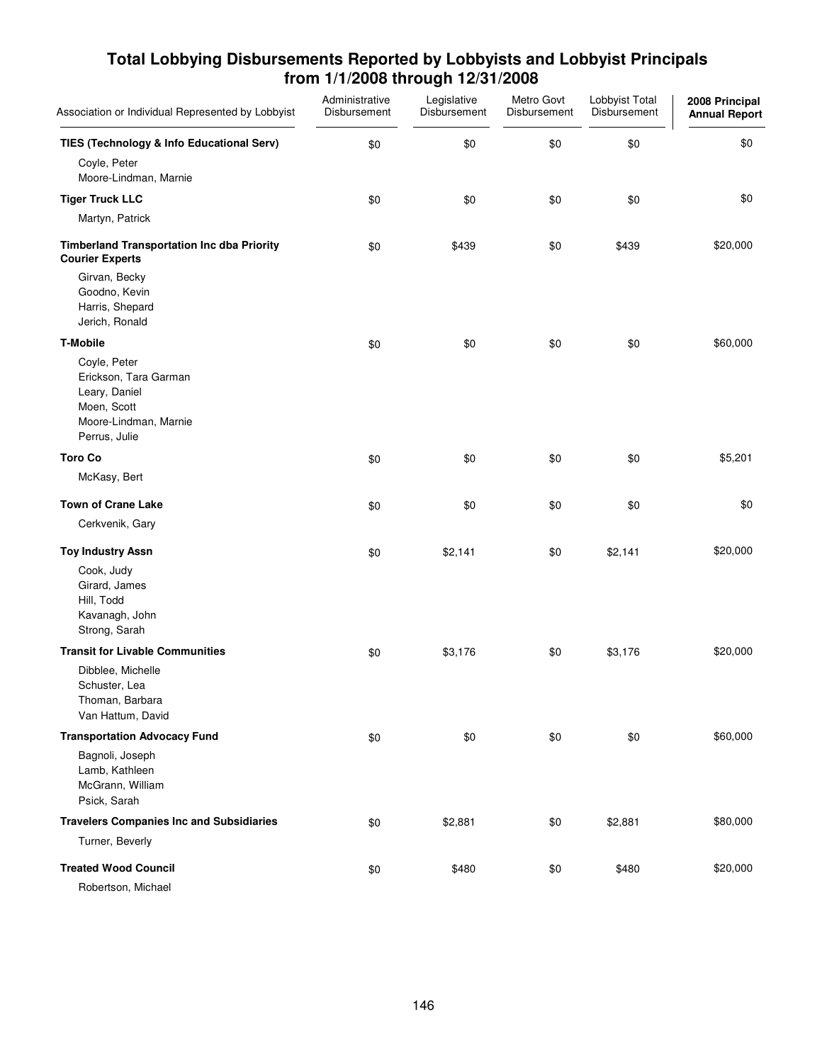## Total Lobbying Disbursements Reported by Lobbyists and Lobbyist Principals from 1/1/2008 through 12/31/2008

| Association or Individual Represented by Lobbyist | Administrative Disbursement | Legislative Disbursement | Metro Govt Disbursement | Lobbyist Total Disbursement | 2008 Principal Annual Report |
|---|---|---|---|---|---|
| **TIES (Technology & Info Educational Serv)** | $0 | $0 | $0 | $0 | $0 |
| Coyle, Peter<br>Moore-Lindman, Marnie | | | | | |
| **Tiger Truck LLC** | $0 | $0 | $0 | $0 | $0 |
| Martyn, Patrick | | | | | |
| **Timberland Transportation Inc dba Priority Courier Experts** | $0 | $439 | $0 | $439 | $20,000 |
| Girvan, Becky<br>Goodno, Kevin<br>Harris, Shepard<br>Jerich, Ronald | | | | | |
| **T-Mobile** | $0 | $0 | $0 | $0 | $60,000 |
| Coyle, Peter<br>Erickson, Tara Garman<br>Leary, Daniel<br>Moen, Scott<br>Moore-Lindman, Marnie<br>Perrus, Julie | | | | | |
| **Toro Co** | $0 | $0 | $0 | $0 | $5,201 |
| McKasy, Bert | | | | | |
| **Town of Crane Lake** | $0 | $0 | $0 | $0 | $0 |
| Cerkvenik, Gary | | | | | |
| **Toy Industry Assn** | $0 | $2,141 | $0 | $2,141 | $20,000 |
| Cook, Judy<br>Girard, James<br>Hill, Todd<br>Kavanagh, John<br>Strong, Sarah | | | | | |
| **Transit for Livable Communities** | $0 | $3,176 | $0 | $3,176 | $20,000 |
| Dibblee, Michelle<br>Schuster, Lea<br>Thoman, Barbara<br>Van Hattum, David | | | | | |
| **Transportation Advocacy Fund** | $0 | $0 | $0 | $0 | $60,000 |
| Bagnoli, Joseph<br>Lamb, Kathleen<br>McGrann, William<br>Psick, Sarah | | | | | |
| **Travelers Companies Inc and Subsidiaries** | $0 | $2,881 | $0 | $2,881 | $80,000 |
| Turner, Beverly | | | | | |
| **Treated Wood Council** | $0 | $480 | $0 | $480 | $20,000 |
| Robertson, Michael | | | | | |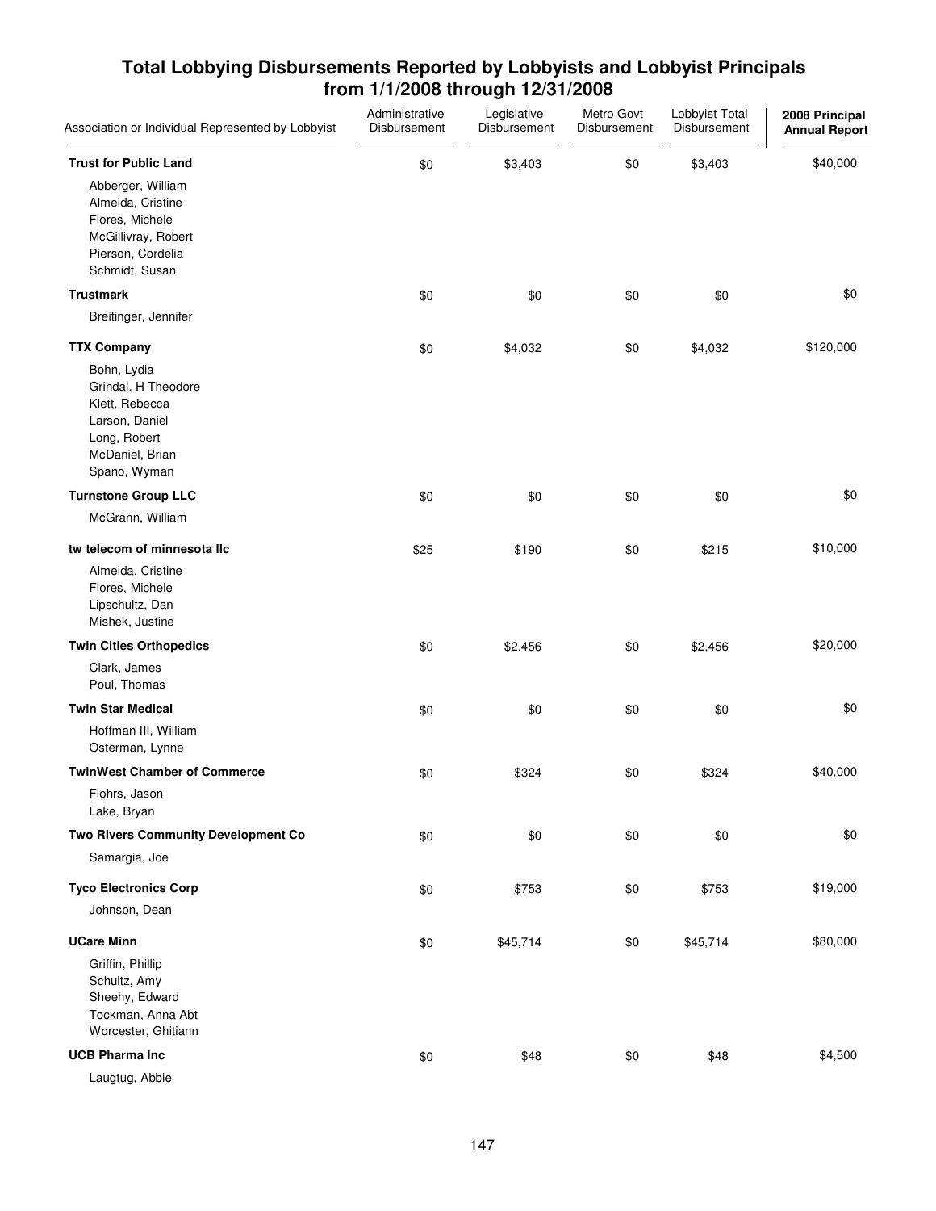## Total Lobbying Disbursements Reported by Lobbyists and Lobbyist Principals from 1/1/2008 through 12/31/2008

| Association or Individual Represented by Lobbyist | Administrative Disbursement | Legislative Disbursement | Metro Govt Disbursement | Lobbyist Total Disbursement | 2008 Principal Annual Report |
|---|---|---|---|---|---|
| **Trust for Public Land** | $0 | $3,403 | $0 | $3,403 | $40,000 |
| Abberger, William<br>Almeida, Cristine<br>Flores, Michele<br>McGillivray, Robert<br>Pierson, Cordelia<br>Schmidt, Susan | | | | | |
| **Trustmark** | $0 | $0 | $0 | $0 | $0 |
| Breitinger, Jennifer | | | | | |
| **TTX Company** | $0 | $4,032 | $0 | $4,032 | $120,000 |
| Bohn, Lydia<br>Grindal, H Theodore<br>Klett, Rebecca<br>Larson, Daniel<br>Long, Robert<br>McDaniel, Brian<br>Spano, Wyman | | | | | |
| **Turnstone Group LLC** | $0 | $0 | $0 | $0 | $0 |
| McGrann, William | | | | | |
| **tw telecom of minnesota llc** | $25 | $190 | $0 | $215 | $10,000 |
| Almeida, Cristine<br>Flores, Michele<br>Lipschultz, Dan<br>Mishek, Justine | | | | | |
| **Twin Cities Orthopedics** | $0 | $2,456 | $0 | $2,456 | $20,000 |
| Clark, James<br>Poul, Thomas | | | | | |
| **Twin Star Medical** | $0 | $0 | $0 | $0 | $0 |
| Hoffman III, William<br>Osterman, Lynne | | | | | |
| **TwinWest Chamber of Commerce** | $0 | $324 | $0 | $324 | $40,000 |
| Flohrs, Jason<br>Lake, Bryan | | | | | |
| **Two Rivers Community Development Co** | $0 | $0 | $0 | $0 | $0 |
| Samargia, Joe | | | | | |
| **Tyco Electronics Corp** | $0 | $753 | $0 | $753 | $19,000 |
| Johnson, Dean | | | | | |
| **UCare Minn** | $0 | $45,714 | $0 | $45,714 | $80,000 |
| Griffin, Phillip<br>Schultz, Amy<br>Sheehy, Edward<br>Tockman, Anna Abt<br>Worcester, Ghitiann | | | | | |
| **UCB Pharma Inc** | $0 | $48 | $0 | $48 | $4,500 |
| Laugtug, Abbie | | | | | |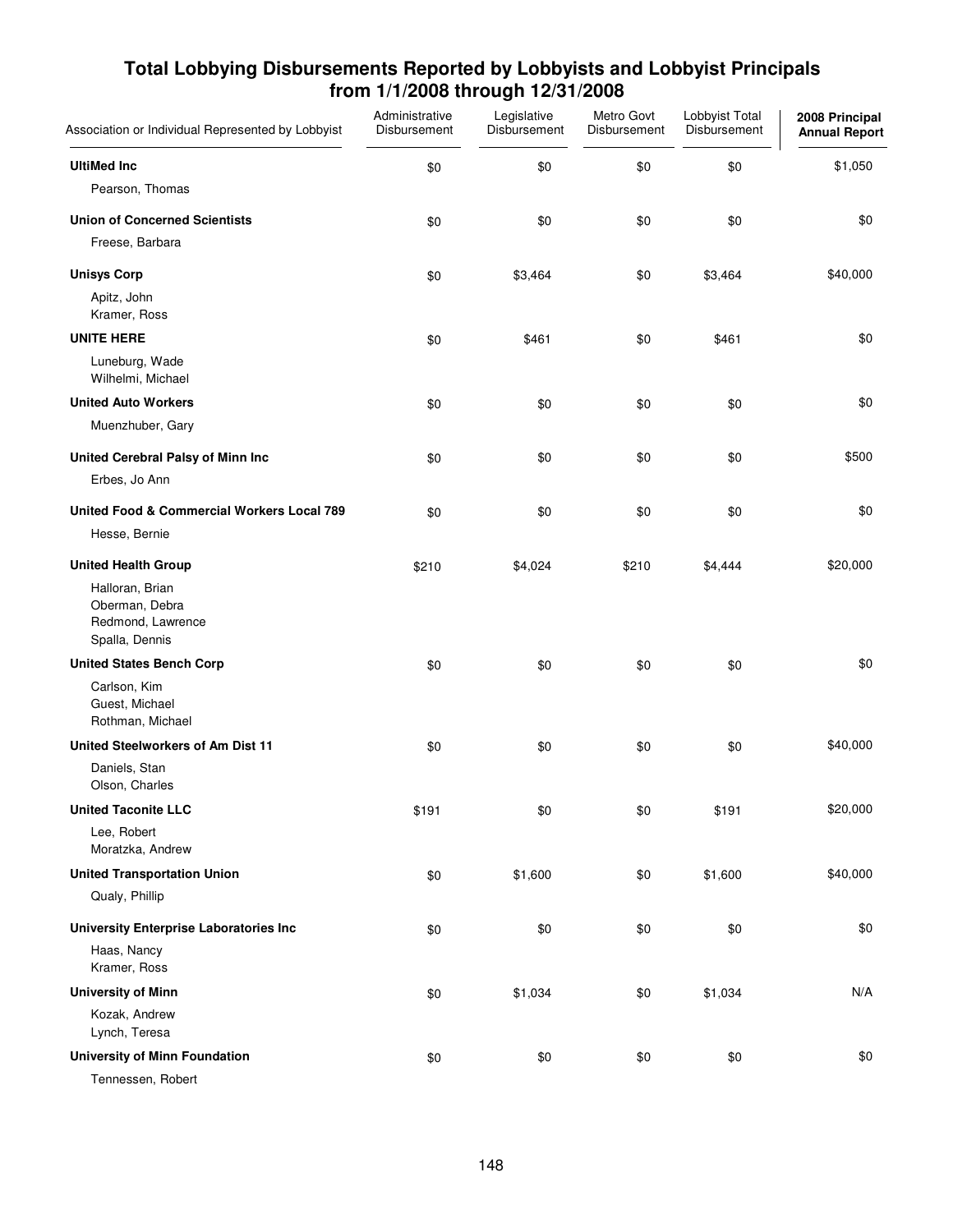## Total Lobbying Disbursements Reported by Lobbyists and Lobbyist Principals from 1/1/2008 through 12/31/2008

| Association or Individual Represented by Lobbyist | Administrative Disbursement | Legislative Disbursement | Metro Govt Disbursement | Lobbyist Total Disbursement | 2008 Principal Annual Report |
|---|---|---|---|---|---|
| **UltiMed Inc** | $0 | $0 | $0 | $0 | $1,050 |
| Pearson, Thomas | | | | | |
| **Union of Concerned Scientists** | $0 | $0 | $0 | $0 | $0 |
| Freese, Barbara | | | | | |
| **Unisys Corp** | $0 | $3,464 | $0 | $3,464 | $40,000 |
| Apitz, John<br>Kramer, Ross | | | | | |
| **UNITE HERE** | $0 | $461 | $0 | $461 | $0 |
| Luneburg, Wade<br>Wilhelmi, Michael | | | | | |
| **United Auto Workers** | $0 | $0 | $0 | $0 | $0 |
| Muenzhuber, Gary | | | | | |
| **United Cerebral Palsy of Minn Inc** | $0 | $0 | $0 | $0 | $500 |
| Erbes, Jo Ann | | | | | |
| **United Food & Commercial Workers Local 789** | $0 | $0 | $0 | $0 | $0 |
| Hesse, Bernie | | | | | |
| **United Health Group** | $210 | $4,024 | $210 | $4,444 | $20,000 |
| Halloran, Brian<br>Oberman, Debra<br>Redmond, Lawrence<br>Spalla, Dennis | | | | | |
| **United States Bench Corp** | $0 | $0 | $0 | $0 | $0 |
| Carlson, Kim<br>Guest, Michael<br>Rothman, Michael | | | | | |
| **United Steelworkers of Am Dist 11** | $0 | $0 | $0 | $0 | $40,000 |
| Daniels, Stan<br>Olson, Charles | | | | | |
| **United Taconite LLC** | $191 | $0 | $0 | $191 | $20,000 |
| Lee, Robert<br>Moratzka, Andrew | | | | | |
| **United Transportation Union** | $0 | $1,600 | $0 | $1,600 | $40,000 |
| Qualy, Phillip | | | | | |
| **University Enterprise Laboratories Inc** | $0 | $0 | $0 | $0 | $0 |
| Haas, Nancy<br>Kramer, Ross | | | | | |
| **University of Minn** | $0 | $1,034 | $0 | $1,034 | N/A |
| Kozak, Andrew<br>Lynch, Teresa | | | | | |
| **University of Minn Foundation** | $0 | $0 | $0 | $0 | $0 |
| Tennessen, Robert | | | | | |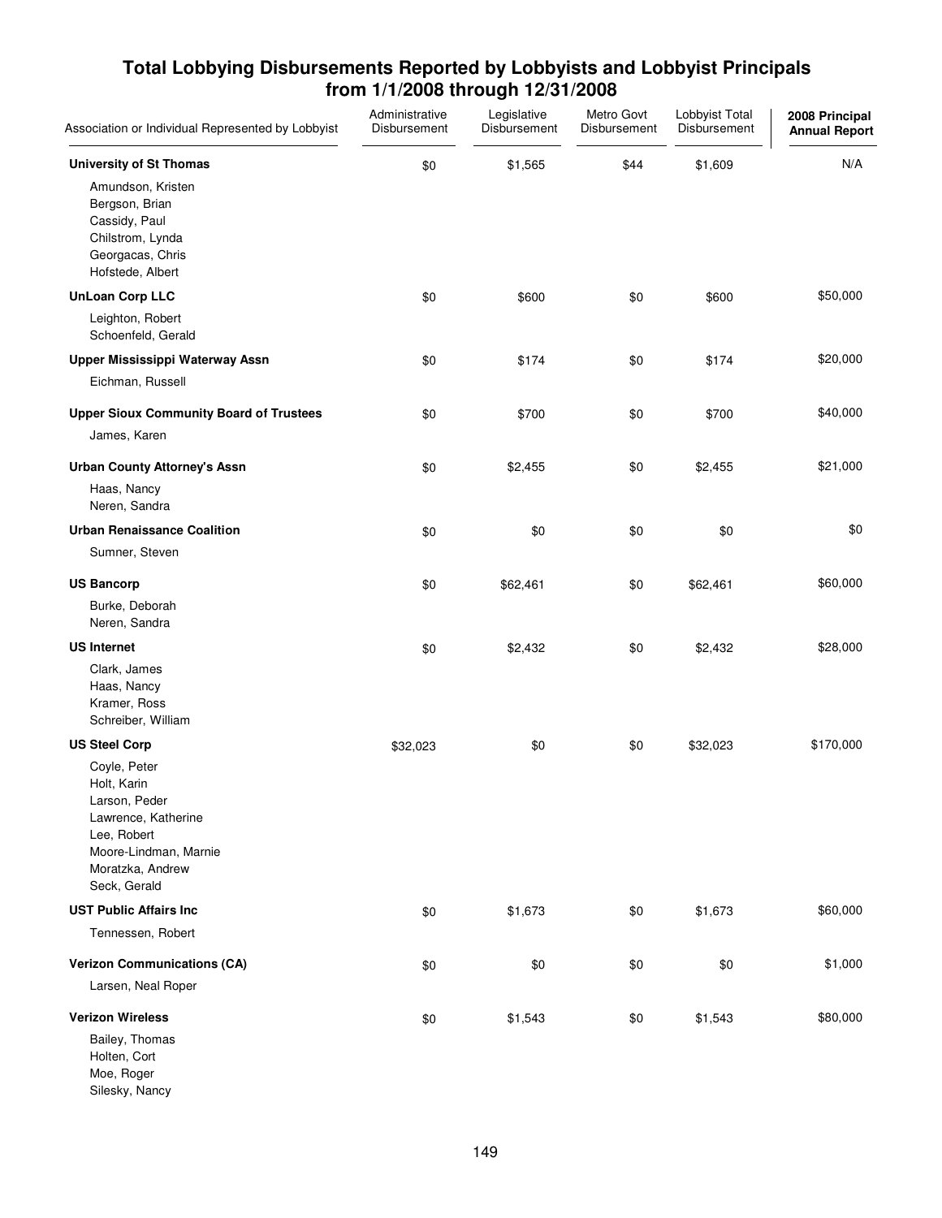# Total Lobbying Disbursements Reported by Lobbyists and Lobbyist Principals from 1/1/2008 through 12/31/2008

| Association or Individual Represented by Lobbyist | Administrative Disbursement | Legislative Disbursement | Metro Govt Disbursement | Lobbyist Total Disbursement | 2008 Principal Annual Report |
|---|---|---|---|---|---|
| **University of St Thomas** | $0 | $1,565 | $44 | $1,609 | N/A |
| Amundson, Kristen<br>Bergson, Brian<br>Cassidy, Paul<br>Chilstrom, Lynda<br>Georgacas, Chris<br>Hofstede, Albert | | | | | |
| **UnLoan Corp LLC** | $0 | $600 | $0 | $600 | $50,000 |
| Leighton, Robert<br>Schoenfeld, Gerald | | | | | |
| **Upper Mississippi Waterway Assn** | $0 | $174 | $0 | $174 | $20,000 |
| Eichman, Russell | | | | | |
| **Upper Sioux Community Board of Trustees** | $0 | $700 | $0 | $700 | $40,000 |
| James, Karen | | | | | |
| **Urban County Attorney's Assn** | $0 | $2,455 | $0 | $2,455 | $21,000 |
| Haas, Nancy<br>Neren, Sandra | | | | | |
| **Urban Renaissance Coalition** | $0 | $0 | $0 | $0 | $0 |
| Sumner, Steven | | | | | |
| **US Bancorp** | $0 | $62,461 | $0 | $62,461 | $60,000 |
| Burke, Deborah<br>Neren, Sandra | | | | | |
| **US Internet** | $0 | $2,432 | $0 | $2,432 | $28,000 |
| Clark, James<br>Haas, Nancy<br>Kramer, Ross<br>Schreiber, William | | | | | |
| **US Steel Corp** | $32,023 | $0 | $0 | $32,023 | $170,000 |
| Coyle, Peter<br>Holt, Karin<br>Larson, Peder<br>Lawrence, Katherine<br>Lee, Robert<br>Moore-Lindman, Marnie<br>Moratzka, Andrew<br>Seck, Gerald | | | | | |
| **UST Public Affairs Inc** | $0 | $1,673 | $0 | $1,673 | $60,000 |
| Tennessen, Robert | | | | | |
| **Verizon Communications (CA)** | $0 | $0 | $0 | $0 | $1,000 |
| Larsen, Neal Roper | | | | | |
| **Verizon Wireless** | $0 | $1,543 | $0 | $1,543 | $80,000 |
| Bailey, Thomas<br>Holten, Cort<br>Moe, Roger<br>Silesky, Nancy | | | | | |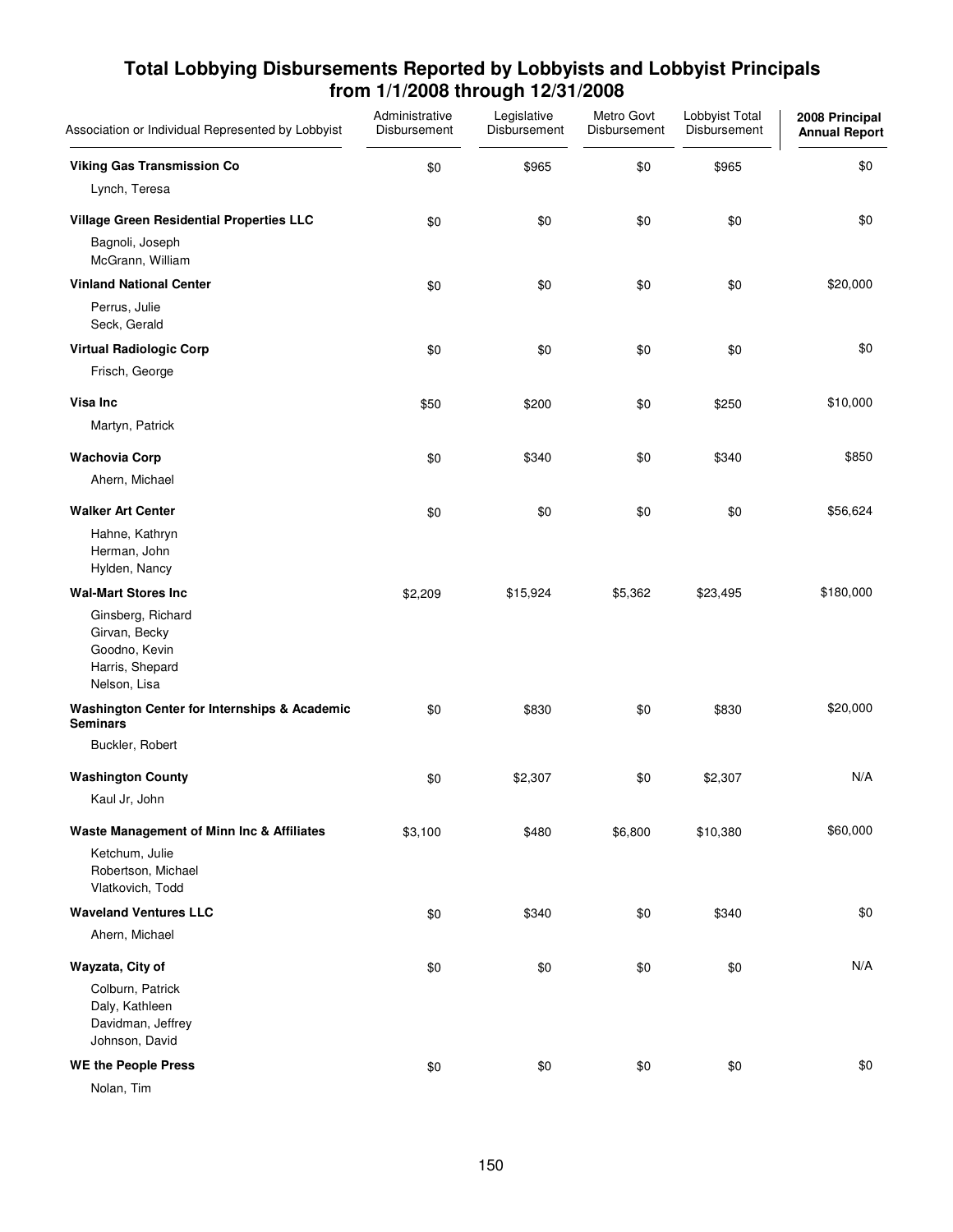## Total Lobbying Disbursements Reported by Lobbyists and Lobbyist Principals from 1/1/2008 through 12/31/2008

| Association or Individual Represented by Lobbyist | Administrative Disbursement | Legislative Disbursement | Metro Govt Disbursement | Lobbyist Total Disbursement | 2008 Principal Annual Report |
|---|---|---|---|---|---|
| **Viking Gas Transmission Co** | $0 | $965 | $0 | $965 | $0 |
| Lynch, Teresa | | | | | |
| **Village Green Residential Properties LLC** | $0 | $0 | $0 | $0 | $0 |
| Bagnoli, Joseph<br>McGrann, William | | | | | |
| **Vinland National Center** | $0 | $0 | $0 | $0 | $20,000 |
| Perrus, Julie<br>Seck, Gerald | | | | | |
| **Virtual Radiologic Corp** | $0 | $0 | $0 | $0 | $0 |
| Frisch, George | | | | | |
| **Visa Inc** | $50 | $200 | $0 | $250 | $10,000 |
| Martyn, Patrick | | | | | |
| **Wachovia Corp** | $0 | $340 | $0 | $340 | $850 |
| Ahern, Michael | | | | | |
| **Walker Art Center** | $0 | $0 | $0 | $0 | $56,624 |
| Hahne, Kathryn<br>Herman, John<br>Hylden, Nancy | | | | | |
| **Wal-Mart Stores Inc** | $2,209 | $15,924 | $5,362 | $23,495 | $180,000 |
| Ginsberg, Richard<br>Girvan, Becky<br>Goodno, Kevin<br>Harris, Shepard<br>Nelson, Lisa | | | | | |
| **Washington Center for Internships & Academic Seminars** | $0 | $830 | $0 | $830 | $20,000 |
| Buckler, Robert | | | | | |
| **Washington County** | $0 | $2,307 | $0 | $2,307 | N/A |
| Kaul Jr, John | | | | | |
| **Waste Management of Minn Inc & Affiliates** | $3,100 | $480 | $6,800 | $10,380 | $60,000 |
| Ketchum, Julie<br>Robertson, Michael<br>Vlatkovich, Todd | | | | | |
| **Waveland Ventures LLC** | $0 | $340 | $0 | $340 | $0 |
| Ahern, Michael | | | | | |
| **Wayzata, City of** | $0 | $0 | $0 | $0 | N/A |
| Colburn, Patrick<br>Daly, Kathleen<br>Davidman, Jeffrey<br>Johnson, David | | | | | |
| **WE the People Press** | $0 | $0 | $0 | $0 | $0 |
| Nolan, Tim | | | | | |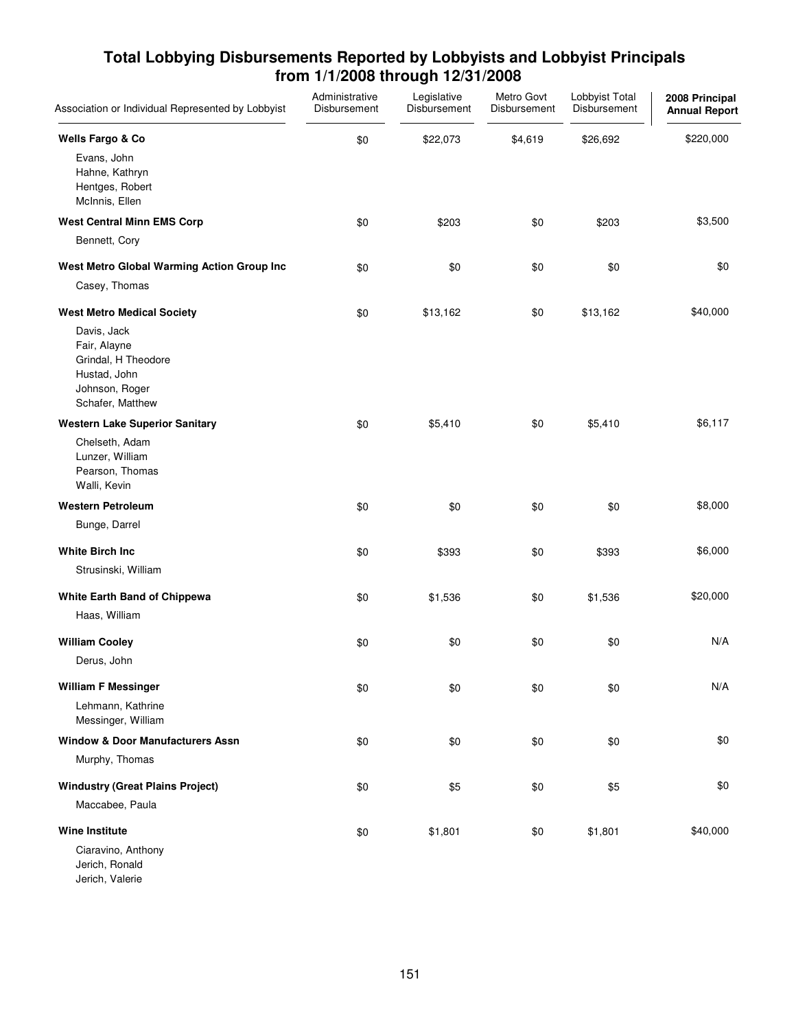# Total Lobbying Disbursements Reported by Lobbyists and Lobbyist Principals from 1/1/2008 through 12/31/2008

| Association or Individual Represented by Lobbyist | Administrative Disbursement | Legislative Disbursement | Metro Govt Disbursement | Lobbyist Total Disbursement | 2008 Principal Annual Report |
|---|---|---|---|---|---|
| **Wells Fargo & Co** | $0 | $22,073 | $4,619 | $26,692 | $220,000 |
| Evans, John<br>Hahne, Kathryn<br>Hentges, Robert<br>McInnis, Ellen | | | | | |
| **West Central Minn EMS Corp** | $0 | $203 | $0 | $203 | $3,500 |
| Bennett, Cory | | | | | |
| **West Metro Global Warming Action Group Inc** | $0 | $0 | $0 | $0 | $0 |
| Casey, Thomas | | | | | |
| **West Metro Medical Society** | $0 | $13,162 | $0 | $13,162 | $40,000 |
| Davis, Jack<br>Fair, Alayne<br>Grindal, H Theodore<br>Hustad, John<br>Johnson, Roger<br>Schafer, Matthew | | | | | |
| **Western Lake Superior Sanitary** | $0 | $5,410 | $0 | $5,410 | $6,117 |
| Chelseth, Adam<br>Lunzer, William<br>Pearson, Thomas<br>Walli, Kevin | | | | | |
| **Western Petroleum** | $0 | $0 | $0 | $0 | $8,000 |
| Bunge, Darrel | | | | | |
| **White Birch Inc** | $0 | $393 | $0 | $393 | $6,000 |
| Strusinski, William | | | | | |
| **White Earth Band of Chippewa** | $0 | $1,536 | $0 | $1,536 | $20,000 |
| Haas, William | | | | | |
| **William Cooley** | $0 | $0 | $0 | $0 | N/A |
| Derus, John | | | | | |
| **William F Messinger** | $0 | $0 | $0 | $0 | N/A |
| Lehmann, Kathrine<br>Messinger, William | | | | | |
| **Window & Door Manufacturers Assn** | $0 | $0 | $0 | $0 | $0 |
| Murphy, Thomas | | | | | |
| **Windustry (Great Plains Project)** | $0 | $5 | $0 | $5 | $0 |
| Maccabee, Paula | | | | | |
| **Wine Institute** | $0 | $1,801 | $0 | $1,801 | $40,000 |
| Ciaravino, Anthony<br>Jerich, Ronald<br>Jerich, Valerie | | | | | |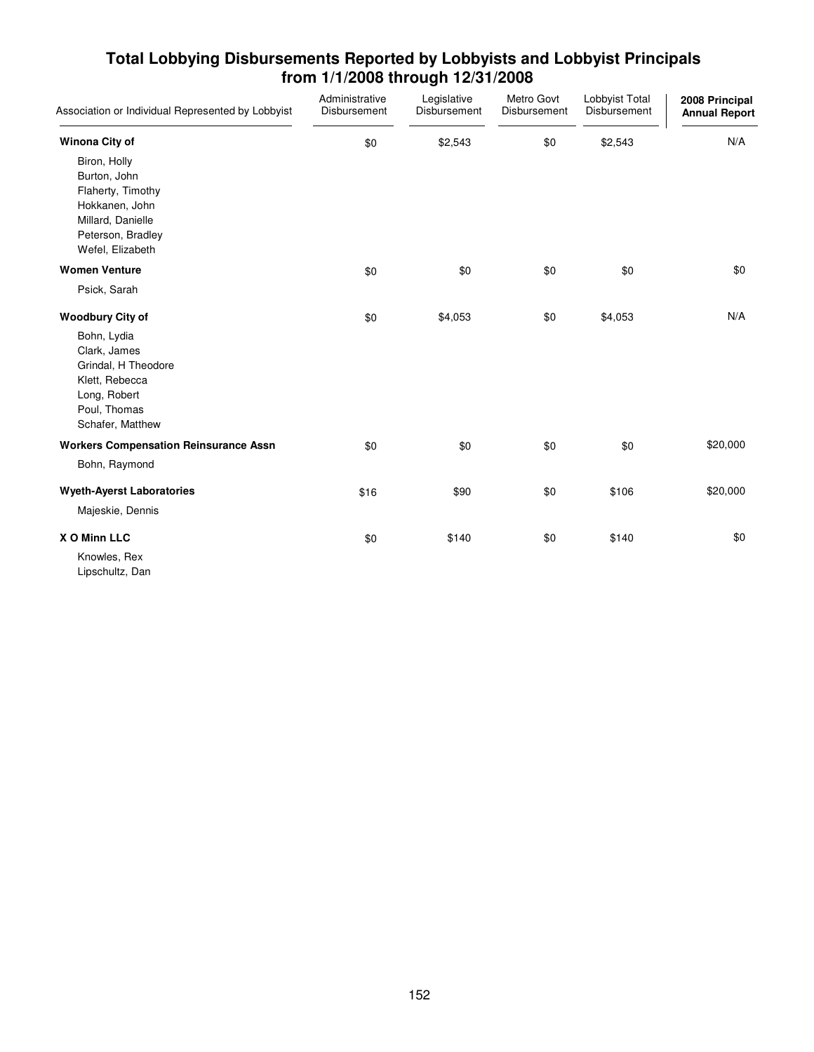# Total Lobbying Disbursements Reported by Lobbyists and Lobbyist Principals from 1/1/2008 through 12/31/2008

| Association or Individual Represented by Lobbyist | Administrative Disbursement | Legislative Disbursement | Metro Govt Disbursement | Lobbyist Total Disbursement | 2008 Principal Annual Report |
|---|---|---|---|---|---|
| **Winona City of** | $0 | $2,543 | $0 | $2,543 | N/A |
| Biron, Holly<br>Burton, John<br>Flaherty, Timothy<br>Hokkanen, John<br>Millard, Danielle<br>Peterson, Bradley<br>Wefel, Elizabeth | | | | | |
| **Women Venture** | $0 | $0 | $0 | $0 | $0 |
| Psick, Sarah | | | | | |
| **Woodbury City of** | $0 | $4,053 | $0 | $4,053 | N/A |
| Bohn, Lydia<br>Clark, James<br>Grindal, H Theodore<br>Klett, Rebecca<br>Long, Robert<br>Poul, Thomas<br>Schafer, Matthew | | | | | |
| **Workers Compensation Reinsurance Assn** | $0 | $0 | $0 | $0 | $20,000 |
| Bohn, Raymond | | | | | |
| **Wyeth-Ayerst Laboratories** | $16 | $90 | $0 | $106 | $20,000 |
| Majeskie, Dennis | | | | | |
| **X O Minn LLC** | $0 | $140 | $0 | $140 | $0 |
| Knowles, Rex<br>Lipschultz, Dan | | | | | |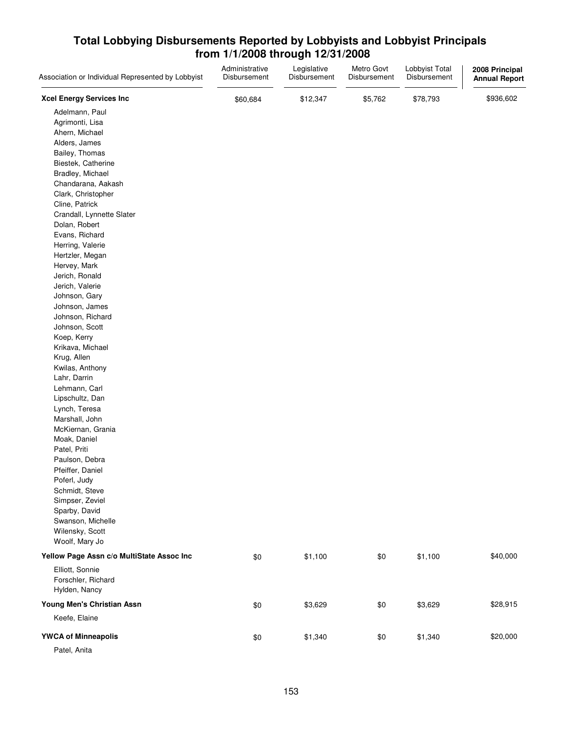## Total Lobbying Disbursements Reported by Lobbyists and Lobbyist Principals from 1/1/2008 through 12/31/2008

| Association or Individual Represented by Lobbyist | Administrative Disbursement | Legislative Disbursement | Metro Govt Disbursement | Lobbyist Total Disbursement | 2008 Principal Annual Report |
|---|---|---|---|---|---|
| **Xcel Energy Services Inc** | $60,684 | $12,347 | $5,762 | $78,793 | $936,602 |
| Adelmann, Paul | | | | | |
| Agrimonti, Lisa | | | | | |
| Ahern, Michael | | | | | |
| Alders, James | | | | | |
| Bailey, Thomas | | | | | |
| Biestek, Catherine | | | | | |
| Bradley, Michael | | | | | |
| Chandarana, Aakash | | | | | |
| Clark, Christopher | | | | | |
| Cline, Patrick | | | | | |
| Crandall, Lynnette Slater | | | | | |
| Dolan, Robert | | | | | |
| Evans, Richard | | | | | |
| Herring, Valerie | | | | | |
| Hertzler, Megan | | | | | |
| Hervey, Mark | | | | | |
| Jerich, Ronald | | | | | |
| Jerich, Valerie | | | | | |
| Johnson, Gary | | | | | |
| Johnson, James | | | | | |
| Johnson, Richard | | | | | |
| Johnson, Scott | | | | | |
| Koep, Kerry | | | | | |
| Krikava, Michael | | | | | |
| Krug, Allen | | | | | |
| Kwilas, Anthony | | | | | |
| Lahr, Darrin | | | | | |
| Lehmann, Carl | | | | | |
| Lipschultz, Dan | | | | | |
| Lynch, Teresa | | | | | |
| Marshall, John | | | | | |
| McKiernan, Grania | | | | | |
| Moak, Daniel | | | | | |
| Patel, Priti | | | | | |
| Paulson, Debra | | | | | |
| Pfeiffer, Daniel | | | | | |
| Poferl, Judy | | | | | |
| Schmidt, Steve | | | | | |
| Simpser, Zeviel | | | | | |
| Sparby, David | | | | | |
| Swanson, Michelle | | | | | |
| Wilensky, Scott | | | | | |
| Woolf, Mary Jo | | | | | |
| **Yellow Page Assn c/o MultiState Assoc Inc** | $0 | $1,100 | $0 | $1,100 | $40,000 |
| Elliott, Sonnie | | | | | |
| Forschler, Richard | | | | | |
| Hylden, Nancy | | | | | |
| **Young Men's Christian Assn** | $0 | $3,629 | $0 | $3,629 | $28,915 |
| Keefe, Elaine | | | | | |
| **YWCA of Minneapolis** | $0 | $1,340 | $0 | $1,340 | $20,000 |
| Patel, Anita | | | | | |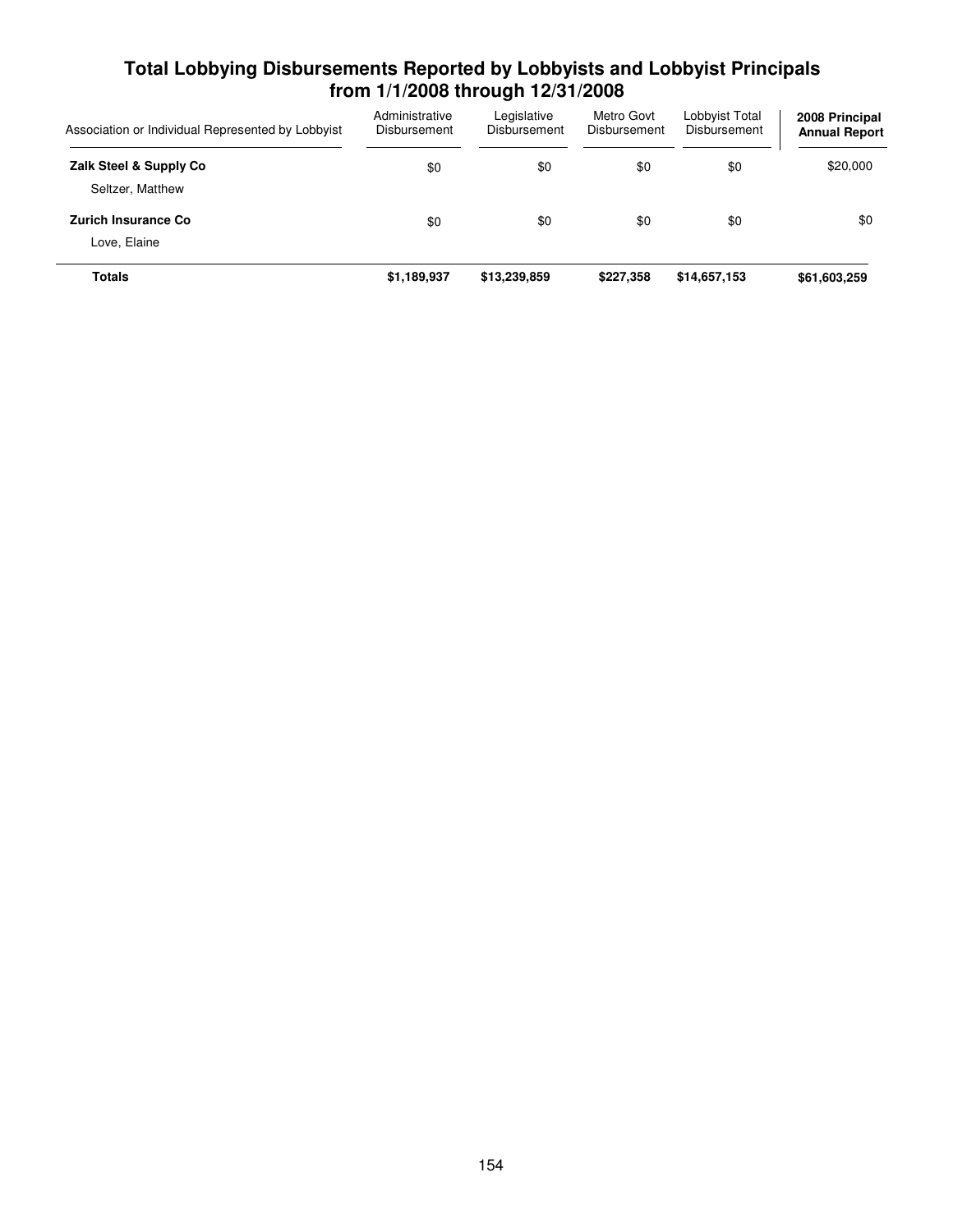# Total Lobbying Disbursements Reported by Lobbyists and Lobbyist Principals from 1/1/2008 through 12/31/2008

| Association or Individual Represented by Lobbyist | Administrative Disbursement | Legislative Disbursement | Metro Govt Disbursement | Lobbyist Total Disbursement | **2008 Principal Annual Report** |
|---|---|---|---|---|---|
| **Zalk Steel & Supply Co** | $0 | $0 | $0 | $0 | $20,000 |
| Seltzer, Matthew | | | | | |
| **Zurich Insurance Co** | $0 | $0 | $0 | $0 | $0 |
| Love, Elaine | | | | | |
| **Totals** | **$1,189,937** | **$13,239,859** | **$227,358** | **$14,657,153** | **$61,603,259** |